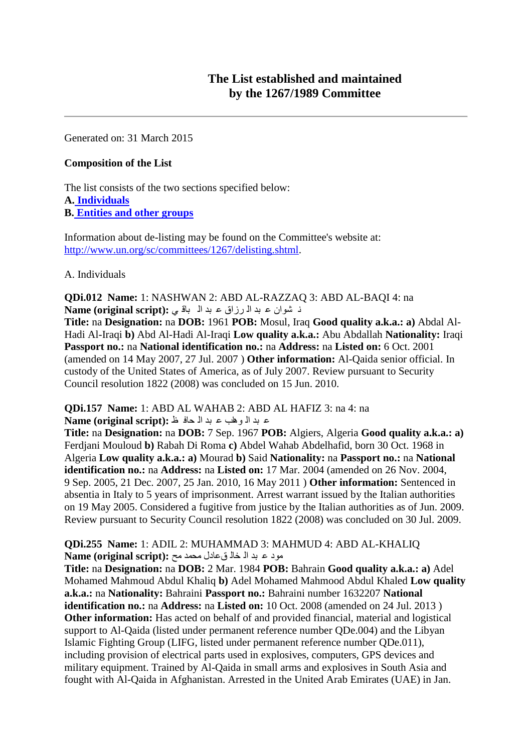# The List established and maintained by the 1267/1989 Committee

Generated on: 31 March 2015

**Composition of the List**

The list consists of the two sections specified below:
**A.** [Individuals](#)
**B.** [Entities and other groups](#)

Information about de-listing may be found on the Committee's website at: [http://www.un.org/sc/committees/1267/delisting.shtml](http://www.un.org/sc/committees/1267/delisting.shtml).

A. Individuals

**QDi.012 Name:** 1: NASHWAN 2: ABD AL-RAZZAQ 3: ABD AL-BAQI 4: na
**Name (original script):** نشوان عبد الرزاق عبد الباقي
**Title:** na **Designation:** na **DOB:** 1961 **POB:** Mosul, Iraq **Good quality a.k.a.: a)** Abdal Al-Hadi Al-Iraqi **b)** Abd Al-Hadi Al-Iraqi **Low quality a.k.a.:** Abu Abdallah **Nationality:** Iraqi **Passport no.:** na **National identification no.:** na **Address:** na **Listed on:** 6 Oct. 2001 (amended on 14 May 2007, 27 Jul. 2007 ) **Other information:** Al-Qaida senior official. In custody of the United States of America, as of July 2007. Review pursuant to Security Council resolution 1822 (2008) was concluded on 15 Jun. 2010.

**QDi.157 Name:** 1: ABD AL WAHAB 2: ABD AL HAFIZ 3: na 4: na
**Name (original script):** عبد الوهاب عبد الحافظ
**Title:** na **Designation:** na **DOB:** 7 Sep. 1967 **POB:** Algiers, Algeria **Good quality a.k.a.: a)** Ferdjani Mouloud **b)** Rabah Di Roma **c)** Abdel Wahab Abdelhafid, born 30 Oct. 1968 in Algeria **Low quality a.k.a.: a)** Mourad **b)** Said **Nationality:** na **Passport no.:** na **National identification no.:** na **Address:** na **Listed on:** 17 Mar. 2004 (amended on 26 Nov. 2004, 9 Sep. 2005, 21 Dec. 2007, 25 Jan. 2010, 16 May 2011 ) **Other information:** Sentenced in absentia in Italy to 5 years of imprisonment. Arrest warrant issued by the Italian authorities on 19 May 2005. Considered a fugitive from justice by the Italian authorities as of Jun. 2009. Review pursuant to Security Council resolution 1822 (2008) was concluded on 30 Jul. 2009.

**QDi.255 Name:** 1: ADIL 2: MUHAMMAD 3: MAHMUD 4: ABD AL-KHALIQ
**Name (original script):** عادل محمد محمود عبد الخالق
**Title:** na **Designation:** na **DOB:** 2 Mar. 1984 **POB:** Bahrain **Good quality a.k.a.: a)** Adel Mohamed Mahmoud Abdul Khaliq **b)** Adel Mohamed Mahmood Abdul Khaled **Low quality a.k.a.:** na **Nationality:** Bahraini **Passport no.:** Bahraini number 1632207 **National identification no.:** na **Address:** na **Listed on:** 10 Oct. 2008 (amended on 24 Jul. 2013 ) **Other information:** Has acted on behalf of and provided financial, material and logistical support to Al-Qaida (listed under permanent reference number QDe.004) and the Libyan Islamic Fighting Group (LIFG, listed under permanent reference number QDe.011), including provision of electrical parts used in explosives, computers, GPS devices and military equipment. Trained by Al-Qaida in small arms and explosives in South Asia and fought with Al-Qaida in Afghanistan. Arrested in the United Arab Emirates (UAE) in Jan.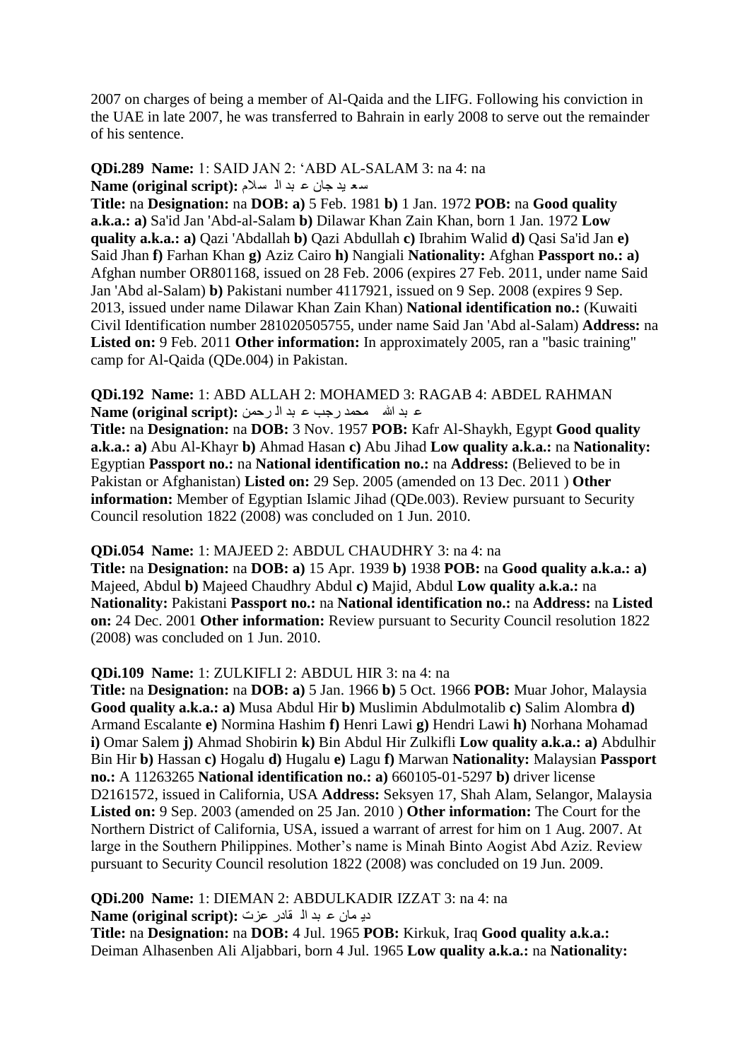2007 on charges of being a member of Al-Qaida and the LIFG. Following his conviction in the UAE in late 2007, he was transferred to Bahrain in early 2008 to serve out the remainder of his sentence.

**QDi.289 Name:** 1: SAID JAN 2: 'ABD AL-SALAM 3: na 4: na
**Name (original script):** سع يد جان ع بد ال سلام
**Title:** na **Designation:** na **DOB:** **a)** 5 Feb. 1981 **b)** 1 Jan. 1972 **POB:** na **Good quality a.k.a.:** **a)** Sa'id Jan 'Abd-al-Salam **b)** Dilawar Khan Zain Khan, born 1 Jan. 1972 **Low quality a.k.a.:** **a)** Qazi 'Abdallah **b)** Qazi Abdullah **c)** Ibrahim Walid **d)** Qasi Sa'id Jan **e)** Said Jhan **f)** Farhan Khan **g)** Aziz Cairo **h)** Nangiali **Nationality:** Afghan **Passport no.:** **a)** Afghan number OR801168, issued on 28 Feb. 2006 (expires 27 Feb. 2011, under name Said Jan 'Abd al-Salam) **b)** Pakistani number 4117921, issued on 9 Sep. 2008 (expires 9 Sep. 2013, issued under name Dilawar Khan Zain Khan) **National identification no.:** (Kuwaiti Civil Identification number 281020505755, under name Said Jan 'Abd al-Salam) **Address:** na **Listed on:** 9 Feb. 2011 **Other information:** In approximately 2005, ran a "basic training" camp for Al-Qaida (QDe.004) in Pakistan.

**QDi.192 Name:** 1: ABD ALLAH 2: MOHAMED 3: RAGAB 4: ABDEL RAHMAN
**Name (original script):** ع بد الله محمد رجب ع بد ال رحمن
**Title:** na **Designation:** na **DOB:** 3 Nov. 1957 **POB:** Kafr Al-Shaykh, Egypt **Good quality a.k.a.:** **a)** Abu Al-Khayr **b)** Ahmad Hasan **c)** Abu Jihad **Low quality a.k.a.:** na **Nationality:** Egyptian **Passport no.:** na **National identification no.:** na **Address:** (Believed to be in Pakistan or Afghanistan) **Listed on:** 29 Sep. 2005 (amended on 13 Dec. 2011 ) **Other information:** Member of Egyptian Islamic Jihad (QDe.003). Review pursuant to Security Council resolution 1822 (2008) was concluded on 1 Jun. 2010.

**QDi.054 Name:** 1: MAJEED 2: ABDUL CHAUDHRY 3: na 4: na
**Title:** na **Designation:** na **DOB:** **a)** 15 Apr. 1939 **b)** 1938 **POB:** na **Good quality a.k.a.:** **a)** Majeed, Abdul **b)** Majeed Chaudhry Abdul **c)** Majid, Abdul **Low quality a.k.a.:** na **Nationality:** Pakistani **Passport no.:** na **National identification no.:** na **Address:** na **Listed on:** 24 Dec. 2001 **Other information:** Review pursuant to Security Council resolution 1822 (2008) was concluded on 1 Jun. 2010.

**QDi.109 Name:** 1: ZULKIFLI 2: ABDUL HIR 3: na 4: na
**Title:** na **Designation:** na **DOB:** **a)** 5 Jan. 1966 **b)** 5 Oct. 1966 **POB:** Muar Johor, Malaysia **Good quality a.k.a.:** **a)** Musa Abdul Hir **b)** Muslimin Abdulmotalib **c)** Salim Alombra **d)** Armand Escalante **e)** Normina Hashim **f)** Henri Lawi **g)** Hendri Lawi **h)** Norhana Mohamad **i)** Omar Salem **j)** Ahmad Shobirin **k)** Bin Abdul Hir Zulkifli **Low quality a.k.a.:** **a)** Abdulhir Bin Hir **b)** Hassan **c)** Hogalu **d)** Hugalu **e)** Lagu **f)** Marwan **Nationality:** Malaysian **Passport no.:** A 11263265 **National identification no.:** **a)** 660105-01-5297 **b)** driver license D2161572, issued in California, USA **Address:** Seksyen 17, Shah Alam, Selangor, Malaysia **Listed on:** 9 Sep. 2003 (amended on 25 Jan. 2010 ) **Other information:** The Court for the Northern District of California, USA, issued a warrant of arrest for him on 1 Aug. 2007. At large in the Southern Philippines. Mother's name is Minah Binto Aogist Abd Aziz. Review pursuant to Security Council resolution 1822 (2008) was concluded on 19 Jun. 2009.

**QDi.200 Name:** 1: DIEMAN 2: ABDULKADIR IZZAT 3: na 4: na
**Name (original script):** دي مان ع بد ال قادر عزت
**Title:** na **Designation:** na **DOB:** 4 Jul. 1965 **POB:** Kirkuk, Iraq **Good quality a.k.a.:** Deiman Alhasenben Ali Aljabbari, born 4 Jul. 1965 **Low quality a.k.a.:** na **Nationality:**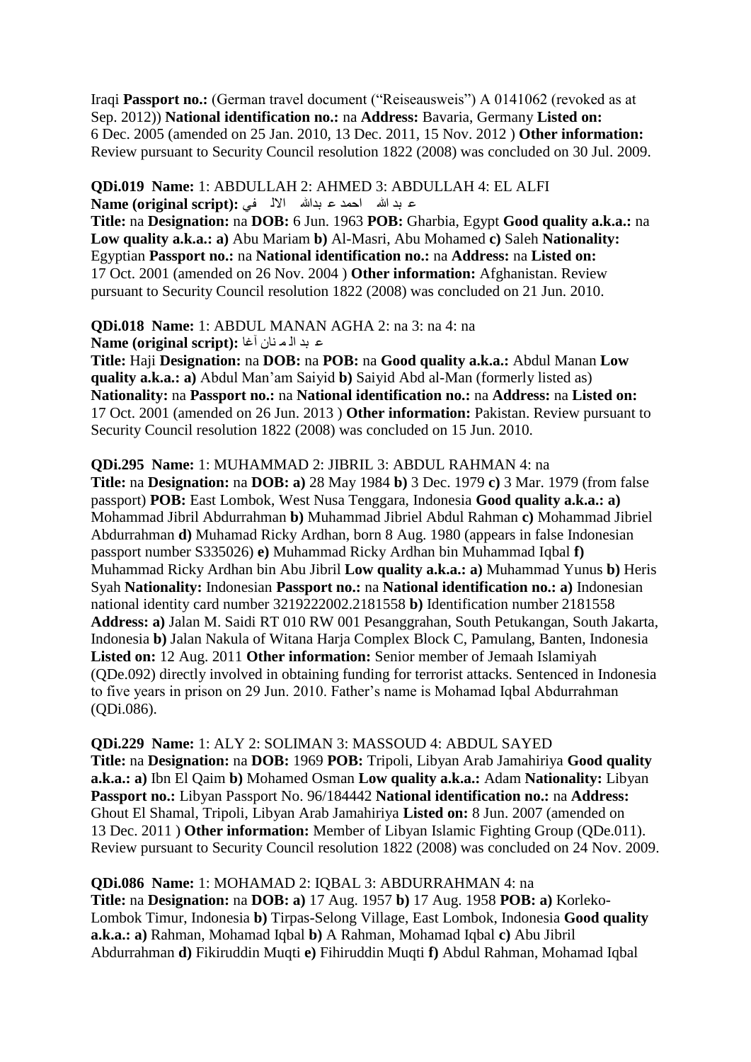Iraqi **Passport no.:** (German travel document ("Reiseausweis") A 0141062 (revoked as at Sep. 2012)) **National identification no.:** na **Address:** Bavaria, Germany **Listed on:** 6 Dec. 2005 (amended on 25 Jan. 2010, 13 Dec. 2011, 15 Nov. 2012 ) **Other information:** Review pursuant to Security Council resolution 1822 (2008) was concluded on 30 Jul. 2009.

**QDi.019 Name:** 1: ABDULLAH 2: AHMED 3: ABDULLAH 4: EL ALFI
**Name (original script):** عبد الله احمد عبدالله الالفي
**Title:** na **Designation:** na **DOB:** 6 Jun. 1963 **POB:** Gharbia, Egypt **Good quality a.k.a.:** na **Low quality a.k.a.: a)** Abu Mariam **b)** Al-Masri, Abu Mohamed **c)** Saleh **Nationality:** Egyptian **Passport no.:** na **National identification no.:** na **Address:** na **Listed on:** 17 Oct. 2001 (amended on 26 Nov. 2004 ) **Other information:** Afghanistan. Review pursuant to Security Council resolution 1822 (2008) was concluded on 21 Jun. 2010.

**QDi.018 Name:** 1: ABDUL MANAN AGHA 2: na 3: na 4: na
**Name (original script):** عبد المنان آغا
**Title:** Haji **Designation:** na **DOB:** na **POB:** na **Good quality a.k.a.:** Abdul Manan **Low quality a.k.a.: a)** Abdul Man'am Saiyid **b)** Saiyid Abd al-Man (formerly listed as) **Nationality:** na **Passport no.:** na **National identification no.:** na **Address:** na **Listed on:** 17 Oct. 2001 (amended on 26 Jun. 2013 ) **Other information:** Pakistan. Review pursuant to Security Council resolution 1822 (2008) was concluded on 15 Jun. 2010.

**QDi.295 Name:** 1: MUHAMMAD 2: JIBRIL 3: ABDUL RAHMAN 4: na
**Title:** na **Designation:** na **DOB: a)** 28 May 1984 **b)** 3 Dec. 1979 **c)** 3 Mar. 1979 (from false passport) **POB:** East Lombok, West Nusa Tenggara, Indonesia **Good quality a.k.a.: a)** Mohammad Jibril Abdurrahman **b)** Muhammad Jibriel Abdul Rahman **c)** Mohammad Jibriel Abdurrahman **d)** Muhamad Ricky Ardhan, born 8 Aug. 1980 (appears in false Indonesian passport number S335026) **e)** Muhammad Ricky Ardhan bin Muhammad Iqbal **f)** Muhammad Ricky Ardhan bin Abu Jibril **Low quality a.k.a.: a)** Muhammad Yunus **b)** Heris Syah **Nationality:** Indonesian **Passport no.:** na **National identification no.: a)** Indonesian national identity card number 3219222002.2181558 **b)** Identification number 2181558 **Address: a)** Jalan M. Saidi RT 010 RW 001 Pesanggrahan, South Petukangan, South Jakarta, Indonesia **b)** Jalan Nakula of Witana Harja Complex Block C, Pamulang, Banten, Indonesia **Listed on:** 12 Aug. 2011 **Other information:** Senior member of Jemaah Islamiyah (QDe.092) directly involved in obtaining funding for terrorist attacks. Sentenced in Indonesia to five years in prison on 29 Jun. 2010. Father's name is Mohamad Iqbal Abdurrahman (QDi.086).

**QDi.229 Name:** 1: ALY 2: SOLIMAN 3: MASSOUD 4: ABDUL SAYED
**Title:** na **Designation:** na **DOB:** 1969 **POB:** Tripoli, Libyan Arab Jamahiriya **Good quality a.k.a.: a)** Ibn El Qaim **b)** Mohamed Osman **Low quality a.k.a.:** Adam **Nationality:** Libyan **Passport no.:** Libyan Passport No. 96/184442 **National identification no.:** na **Address:** Ghout El Shamal, Tripoli, Libyan Arab Jamahiriya **Listed on:** 8 Jun. 2007 (amended on 13 Dec. 2011 ) **Other information:** Member of Libyan Islamic Fighting Group (QDe.011). Review pursuant to Security Council resolution 1822 (2008) was concluded on 24 Nov. 2009.

**QDi.086 Name:** 1: MOHAMAD 2: IQBAL 3: ABDURRAHMAN 4: na
**Title:** na **Designation:** na **DOB: a)** 17 Aug. 1957 **b)** 17 Aug. 1958 **POB: a)** Korleko-Lombok Timur, Indonesia **b)** Tirpas-Selong Village, East Lombok, Indonesia **Good quality a.k.a.: a)** Rahman, Mohamad Iqbal **b)** A Rahman, Mohamad Iqbal **c)** Abu Jibril Abdurrahman **d)** Fikiruddin Muqti **e)** Fihiruddin Muqti **f)** Abdul Rahman, Mohamad Iqbal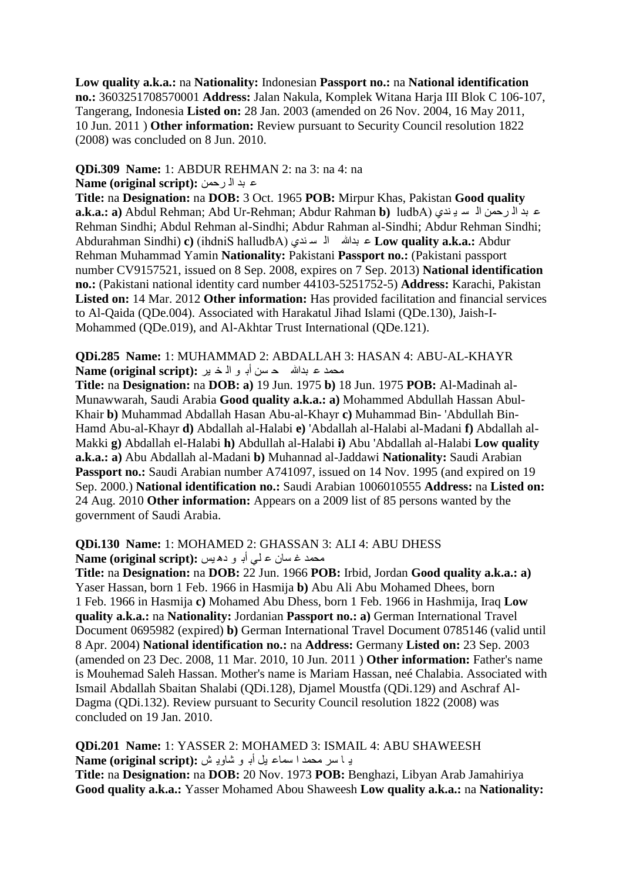**Low quality a.k.a.:** na **Nationality:** Indonesian **Passport no.:** na **National identification no.:** 3603251708570001 **Address:** Jalan Nakula, Komplek Witana Harja III Blok C 106-107, Tangerang, Indonesia **Listed on:** 28 Jan. 2003 (amended on 26 Nov. 2004, 16 May 2011, 10 Jun. 2011 ) **Other information:** Review pursuant to Security Council resolution 1822 (2008) was concluded on 8 Jun. 2010.

**QDi.309 Name:** 1: ABDUR REHMAN 2: na 3: na 4: na
**Name (original script):** عبد الرحمن
**Title:** na **Designation:** na **DOB:** 3 Oct. 1965 **POB:** Mirpur Khas, Pakistan **Good quality a.k.a.: a)** Abdul Rehman; Abd Ur-Rehman; Abdur Rahman **b)** عبد الرحمن السيندي (Abdul Rehman Sindhi; Abdul Rehman al-Sindhi; Abdur Rahman al-Sindhi; Abdur Rehman Sindhi; Abdurahman Sindhi) **c)** عبدالله السندي (Abdullah Sindhi) **Low quality a.k.a.:** Abdur Rehman Muhammad Yamin **Nationality:** Pakistani **Passport no.:** (Pakistani passport number CV9157521, issued on 8 Sep. 2008, expires on 7 Sep. 2013) **National identification no.:** (Pakistani national identity card number 44103-5251752-5) **Address:** Karachi, Pakistan **Listed on:** 14 Mar. 2012 **Other information:** Has provided facilitation and financial services to Al-Qaida (QDe.004). Associated with Harakatul Jihad Islami (QDe.130), Jaish-I-Mohammed (QDe.019), and Al-Akhtar Trust International (QDe.121).

**QDi.285 Name:** 1: MUHAMMAD 2: ABDALLAH 3: HASAN 4: ABU-AL-KHAYR
**Name (original script):** محمد عبدالله حسن أبو الخير
**Title:** na **Designation:** na **DOB: a)** 19 Jun. 1975 **b)** 18 Jun. 1975 **POB:** Al-Madinah al-Munawwarah, Saudi Arabia **Good quality a.k.a.: a)** Mohammed Abdullah Hassan Abul-Khair **b)** Muhammad Abdallah Hasan Abu-al-Khayr **c)** Muhammad Bin- 'Abdullah Bin-Hamd Abu-al-Khayr **d)** Abdallah al-Halabi **e)** 'Abdallah al-Halabi al-Madani **f)** Abdallah al-Makki **g)** Abdallah el-Halabi **h)** Abdullah al-Halabi **i)** Abu 'Abdallah al-Halabi **Low quality a.k.a.: a)** Abu Abdallah al-Madani **b)** Muhannad al-Jaddawi **Nationality:** Saudi Arabian **Passport no.:** Saudi Arabian number A741097, issued on 14 Nov. 1995 (and expired on 19 Sep. 2000.) **National identification no.:** Saudi Arabian 1006010555 **Address:** na **Listed on:** 24 Aug. 2010 **Other information:** Appears on a 2009 list of 85 persons wanted by the government of Saudi Arabia.

**QDi.130 Name:** 1: MOHAMED 2: GHASSAN 3: ALI 4: ABU DHESS
**Name (original script):** محمد غسان علي أبو دهيس
**Title:** na **Designation:** na **DOB:** 22 Jun. 1966 **POB:** Irbid, Jordan **Good quality a.k.a.: a)** Yaser Hassan, born 1 Feb. 1966 in Hasmija **b)** Abu Ali Abu Mohamed Dhees, born 1 Feb. 1966 in Hasmija **c)** Mohamed Abu Dhess, born 1 Feb. 1966 in Hashmija, Iraq **Low quality a.k.a.:** na **Nationality:** Jordanian **Passport no.: a)** German International Travel Document 0695982 (expired) **b)** German International Travel Document 0785146 (valid until 8 Apr. 2004) **National identification no.:** na **Address:** Germany **Listed on:** 23 Sep. 2003 (amended on 23 Dec. 2008, 11 Mar. 2010, 10 Jun. 2011 ) **Other information:** Father's name is Mouhemad Saleh Hassan. Mother's name is Mariam Hassan, neé Chalabia. Associated with Ismail Abdallah Sbaitan Shalabi (QDi.128), Djamel Moustfa (QDi.129) and Aschraf Al-Dagma (QDi.132). Review pursuant to Security Council resolution 1822 (2008) was concluded on 19 Jan. 2010.

**QDi.201 Name:** 1: YASSER 2: MOHAMED 3: ISMAIL 4: ABU SHAWEESH
**Name (original script):** ياسر محمد اسماعيل أبو شاويش
**Title:** na **Designation:** na **DOB:** 20 Nov. 1973 **POB:** Benghazi, Libyan Arab Jamahiriya **Good quality a.k.a.:** Yasser Mohamed Abou Shaweesh **Low quality a.k.a.:** na **Nationality:**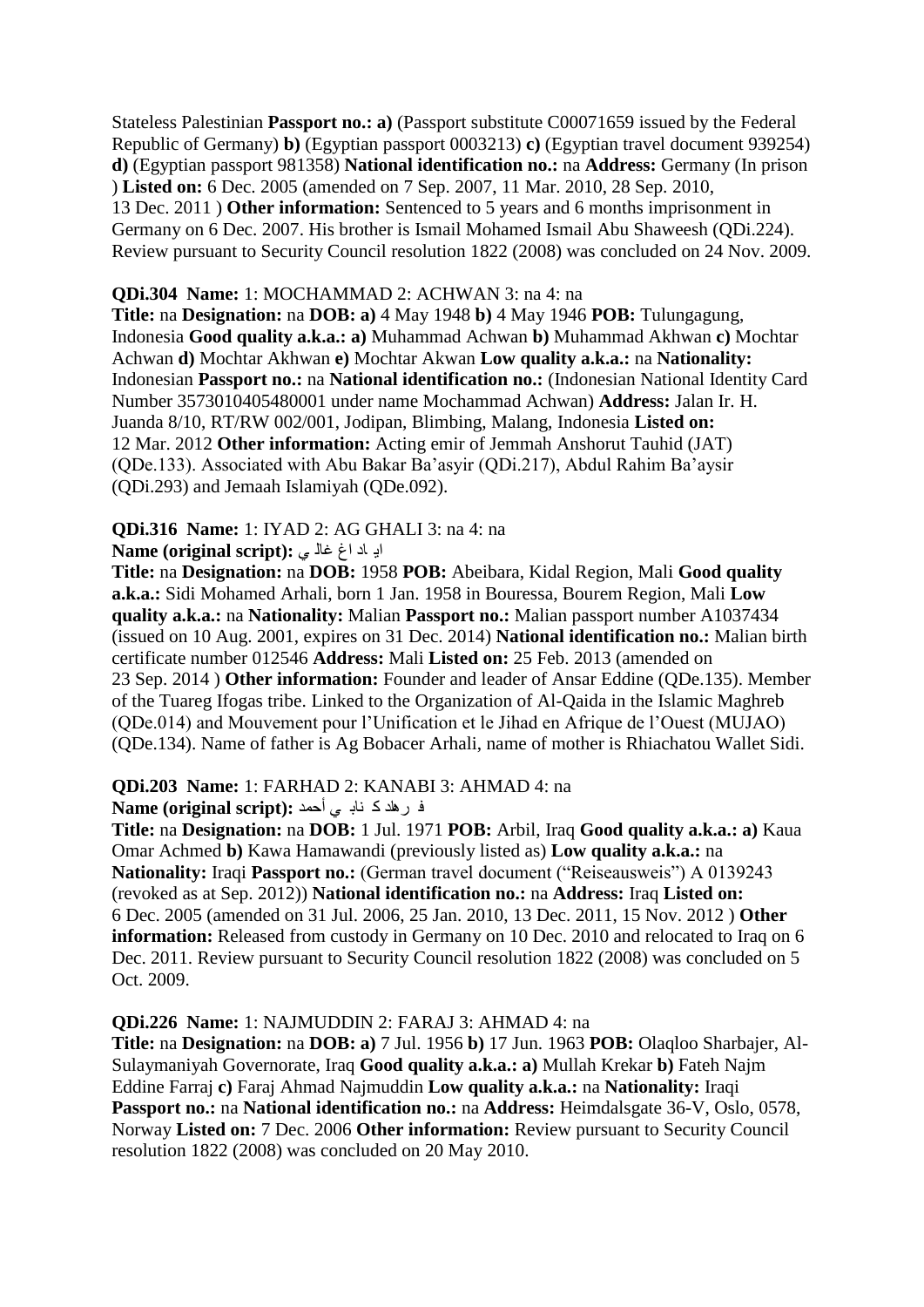Stateless Palestinian **Passport no.: a)** (Passport substitute C00071659 issued by the Federal Republic of Germany) **b)** (Egyptian passport 0003213) **c)** (Egyptian travel document 939254) **d)** (Egyptian passport 981358) **National identification no.:** na **Address:** Germany (In prison ) **Listed on:** 6 Dec. 2005 (amended on 7 Sep. 2007, 11 Mar. 2010, 28 Sep. 2010, 13 Dec. 2011 ) **Other information:** Sentenced to 5 years and 6 months imprisonment in Germany on 6 Dec. 2007. His brother is Ismail Mohamed Ismail Abu Shaweesh (QDi.224). Review pursuant to Security Council resolution 1822 (2008) was concluded on 24 Nov. 2009.

**QDi.304 Name:** 1: MOCHAMMAD 2: ACHWAN 3: na 4: na
**Title:** na **Designation:** na **DOB: a)** 4 May 1948 **b)** 4 May 1946 **POB:** Tulungagung, Indonesia **Good quality a.k.a.: a)** Muhammad Achwan **b)** Muhammad Akhwan **c)** Mochtar Achwan **d)** Mochtar Akhwan **e)** Mochtar Akwan **Low quality a.k.a.:** na **Nationality:** Indonesian **Passport no.:** na **National identification no.:** (Indonesian National Identity Card Number 3573010405480001 under name Mochammad Achwan) **Address:** Jalan Ir. H. Juanda 8/10, RT/RW 002/001, Jodipan, Blimbing, Malang, Indonesia **Listed on:** 12 Mar. 2012 **Other information:** Acting emir of Jemmah Anshorut Tauhid (JAT) (QDe.133). Associated with Abu Bakar Ba'asyir (QDi.217), Abdul Rahim Ba'aysir (QDi.293) and Jemaah Islamiyah (QDe.092).

**QDi.316 Name:** 1: IYAD 2: AG GHALI 3: na 4: na
**Name (original script):** اياد اغ غالي
**Title:** na **Designation:** na **DOB:** 1958 **POB:** Abeibara, Kidal Region, Mali **Good quality a.k.a.:** Sidi Mohamed Arhali, born 1 Jan. 1958 in Bouressa, Bourem Region, Mali **Low quality a.k.a.:** na **Nationality:** Malian **Passport no.:** Malian passport number A1037434 (issued on 10 Aug. 2001, expires on 31 Dec. 2014) **National identification no.:** Malian birth certificate number 012546 **Address:** Mali **Listed on:** 25 Feb. 2013 (amended on 23 Sep. 2014 ) **Other information:** Founder and leader of Ansar Eddine (QDe.135). Member of the Tuareg Ifogas tribe. Linked to the Organization of Al-Qaida in the Islamic Maghreb (QDe.014) and Mouvement pour l'Unification et le Jihad en Afrique de l'Ouest (MUJAO) (QDe.134). Name of father is Ag Bobacer Arhali, name of mother is Rhiachatou Wallet Sidi.

**QDi.203 Name:** 1: FARHAD 2: KANABI 3: AHMAD 4: na
**Name (original script):** فرهاد كنابي أحمد
**Title:** na **Designation:** na **DOB:** 1 Jul. 1971 **POB:** Arbil, Iraq **Good quality a.k.a.: a)** Kaua Omar Achmed **b)** Kawa Hamawandi (previously listed as) **Low quality a.k.a.:** na **Nationality:** Iraqi **Passport no.:** (German travel document ("Reiseausweis") A 0139243 (revoked as at Sep. 2012)) **National identification no.:** na **Address:** Iraq **Listed on:** 6 Dec. 2005 (amended on 31 Jul. 2006, 25 Jan. 2010, 13 Dec. 2011, 15 Nov. 2012 ) **Other information:** Released from custody in Germany on 10 Dec. 2010 and relocated to Iraq on 6 Dec. 2011. Review pursuant to Security Council resolution 1822 (2008) was concluded on 5 Oct. 2009.

**QDi.226 Name:** 1: NAJMUDDIN 2: FARAJ 3: AHMAD 4: na
**Title:** na **Designation:** na **DOB: a)** 7 Jul. 1956 **b)** 17 Jun. 1963 **POB:** Olaqloo Sharbajer, Al-Sulaymaniyah Governorate, Iraq **Good quality a.k.a.: a)** Mullah Krekar **b)** Fateh Najm Eddine Farraj **c)** Faraj Ahmad Najmuddin **Low quality a.k.a.:** na **Nationality:** Iraqi **Passport no.:** na **National identification no.:** na **Address:** Heimdalsgate 36-V, Oslo, 0578, Norway **Listed on:** 7 Dec. 2006 **Other information:** Review pursuant to Security Council resolution 1822 (2008) was concluded on 20 May 2010.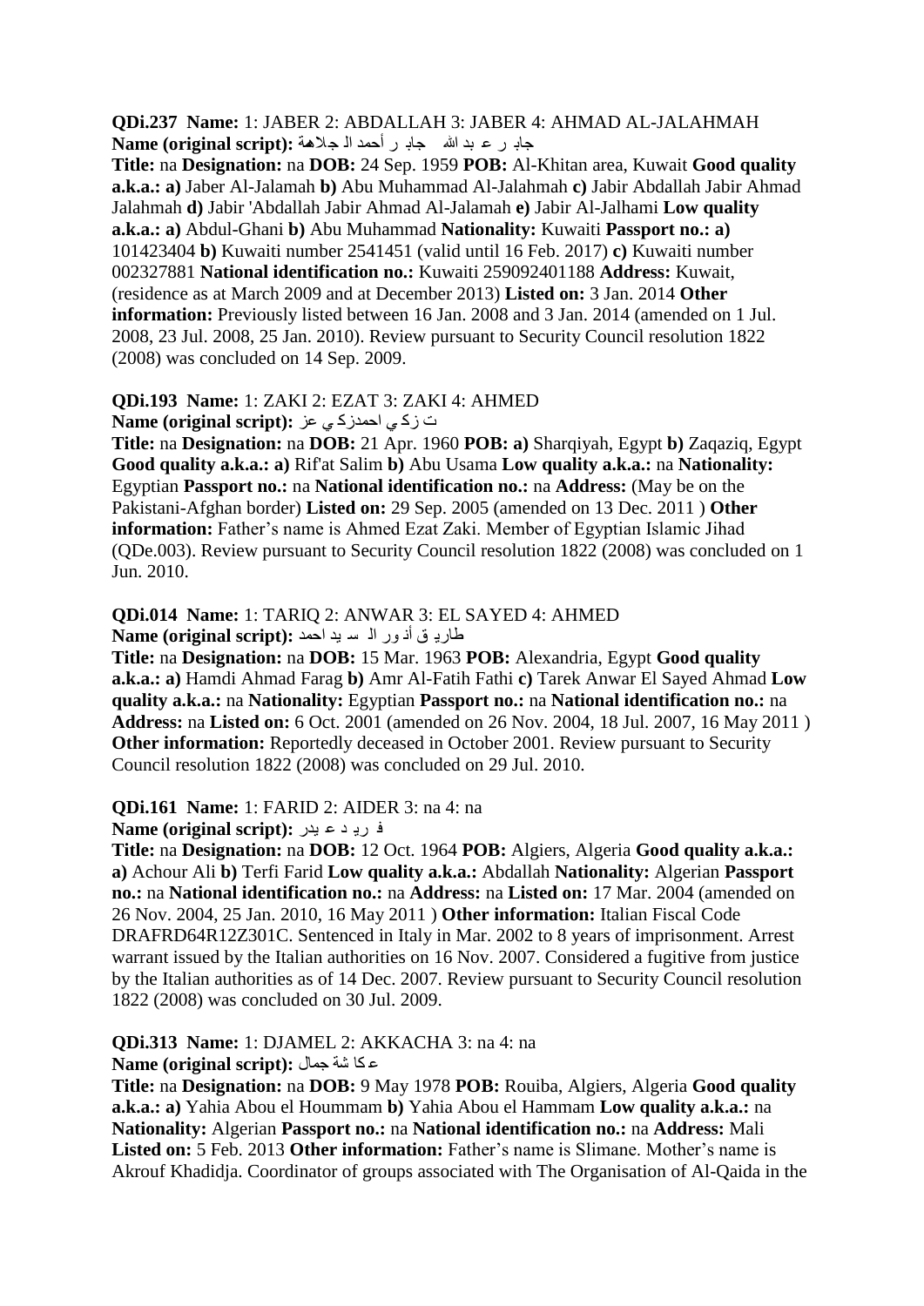**QDi.237 Name:** 1: JABER 2: ABDALLAH 3: JABER 4: AHMAD AL-JALAHMAH
**Name (original script):** جابر عبد الله جابر أحمد الجلاهمة
**Title:** na **Designation:** na **DOB:** 24 Sep. 1959 **POB:** Al-Khitan area, Kuwait **Good quality a.k.a.: a)** Jaber Al-Jalamah **b)** Abu Muhammad Al-Jalahmah **c)** Jabir Abdallah Jabir Ahmad Jalahmah **d)** Jabir 'Abdallah Jabir Ahmad Al-Jalamah **e)** Jabir Al-Jalhami **Low quality a.k.a.: a)** Abdul-Ghani **b)** Abu Muhammad **Nationality:** Kuwaiti **Passport no.: a)** 101423404 **b)** Kuwaiti number 2541451 (valid until 16 Feb. 2017) **c)** Kuwaiti number 002327881 **National identification no.:** Kuwaiti 259092401188 **Address:** Kuwait, (residence as at March 2009 and at December 2013) **Listed on:** 3 Jan. 2014 **Other information:** Previously listed between 16 Jan. 2008 and 3 Jan. 2014 (amended on 1 Jul. 2008, 23 Jul. 2008, 25 Jan. 2010). Review pursuant to Security Council resolution 1822 (2008) was concluded on 14 Sep. 2009.

**QDi.193 Name:** 1: ZAKI 2: EZAT 3: ZAKI 4: AHMED
**Name (original script):** زكي عزت زكي احمد
**Title:** na **Designation:** na **DOB:** 21 Apr. 1960 **POB: a)** Sharqiyah, Egypt **b)** Zaqaziq, Egypt **Good quality a.k.a.: a)** Rif'at Salim **b)** Abu Usama **Low quality a.k.a.:** na **Nationality:** Egyptian **Passport no.:** na **National identification no.:** na **Address:** (May be on the Pakistani-Afghan border) **Listed on:** 29 Sep. 2005 (amended on 13 Dec. 2011 ) **Other information:** Father's name is Ahmed Ezat Zaki. Member of Egyptian Islamic Jihad (QDe.003). Review pursuant to Security Council resolution 1822 (2008) was concluded on 1 Jun. 2010.

**QDi.014 Name:** 1: TARIQ 2: ANWAR 3: EL SAYED 4: AHMED
**Name (original script):** طارق أنور السيد احمد
**Title:** na **Designation:** na **DOB:** 15 Mar. 1963 **POB:** Alexandria, Egypt **Good quality a.k.a.: a)** Hamdi Ahmad Farag **b)** Amr Al-Fatih Fathi **c)** Tarek Anwar El Sayed Ahmad **Low quality a.k.a.:** na **Nationality:** Egyptian **Passport no.:** na **National identification no.:** na **Address:** na **Listed on:** 6 Oct. 2001 (amended on 26 Nov. 2004, 18 Jul. 2007, 16 May 2011 ) **Other information:** Reportedly deceased in October 2001. Review pursuant to Security Council resolution 1822 (2008) was concluded on 29 Jul. 2010.

**QDi.161 Name:** 1: FARID 2: AIDER 3: na 4: na
**Name (original script):** فريد عيدر
**Title:** na **Designation:** na **DOB:** 12 Oct. 1964 **POB:** Algiers, Algeria **Good quality a.k.a.: a)** Achour Ali **b)** Terfi Farid **Low quality a.k.a.:** Abdallah **Nationality:** Algerian **Passport no.:** na **National identification no.:** na **Address:** na **Listed on:** 17 Mar. 2004 (amended on 26 Nov. 2004, 25 Jan. 2010, 16 May 2011 ) **Other information:** Italian Fiscal Code DRAFRD64R12Z301C. Sentenced in Italy in Mar. 2002 to 8 years of imprisonment. Arrest warrant issued by the Italian authorities on 16 Nov. 2007. Considered a fugitive from justice by the Italian authorities as of 14 Dec. 2007. Review pursuant to Security Council resolution 1822 (2008) was concluded on 30 Jul. 2009.

**QDi.313 Name:** 1: DJAMEL 2: AKKACHA 3: na 4: na
**Name (original script):** عكاشة جمال
**Title:** na **Designation:** na **DOB:** 9 May 1978 **POB:** Rouiba, Algiers, Algeria **Good quality a.k.a.: a)** Yahia Abou el Hoummam **b)** Yahia Abou el Hammam **Low quality a.k.a.:** na **Nationality:** Algerian **Passport no.:** na **National identification no.:** na **Address:** Mali **Listed on:** 5 Feb. 2013 **Other information:** Father's name is Slimane. Mother's name is Akrouf Khadidja. Coordinator of groups associated with The Organisation of Al-Qaida in the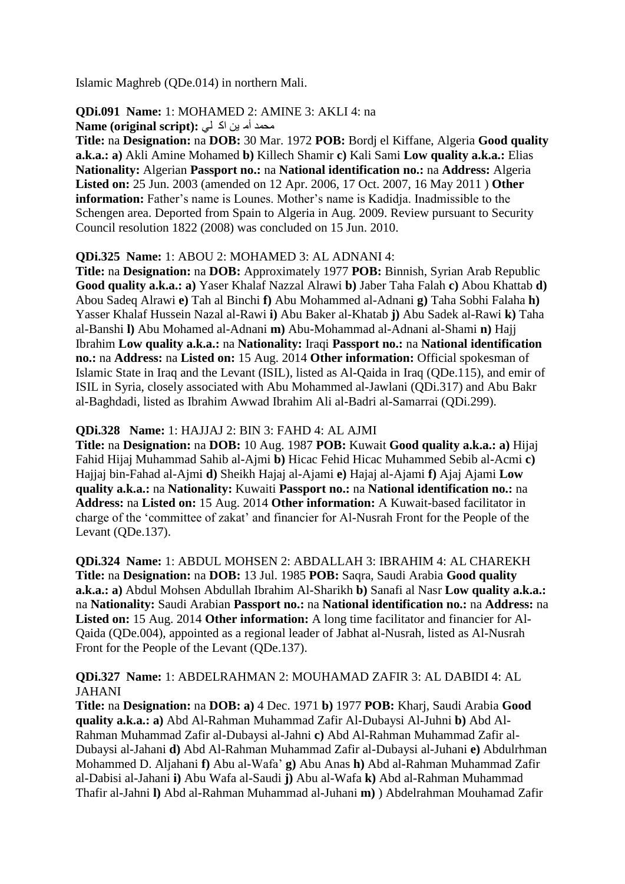Islamic Maghreb (QDe.014) in northern Mali.

**QDi.091 Name:** 1: MOHAMED 2: AMINE 3: AKLI 4: na
**Name (original script):** محمد أم ين اك لي
**Title:** na **Designation:** na **DOB:** 30 Mar. 1972 **POB:** Bordj el Kiffane, Algeria **Good quality a.k.a.: a)** Akli Amine Mohamed **b)** Killech Shamir **c)** Kali Sami **Low quality a.k.a.:** Elias **Nationality:** Algerian **Passport no.:** na **National identification no.:** na **Address:** Algeria **Listed on:** 25 Jun. 2003 (amended on 12 Apr. 2006, 17 Oct. 2007, 16 May 2011 ) **Other information:** Father's name is Lounes. Mother's name is Kadidja. Inadmissible to the Schengen area. Deported from Spain to Algeria in Aug. 2009. Review pursuant to Security Council resolution 1822 (2008) was concluded on 15 Jun. 2010.

**QDi.325 Name:** 1: ABOU 2: MOHAMED 3: AL ADNANI 4:
**Title:** na **Designation:** na **DOB:** Approximately 1977 **POB:** Binnish, Syrian Arab Republic **Good quality a.k.a.: a)** Yaser Khalaf Nazzal Alrawi **b)** Jaber Taha Falah **c)** Abou Khattab **d)** Abou Sadeq Alrawi **e)** Tah al Binchi **f)** Abu Mohammed al-Adnani **g)** Taha Sobhi Falaha **h)** Yasser Khalaf Hussein Nazal al-Rawi **i)** Abu Baker al-Khatab **j)** Abu Sadek al-Rawi **k)** Taha al-Banshi **l)** Abu Mohamed al-Adnani **m)** Abu-Mohammad al-Adnani al-Shami **n)** Hajj Ibrahim **Low quality a.k.a.:** na **Nationality:** Iraqi **Passport no.:** na **National identification no.:** na **Address:** na **Listed on:** 15 Aug. 2014 **Other information:** Official spokesman of Islamic State in Iraq and the Levant (ISIL), listed as Al-Qaida in Iraq (QDe.115), and emir of ISIL in Syria, closely associated with Abu Mohammed al-Jawlani (QDi.317) and Abu Bakr al-Baghdadi, listed as Ibrahim Awwad Ibrahim Ali al-Badri al-Samarrai (QDi.299).

**QDi.328 Name:** 1: HAJJAJ 2: BIN 3: FAHD 4: AL AJMI
**Title:** na **Designation:** na **DOB:** 10 Aug. 1987 **POB:** Kuwait **Good quality a.k.a.: a)** Hijaj Fahid Hijaj Muhammad Sahib al-Ajmi **b)** Hicac Fehid Hicac Muhammed Sebib al-Acmi **c)** Hajjaj bin-Fahad al-Ajmi **d)** Sheikh Hajaj al-Ajami **e)** Hajaj al-Ajami **f)** Ajaj Ajami **Low quality a.k.a.:** na **Nationality:** Kuwaiti **Passport no.:** na **National identification no.:** na **Address:** na **Listed on:** 15 Aug. 2014 **Other information:** A Kuwait-based facilitator in charge of the 'committee of zakat' and financier for Al-Nusrah Front for the People of the Levant (QDe.137).

**QDi.324 Name:** 1: ABDUL MOHSEN 2: ABDALLAH 3: IBRAHIM 4: AL CHAREKH
**Title:** na **Designation:** na **DOB:** 13 Jul. 1985 **POB:** Saqra, Saudi Arabia **Good quality a.k.a.: a)** Abdul Mohsen Abdullah Ibrahim Al-Sharikh **b)** Sanafi al Nasr **Low quality a.k.a.:** na **Nationality:** Saudi Arabian **Passport no.:** na **National identification no.:** na **Address:** na **Listed on:** 15 Aug. 2014 **Other information:** A long time facilitator and financier for Al-Qaida (QDe.004), appointed as a regional leader of Jabhat al-Nusrah, listed as Al-Nusrah Front for the People of the Levant (QDe.137).

**QDi.327 Name:** 1: ABDELRAHMAN 2: MOUHAMAD ZAFIR 3: AL DABIDI 4: AL JAHANI
**Title:** na **Designation:** na **DOB: a)** 4 Dec. 1971 **b)** 1977 **POB:** Kharj, Saudi Arabia **Good quality a.k.a.: a)** Abd Al-Rahman Muhammad Zafir Al-Dubaysi Al-Juhni **b)** Abd Al-Rahman Muhammad Zafir al-Dubaysi al-Jahni **c)** Abd Al-Rahman Muhammad Zafir al-Dubaysi al-Jahani **d)** Abd Al-Rahman Muhammad Zafir al-Dubaysi al-Juhani **e)** Abdulrhman Mohammed D. Aljahani **f)** Abu al-Wafa' **g)** Abu Anas **h)** Abd al-Rahman Muhammad Zafir al-Dabisi al-Jahani **i)** Abu Wafa al-Saudi **j)** Abu al-Wafa **k)** Abd al-Rahman Muhammad Thafir al-Jahni **l)** Abd al-Rahman Muhammad al-Juhani **m)** ) Abdelrahman Mouhamad Zafir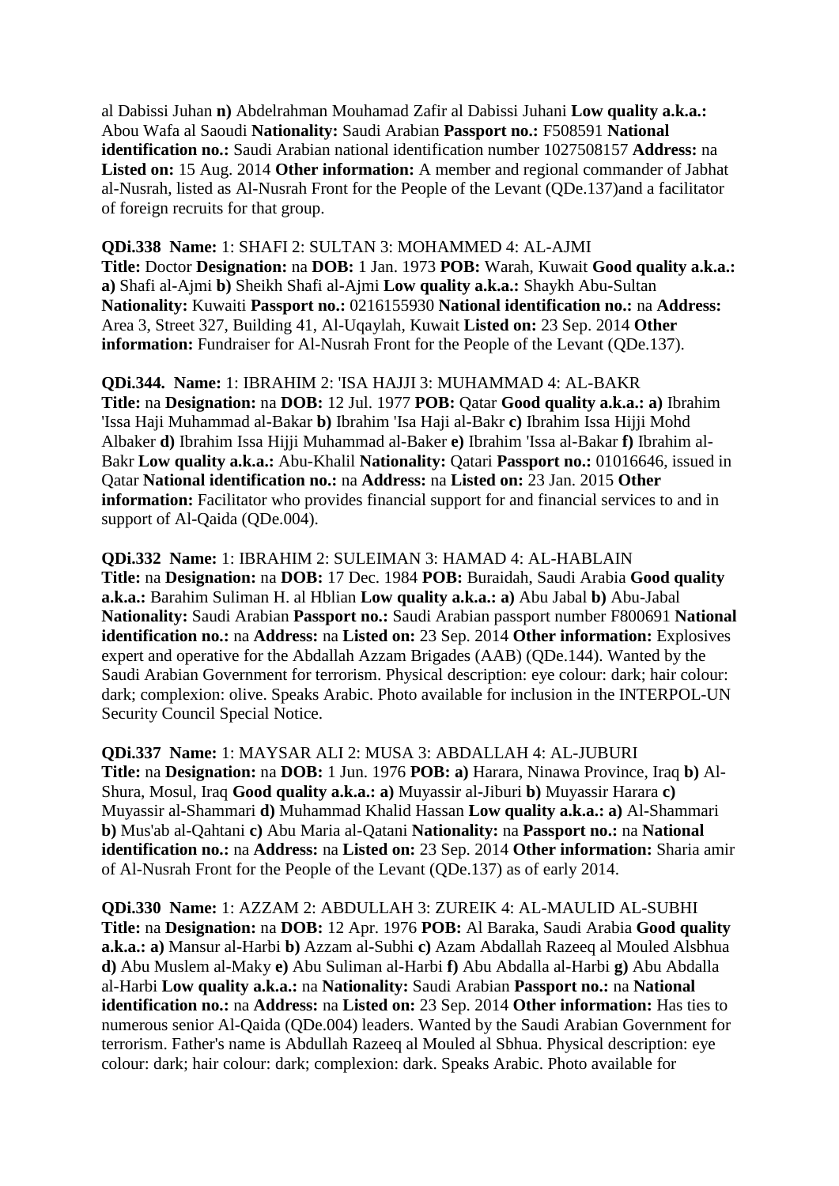al Dabissi Juhan **n)** Abdelrahman Mouhamad Zafir al Dabissi Juhani **Low quality a.k.a.:** Abou Wafa al Saoudi **Nationality:** Saudi Arabian **Passport no.:** F508591 **National identification no.:** Saudi Arabian national identification number 1027508157 **Address:** na **Listed on:** 15 Aug. 2014 **Other information:** A member and regional commander of Jabhat al-Nusrah, listed as Al-Nusrah Front for the People of the Levant (QDe.137)and a facilitator of foreign recruits for that group.

**QDi.338 Name:** 1: SHAFI 2: SULTAN 3: MOHAMMED 4: AL-AJMI
**Title:** Doctor **Designation:** na **DOB:** 1 Jan. 1973 **POB:** Warah, Kuwait **Good quality a.k.a.: a)** Shafi al-Ajmi **b)** Sheikh Shafi al-Ajmi **Low quality a.k.a.:** Shaykh Abu-Sultan **Nationality:** Kuwaiti **Passport no.:** 0216155930 **National identification no.:** na **Address:** Area 3, Street 327, Building 41, Al-Uqaylah, Kuwait **Listed on:** 23 Sep. 2014 **Other information:** Fundraiser for Al-Nusrah Front for the People of the Levant (QDe.137).

**QDi.344. Name:** 1: IBRAHIM 2: 'ISA HAJJI 3: MUHAMMAD 4: AL-BAKR
**Title:** na **Designation:** na **DOB:** 12 Jul. 1977 **POB:** Qatar **Good quality a.k.a.: a)** Ibrahim 'Issa Haji Muhammad al-Bakar **b)** Ibrahim 'Isa Haji al-Bakr **c)** Ibrahim Issa Hijji Mohd Albaker **d)** Ibrahim Issa Hijji Muhammad al-Baker **e)** Ibrahim 'Issa al-Bakar **f)** Ibrahim al-Bakr **Low quality a.k.a.:** Abu-Khalil **Nationality:** Qatari **Passport no.:** 01016646, issued in Qatar **National identification no.:** na **Address:** na **Listed on:** 23 Jan. 2015 **Other information:** Facilitator who provides financial support for and financial services to and in support of Al-Qaida (QDe.004).

**QDi.332 Name:** 1: IBRAHIM 2: SULEIMAN 3: HAMAD 4: AL-HABLAIN
**Title:** na **Designation:** na **DOB:** 17 Dec. 1984 **POB:** Buraidah, Saudi Arabia **Good quality a.k.a.:** Barahim Suliman H. al Hblian **Low quality a.k.a.: a)** Abu Jabal **b)** Abu-Jabal **Nationality:** Saudi Arabian **Passport no.:** Saudi Arabian passport number F800691 **National identification no.:** na **Address:** na **Listed on:** 23 Sep. 2014 **Other information:** Explosives expert and operative for the Abdallah Azzam Brigades (AAB) (QDe.144). Wanted by the Saudi Arabian Government for terrorism. Physical description: eye colour: dark; hair colour: dark; complexion: olive. Speaks Arabic. Photo available for inclusion in the INTERPOL-UN Security Council Special Notice.

**QDi.337 Name:** 1: MAYSAR ALI 2: MUSA 3: ABDALLAH 4: AL-JUBURI
**Title:** na **Designation:** na **DOB:** 1 Jun. 1976 **POB: a)** Harara, Ninawa Province, Iraq **b)** Al-Shura, Mosul, Iraq **Good quality a.k.a.: a)** Muyassir al-Jiburi **b)** Muyassir Harara **c)** Muyassir al-Shammari **d)** Muhammad Khalid Hassan **Low quality a.k.a.: a)** Al-Shammari **b)** Mus'ab al-Qahtani **c)** Abu Maria al-Qatani **Nationality:** na **Passport no.:** na **National identification no.:** na **Address:** na **Listed on:** 23 Sep. 2014 **Other information:** Sharia amir of Al-Nusrah Front for the People of the Levant (QDe.137) as of early 2014.

**QDi.330 Name:** 1: AZZAM 2: ABDULLAH 3: ZUREIK 4: AL-MAULID AL-SUBHI
**Title:** na **Designation:** na **DOB:** 12 Apr. 1976 **POB:** Al Baraka, Saudi Arabia **Good quality a.k.a.: a)** Mansur al-Harbi **b)** Azzam al-Subhi **c)** Azam Abdallah Razeeq al Mouled Alsbhua **d)** Abu Muslem al-Maky **e)** Abu Suliman al-Harbi **f)** Abu Abdalla al-Harbi **g)** Abu Abdalla al-Harbi **Low quality a.k.a.:** na **Nationality:** Saudi Arabian **Passport no.:** na **National identification no.:** na **Address:** na **Listed on:** 23 Sep. 2014 **Other information:** Has ties to numerous senior Al-Qaida (QDe.004) leaders. Wanted by the Saudi Arabian Government for terrorism. Father's name is Abdullah Razeeq al Mouled al Sbhua. Physical description: eye colour: dark; hair colour: dark; complexion: dark. Speaks Arabic. Photo available for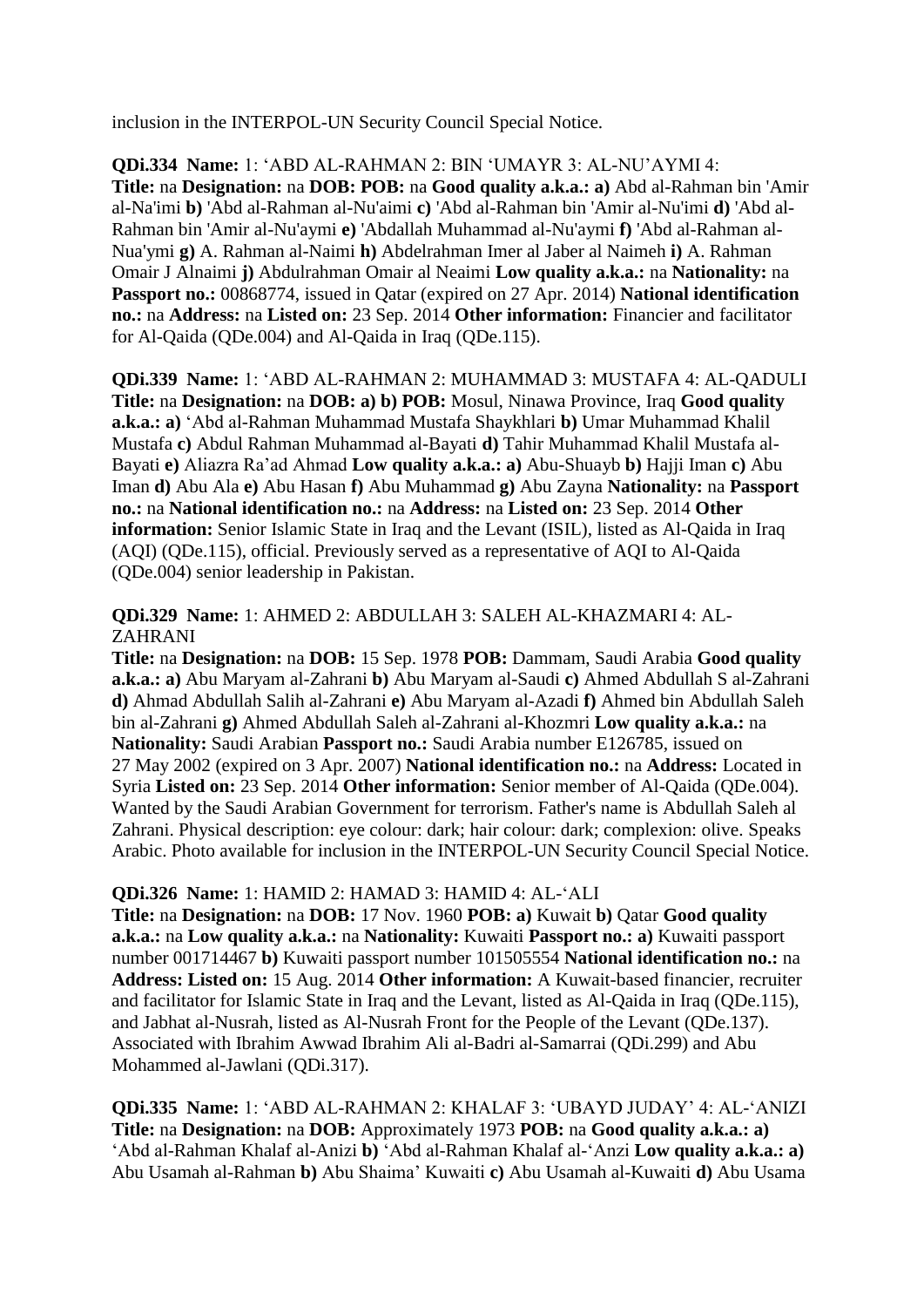inclusion in the INTERPOL-UN Security Council Special Notice.

**QDi.334 Name:** 1: 'ABD AL-RAHMAN 2: BIN 'UMAYR 3: AL-NU'AYMI 4:
**Title:** na **Designation:** na **DOB: POB:** na **Good quality a.k.a.: a)** Abd al-Rahman bin 'Amir al-Na'imi **b)** 'Abd al-Rahman al-Nu'aimi **c)** 'Abd al-Rahman bin 'Amir al-Nu'imi **d)** 'Abd al-Rahman bin 'Amir al-Nu'aymi **e)** 'Abdallah Muhammad al-Nu'aymi **f)** 'Abd al-Rahman al-Nua'ymi **g)** A. Rahman al-Naimi **h)** Abdelrahman Imer al Jaber al Naimeh **i)** A. Rahman Omair J Alnaimi **j)** Abdulrahman Omair al Neaimi **Low quality a.k.a.:** na **Nationality:** na **Passport no.:** 00868774, issued in Qatar (expired on 27 Apr. 2014) **National identification no.:** na **Address:** na **Listed on:** 23 Sep. 2014 **Other information:** Financier and facilitator for Al-Qaida (QDe.004) and Al-Qaida in Iraq (QDe.115).

**QDi.339 Name:** 1: 'ABD AL-RAHMAN 2: MUHAMMAD 3: MUSTAFA 4: AL-QADULI
**Title:** na **Designation:** na **DOB: a) b) POB:** Mosul, Ninawa Province, Iraq **Good quality a.k.a.: a)** 'Abd al-Rahman Muhammad Mustafa Shaykhlari **b)** Umar Muhammad Khalil Mustafa **c)** Abdul Rahman Muhammad al-Bayati **d)** Tahir Muhammad Khalil Mustafa al-Bayati **e)** Aliazra Ra'ad Ahmad **Low quality a.k.a.: a)** Abu-Shuayb **b)** Hajji Iman **c)** Abu Iman **d)** Abu Ala **e)** Abu Hasan **f)** Abu Muhammad **g)** Abu Zayna **Nationality:** na **Passport no.:** na **National identification no.:** na **Address:** na **Listed on:** 23 Sep. 2014 **Other information:** Senior Islamic State in Iraq and the Levant (ISIL), listed as Al-Qaida in Iraq (AQI) (QDe.115), official. Previously served as a representative of AQI to Al-Qaida (QDe.004) senior leadership in Pakistan.

**QDi.329 Name:** 1: AHMED 2: ABDULLAH 3: SALEH AL-KHAZMARI 4: AL-ZAHRANI
**Title:** na **Designation:** na **DOB:** 15 Sep. 1978 **POB:** Dammam, Saudi Arabia **Good quality a.k.a.: a)** Abu Maryam al-Zahrani **b)** Abu Maryam al-Saudi **c)** Ahmed Abdullah S al-Zahrani **d)** Ahmad Abdullah Salih al-Zahrani **e)** Abu Maryam al-Azadi **f)** Ahmed bin Abdullah Saleh bin al-Zahrani **g)** Ahmed Abdullah Saleh al-Zahrani al-Khozmri **Low quality a.k.a.:** na **Nationality:** Saudi Arabian **Passport no.:** Saudi Arabia number E126785, issued on 27 May 2002 (expired on 3 Apr. 2007) **National identification no.:** na **Address:** Located in Syria **Listed on:** 23 Sep. 2014 **Other information:** Senior member of Al-Qaida (QDe.004). Wanted by the Saudi Arabian Government for terrorism. Father's name is Abdullah Saleh al Zahrani. Physical description: eye colour: dark; hair colour: dark; complexion: olive. Speaks Arabic. Photo available for inclusion in the INTERPOL-UN Security Council Special Notice.

**QDi.326 Name:** 1: HAMID 2: HAMAD 3: HAMID 4: AL-'ALI
**Title:** na **Designation:** na **DOB:** 17 Nov. 1960 **POB: a)** Kuwait **b)** Qatar **Good quality a.k.a.:** na **Low quality a.k.a.:** na **Nationality:** Kuwaiti **Passport no.: a)** Kuwaiti passport number 001714467 **b)** Kuwaiti passport number 101505554 **National identification no.:** na **Address: Listed on:** 15 Aug. 2014 **Other information:** A Kuwait-based financier, recruiter and facilitator for Islamic State in Iraq and the Levant, listed as Al-Qaida in Iraq (QDe.115), and Jabhat al-Nusrah, listed as Al-Nusrah Front for the People of the Levant (QDe.137). Associated with Ibrahim Awwad Ibrahim Ali al-Badri al-Samarrai (QDi.299) and Abu Mohammed al-Jawlani (QDi.317).

**QDi.335 Name:** 1: 'ABD AL-RAHMAN 2: KHALAF 3: 'UBAYD JUDAY' 4: AL-'ANIZI
**Title:** na **Designation:** na **DOB:** Approximately 1973 **POB:** na **Good quality a.k.a.: a)** 'Abd al-Rahman Khalaf al-Anizi **b)** 'Abd al-Rahman Khalaf al-'Anzi **Low quality a.k.a.: a)** Abu Usamah al-Rahman **b)** Abu Shaima' Kuwaiti **c)** Abu Usamah al-Kuwaiti **d)** Abu Usama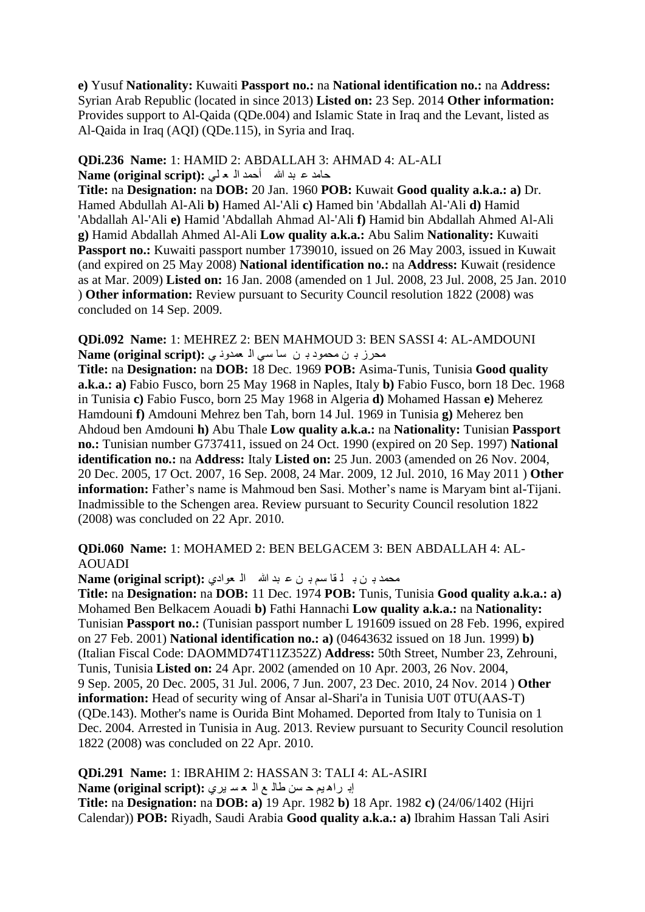**e)** Yusuf **Nationality:** Kuwaiti **Passport no.:** na **National identification no.:** na **Address:** Syrian Arab Republic (located in since 2013) **Listed on:** 23 Sep. 2014 **Other information:** Provides support to Al-Qaida (QDe.004) and Islamic State in Iraq and the Levant, listed as Al-Qaida in Iraq (AQI) (QDe.115), in Syria and Iraq.

**QDi.236 Name:** 1: HAMID 2: ABDALLAH 3: AHMAD 4: AL-ALI
**Name (original script):** حامد ع بد الله أحمد ال ع لي
**Title:** na **Designation:** na **DOB:** 20 Jan. 1960 **POB:** Kuwait **Good quality a.k.a.: a)** Dr. Hamed Abdullah Al-Ali **b)** Hamed Al-'Ali **c)** Hamed bin 'Abdallah Al-'Ali **d)** Hamid 'Abdallah Al-'Ali **e)** Hamid 'Abdallah Ahmad Al-'Ali **f)** Hamid bin Abdallah Ahmed Al-Ali **g)** Hamid Abdallah Ahmed Al-Ali **Low quality a.k.a.:** Abu Salim **Nationality:** Kuwaiti **Passport no.:** Kuwaiti passport number 1739010, issued on 26 May 2003, issued in Kuwait (and expired on 25 May 2008) **National identification no.:** na **Address:** Kuwait (residence as at Mar. 2009) **Listed on:** 16 Jan. 2008 (amended on 1 Jul. 2008, 23 Jul. 2008, 25 Jan. 2010 ) **Other information:** Review pursuant to Security Council resolution 1822 (2008) was concluded on 14 Sep. 2009.

**QDi.092 Name:** 1: MEHREZ 2: BEN MAHMOUD 3: BEN SASSI 4: AL-AMDOUNI
**Name (original script):** محرز ب ن محمود ب ن سا سي ال عمدو ني
**Title:** na **Designation:** na **DOB:** 18 Dec. 1969 **POB:** Asima-Tunis, Tunisia **Good quality a.k.a.: a)** Fabio Fusco, born 25 May 1968 in Naples, Italy **b)** Fabio Fusco, born 18 Dec. 1968 in Tunisia **c)** Fabio Fusco, born 25 May 1968 in Algeria **d)** Mohamed Hassan **e)** Meherez Hamdouni **f)** Amdouni Mehrez ben Tah, born 14 Jul. 1969 in Tunisia **g)** Meherez ben Ahdoud ben Amdouni **h)** Abu Thale **Low quality a.k.a.:** na **Nationality:** Tunisian **Passport no.:** Tunisian number G737411, issued on 24 Oct. 1990 (expired on 20 Sep. 1997) **National identification no.:** na **Address:** Italy **Listed on:** 25 Jun. 2003 (amended on 26 Nov. 2004, 20 Dec. 2005, 17 Oct. 2007, 16 Sep. 2008, 24 Mar. 2009, 12 Jul. 2010, 16 May 2011 ) **Other information:** Father's name is Mahmoud ben Sasi. Mother's name is Maryam bint al-Tijani. Inadmissible to the Schengen area. Review pursuant to Security Council resolution 1822 (2008) was concluded on 22 Apr. 2010.

**QDi.060 Name:** 1: MOHAMED 2: BEN BELGACEM 3: BEN ABDALLAH 4: AL-AOUADI
**Name (original script):** محمد ب ن ب لقا سم ب ن ع بد الله ال عوادي
**Title:** na **Designation:** na **DOB:** 11 Dec. 1974 **POB:** Tunis, Tunisia **Good quality a.k.a.: a)** Mohamed Ben Belkacem Aouadi **b)** Fathi Hannachi **Low quality a.k.a.:** na **Nationality:** Tunisian **Passport no.:** (Tunisian passport number L 191609 issued on 28 Feb. 1996, expired on 27 Feb. 2001) **National identification no.: a)** (04643632 issued on 18 Jun. 1999) **b)** (Italian Fiscal Code: DAOMMD74T11Z352Z) **Address:** 50th Street, Number 23, Zehrouni, Tunis, Tunisia **Listed on:** 24 Apr. 2002 (amended on 10 Apr. 2003, 26 Nov. 2004, 9 Sep. 2005, 20 Dec. 2005, 31 Jul. 2006, 7 Jun. 2007, 23 Dec. 2010, 24 Nov. 2014 ) **Other information:** Head of security wing of Ansar al-Shari'a in Tunisia U0T 0TU(AAS-T) (QDe.143). Mother's name is Ourida Bint Mohamed. Deported from Italy to Tunisia on 1 Dec. 2004. Arrested in Tunisia in Aug. 2013. Review pursuant to Security Council resolution 1822 (2008) was concluded on 22 Apr. 2010.

**QDi.291 Name:** 1: IBRAHIM 2: HASSAN 3: TALI 4: AL-ASIRI
**Name (original script):** إب راهيم ح سن طال ع ال ع سي ري
**Title:** na **Designation:** na **DOB: a)** 19 Apr. 1982 **b)** 18 Apr. 1982 **c)** (24/06/1402 (Hijri Calendar)) **POB:** Riyadh, Saudi Arabia **Good quality a.k.a.: a)** Ibrahim Hassan Tali Asiri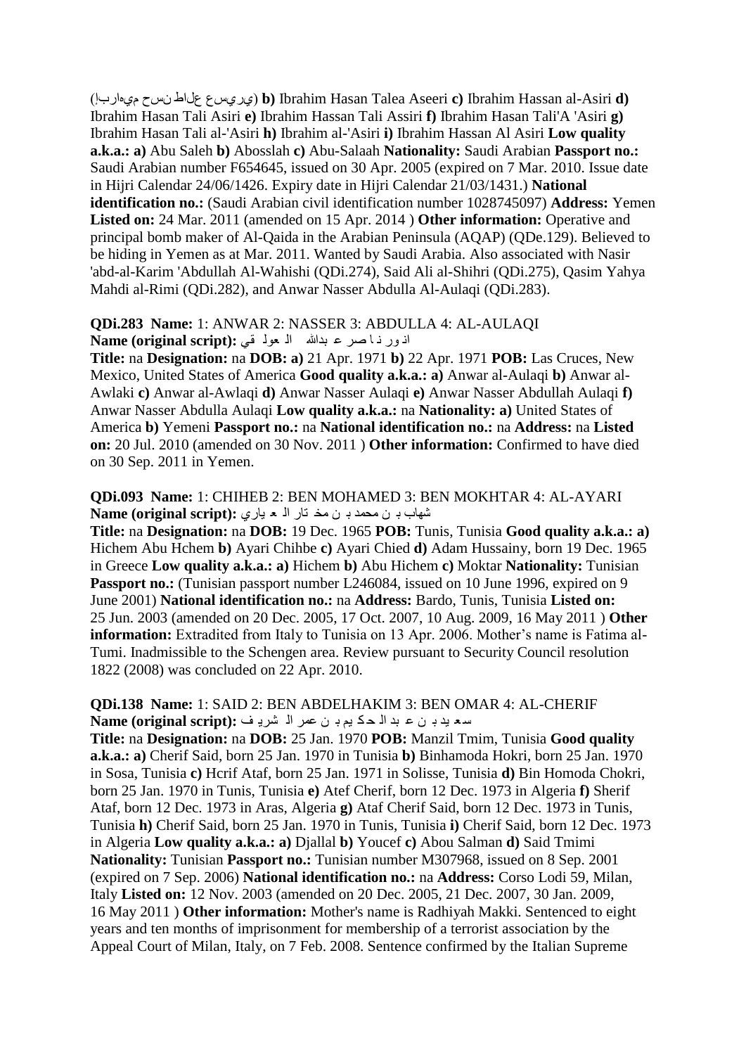(ﻱﺭﻱﺱﻉ ﻉﻝﺎﻁ ﻥﺱﺡ ﻡﻱﻩﺍﺭﺏﺇ) **b)** Ibrahim Hasan Talea Aseeri **c)** Ibrahim Hassan al-Asiri **d)** Ibrahim Hasan Tali Asiri **e)** Ibrahim Hassan Tali Assiri **f)** Ibrahim Hasan Tali'A 'Asiri **g)** Ibrahim Hasan Tali al-'Asiri **h)** Ibrahim al-'Asiri **i)** Ibrahim Hassan Al Asiri **Low quality a.k.a.: a)** Abu Saleh **b)** Abosslah **c)** Abu-Salaah **Nationality:** Saudi Arabian **Passport no.:** Saudi Arabian number F654645, issued on 30 Apr. 2005 (expired on 7 Mar. 2010. Issue date in Hijri Calendar 24/06/1426. Expiry date in Hijri Calendar 21/03/1431.) **National identification no.:** (Saudi Arabian civil identification number 1028745097) **Address:** Yemen **Listed on:** 24 Mar. 2011 (amended on 15 Apr. 2014 ) **Other information:** Operative and principal bomb maker of Al-Qaida in the Arabian Peninsula (AQAP) (QDe.129). Believed to be hiding in Yemen as at Mar. 2011. Wanted by Saudi Arabia. Also associated with Nasir 'abd-al-Karim 'Abdullah Al-Wahishi (QDi.274), Said Ali al-Shihri (QDi.275), Qasim Yahya Mahdi al-Rimi (QDi.282), and Anwar Nasser Abdulla Al-Aulaqi (QDi.283).

**QDi.283 Name:** 1: ANWAR 2: NASSER 3: ABDULLA 4: AL-AULAQI
**Name (original script):** انور ناصر عبدالله العولقي
**Title:** na **Designation:** na **DOB: a)** 21 Apr. 1971 **b)** 22 Apr. 1971 **POB:** Las Cruces, New Mexico, United States of America **Good quality a.k.a.: a)** Anwar al-Aulaqi **b)** Anwar al-Awlaki **c)** Anwar al-Awlaqi **d)** Anwar Nasser Aulaqi **e)** Anwar Nasser Abdullah Aulaqi **f)** Anwar Nasser Abdulla Aulaqi **Low quality a.k.a.:** na **Nationality: a)** United States of America **b)** Yemeni **Passport no.:** na **National identification no.:** na **Address:** na **Listed on:** 20 Jul. 2010 (amended on 30 Nov. 2011 ) **Other information:** Confirmed to have died on 30 Sep. 2011 in Yemen.

**QDi.093 Name:** 1: CHIHEB 2: BEN MOHAMED 3: BEN MOKHTAR 4: AL-AYARI
**Name (original script):** شهاب بن محمد بن مختار العياري
**Title:** na **Designation:** na **DOB:** 19 Dec. 1965 **POB:** Tunis, Tunisia **Good quality a.k.a.: a)** Hichem Abu Hchem **b)** Ayari Chihbe **c)** Ayari Chied **d)** Adam Hussainy, born 19 Dec. 1965 in Greece **Low quality a.k.a.: a)** Hichem **b)** Abu Hichem **c)** Moktar **Nationality:** Tunisian **Passport no.:** (Tunisian passport number L246084, issued on 10 June 1996, expired on 9 June 2001) **National identification no.:** na **Address:** Bardo, Tunis, Tunisia **Listed on:** 25 Jun. 2003 (amended on 20 Dec. 2005, 17 Oct. 2007, 10 Aug. 2009, 16 May 2011 ) **Other information:** Extradited from Italy to Tunisia on 13 Apr. 2006. Mother's name is Fatima al-Tumi. Inadmissible to the Schengen area. Review pursuant to Security Council resolution 1822 (2008) was concluded on 22 Apr. 2010.

**QDi.138 Name:** 1: SAID 2: BEN ABDELHAKIM 3: BEN OMAR 4: AL-CHERIF
**Name (original script):** سعيد بن عبد الحكيم بن عمر الشريف
**Title:** na **Designation:** na **DOB:** 25 Jan. 1970 **POB:** Manzil Tmim, Tunisia **Good quality a.k.a.: a)** Cherif Said, born 25 Jan. 1970 in Tunisia **b)** Binhamoda Hokri, born 25 Jan. 1970 in Sosa, Tunisia **c)** Hcrif Ataf, born 25 Jan. 1971 in Solisse, Tunisia **d)** Bin Homoda Chokri, born 25 Jan. 1970 in Tunis, Tunisia **e)** Atef Cherif, born 12 Dec. 1973 in Algeria **f)** Sherif Ataf, born 12 Dec. 1973 in Aras, Algeria **g)** Ataf Cherif Said, born 12 Dec. 1973 in Tunis, Tunisia **h)** Cherif Said, born 25 Jan. 1970 in Tunis, Tunisia **i)** Cherif Said, born 12 Dec. 1973 in Algeria **Low quality a.k.a.: a)** Djallal **b)** Youcef **c)** Abou Salman **d)** Said Tmimi **Nationality:** Tunisian **Passport no.:** Tunisian number M307968, issued on 8 Sep. 2001 (expired on 7 Sep. 2006) **National identification no.:** na **Address:** Corso Lodi 59, Milan, Italy **Listed on:** 12 Nov. 2003 (amended on 20 Dec. 2005, 21 Dec. 2007, 30 Jan. 2009, 16 May 2011 ) **Other information:** Mother's name is Radhiyah Makki. Sentenced to eight years and ten months of imprisonment for membership of a terrorist association by the Appeal Court of Milan, Italy, on 7 Feb. 2008. Sentence confirmed by the Italian Supreme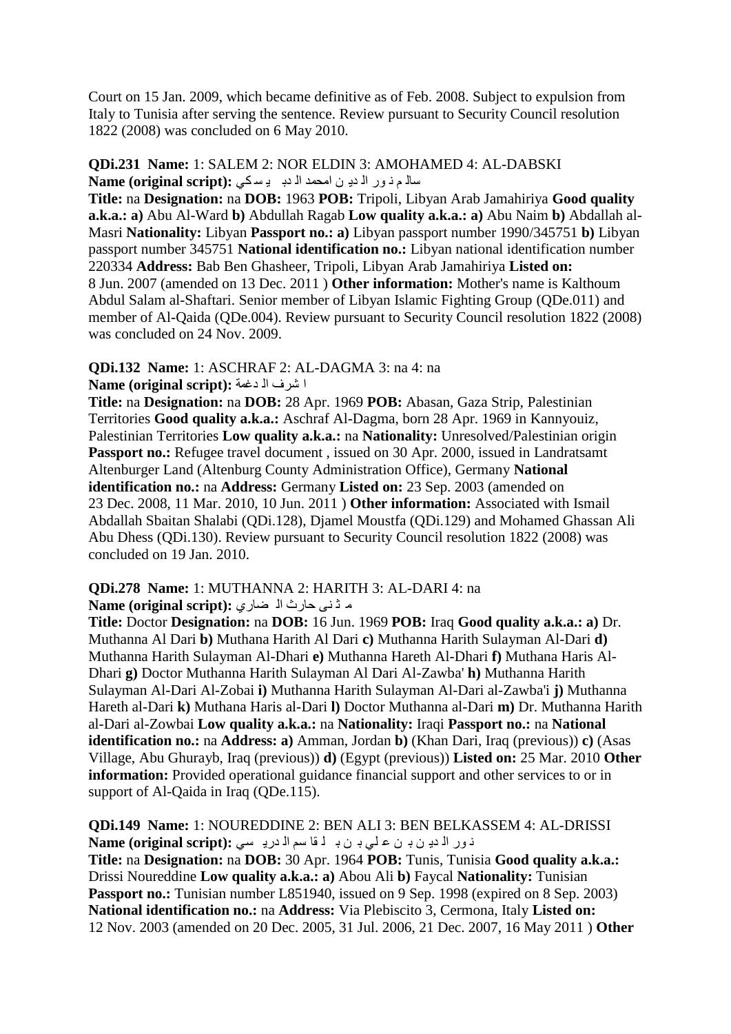Court on 15 Jan. 2009, which became definitive as of Feb. 2008. Subject to expulsion from Italy to Tunisia after serving the sentence. Review pursuant to Security Council resolution 1822 (2008) was concluded on 6 May 2010.

**QDi.231 Name:** 1: SALEM 2: NOR ELDIN 3: AMOHAMED 4: AL-DABSKI
**Name (original script):** سالم نور الدين امحمد الدبيسكي
**Title:** na **Designation:** na **DOB:** 1963 **POB:** Tripoli, Libyan Arab Jamahiriya **Good quality a.k.a.: a)** Abu Al-Ward **b)** Abdullah Ragab **Low quality a.k.a.: a)** Abu Naim **b)** Abdallah al-Masri **Nationality:** Libyan **Passport no.: a)** Libyan passport number 1990/345751 **b)** Libyan passport number 345751 **National identification no.:** Libyan national identification number 220334 **Address:** Bab Ben Ghasheer, Tripoli, Libyan Arab Jamahiriya **Listed on:** 8 Jun. 2007 (amended on 13 Dec. 2011 ) **Other information:** Mother's name is Kalthoum Abdul Salam al-Shaftari. Senior member of Libyan Islamic Fighting Group (QDe.011) and member of Al-Qaida (QDe.004). Review pursuant to Security Council resolution 1822 (2008) was concluded on 24 Nov. 2009.

**QDi.132 Name:** 1: ASCHRAF 2: AL-DAGMA 3: na 4: na
**Name (original script):** اشرف الدغمة
**Title:** na **Designation:** na **DOB:** 28 Apr. 1969 **POB:** Abasan, Gaza Strip, Palestinian Territories **Good quality a.k.a.:** Aschraf Al-Dagma, born 28 Apr. 1969 in Kannyouiz, Palestinian Territories **Low quality a.k.a.:** na **Nationality:** Unresolved/Palestinian origin **Passport no.:** Refugee travel document , issued on 30 Apr. 2000, issued in Landratsamt Altenburger Land (Altenburg County Administration Office), Germany **National identification no.:** na **Address:** Germany **Listed on:** 23 Sep. 2003 (amended on 23 Dec. 2008, 11 Mar. 2010, 10 Jun. 2011 ) **Other information:** Associated with Ismail Abdallah Sbaitan Shalabi (QDi.128), Djamel Moustfa (QDi.129) and Mohamed Ghassan Ali Abu Dhess (QDi.130). Review pursuant to Security Council resolution 1822 (2008) was concluded on 19 Jan. 2010.

**QDi.278 Name:** 1: MUTHANNA 2: HARITH 3: AL-DARI 4: na
**Name (original script):** مثنى حارث الضاري
**Title:** Doctor **Designation:** na **DOB:** 16 Jun. 1969 **POB:** Iraq **Good quality a.k.a.: a)** Dr. Muthanna Al Dari **b)** Muthana Harith Al Dari **c)** Muthanna Harith Sulayman Al-Dari **d)** Muthanna Harith Sulayman Al-Dhari **e)** Muthanna Hareth Al-Dhari **f)** Muthana Haris Al-Dhari **g)** Doctor Muthanna Harith Sulayman Al Dari Al-Zawba' **h)** Muthanna Harith Sulayman Al-Dari Al-Zobai **i)** Muthanna Harith Sulayman Al-Dari al-Zawba'i **j)** Muthanna Hareth al-Dari **k)** Muthana Haris al-Dari **l)** Doctor Muthanna al-Dari **m)** Dr. Muthanna Harith al-Dari al-Zowbai **Low quality a.k.a.:** na **Nationality:** Iraqi **Passport no.:** na **National identification no.:** na **Address: a)** Amman, Jordan **b)** (Khan Dari, Iraq (previous)) **c)** (Asas Village, Abu Ghurayb, Iraq (previous)) **d)** (Egypt (previous)) **Listed on:** 25 Mar. 2010 **Other information:** Provided operational guidance financial support and other services to or in support of Al-Qaida in Iraq (QDe.115).

**QDi.149 Name:** 1: NOUREDDINE 2: BEN ALI 3: BEN BELKASSEM 4: AL-DRISSI
**Name (original script):** نور الدين بن علي بن بلقاسم الدريسي
**Title:** na **Designation:** na **DOB:** 30 Apr. 1964 **POB:** Tunis, Tunisia **Good quality a.k.a.:** Drissi Noureddine **Low quality a.k.a.: a)** Abou Ali **b)** Faycal **Nationality:** Tunisian **Passport no.:** Tunisian number L851940, issued on 9 Sep. 1998 (expired on 8 Sep. 2003) **National identification no.:** na **Address:** Via Plebiscito 3, Cermona, Italy **Listed on:** 12 Nov. 2003 (amended on 20 Dec. 2005, 31 Jul. 2006, 21 Dec. 2007, 16 May 2011 ) **Other**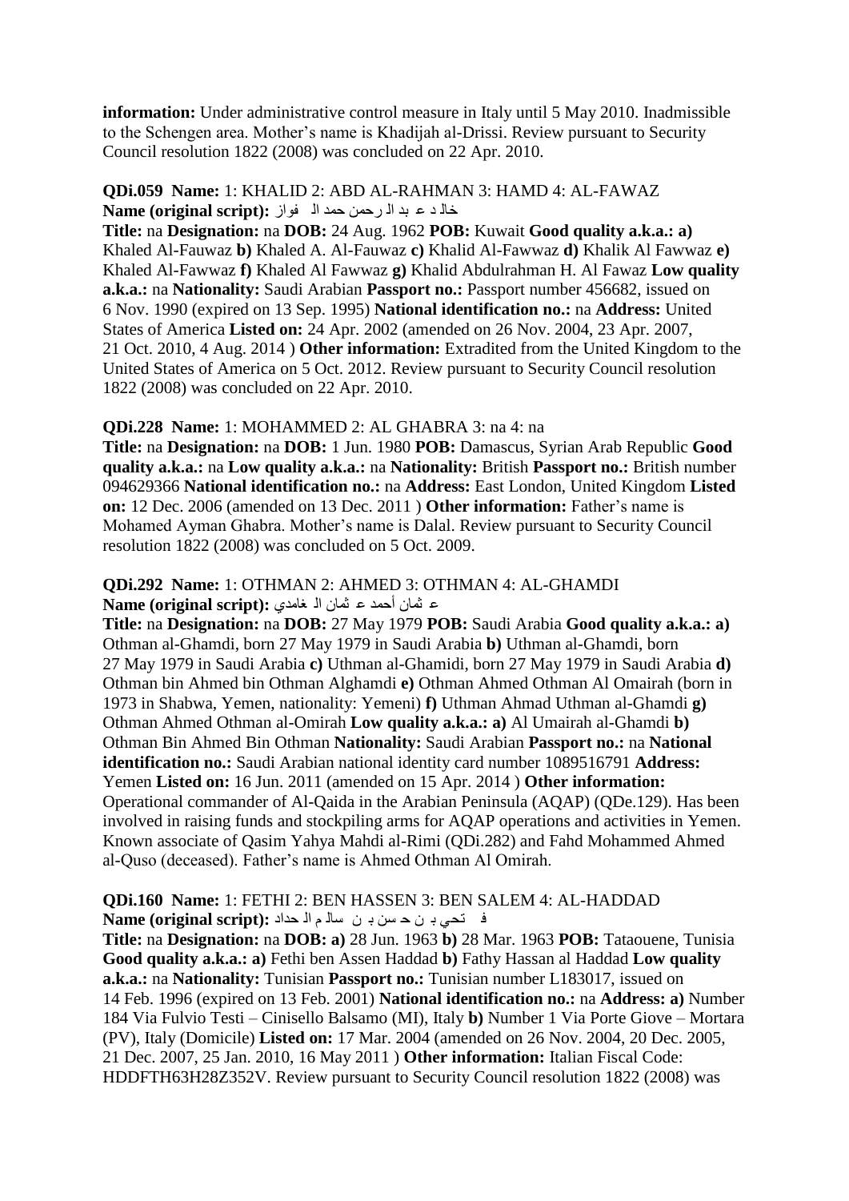**information:** Under administrative control measure in Italy until 5 May 2010. Inadmissible to the Schengen area. Mother's name is Khadijah al-Drissi. Review pursuant to Security Council resolution 1822 (2008) was concluded on 22 Apr. 2010.

**QDi.059 Name:** 1: KHALID 2: ABD AL-RAHMAN 3: HAMD 4: AL-FAWAZ
**Name (original script):** خالد عبد الرحمن حمد الفواز

**Title:** na **Designation:** na **DOB:** 24 Aug. 1962 **POB:** Kuwait **Good quality a.k.a.: a)** Khaled Al-Fauwaz **b)** Khaled A. Al-Fauwaz **c)** Khalid Al-Fawwaz **d)** Khalik Al Fawwaz **e)** Khaled Al-Fawwaz **f)** Khaled Al Fawwaz **g)** Khalid Abdulrahman H. Al Fawaz **Low quality a.k.a.:** na **Nationality:** Saudi Arabian **Passport no.:** Passport number 456682, issued on 6 Nov. 1990 (expired on 13 Sep. 1995) **National identification no.:** na **Address:** United States of America **Listed on:** 24 Apr. 2002 (amended on 26 Nov. 2004, 23 Apr. 2007, 21 Oct. 2010, 4 Aug. 2014 ) **Other information:** Extradited from the United Kingdom to the United States of America on 5 Oct. 2012. Review pursuant to Security Council resolution 1822 (2008) was concluded on 22 Apr. 2010.

**QDi.228 Name:** 1: MOHAMMED 2: AL GHABRA 3: na 4: na

**Title:** na **Designation:** na **DOB:** 1 Jun. 1980 **POB:** Damascus, Syrian Arab Republic **Good quality a.k.a.:** na **Low quality a.k.a.:** na **Nationality:** British **Passport no.:** British number 094629366 **National identification no.:** na **Address:** East London, United Kingdom **Listed on:** 12 Dec. 2006 (amended on 13 Dec. 2011 ) **Other information:** Father's name is Mohamed Ayman Ghabra. Mother's name is Dalal. Review pursuant to Security Council resolution 1822 (2008) was concluded on 5 Oct. 2009.

**QDi.292 Name:** 1: OTHMAN 2: AHMED 3: OTHMAN 4: AL-GHAMDI
**Name (original script):** عثمان أحمد عثمان الغامدي

**Title:** na **Designation:** na **DOB:** 27 May 1979 **POB:** Saudi Arabia **Good quality a.k.a.: a)** Othman al-Ghamdi, born 27 May 1979 in Saudi Arabia **b)** Uthman al-Ghamdi, born 27 May 1979 in Saudi Arabia **c)** Uthman al-Ghamidi, born 27 May 1979 in Saudi Arabia **d)** Othman bin Ahmed bin Othman Alghamdi **e)** Othman Ahmed Othman Al Omairah (born in 1973 in Shabwa, Yemen, nationality: Yemeni) **f)** Uthman Ahmad Uthman al-Ghamdi **g)** Othman Ahmed Othman al-Omirah **Low quality a.k.a.: a)** Al Umairah al-Ghamdi **b)** Othman Bin Ahmed Bin Othman **Nationality:** Saudi Arabian **Passport no.:** na **National identification no.:** Saudi Arabian national identity card number 1089516791 **Address:** Yemen **Listed on:** 16 Jun. 2011 (amended on 15 Apr. 2014 ) **Other information:** Operational commander of Al-Qaida in the Arabian Peninsula (AQAP) (QDe.129). Has been involved in raising funds and stockpiling arms for AQAP operations and activities in Yemen. Known associate of Qasim Yahya Mahdi al-Rimi (QDi.282) and Fahd Mohammed Ahmed al-Quso (deceased). Father's name is Ahmed Othman Al Omirah.

**QDi.160 Name:** 1: FETHI 2: BEN HASSEN 3: BEN SALEM 4: AL-HADDAD
**Name (original script):** فتحي بن حسن بن سالم الحداد

**Title:** na **Designation:** na **DOB: a)** 28 Jun. 1963 **b)** 28 Mar. 1963 **POB:** Tataouene, Tunisia **Good quality a.k.a.: a)** Fethi ben Assen Haddad **b)** Fathy Hassan al Haddad **Low quality a.k.a.:** na **Nationality:** Tunisian **Passport no.:** Tunisian number L183017, issued on 14 Feb. 1996 (expired on 13 Feb. 2001) **National identification no.:** na **Address: a)** Number 184 Via Fulvio Testi – Cinisello Balsamo (MI), Italy **b)** Number 1 Via Porte Giove – Mortara (PV), Italy (Domicile) **Listed on:** 17 Mar. 2004 (amended on 26 Nov. 2004, 20 Dec. 2005, 21 Dec. 2007, 25 Jan. 2010, 16 May 2011 ) **Other information:** Italian Fiscal Code: HDDFTH63H28Z352V. Review pursuant to Security Council resolution 1822 (2008) was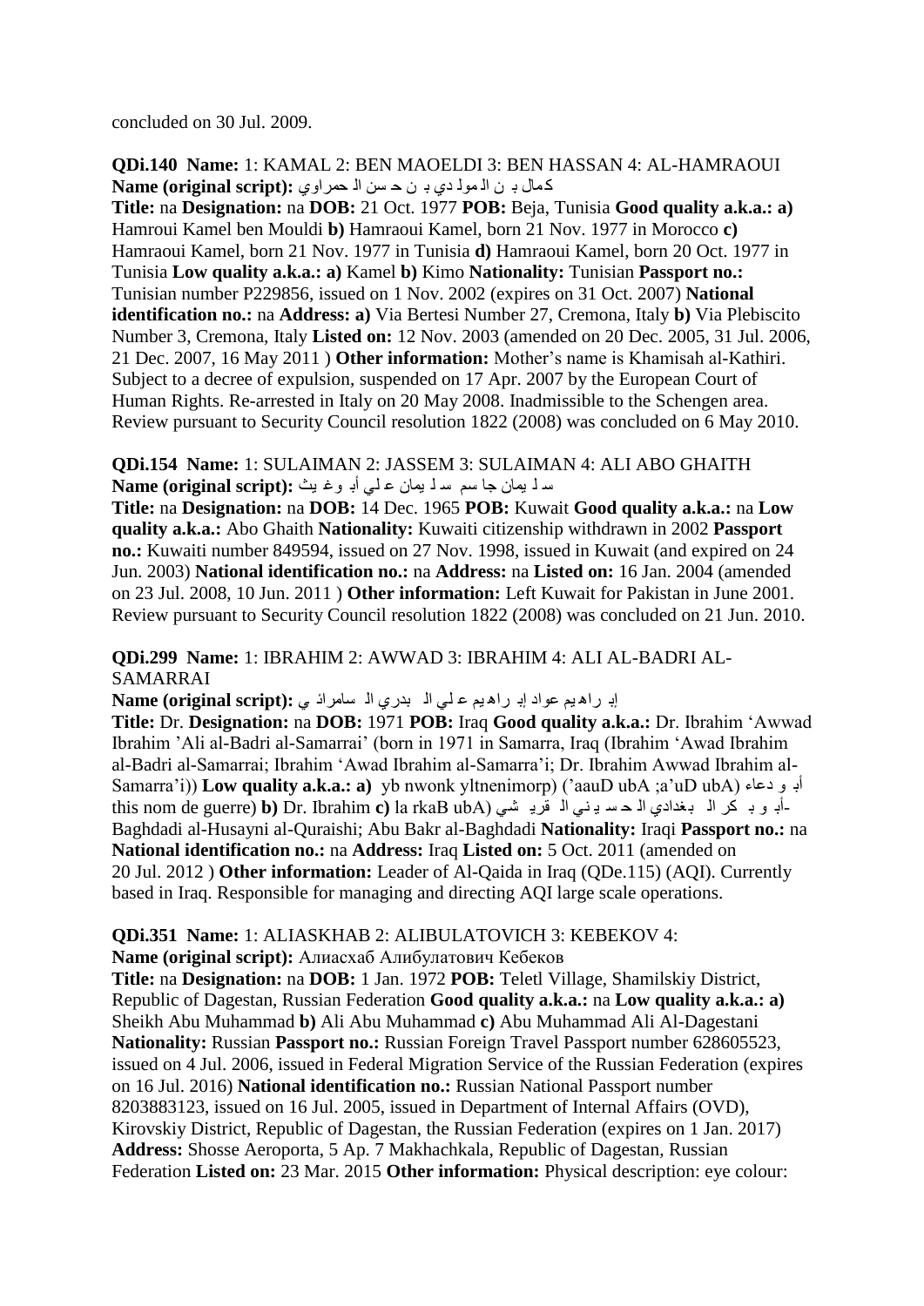concluded on 30 Jul. 2009.

**QDi.140 Name:** 1: KAMAL 2: BEN MAOELDI 3: BEN HASSAN 4: AL-HAMRAOUI
**Name (original script):** كمال بن المولدي بن حسن الحمراوي
**Title:** na **Designation:** na **DOB:** 21 Oct. 1977 **POB:** Beja, Tunisia **Good quality a.k.a.: a)** Hamroui Kamel ben Mouldi **b)** Hamraoui Kamel, born 21 Nov. 1977 in Morocco **c)** Hamraoui Kamel, born 21 Nov. 1977 in Tunisia **d)** Hamraoui Kamel, born 20 Oct. 1977 in Tunisia **Low quality a.k.a.: a)** Kamel **b)** Kimo **Nationality:** Tunisian **Passport no.:** Tunisian number P229856, issued on 1 Nov. 2002 (expires on 31 Oct. 2007) **National identification no.:** na **Address: a)** Via Bertesi Number 27, Cremona, Italy **b)** Via Plebiscito Number 3, Cremona, Italy **Listed on:** 12 Nov. 2003 (amended on 20 Dec. 2005, 31 Jul. 2006, 21 Dec. 2007, 16 May 2011 ) **Other information:** Mother's name is Khamisah al-Kathiri. Subject to a decree of expulsion, suspended on 17 Apr. 2007 by the European Court of Human Rights. Re-arrested in Italy on 20 May 2008. Inadmissible to the Schengen area. Review pursuant to Security Council resolution 1822 (2008) was concluded on 6 May 2010.

**QDi.154 Name:** 1: SULAIMAN 2: JASSEM 3: SULAIMAN 4: ALI ABO GHAITH
**Name (original script):** سليمان جاسم سليمان علي أبوغيث
**Title:** na **Designation:** na **DOB:** 14 Dec. 1965 **POB:** Kuwait **Good quality a.k.a.:** na **Low quality a.k.a.:** Abo Ghaith **Nationality:** Kuwaiti citizenship withdrawn in 2002 **Passport no.:** Kuwaiti number 849594, issued on 27 Nov. 1998, issued in Kuwait (and expired on 24 Jun. 2003) **National identification no.:** na **Address:** na **Listed on:** 16 Jan. 2004 (amended on 23 Jul. 2008, 10 Jun. 2011 ) **Other information:** Left Kuwait for Pakistan in June 2001. Review pursuant to Security Council resolution 1822 (2008) was concluded on 21 Jun. 2010.

**QDi.299 Name:** 1: IBRAHIM 2: AWWAD 3: IBRAHIM 4: ALI AL-BADRI AL-SAMARRAI
**Name (original script):** إبراهيم عواد إبراهيم علي البدري السامرائي
**Title:** Dr. **Designation:** na **DOB:** 1971 **POB:** Iraq **Good quality a.k.a.:** Dr. Ibrahim 'Awwad Ibrahim 'Ali al-Badri al-Samarrai' (born in 1971 in Samarra, Iraq (Ibrahim 'Awad Ibrahim al-Badri al-Samarrai; Ibrahim 'Awad Ibrahim al-Samarra'i; Dr. Ibrahim Awwad Ibrahim al-Samarra'i)) **Low quality a.k.a.: a)** أبو دعاء (Abu Du'a; Abu Duaa') (primarily known by this nom de guerre) **b)** Dr. Ibrahim **c)** أبو بكر البغدادي الحسيني القريشي (Abu Bakr al-Baghdadi al-Husayni al-Quraishi; Abu Bakr al-Baghdadi **Nationality:** Iraqi **Passport no.:** na **National identification no.:** na **Address:** Iraq **Listed on:** 5 Oct. 2011 (amended on 20 Jul. 2012 ) **Other information:** Leader of Al-Qaida in Iraq (QDe.115) (AQI). Currently based in Iraq. Responsible for managing and directing AQI large scale operations.

**QDi.351 Name:** 1: ALIASKHAB 2: ALIBULATOVICH 3: KEBEKOV 4:
**Name (original script):** Алиасхаб Алибулатович Кебеков
**Title:** na **Designation:** na **DOB:** 1 Jan. 1972 **POB:** Teletl Village, Shamilskiy District, Republic of Dagestan, Russian Federation **Good quality a.k.a.:** na **Low quality a.k.a.: a)** Sheikh Abu Muhammad **b)** Ali Abu Muhammad **c)** Abu Muhammad Ali Al-Dagestani **Nationality:** Russian **Passport no.:** Russian Foreign Travel Passport number 628605523, issued on 4 Jul. 2006, issued in Federal Migration Service of the Russian Federation (expires on 16 Jul. 2016) **National identification no.:** Russian National Passport number 8203883123, issued on 16 Jul. 2005, issued in Department of Internal Affairs (OVD), Kirovskiy District, Republic of Dagestan, the Russian Federation (expires on 1 Jan. 2017) **Address:** Shosse Aeroporta, 5 Ap. 7 Makhachkala, Republic of Dagestan, Russian Federation **Listed on:** 23 Mar. 2015 **Other information:** Physical description: eye colour: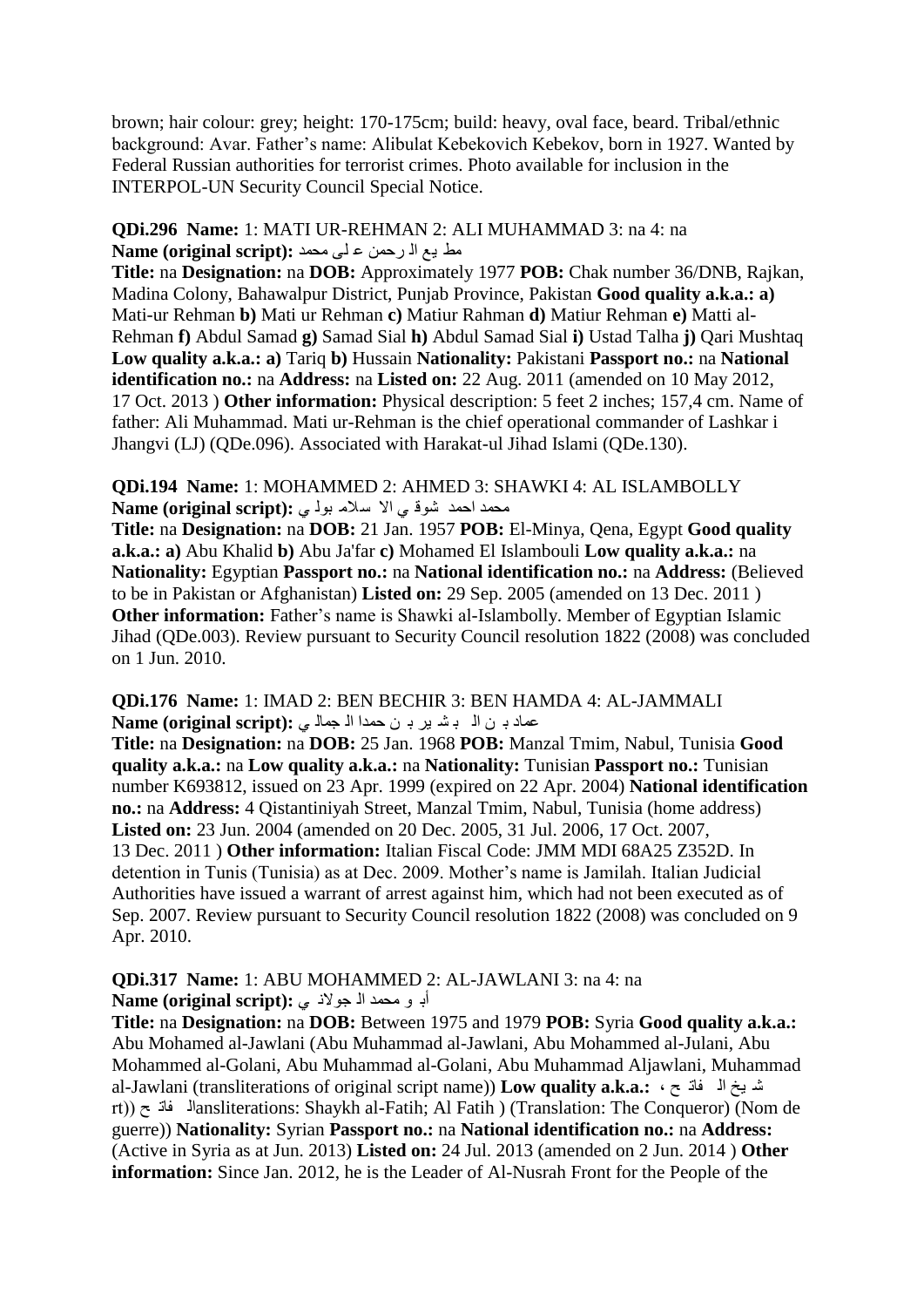brown; hair colour: grey; height: 170-175cm; build: heavy, oval face, beard. Tribal/ethnic background: Avar. Father's name: Alibulat Kebekovich Kebekov, born in 1927. Wanted by Federal Russian authorities for terrorist crimes. Photo available for inclusion in the INTERPOL-UN Security Council Special Notice.

**QDi.296 Name:** 1: MATI UR-REHMAN 2: ALI MUHAMMAD 3: na 4: na
**Name (original script):** مط يع ال رحمن ع لى محمد

**Title:** na **Designation:** na **DOB:** Approximately 1977 **POB:** Chak number 36/DNB, Rajkan, Madina Colony, Bahawalpur District, Punjab Province, Pakistan **Good quality a.k.a.: a)** Mati-ur Rehman **b)** Mati ur Rehman **c)** Matiur Rahman **d)** Matiur Rehman **e)** Matti al-Rehman **f)** Abdul Samad **g)** Samad Sial **h)** Abdul Samad Sial **i)** Ustad Talha **j)** Qari Mushtaq **Low quality a.k.a.: a)** Tariq **b)** Hussain **Nationality:** Pakistani **Passport no.:** na **National identification no.:** na **Address:** na **Listed on:** 22 Aug. 2011 (amended on 10 May 2012, 17 Oct. 2013 ) **Other information:** Physical description: 5 feet 2 inches; 157,4 cm. Name of father: Ali Muhammad. Mati ur-Rehman is the chief operational commander of Lashkar i Jhangvi (LJ) (QDe.096). Associated with Harakat-ul Jihad Islami (QDe.130).

**QDi.194 Name:** 1: MOHAMMED 2: AHMED 3: SHAWKI 4: AL ISLAMBOLLY
**Name (original script):** محمد احمد شوق ي الا سلام بول ي

**Title:** na **Designation:** na **DOB:** 21 Jan. 1957 **POB:** El-Minya, Qena, Egypt **Good quality a.k.a.: a)** Abu Khalid **b)** Abu Ja'far **c)** Mohamed El Islambouli **Low quality a.k.a.:** na **Nationality:** Egyptian **Passport no.:** na **National identification no.:** na **Address:** (Believed to be in Pakistan or Afghanistan) **Listed on:** 29 Sep. 2005 (amended on 13 Dec. 2011 ) **Other information:** Father's name is Shawki al-Islambolly. Member of Egyptian Islamic Jihad (QDe.003). Review pursuant to Security Council resolution 1822 (2008) was concluded on 1 Jun. 2010.

**QDi.176 Name:** 1: IMAD 2: BEN BECHIR 3: BEN HAMDA 4: AL-JAMMALI
**Name (original script):** عماد ب ن ال ب ش ير ب ن حمدا ال جمال ي

**Title:** na **Designation:** na **DOB:** 25 Jan. 1968 **POB:** Manzal Tmim, Nabul, Tunisia **Good quality a.k.a.:** na **Low quality a.k.a.:** na **Nationality:** Tunisian **Passport no.:** Tunisian number K693812, issued on 23 Apr. 1999 (expired on 22 Apr. 2004) **National identification no.:** na **Address:** 4 Qistantiniyah Street, Manzal Tmim, Nabul, Tunisia (home address) **Listed on:** 23 Jun. 2004 (amended on 20 Dec. 2005, 31 Jul. 2006, 17 Oct. 2007, 13 Dec. 2011 ) **Other information:** Italian Fiscal Code: JMM MDI 68A25 Z352D. In detention in Tunis (Tunisia) as at Dec. 2009. Mother's name is Jamilah. Italian Judicial Authorities have issued a warrant of arrest against him, which had not been executed as of Sep. 2007. Review pursuant to Security Council resolution 1822 (2008) was concluded on 9 Apr. 2010.

**QDi.317 Name:** 1: ABU MOHAMMED 2: AL-JAWLANI 3: na 4: na
**Name (original script):** أب و محمد ال جولان ي

**Title:** na **Designation:** na **DOB:** Between 1975 and 1979 **POB:** Syria **Good quality a.k.a.:** Abu Mohamed al-Jawlani (Abu Muhammad al-Jawlani, Abu Mohammed al-Julani, Abu Mohammed al-Golani, Abu Muhammad al-Golani, Abu Muhammad Aljawlani, Muhammad al-Jawlani (transliterations of original script name)) **Low quality a.k.a.:** ش يخ ال فات ح ، ال فات ح ((transliterations: Shaykh al-Fatih; Al Fatih ) (Translation: The Conqueror) (Nom de guerre)) **Nationality:** Syrian **Passport no.:** na **National identification no.:** na **Address:** (Active in Syria as at Jun. 2013) **Listed on:** 24 Jul. 2013 (amended on 2 Jun. 2014 ) **Other information:** Since Jan. 2012, he is the Leader of Al-Nusrah Front for the People of the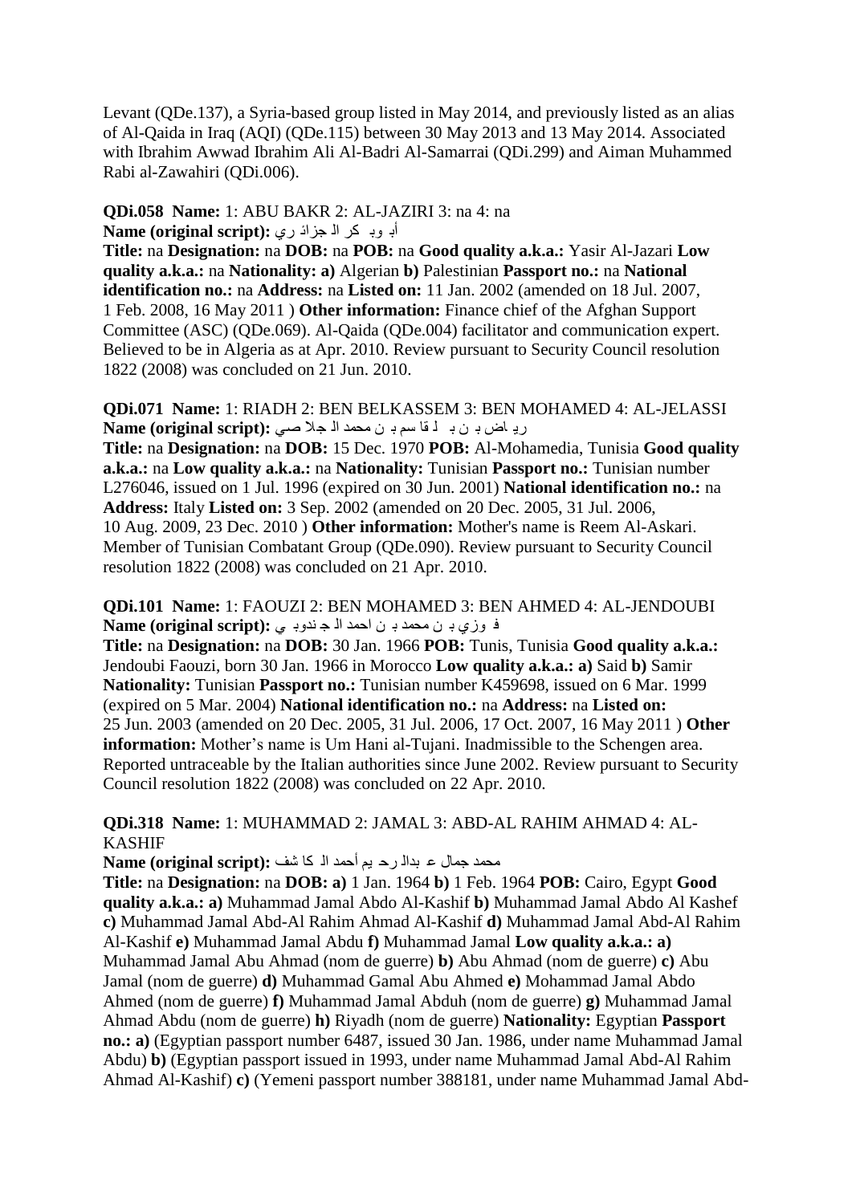Levant (QDe.137), a Syria-based group listed in May 2014, and previously listed as an alias of Al-Qaida in Iraq (AQI) (QDe.115) between 30 May 2013 and 13 May 2014. Associated with Ibrahim Awwad Ibrahim Ali Al-Badri Al-Samarrai (QDi.299) and Aiman Muhammed Rabi al-Zawahiri (QDi.006).

**QDi.058 Name:** 1: ABU BAKR 2: AL-JAZIRI 3: na 4: na
**Name (original script):** أبو بكر الجزائري
**Title:** na **Designation:** na **DOB:** na **POB:** na **Good quality a.k.a.:** Yasir Al-Jazari **Low quality a.k.a.:** na **Nationality:** **a)** Algerian **b)** Palestinian **Passport no.:** na **National identification no.:** na **Address:** na **Listed on:** 11 Jan. 2002 (amended on 18 Jul. 2007, 1 Feb. 2008, 16 May 2011 ) **Other information:** Finance chief of the Afghan Support Committee (ASC) (QDe.069). Al-Qaida (QDe.004) facilitator and communication expert. Believed to be in Algeria as at Apr. 2010. Review pursuant to Security Council resolution 1822 (2008) was concluded on 21 Jun. 2010.

**QDi.071 Name:** 1: RIADH 2: BEN BELKASSEM 3: BEN MOHAMED 4: AL-JELASSI
**Name (original script):** رياض بن بلقاسم بن محمد الجلاصي
**Title:** na **Designation:** na **DOB:** 15 Dec. 1970 **POB:** Al-Mohamedia, Tunisia **Good quality a.k.a.:** na **Low quality a.k.a.:** na **Nationality:** Tunisian **Passport no.:** Tunisian number L276046, issued on 1 Jul. 1996 (expired on 30 Jun. 2001) **National identification no.:** na **Address:** Italy **Listed on:** 3 Sep. 2002 (amended on 20 Dec. 2005, 31 Jul. 2006, 10 Aug. 2009, 23 Dec. 2010 ) **Other information:** Mother's name is Reem Al-Askari. Member of Tunisian Combatant Group (QDe.090). Review pursuant to Security Council resolution 1822 (2008) was concluded on 21 Apr. 2010.

**QDi.101 Name:** 1: FAOUZI 2: BEN MOHAMED 3: BEN AHMED 4: AL-JENDOUBI
**Name (original script):** فوزي بن محمد بن احمد الجندوبي
**Title:** na **Designation:** na **DOB:** 30 Jan. 1966 **POB:** Tunis, Tunisia **Good quality a.k.a.:** Jendoubi Faouzi, born 30 Jan. 1966 in Morocco **Low quality a.k.a.:** **a)** Said **b)** Samir **Nationality:** Tunisian **Passport no.:** Tunisian number K459698, issued on 6 Mar. 1999 (expired on 5 Mar. 2004) **National identification no.:** na **Address:** na **Listed on:** 25 Jun. 2003 (amended on 20 Dec. 2005, 31 Jul. 2006, 17 Oct. 2007, 16 May 2011 ) **Other information:** Mother's name is Um Hani al-Tujani. Inadmissible to the Schengen area. Reported untraceable by the Italian authorities since June 2002. Review pursuant to Security Council resolution 1822 (2008) was concluded on 22 Apr. 2010.

**QDi.318 Name:** 1: MUHAMMAD 2: JAMAL 3: ABD-AL RAHIM AHMAD 4: AL-KASHIF
**Name (original script):** محمد جمال عبدالرحيم أحمد الكاشف
**Title:** na **Designation:** na **DOB:** **a)** 1 Jan. 1964 **b)** 1 Feb. 1964 **POB:** Cairo, Egypt **Good quality a.k.a.:** **a)** Muhammad Jamal Abdo Al-Kashif **b)** Muhammad Jamal Abdo Al Kashef **c)** Muhammad Jamal Abd-Al Rahim Ahmad Al-Kashif **d)** Muhammad Jamal Abd-Al Rahim Al-Kashif **e)** Muhammad Jamal Abdu **f)** Muhammad Jamal **Low quality a.k.a.:** **a)** Muhammad Jamal Abu Ahmad (nom de guerre) **b)** Abu Ahmad (nom de guerre) **c)** Abu Jamal (nom de guerre) **d)** Muhammad Gamal Abu Ahmed **e)** Mohammad Jamal Abdo Ahmed (nom de guerre) **f)** Muhammad Jamal Abduh (nom de guerre) **g)** Muhammad Jamal Ahmad Abdu (nom de guerre) **h)** Riyadh (nom de guerre) **Nationality:** Egyptian **Passport no.:** **a)** (Egyptian passport number 6487, issued 30 Jan. 1986, under name Muhammad Jamal Abdu) **b)** (Egyptian passport issued in 1993, under name Muhammad Jamal Abd-Al Rahim Ahmad Al-Kashif) **c)** (Yemeni passport number 388181, under name Muhammad Jamal Abd-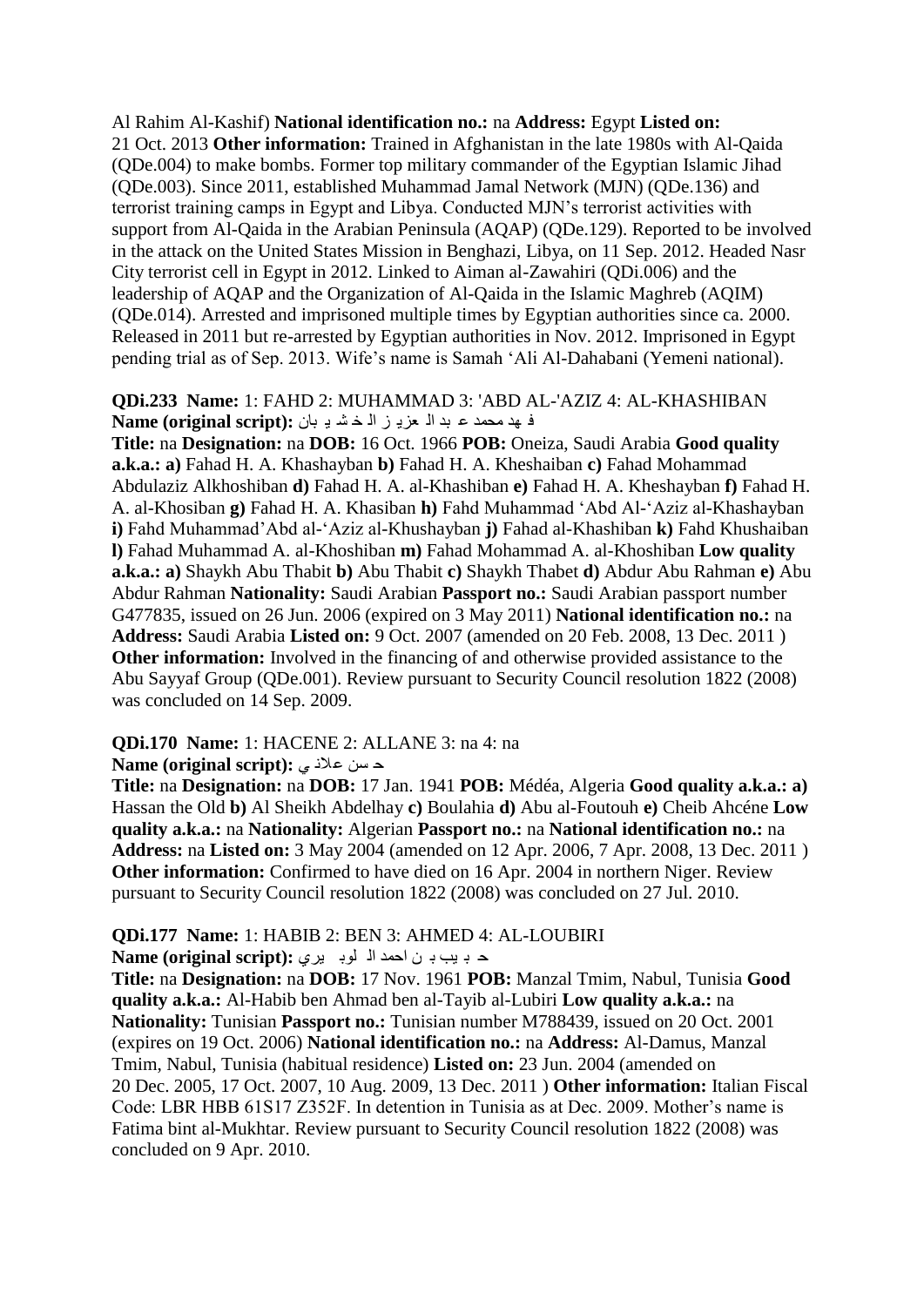Al Rahim Al-Kashif) **National identification no.:** na **Address:** Egypt **Listed on:** 21 Oct. 2013 **Other information:** Trained in Afghanistan in the late 1980s with Al-Qaida (QDe.004) to make bombs. Former top military commander of the Egyptian Islamic Jihad (QDe.003). Since 2011, established Muhammad Jamal Network (MJN) (QDe.136) and terrorist training camps in Egypt and Libya. Conducted MJN's terrorist activities with support from Al-Qaida in the Arabian Peninsula (AQAP) (QDe.129). Reported to be involved in the attack on the United States Mission in Benghazi, Libya, on 11 Sep. 2012. Headed Nasr City terrorist cell in Egypt in 2012. Linked to Aiman al-Zawahiri (QDi.006) and the leadership of AQAP and the Organization of Al-Qaida in the Islamic Maghreb (AQIM) (QDe.014). Arrested and imprisoned multiple times by Egyptian authorities since ca. 2000. Released in 2011 but re-arrested by Egyptian authorities in Nov. 2012. Imprisoned in Egypt pending trial as of Sep. 2013. Wife's name is Samah 'Ali Al-Dahabani (Yemeni national).

**QDi.233 Name:** 1: FAHD 2: MUHAMMAD 3: 'ABD AL-'AZIZ 4: AL-KHASHIBAN
**Name (original script):** فهد محمد عبد العزيز الخشيبان

**Title:** na **Designation:** na **DOB:** 16 Oct. 1966 **POB:** Oneiza, Saudi Arabia **Good quality a.k.a.: a)** Fahad H. A. Khashayban **b)** Fahad H. A. Kheshaiban **c)** Fahad Mohammad Abdulaziz Alkhoshiban **d)** Fahad H. A. al-Khashiban **e)** Fahad H. A. Kheshayban **f)** Fahad H. A. al-Khosiban **g)** Fahad H. A. Khasiban **h)** Fahd Muhammad 'Abd Al-'Aziz al-Khashayban **i)** Fahd Muhammad'Abd al-'Aziz al-Khushayban **j)** Fahad al-Khashiban **k)** Fahd Khushaiban **l)** Fahad Muhammad A. al-Khoshiban **m)** Fahad Mohammad A. al-Khoshiban **Low quality a.k.a.: a)** Shaykh Abu Thabit **b)** Abu Thabit **c)** Shaykh Thabet **d)** Abdur Abu Rahman **e)** Abu Abdur Rahman **Nationality:** Saudi Arabian **Passport no.:** Saudi Arabian passport number G477835, issued on 26 Jun. 2006 (expired on 3 May 2011) **National identification no.:** na **Address:** Saudi Arabia **Listed on:** 9 Oct. 2007 (amended on 20 Feb. 2008, 13 Dec. 2011 ) **Other information:** Involved in the financing of and otherwise provided assistance to the Abu Sayyaf Group (QDe.001). Review pursuant to Security Council resolution 1822 (2008) was concluded on 14 Sep. 2009.

**QDi.170 Name:** 1: HACENE 2: ALLANE 3: na 4: na
**Name (original script):** حسن علاني

**Title:** na **Designation:** na **DOB:** 17 Jan. 1941 **POB:** Médéa, Algeria **Good quality a.k.a.: a)** Hassan the Old **b)** Al Sheikh Abdelhay **c)** Boulahia **d)** Abu al-Foutouh **e)** Cheib Ahcéne **Low quality a.k.a.:** na **Nationality:** Algerian **Passport no.:** na **National identification no.:** na **Address:** na **Listed on:** 3 May 2004 (amended on 12 Apr. 2006, 7 Apr. 2008, 13 Dec. 2011 ) **Other information:** Confirmed to have died on 16 Apr. 2004 in northern Niger. Review pursuant to Security Council resolution 1822 (2008) was concluded on 27 Jul. 2010.

**QDi.177 Name:** 1: HABIB 2: BEN 3: AHMED 4: AL-LOUBIRI
**Name (original script):** حبيب بن احمد اللوبيري

**Title:** na **Designation:** na **DOB:** 17 Nov. 1961 **POB:** Manzal Tmim, Nabul, Tunisia **Good quality a.k.a.:** Al-Habib ben Ahmad ben al-Tayib al-Lubiri **Low quality a.k.a.:** na **Nationality:** Tunisian **Passport no.:** Tunisian number M788439, issued on 20 Oct. 2001 (expires on 19 Oct. 2006) **National identification no.:** na **Address:** Al-Damus, Manzal Tmim, Nabul, Tunisia (habitual residence) **Listed on:** 23 Jun. 2004 (amended on 20 Dec. 2005, 17 Oct. 2007, 10 Aug. 2009, 13 Dec. 2011 ) **Other information:** Italian Fiscal Code: LBR HBB 61S17 Z352F. In detention in Tunisia as at Dec. 2009. Mother's name is Fatima bint al-Mukhtar. Review pursuant to Security Council resolution 1822 (2008) was concluded on 9 Apr. 2010.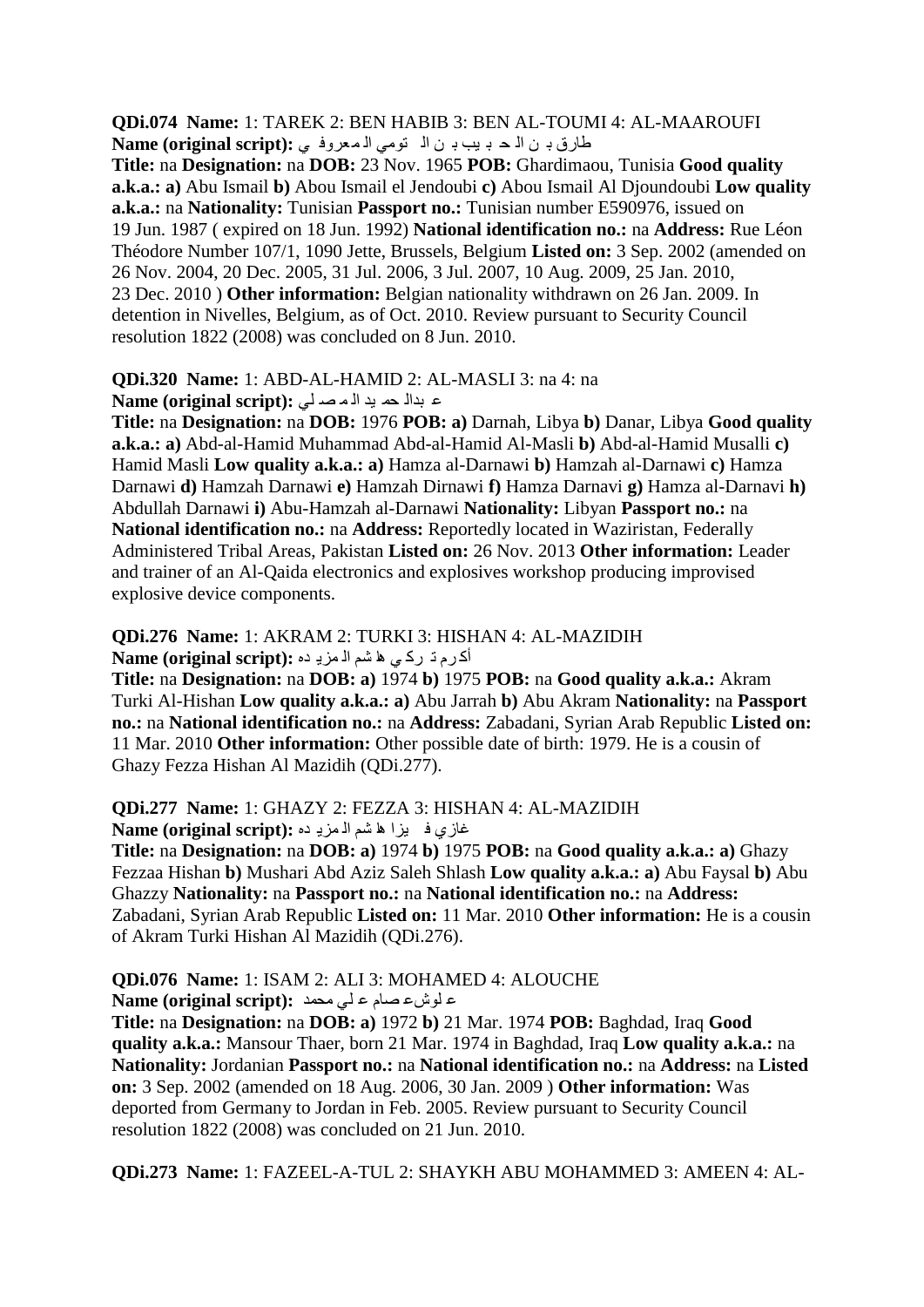**QDi.074 Name:** 1: TAREK 2: BEN HABIB 3: BEN AL-TOUMI 4: AL-MAAROUFI
**Name (original script):** طارق بن الحبيب بن التومي المعروفي
**Title:** na **Designation:** na **DOB:** 23 Nov. 1965 **POB:** Ghardimaou, Tunisia **Good quality a.k.a.: a)** Abu Ismail **b)** Abou Ismail el Jendoubi **c)** Abou Ismail Al Djoundoubi **Low quality a.k.a.:** na **Nationality:** Tunisian **Passport no.:** Tunisian number E590976, issued on 19 Jun. 1987 ( expired on 18 Jun. 1992) **National identification no.:** na **Address:** Rue Léon Théodore Number 107/1, 1090 Jette, Brussels, Belgium **Listed on:** 3 Sep. 2002 (amended on 26 Nov. 2004, 20 Dec. 2005, 31 Jul. 2006, 3 Jul. 2007, 10 Aug. 2009, 25 Jan. 2010, 23 Dec. 2010 ) **Other information:** Belgian nationality withdrawn on 26 Jan. 2009. In detention in Nivelles, Belgium, as of Oct. 2010. Review pursuant to Security Council resolution 1822 (2008) was concluded on 8 Jun. 2010.

**QDi.320 Name:** 1: ABD-AL-HAMID 2: AL-MASLI 3: na 4: na
**Name (original script):** عبدالحميد المصلي
**Title:** na **Designation:** na **DOB:** 1976 **POB: a)** Darnah, Libya **b)** Danar, Libya **Good quality a.k.a.: a)** Abd-al-Hamid Muhammad Abd-al-Hamid Al-Masli **b)** Abd-al-Hamid Musalli **c)** Hamid Masli **Low quality a.k.a.: a)** Hamza al-Darnawi **b)** Hamzah al-Darnawi **c)** Hamza Darnawi **d)** Hamzah Darnawi **e)** Hamzah Dirnawi **f)** Hamza Darnavi **g)** Hamza al-Darnavi **h)** Abdullah Darnawi **i)** Abu-Hamzah al-Darnawi **Nationality:** Libyan **Passport no.:** na **National identification no.:** na **Address:** Reportedly located in Waziristan, Federally Administered Tribal Areas, Pakistan **Listed on:** 26 Nov. 2013 **Other information:** Leader and trainer of an Al-Qaida electronics and explosives workshop producing improvised explosive device components.

**QDi.276 Name:** 1: AKRAM 2: TURKI 3: HISHAN 4: AL-MAZIDIH
**Name (original script):** أكرم تركي هاشم المزيده
**Title:** na **Designation:** na **DOB: a)** 1974 **b)** 1975 **POB:** na **Good quality a.k.a.:** Akram Turki Al-Hishan **Low quality a.k.a.: a)** Abu Jarrah **b)** Abu Akram **Nationality:** na **Passport no.:** na **National identification no.:** na **Address:** Zabadani, Syrian Arab Republic **Listed on:** 11 Mar. 2010 **Other information:** Other possible date of birth: 1979. He is a cousin of Ghazy Fezza Hishan Al Mazidih (QDi.277).

**QDi.277 Name:** 1: GHAZY 2: FEZZA 3: HISHAN 4: AL-MAZIDIH
**Name (original script):** غازي فيزا هاشم المزيده
**Title:** na **Designation:** na **DOB: a)** 1974 **b)** 1975 **POB:** na **Good quality a.k.a.: a)** Ghazy Fezzaa Hishan **b)** Mushari Abd Aziz Saleh Shlash **Low quality a.k.a.: a)** Abu Faysal **b)** Abu Ghazzy **Nationality:** na **Passport no.:** na **National identification no.:** na **Address:** Zabadani, Syrian Arab Republic **Listed on:** 11 Mar. 2010 **Other information:** He is a cousin of Akram Turki Hishan Al Mazidih (QDi.276).

**QDi.076 Name:** 1: ISAM 2: ALI 3: MOHAMED 4: ALOUCHE
**Name (original script):** علوش عصام علي محمد
**Title:** na **Designation:** na **DOB: a)** 1972 **b)** 21 Mar. 1974 **POB:** Baghdad, Iraq **Good quality a.k.a.:** Mansour Thaer, born 21 Mar. 1974 in Baghdad, Iraq **Low quality a.k.a.:** na **Nationality:** Jordanian **Passport no.:** na **National identification no.:** na **Address:** na **Listed on:** 3 Sep. 2002 (amended on 18 Aug. 2006, 30 Jan. 2009 ) **Other information:** Was deported from Germany to Jordan in Feb. 2005. Review pursuant to Security Council resolution 1822 (2008) was concluded on 21 Jun. 2010.

**QDi.273 Name:** 1: FAZEEL-A-TUL 2: SHAYKH ABU MOHAMMED 3: AMEEN 4: AL-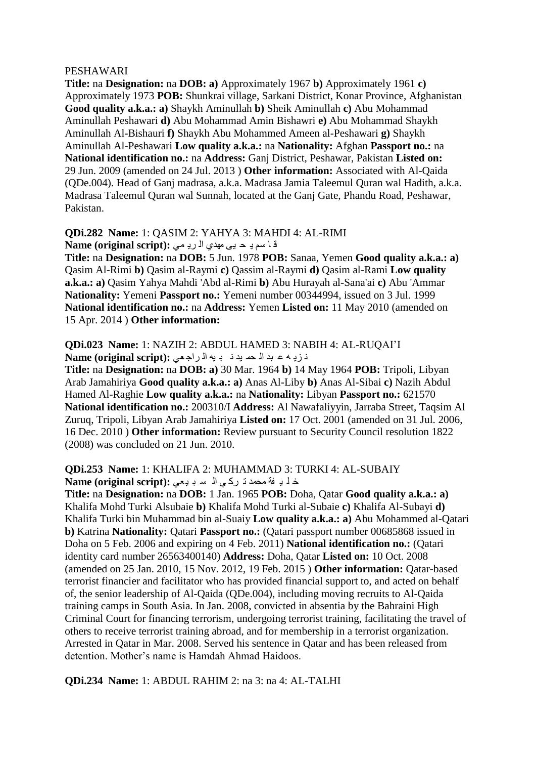PESHAWARI

**Title:** na **Designation:** na **DOB:** **a)** Approximately 1967 **b)** Approximately 1961 **c)** Approximately 1973 **POB:** Shunkrai village, Sarkani District, Konar Province, Afghanistan **Good quality a.k.a.:** **a)** Shaykh Aminullah **b)** Sheik Aminullah **c)** Abu Mohammad Aminullah Peshawari **d)** Abu Mohammad Amin Bishawri **e)** Abu Mohammad Shaykh Aminullah Al-Bishauri **f)** Shaykh Abu Mohammed Ameen al-Peshawari **g)** Shaykh Aminullah Al-Peshawari **Low quality a.k.a.:** na **Nationality:** Afghan **Passport no.:** na **National identification no.:** na **Address:** Ganj District, Peshawar, Pakistan **Listed on:** 29 Jun. 2009 (amended on 24 Jul. 2013 ) **Other information:** Associated with Al-Qaida (QDe.004). Head of Ganj madrasa, a.k.a. Madrasa Jamia Taleemul Quran wal Hadith, a.k.a. Madrasa Taleemul Quran wal Sunnah, located at the Ganj Gate, Phandu Road, Peshawar, Pakistan.

**QDi.282 Name:** 1: QASIM 2: YAHYA 3: MAHDI 4: AL-RIMI
**Name (original script):** قاسم يحيى مهدي الريمي

**Title:** na **Designation:** na **DOB:** 5 Jun. 1978 **POB:** Sanaa, Yemen **Good quality a.k.a.:** **a)** Qasim Al-Rimi **b)** Qasim al-Raymi **c)** Qassim al-Raymi **d)** Qasim al-Rami **Low quality a.k.a.:** **a)** Qasim Yahya Mahdi 'Abd al-Rimi **b)** Abu Hurayah al-Sana'ai **c)** Abu 'Ammar **Nationality:** Yemeni **Passport no.:** Yemeni number 00344994, issued on 3 Jul. 1999 **National identification no.:** na **Address:** Yemen **Listed on:** 11 May 2010 (amended on 15 Apr. 2014 ) **Other information:**

**QDi.023 Name:** 1: NAZIH 2: ABDUL HAMED 3: NABIH 4: AL-RUQAI'I
**Name (original script):** نزيه عبد الحميد نبيه الراجعي

**Title:** na **Designation:** na **DOB:** **a)** 30 Mar. 1964 **b)** 14 May 1964 **POB:** Tripoli, Libyan Arab Jamahiriya **Good quality a.k.a.:** **a)** Anas Al-Liby **b)** Anas Al-Sibai **c)** Nazih Abdul Hamed Al-Raghie **Low quality a.k.a.:** na **Nationality:** Libyan **Passport no.:** 621570 **National identification no.:** 200310/I **Address:** Al Nawafaliyyin, Jarraba Street, Taqsim Al Zuruq, Tripoli, Libyan Arab Jamahiriya **Listed on:** 17 Oct. 2001 (amended on 31 Jul. 2006, 16 Dec. 2010 ) **Other information:** Review pursuant to Security Council resolution 1822 (2008) was concluded on 21 Jun. 2010.

**QDi.253 Name:** 1: KHALIFA 2: MUHAMMAD 3: TURKI 4: AL-SUBAIY
**Name (original script):** خليفة محمد تركي السبيعي

**Title:** na **Designation:** na **DOB:** 1 Jan. 1965 **POB:** Doha, Qatar **Good quality a.k.a.:** **a)** Khalifa Mohd Turki Alsubaie **b)** Khalifa Mohd Turki al-Subaie **c)** Khalifa Al-Subayi **d)** Khalifa Turki bin Muhammad bin al-Suaiy **Low quality a.k.a.:** **a)** Abu Mohammed al-Qatari **b)** Katrina **Nationality:** Qatari **Passport no.:** (Qatari passport number 00685868 issued in Doha on 5 Feb. 2006 and expiring on 4 Feb. 2011) **National identification no.:** (Qatari identity card number 26563400140) **Address:** Doha, Qatar **Listed on:** 10 Oct. 2008 (amended on 25 Jan. 2010, 15 Nov. 2012, 19 Feb. 2015 ) **Other information:** Qatar-based terrorist financier and facilitator who has provided financial support to, and acted on behalf of, the senior leadership of Al-Qaida (QDe.004), including moving recruits to Al-Qaida training camps in South Asia. In Jan. 2008, convicted in absentia by the Bahraini High Criminal Court for financing terrorism, undergoing terrorist training, facilitating the travel of others to receive terrorist training abroad, and for membership in a terrorist organization. Arrested in Qatar in Mar. 2008. Served his sentence in Qatar and has been released from detention. Mother's name is Hamdah Ahmad Haidoos.

**QDi.234 Name:** 1: ABDUL RAHIM 2: na 3: na 4: AL-TALHI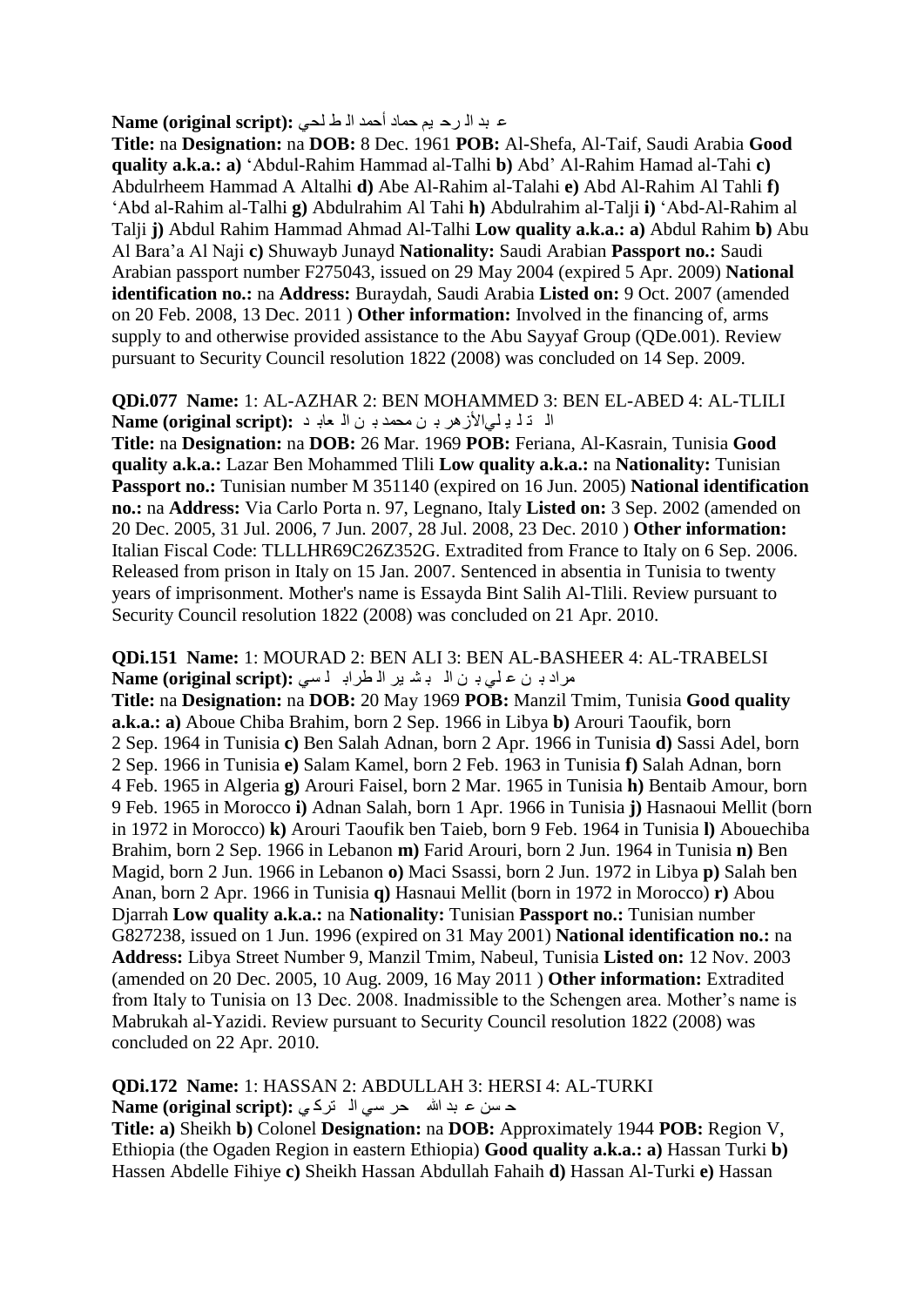**Name (original script):** عبد الرحيم حماد أحمد الطلحي

**Title:** na **Designation:** na **DOB:** 8 Dec. 1961 **POB:** Al-Shefa, Al-Taif, Saudi Arabia **Good quality a.k.a.: a)** 'Abdul-Rahim Hammad al-Talhi **b)** Abd' Al-Rahim Hamad al-Tahi **c)** Abdulrheem Hammad A Altalhi **d)** Abe Al-Rahim al-Talahi **e)** Abd Al-Rahim Al Tahli **f)** 'Abd al-Rahim al-Talhi **g)** Abdulrahim Al Tahi **h)** Abdulrahim al-Talji **i)** 'Abd-Al-Rahim al Talji **j)** Abdul Rahim Hammad Ahmad Al-Talhi **Low quality a.k.a.: a)** Abdul Rahim **b)** Abu Al Bara'a Al Naji **c)** Shuwayb Junayd **Nationality:** Saudi Arabian **Passport no.:** Saudi Arabian passport number F275043, issued on 29 May 2004 (expired 5 Apr. 2009) **National identification no.:** na **Address:** Buraydah, Saudi Arabia **Listed on:** 9 Oct. 2007 (amended on 20 Feb. 2008, 13 Dec. 2011 ) **Other information:** Involved in the financing of, arms supply to and otherwise provided assistance to the Abu Sayyaf Group (QDe.001). Review pursuant to Security Council resolution 1822 (2008) was concluded on 14 Sep. 2009.

**QDi.077 Name:** 1: AL-AZHAR 2: BEN MOHAMMED 3: BEN EL-ABED 4: AL-TLILI
**Name (original script):** الأزهر بن محمد بن العابد التليلي

**Title:** na **Designation:** na **DOB:** 26 Mar. 1969 **POB:** Feriana, Al-Kasrain, Tunisia **Good quality a.k.a.:** Lazar Ben Mohammed Tlili **Low quality a.k.a.:** na **Nationality:** Tunisian **Passport no.:** Tunisian number M 351140 (expired on 16 Jun. 2005) **National identification no.:** na **Address:** Via Carlo Porta n. 97, Legnano, Italy **Listed on:** 3 Sep. 2002 (amended on 20 Dec. 2005, 31 Jul. 2006, 7 Jun. 2007, 28 Jul. 2008, 23 Dec. 2010 ) **Other information:** Italian Fiscal Code: TLLLHR69C26Z352G. Extradited from France to Italy on 6 Sep. 2006. Released from prison in Italy on 15 Jan. 2007. Sentenced in absentia in Tunisia to twenty years of imprisonment. Mother's name is Essayda Bint Salih Al-Tlili. Review pursuant to Security Council resolution 1822 (2008) was concluded on 21 Apr. 2010.

**QDi.151 Name:** 1: MOURAD 2: BEN ALI 3: BEN AL-BASHEER 4: AL-TRABELSI
**Name (original script):** مراد بن علي بن البشير الطرابلسي

**Title:** na **Designation:** na **DOB:** 20 May 1969 **POB:** Manzil Tmim, Tunisia **Good quality a.k.a.: a)** Aboue Chiba Brahim, born 2 Sep. 1966 in Libya **b)** Arouri Taoufik, born 2 Sep. 1964 in Tunisia **c)** Ben Salah Adnan, born 2 Apr. 1966 in Tunisia **d)** Sassi Adel, born 2 Sep. 1966 in Tunisia **e)** Salam Kamel, born 2 Feb. 1963 in Tunisia **f)** Salah Adnan, born 4 Feb. 1965 in Algeria **g)** Arouri Faisel, born 2 Mar. 1965 in Tunisia **h)** Bentaib Amour, born 9 Feb. 1965 in Morocco **i)** Adnan Salah, born 1 Apr. 1966 in Tunisia **j)** Hasnaoui Mellit (born in 1972 in Morocco) **k)** Arouri Taoufik ben Taieb, born 9 Feb. 1964 in Tunisia **l)** Abouechiba Brahim, born 2 Sep. 1966 in Lebanon **m)** Farid Arouri, born 2 Jun. 1964 in Tunisia **n)** Ben Magid, born 2 Jun. 1966 in Lebanon **o)** Maci Ssassi, born 2 Jun. 1972 in Libya **p)** Salah ben Anan, born 2 Apr. 1966 in Tunisia **q)** Hasnaui Mellit (born in 1972 in Morocco) **r)** Abou Djarrah **Low quality a.k.a.:** na **Nationality:** Tunisian **Passport no.:** Tunisian number G827238, issued on 1 Jun. 1996 (expired on 31 May 2001) **National identification no.:** na **Address:** Libya Street Number 9, Manzil Tmim, Nabeul, Tunisia **Listed on:** 12 Nov. 2003 (amended on 20 Dec. 2005, 10 Aug. 2009, 16 May 2011 ) **Other information:** Extradited from Italy to Tunisia on 13 Dec. 2008. Inadmissible to the Schengen area. Mother's name is Mabrukah al-Yazidi. Review pursuant to Security Council resolution 1822 (2008) was concluded on 22 Apr. 2010.

**QDi.172 Name:** 1: HASSAN 2: ABDULLAH 3: HERSI 4: AL-TURKI
**Name (original script):** حسن عبد الله حرسي التركي

**Title: a)** Sheikh **b)** Colonel **Designation:** na **DOB:** Approximately 1944 **POB:** Region V, Ethiopia (the Ogaden Region in eastern Ethiopia) **Good quality a.k.a.: a)** Hassan Turki **b)** Hassen Abdelle Fihiye **c)** Sheikh Hassan Abdullah Fahaih **d)** Hassan Al-Turki **e)** Hassan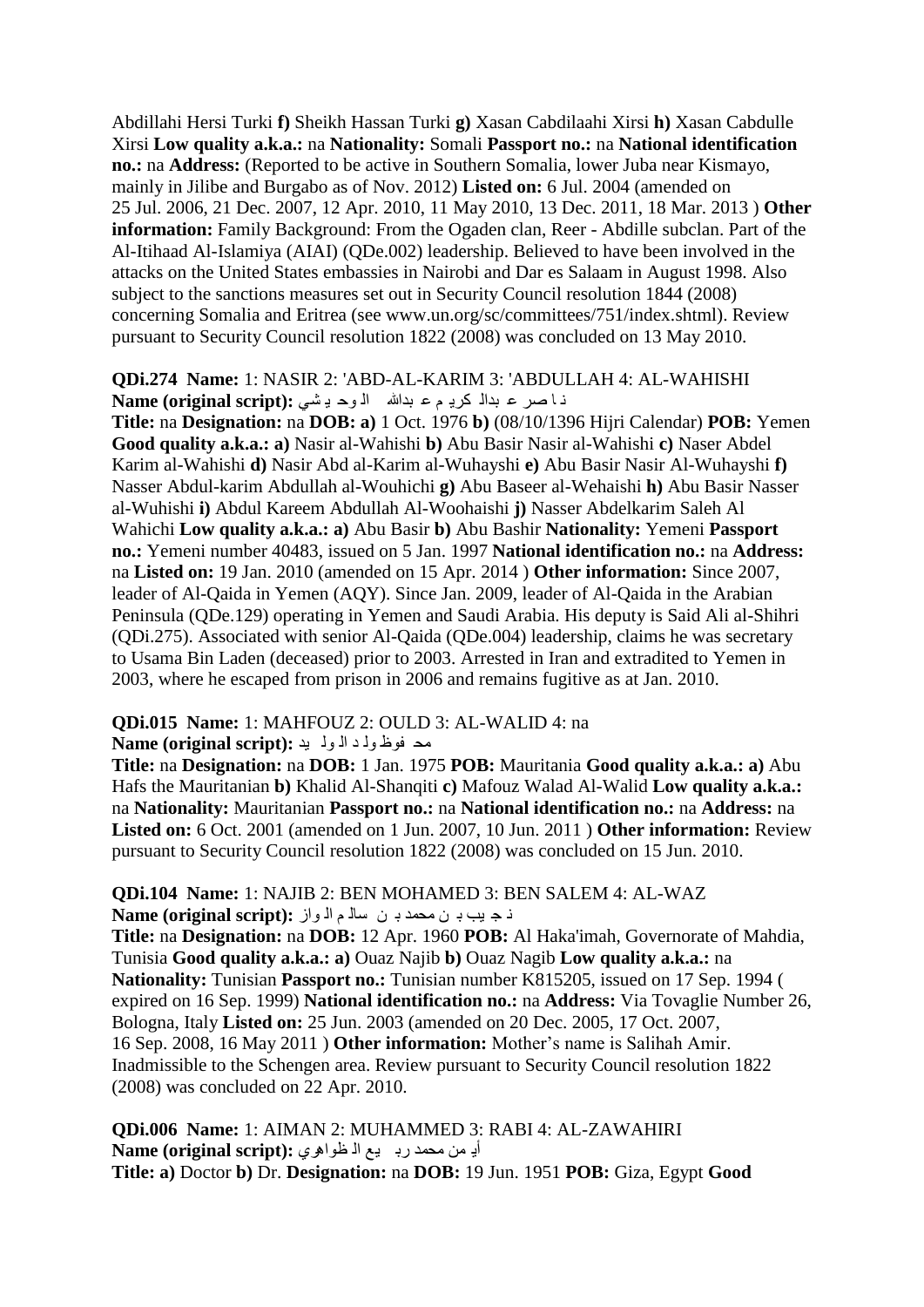Abdillahi Hersi Turki **f)** Sheikh Hassan Turki **g)** Xasan Cabdilaahi Xirsi **h)** Xasan Cabdulle Xirsi **Low quality a.k.a.:** na **Nationality:** Somali **Passport no.:** na **National identification no.:** na **Address:** (Reported to be active in Southern Somalia, lower Juba near Kismayo, mainly in Jilibe and Burgabo as of Nov. 2012) **Listed on:** 6 Jul. 2004 (amended on 25 Jul. 2006, 21 Dec. 2007, 12 Apr. 2010, 11 May 2010, 13 Dec. 2011, 18 Mar. 2013 ) **Other information:** Family Background: From the Ogaden clan, Reer - Abdille subclan. Part of the Al-Itihaad Al-Islamiya (AIAI) (QDe.002) leadership. Believed to have been involved in the attacks on the United States embassies in Nairobi and Dar es Salaam in August 1998. Also subject to the sanctions measures set out in Security Council resolution 1844 (2008) concerning Somalia and Eritrea (see www.un.org/sc/committees/751/index.shtml). Review pursuant to Security Council resolution 1822 (2008) was concluded on 13 May 2010.

**QDi.274 Name:** 1: NASIR 2: 'ABD-AL-KARIM 3: 'ABDULLAH 4: AL-WAHISHI
**Name (original script):** ناصر عبدالكريم عبدالله الوحيشي
**Title:** na **Designation:** na **DOB: a)** 1 Oct. 1976 **b)** (08/10/1396 Hijri Calendar) **POB:** Yemen **Good quality a.k.a.: a)** Nasir al-Wahishi **b)** Abu Basir Nasir al-Wahishi **c)** Naser Abdel Karim al-Wahishi **d)** Nasir Abd al-Karim al-Wuhayshi **e)** Abu Basir Nasir Al-Wuhayshi **f)** Nasser Abdul-karim Abdullah al-Wouhichi **g)** Abu Baseer al-Wehaishi **h)** Abu Basir Nasser al-Wuhishi **i)** Abdul Kareem Abdullah Al-Woohaishi **j)** Nasser Abdelkarim Saleh Al Wahichi **Low quality a.k.a.: a)** Abu Basir **b)** Abu Bashir **Nationality:** Yemeni **Passport no.:** Yemeni number 40483, issued on 5 Jan. 1997 **National identification no.:** na **Address:** na **Listed on:** 19 Jan. 2010 (amended on 15 Apr. 2014 ) **Other information:** Since 2007, leader of Al-Qaida in Yemen (AQY). Since Jan. 2009, leader of Al-Qaida in the Arabian Peninsula (QDe.129) operating in Yemen and Saudi Arabia. His deputy is Said Ali al-Shihri (QDi.275). Associated with senior Al-Qaida (QDe.004) leadership, claims he was secretary to Usama Bin Laden (deceased) prior to 2003. Arrested in Iran and extradited to Yemen in 2003, where he escaped from prison in 2006 and remains fugitive as at Jan. 2010.

**QDi.015 Name:** 1: MAHFOUZ 2: OULD 3: AL-WALID 4: na
**Name (original script):** محفوظ ولد الوليد
**Title:** na **Designation:** na **DOB:** 1 Jan. 1975 **POB:** Mauritania **Good quality a.k.a.: a)** Abu Hafs the Mauritanian **b)** Khalid Al-Shanqiti **c)** Mafouz Walad Al-Walid **Low quality a.k.a.:** na **Nationality:** Mauritanian **Passport no.:** na **National identification no.:** na **Address:** na **Listed on:** 6 Oct. 2001 (amended on 1 Jun. 2007, 10 Jun. 2011 ) **Other information:** Review pursuant to Security Council resolution 1822 (2008) was concluded on 15 Jun. 2010.

**QDi.104 Name:** 1: NAJIB 2: BEN MOHAMED 3: BEN SALEM 4: AL-WAZ
**Name (original script):** نجيب بن محمد بن سالم الواز
**Title:** na **Designation:** na **DOB:** 12 Apr. 1960 **POB:** Al Haka'imah, Governorate of Mahdia, Tunisia **Good quality a.k.a.: a)** Ouaz Najib **b)** Ouaz Nagib **Low quality a.k.a.:** na **Nationality:** Tunisian **Passport no.:** Tunisian number K815205, issued on 17 Sep. 1994 ( expired on 16 Sep. 1999) **National identification no.:** na **Address:** Via Tovaglie Number 26, Bologna, Italy **Listed on:** 25 Jun. 2003 (amended on 20 Dec. 2005, 17 Oct. 2007, 16 Sep. 2008, 16 May 2011 ) **Other information:** Mother's name is Salihah Amir. Inadmissible to the Schengen area. Review pursuant to Security Council resolution 1822 (2008) was concluded on 22 Apr. 2010.

**QDi.006 Name:** 1: AIMAN 2: MUHAMMED 3: RABI 4: AL-ZAWAHIRI
**Name (original script):** أيمن محمد ربيع الظواهري
**Title: a)** Doctor **b)** Dr. **Designation:** na **DOB:** 19 Jun. 1951 **POB:** Giza, Egypt **Good**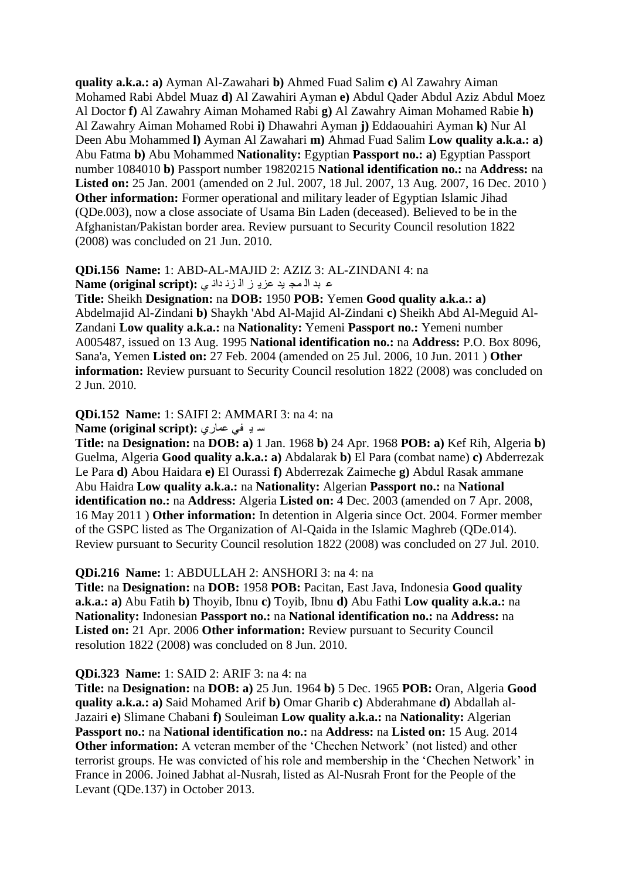**quality a.k.a.: a)** Ayman Al-Zawahari **b)** Ahmed Fuad Salim **c)** Al Zawahry Aiman Mohamed Rabi Abdel Muaz **d)** Al Zawahiri Ayman **e)** Abdul Qader Abdul Aziz Abdul Moez Al Doctor **f)** Al Zawahry Aiman Mohamed Rabi **g)** Al Zawahry Aiman Mohamed Rabie **h)** Al Zawahry Aiman Mohamed Robi **i)** Dhawahri Ayman **j)** Eddaouahiri Ayman **k)** Nur Al Deen Abu Mohammed **l)** Ayman Al Zawahari **m)** Ahmad Fuad Salim **Low quality a.k.a.: a)** Abu Fatma **b)** Abu Mohammed **Nationality:** Egyptian **Passport no.: a)** Egyptian Passport number 1084010 **b)** Passport number 19820215 **National identification no.:** na **Address:** na **Listed on:** 25 Jan. 2001 (amended on 2 Jul. 2007, 18 Jul. 2007, 13 Aug. 2007, 16 Dec. 2010 ) **Other information:** Former operational and military leader of Egyptian Islamic Jihad (QDe.003), now a close associate of Usama Bin Laden (deceased). Believed to be in the Afghanistan/Pakistan border area. Review pursuant to Security Council resolution 1822 (2008) was concluded on 21 Jun. 2010.

**QDi.156 Name:** 1: ABD-AL-MAJID 2: AZIZ 3: AL-ZINDANI 4: na
**Name (original script):** عبد المجيد عزيز الزنداني
**Title:** Sheikh **Designation:** na **DOB:** 1950 **POB:** Yemen **Good quality a.k.a.: a)** Abdelmajid Al-Zindani **b)** Shaykh 'Abd Al-Majid Al-Zindani **c)** Sheikh Abd Al-Meguid Al-Zandani **Low quality a.k.a.:** na **Nationality:** Yemeni **Passport no.:** Yemeni number A005487, issued on 13 Aug. 1995 **National identification no.:** na **Address:** P.O. Box 8096, Sana'a, Yemen **Listed on:** 27 Feb. 2004 (amended on 25 Jul. 2006, 10 Jun. 2011 ) **Other information:** Review pursuant to Security Council resolution 1822 (2008) was concluded on 2 Jun. 2010.

**QDi.152 Name:** 1: SAIFI 2: AMMARI 3: na 4: na
**Name (original script):** سيفي عماري
**Title:** na **Designation:** na **DOB: a)** 1 Jan. 1968 **b)** 24 Apr. 1968 **POB: a)** Kef Rih, Algeria **b)** Guelma, Algeria **Good quality a.k.a.: a)** Abdalarak **b)** El Para (combat name) **c)** Abderrezak Le Para **d)** Abou Haidara **e)** El Ourassi **f)** Abderrezak Zaimeche **g)** Abdul Rasak ammane Abu Haidra **Low quality a.k.a.:** na **Nationality:** Algerian **Passport no.:** na **National identification no.:** na **Address:** Algeria **Listed on:** 4 Dec. 2003 (amended on 7 Apr. 2008, 16 May 2011 ) **Other information:** In detention in Algeria since Oct. 2004. Former member of the GSPC listed as The Organization of Al-Qaida in the Islamic Maghreb (QDe.014). Review pursuant to Security Council resolution 1822 (2008) was concluded on 27 Jul. 2010.

**QDi.216 Name:** 1: ABDULLAH 2: ANSHORI 3: na 4: na
**Title:** na **Designation:** na **DOB:** 1958 **POB:** Pacitan, East Java, Indonesia **Good quality a.k.a.: a)** Abu Fatih **b)** Thoyib, Ibnu **c)** Toyib, Ibnu **d)** Abu Fathi **Low quality a.k.a.:** na **Nationality:** Indonesian **Passport no.:** na **National identification no.:** na **Address:** na **Listed on:** 21 Apr. 2006 **Other information:** Review pursuant to Security Council resolution 1822 (2008) was concluded on 8 Jun. 2010.

**QDi.323 Name:** 1: SAID 2: ARIF 3: na 4: na
**Title:** na **Designation:** na **DOB: a)** 25 Jun. 1964 **b)** 5 Dec. 1965 **POB:** Oran, Algeria **Good quality a.k.a.: a)** Said Mohamed Arif **b)** Omar Gharib **c)** Abderahmane **d)** Abdallah al-Jazairi **e)** Slimane Chabani **f)** Souleiman **Low quality a.k.a.:** na **Nationality:** Algerian **Passport no.:** na **National identification no.:** na **Address:** na **Listed on:** 15 Aug. 2014 **Other information:** A veteran member of the 'Chechen Network' (not listed) and other terrorist groups. He was convicted of his role and membership in the 'Chechen Network' in France in 2006. Joined Jabhat al-Nusrah, listed as Al-Nusrah Front for the People of the Levant (QDe.137) in October 2013.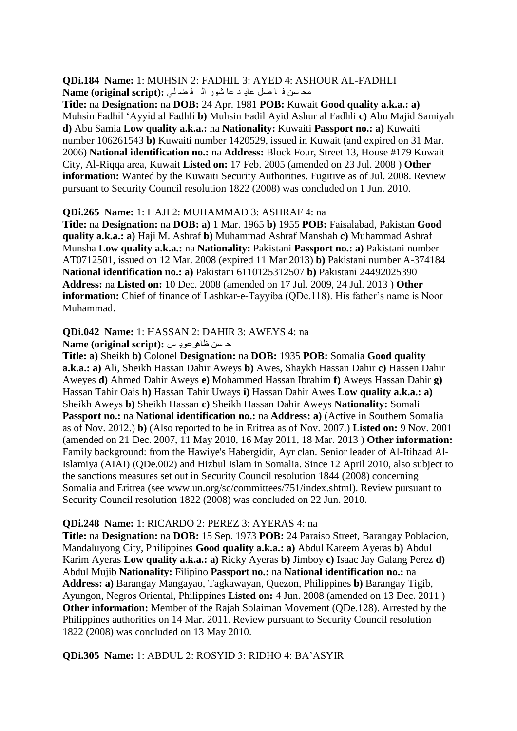**QDi.184 Name:** 1: MUHSIN 2: FADHIL 3: AYED 4: ASHOUR AL-FADHLI
**Name (original script):** محسن فاضل عايد عاشور الفضلي

**Title:** na **Designation:** na **DOB:** 24 Apr. 1981 **POB:** Kuwait **Good quality a.k.a.: a)** Muhsin Fadhil 'Ayyid al Fadhli **b)** Muhsin Fadil Ayid Ashur al Fadhli **c)** Abu Majid Samiyah **d)** Abu Samia **Low quality a.k.a.:** na **Nationality:** Kuwaiti **Passport no.: a)** Kuwaiti number 106261543 **b)** Kuwaiti number 1420529, issued in Kuwait (and expired on 31 Mar. 2006) **National identification no.:** na **Address:** Block Four, Street 13, House #179 Kuwait City, Al-Riqqa area, Kuwait **Listed on:** 17 Feb. 2005 (amended on 23 Jul. 2008 ) **Other information:** Wanted by the Kuwaiti Security Authorities. Fugitive as of Jul. 2008. Review pursuant to Security Council resolution 1822 (2008) was concluded on 1 Jun. 2010.

**QDi.265 Name:** 1: HAJI 2: MUHAMMAD 3: ASHRAF 4: na

**Title:** na **Designation:** na **DOB: a)** 1 Mar. 1965 **b)** 1955 **POB:** Faisalabad, Pakistan **Good quality a.k.a.: a)** Haji M. Ashraf **b)** Muhammad Ashraf Manshah **c)** Muhammad Ashraf Munsha **Low quality a.k.a.:** na **Nationality:** Pakistani **Passport no.: a)** Pakistani number AT0712501, issued on 12 Mar. 2008 (expired 11 Mar 2013) **b)** Pakistani number A-374184 **National identification no.: a)** Pakistani 6110125312507 **b)** Pakistani 24492025390 **Address:** na **Listed on:** 10 Dec. 2008 (amended on 17 Jul. 2009, 24 Jul. 2013 ) **Other information:** Chief of finance of Lashkar-e-Tayyiba (QDe.118). His father's name is Noor Muhammad.

**QDi.042 Name:** 1: HASSAN 2: DAHIR 3: AWEYS 4: na
**Name (original script):** حسن ظاهر عويس

**Title: a)** Sheikh **b)** Colonel **Designation:** na **DOB:** 1935 **POB:** Somalia **Good quality a.k.a.: a)** Ali, Sheikh Hassan Dahir Aweys **b)** Awes, Shaykh Hassan Dahir **c)** Hassen Dahir Aweyes **d)** Ahmed Dahir Aweys **e)** Mohammed Hassan Ibrahim **f)** Aweys Hassan Dahir **g)** Hassan Tahir Oais **h)** Hassan Tahir Uways **i)** Hassan Dahir Awes **Low quality a.k.a.: a)** Sheikh Aweys **b)** Sheikh Hassan **c)** Sheikh Hassan Dahir Aweys **Nationality:** Somali **Passport no.:** na **National identification no.:** na **Address: a)** (Active in Southern Somalia as of Nov. 2012.) **b)** (Also reported to be in Eritrea as of Nov. 2007.) **Listed on:** 9 Nov. 2001 (amended on 21 Dec. 2007, 11 May 2010, 16 May 2011, 18 Mar. 2013 ) **Other information:** Family background: from the Hawiye's Habergidir, Ayr clan. Senior leader of Al-Itihaad Al-Islamiya (AIAI) (QDe.002) and Hizbul Islam in Somalia. Since 12 April 2010, also subject to the sanctions measures set out in Security Council resolution 1844 (2008) concerning Somalia and Eritrea (see www.un.org/sc/committees/751/index.shtml). Review pursuant to Security Council resolution 1822 (2008) was concluded on 22 Jun. 2010.

**QDi.248 Name:** 1: RICARDO 2: PEREZ 3: AYERAS 4: na

**Title:** na **Designation:** na **DOB:** 15 Sep. 1973 **POB:** 24 Paraiso Street, Barangay Poblacion, Mandaluyong City, Philippines **Good quality a.k.a.: a)** Abdul Kareem Ayeras **b)** Abdul Karim Ayeras **Low quality a.k.a.: a)** Ricky Ayeras **b)** Jimboy **c)** Isaac Jay Galang Perez **d)** Abdul Mujib **Nationality:** Filipino **Passport no.:** na **National identification no.:** na **Address: a)** Barangay Mangayao, Tagkawayan, Quezon, Philippines **b)** Barangay Tigib, Ayungon, Negros Oriental, Philippines **Listed on:** 4 Jun. 2008 (amended on 13 Dec. 2011 ) **Other information:** Member of the Rajah Solaiman Movement (QDe.128). Arrested by the Philippines authorities on 14 Mar. 2011. Review pursuant to Security Council resolution 1822 (2008) was concluded on 13 May 2010.

**QDi.305 Name:** 1: ABDUL 2: ROSYID 3: RIDHO 4: BA'ASYIR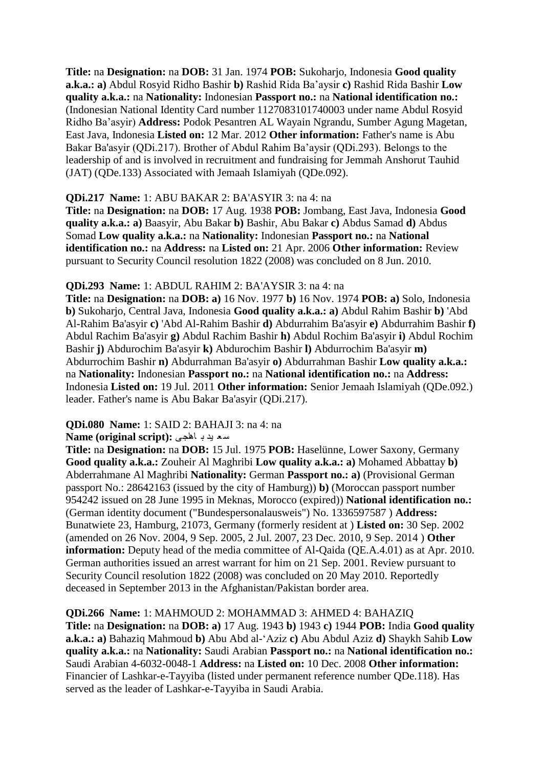**Title:** na **Designation:** na **DOB:** 31 Jan. 1974 **POB:** Sukoharjo, Indonesia **Good quality a.k.a.: a)** Abdul Rosyid Ridho Bashir **b)** Rashid Rida Ba'aysir **c)** Rashid Rida Bashir **Low quality a.k.a.:** na **Nationality:** Indonesian **Passport no.:** na **National identification no.:** (Indonesian National Identity Card number 1127083101740003 under name Abdul Rosyid Ridho Ba'asyir) **Address:** Podok Pesantren AL Wayain Ngrandu, Sumber Agung Magetan, East Java, Indonesia **Listed on:** 12 Mar. 2012 **Other information:** Father's name is Abu Bakar Ba'asyir (QDi.217). Brother of Abdul Rahim Ba'aysir (QDi.293). Belongs to the leadership of and is involved in recruitment and fundraising for Jemmah Anshorut Tauhid (JAT) (QDe.133) Associated with Jemaah Islamiyah (QDe.092).

**QDi.217 Name:** 1: ABU BAKAR 2: BA'ASYIR 3: na 4: na

**Title:** na **Designation:** na **DOB:** 17 Aug. 1938 **POB:** Jombang, East Java, Indonesia **Good quality a.k.a.: a)** Baasyir, Abu Bakar **b)** Bashir, Abu Bakar **c)** Abdus Samad **d)** Abdus Somad **Low quality a.k.a.:** na **Nationality:** Indonesian **Passport no.:** na **National identification no.:** na **Address:** na **Listed on:** 21 Apr. 2006 **Other information:** Review pursuant to Security Council resolution 1822 (2008) was concluded on 8 Jun. 2010.

**QDi.293 Name:** 1: ABDUL RAHIM 2: BA'AYSIR 3: na 4: na

**Title:** na **Designation:** na **DOB: a)** 16 Nov. 1977 **b)** 16 Nov. 1974 **POB: a)** Solo, Indonesia **b)** Sukoharjo, Central Java, Indonesia **Good quality a.k.a.: a)** Abdul Rahim Bashir **b)** 'Abd Al-Rahim Ba'asyir **c)** 'Abd Al-Rahim Bashir **d)** Abdurrahim Ba'asyir **e)** Abdurrahim Bashir **f)** Abdul Rachim Ba'asyir **g)** Abdul Rachim Bashir **h)** Abdul Rochim Ba'asyir **i)** Abdul Rochim Bashir **j)** Abdurochim Ba'asyir **k)** Abdurochim Bashir **l)** Abdurrochim Ba'asyir **m)** Abdurrochim Bashir **n)** Abdurrahman Ba'asyir **o)** Abdurrahman Bashir **Low quality a.k.a.:** na **Nationality:** Indonesian **Passport no.:** na **National identification no.:** na **Address:** Indonesia **Listed on:** 19 Jul. 2011 **Other information:** Senior Jemaah Islamiyah (QDe.092.) leader. Father's name is Abu Bakar Ba'asyir (QDi.217).

**QDi.080 Name:** 1: SAID 2: BAHAJI 3: na 4: na

**Name (original script):** سعيد بهاجي

**Title:** na **Designation:** na **DOB:** 15 Jul. 1975 **POB:** Haselünne, Lower Saxony, Germany **Good quality a.k.a.:** Zouheir Al Maghribi **Low quality a.k.a.: a)** Mohamed Abbattay **b)** Abderrahmane Al Maghribi **Nationality:** German **Passport no.: a)** (Provisional German passport No.: 28642163 (issued by the city of Hamburg)) **b)** (Moroccan passport number 954242 issued on 28 June 1995 in Meknas, Morocco (expired)) **National identification no.:** (German identity document ("Bundespersonalausweis") No. 1336597587 ) **Address:** Bunatwiete 23, Hamburg, 21073, Germany (formerly resident at ) **Listed on:** 30 Sep. 2002 (amended on 26 Nov. 2004, 9 Sep. 2005, 2 Jul. 2007, 23 Dec. 2010, 9 Sep. 2014 ) **Other information:** Deputy head of the media committee of Al-Qaida (QE.A.4.01) as at Apr. 2010. German authorities issued an arrest warrant for him on 21 Sep. 2001. Review pursuant to Security Council resolution 1822 (2008) was concluded on 20 May 2010. Reportedly deceased in September 2013 in the Afghanistan/Pakistan border area.

**QDi.266 Name:** 1: MAHMOUD 2: MOHAMMAD 3: AHMED 4: BAHAZIQ

**Title:** na **Designation:** na **DOB: a)** 17 Aug. 1943 **b)** 1943 **c)** 1944 **POB:** India **Good quality a.k.a.: a)** Bahaziq Mahmoud **b)** Abu Abd al-'Aziz **c)** Abu Abdul Aziz **d)** Shaykh Sahib **Low quality a.k.a.:** na **Nationality:** Saudi Arabian **Passport no.:** na **National identification no.:** Saudi Arabian 4-6032-0048-1 **Address:** na **Listed on:** 10 Dec. 2008 **Other information:** Financier of Lashkar-e-Tayyiba (listed under permanent reference number QDe.118). Has served as the leader of Lashkar-e-Tayyiba in Saudi Arabia.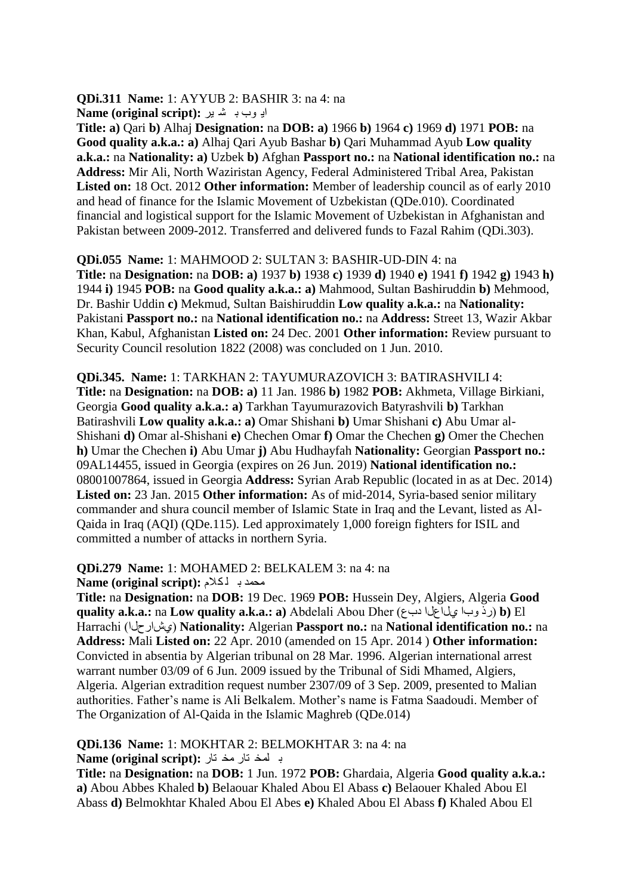**QDi.311 Name:** 1: AYYUB 2: BASHIR 3: na 4: na
**Name (original script):** ايوب بشير

**Title: a)** Qari **b)** Alhaj **Designation:** na **DOB: a)** 1966 **b)** 1964 **c)** 1969 **d)** 1971 **POB:** na **Good quality a.k.a.: a)** Alhaj Qari Ayub Bashar **b)** Qari Muhammad Ayub **Low quality a.k.a.:** na **Nationality: a)** Uzbek **b)** Afghan **Passport no.:** na **National identification no.:** na **Address:** Mir Ali, North Waziristan Agency, Federal Administered Tribal Area, Pakistan **Listed on:** 18 Oct. 2012 **Other information:** Member of leadership council as of early 2010 and head of finance for the Islamic Movement of Uzbekistan (QDe.010). Coordinated financial and logistical support for the Islamic Movement of Uzbekistan in Afghanistan and Pakistan between 2009-2012. Transferred and delivered funds to Fazal Rahim (QDi.303).

**QDi.055 Name:** 1: MAHMOOD 2: SULTAN 3: BASHIR-UD-DIN 4: na
**Title:** na **Designation:** na **DOB: a)** 1937 **b)** 1938 **c)** 1939 **d)** 1940 **e)** 1941 **f)** 1942 **g)** 1943 **h)** 1944 **i)** 1945 **POB:** na **Good quality a.k.a.: a)** Mahmood, Sultan Bashiruddin **b)** Mehmood, Dr. Bashir Uddin **c)** Mekmud, Sultan Baishiruddin **Low quality a.k.a.:** na **Nationality:** Pakistani **Passport no.:** na **National identification no.:** na **Address:** Street 13, Wazir Akbar Khan, Kabul, Afghanistan **Listed on:** 24 Dec. 2001 **Other information:** Review pursuant to Security Council resolution 1822 (2008) was concluded on 1 Jun. 2010.

**QDi.345. Name:** 1: TARKHAN 2: TAYUMURAZOVICH 3: BATIRASHVILI 4:
**Title:** na **Designation:** na **DOB: a)** 11 Jan. 1986 **b)** 1982 **POB:** Akhmeta, Village Birkiani, Georgia **Good quality a.k.a.: a)** Tarkhan Tayumurazovich Batyrashvili **b)** Tarkhan Batirashvili **Low quality a.k.a.: a)** Omar Shishani **b)** Umar Shishani **c)** Abu Umar al-Shishani **d)** Omar al-Shishani **e)** Chechen Omar **f)** Omar the Chechen **g)** Omer the Chechen **h)** Umar the Chechen **i)** Abu Umar **j)** Abu Hudhayfah **Nationality:** Georgian **Passport no.:** 09AL14455, issued in Georgia (expires on 26 Jun. 2019) **National identification no.:** 08001007864, issued in Georgia **Address:** Syrian Arab Republic (located in as at Dec. 2014) **Listed on:** 23 Jan. 2015 **Other information:** As of mid-2014, Syria-based senior military commander and shura council member of Islamic State in Iraq and the Levant, listed as Al-Qaida in Iraq (AQI) (QDe.115). Led approximately 1,000 foreign fighters for ISIL and committed a number of attacks in northern Syria.

**QDi.279 Name:** 1: MOHAMED 2: BELKALEM 3: na 4: na
**Name (original script):** محمد بلكلام

**Title:** na **Designation:** na **DOB:** 19 Dec. 1969 **POB:** Hussein Dey, Algiers, Algeria **Good quality a.k.a.:** na **Low quality a.k.a.: a)** Abdelali Abou Dher (عبد العالي ابو ذر) **b)** El Harrachi (الحراشي) **Nationality:** Algerian **Passport no.:** na **National identification no.:** na **Address:** Mali **Listed on:** 22 Apr. 2010 (amended on 15 Apr. 2014 ) **Other information:** Convicted in absentia by Algerian tribunal on 28 Mar. 1996. Algerian international arrest warrant number 03/09 of 6 Jun. 2009 issued by the Tribunal of Sidi Mhamed, Algiers, Algeria. Algerian extradition request number 2307/09 of 3 Sep. 2009, presented to Malian authorities. Father's name is Ali Belkalem. Mother's name is Fatma Saadoudi. Member of The Organization of Al-Qaida in the Islamic Maghreb (QDe.014)

**QDi.136 Name:** 1: MOKHTAR 2: BELMOKHTAR 3: na 4: na
**Name (original script):** مختار بلمختار

**Title:** na **Designation:** na **DOB:** 1 Jun. 1972 **POB:** Ghardaia, Algeria **Good quality a.k.a.: a)** Abou Abbes Khaled **b)** Belaouar Khaled Abou El Abass **c)** Belaouer Khaled Abou El Abass **d)** Belmokhtar Khaled Abou El Abes **e)** Khaled Abou El Abass **f)** Khaled Abou El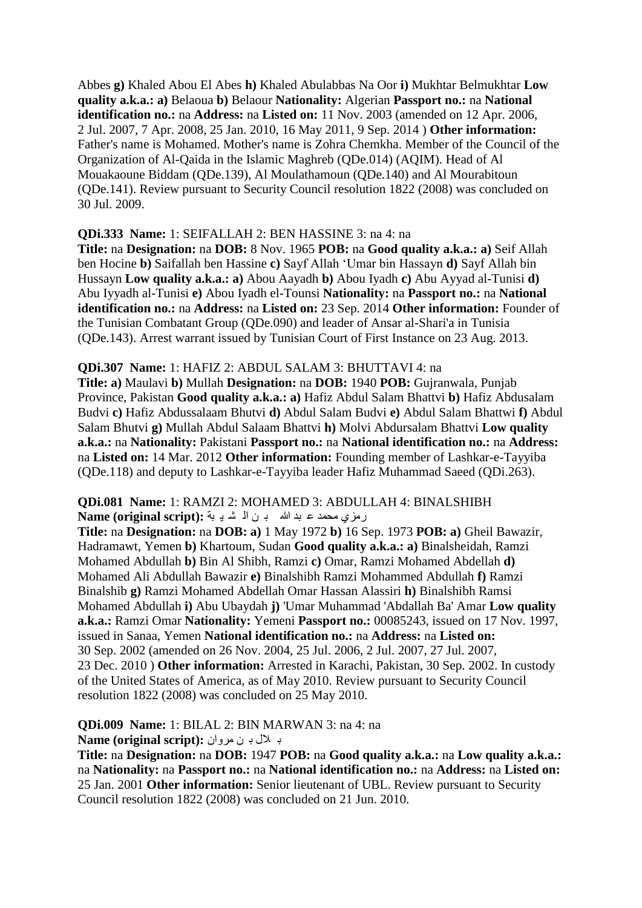Abbes **g)** Khaled Abou El Abes **h)** Khaled Abulabbas Na Oor **i)** Mukhtar Belmukhtar **Low quality a.k.a.: a)** Belaoua **b)** Belaour **Nationality:** Algerian **Passport no.:** na **National identification no.:** na **Address:** na **Listed on:** 11 Nov. 2003 (amended on 12 Apr. 2006, 2 Jul. 2007, 7 Apr. 2008, 25 Jan. 2010, 16 May 2011, 9 Sep. 2014 ) **Other information:** Father's name is Mohamed. Mother's name is Zohra Chemkha. Member of the Council of the Organization of Al-Qaida in the Islamic Maghreb (QDe.014) (AQIM). Head of Al Mouakaoune Biddam (QDe.139), Al Moulathamoun (QDe.140) and Al Mourabitoun (QDe.141). Review pursuant to Security Council resolution 1822 (2008) was concluded on 30 Jul. 2009.

**QDi.333 Name:** 1: SEIFALLAH 2: BEN HASSINE 3: na 4: na
**Title:** na **Designation:** na **DOB:** 8 Nov. 1965 **POB:** na **Good quality a.k.a.: a)** Seif Allah ben Hocine **b)** Saifallah ben Hassine **c)** Sayf Allah 'Umar bin Hassayn **d)** Sayf Allah bin Hussayn **Low quality a.k.a.: a)** Abou Aayadh **b)** Abou Iyadh **c)** Abu Ayyad al-Tunisi **d)** Abu Iyyadh al-Tunisi **e)** Abou Iyadh el-Tounsi **Nationality:** na **Passport no.:** na **National identification no.:** na **Address:** na **Listed on:** 23 Sep. 2014 **Other information:** Founder of the Tunisian Combatant Group (QDe.090) and leader of Ansar al-Shari'a in Tunisia (QDe.143). Arrest warrant issued by Tunisian Court of First Instance on 23 Aug. 2013.

**QDi.307 Name:** 1: HAFIZ 2: ABDUL SALAM 3: BHUTTAVI 4: na
**Title: a)** Maulavi **b)** Mullah **Designation:** na **DOB:** 1940 **POB:** Gujranwala, Punjab Province, Pakistan **Good quality a.k.a.: a)** Hafiz Abdul Salam Bhattvi **b)** Hafiz Abdusalam Budvi **c)** Hafiz Abdussalaam Bhutvi **d)** Abdul Salam Budvi **e)** Abdul Salam Bhattwi **f)** Abdul Salam Bhutvi **g)** Mullah Abdul Salaam Bhattvi **h)** Molvi Abdursalam Bhattvi **Low quality a.k.a.:** na **Nationality:** Pakistani **Passport no.:** na **National identification no.:** na **Address:** na **Listed on:** 14 Mar. 2012 **Other information:** Founding member of Lashkar-e-Tayyiba (QDe.118) and deputy to Lashkar-e-Tayyiba leader Hafiz Muhammad Saeed (QDi.263).

**QDi.081 Name:** 1: RAMZI 2: MOHAMED 3: ABDULLAH 4: BINALSHIBH
**Name (original script):** رمزي محمد عبد الله بن الشيبة
**Title:** na **Designation:** na **DOB: a)** 1 May 1972 **b)** 16 Sep. 1973 **POB: a)** Gheil Bawazir, Hadramawt, Yemen **b)** Khartoum, Sudan **Good quality a.k.a.: a)** Binalsheidah, Ramzi Mohamed Abdullah **b)** Bin Al Shibh, Ramzi **c)** Omar, Ramzi Mohamed Abdellah **d)** Mohamed Ali Abdullah Bawazir **e)** Binalshibh Ramzi Mohammed Abdullah **f)** Ramzi Binalshib **g)** Ramzi Mohamed Abdellah Omar Hassan Alassiri **h)** Binalshibh Ramsi Mohamed Abdullah **i)** Abu Ubaydah **j)** 'Umar Muhammad 'Abdallah Ba' Amar **Low quality a.k.a.:** Ramzi Omar **Nationality:** Yemeni **Passport no.:** 00085243, issued on 17 Nov. 1997, issued in Sanaa, Yemen **National identification no.:** na **Address:** na **Listed on:** 30 Sep. 2002 (amended on 26 Nov. 2004, 25 Jul. 2006, 2 Jul. 2007, 27 Jul. 2007, 23 Dec. 2010 ) **Other information:** Arrested in Karachi, Pakistan, 30 Sep. 2002. In custody of the United States of America, as of May 2010. Review pursuant to Security Council resolution 1822 (2008) was concluded on 25 May 2010.

**QDi.009 Name:** 1: BILAL 2: BIN MARWAN 3: na 4: na
**Name (original script):** بلال بن مروان
**Title:** na **Designation:** na **DOB:** 1947 **POB:** na **Good quality a.k.a.:** na **Low quality a.k.a.:** na **Nationality:** na **Passport no.:** na **National identification no.:** na **Address:** na **Listed on:** 25 Jan. 2001 **Other information:** Senior lieutenant of UBL. Review pursuant to Security Council resolution 1822 (2008) was concluded on 21 Jun. 2010.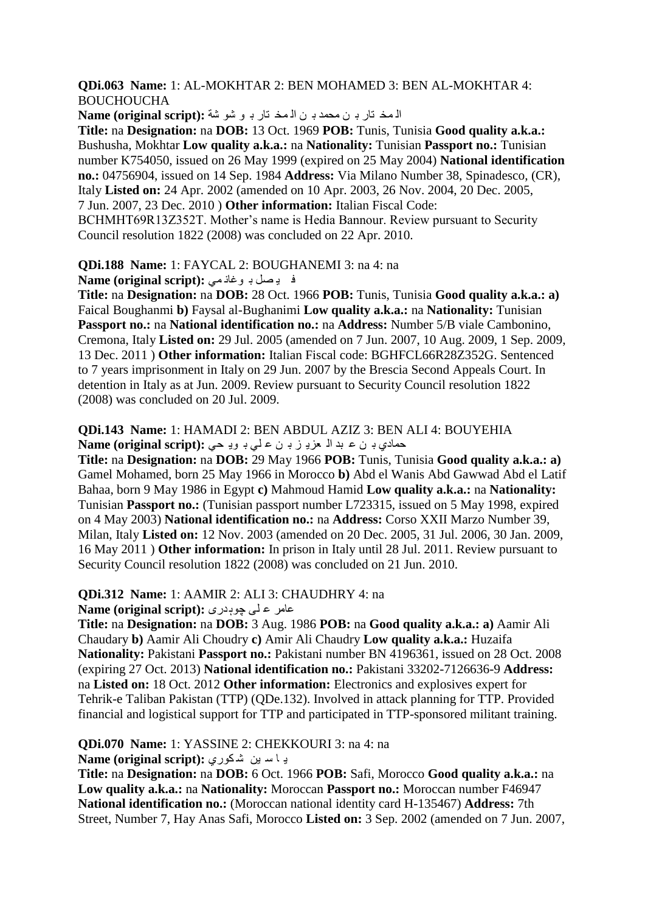**QDi.063 Name:** 1: AL-MOKHTAR 2: BEN MOHAMED 3: BEN AL-MOKHTAR 4: BOUCHOUCHA

**Name (original script):** المختار بن محمد بن المختار بوشوشة

**Title:** na **Designation:** na **DOB:** 13 Oct. 1969 **POB:** Tunis, Tunisia **Good quality a.k.a.:** Bushusha, Mokhtar **Low quality a.k.a.:** na **Nationality:** Tunisian **Passport no.:** Tunisian number K754050, issued on 26 May 1999 (expired on 25 May 2004) **National identification no.:** 04756904, issued on 14 Sep. 1984 **Address:** Via Milano Number 38, Spinadesco, (CR), Italy **Listed on:** 24 Apr. 2002 (amended on 10 Apr. 2003, 26 Nov. 2004, 20 Dec. 2005, 7 Jun. 2007, 23 Dec. 2010 ) **Other information:** Italian Fiscal Code: BCHMHT69R13Z352T. Mother's name is Hedia Bannour. Review pursuant to Security Council resolution 1822 (2008) was concluded on 22 Apr. 2010.

**QDi.188 Name:** 1: FAYCAL 2: BOUGHANEMI 3: na 4: na

**Name (original script):** فيصل بوغانمي

**Title:** na **Designation:** na **DOB:** 28 Oct. 1966 **POB:** Tunis, Tunisia **Good quality a.k.a.: a)** Faical Boughanmi **b)** Faysal al-Bughanimi **Low quality a.k.a.:** na **Nationality:** Tunisian **Passport no.:** na **National identification no.:** na **Address:** Number 5/B viale Cambonino, Cremona, Italy **Listed on:** 29 Jul. 2005 (amended on 7 Jun. 2007, 10 Aug. 2009, 1 Sep. 2009, 13 Dec. 2011 ) **Other information:** Italian Fiscal code: BGHFCL66R28Z352G. Sentenced to 7 years imprisonment in Italy on 29 Jun. 2007 by the Brescia Second Appeals Court. In detention in Italy as at Jun. 2009. Review pursuant to Security Council resolution 1822 (2008) was concluded on 20 Jul. 2009.

**QDi.143 Name:** 1: HAMADI 2: BEN ABDUL AZIZ 3: BEN ALI 4: BOUYEHIA

**Name (original script):** حمادي بن عبد العزيز بن علي بويحي

**Title:** na **Designation:** na **DOB:** 29 May 1966 **POB:** Tunis, Tunisia **Good quality a.k.a.: a)** Gamel Mohamed, born 25 May 1966 in Morocco **b)** Abd el Wanis Abd Gawwad Abd el Latif Bahaa, born 9 May 1986 in Egypt **c)** Mahmoud Hamid **Low quality a.k.a.:** na **Nationality:** Tunisian **Passport no.:** (Tunisian passport number L723315, issued on 5 May 1998, expired on 4 May 2003) **National identification no.:** na **Address:** Corso XXII Marzo Number 39, Milan, Italy **Listed on:** 12 Nov. 2003 (amended on 20 Dec. 2005, 31 Jul. 2006, 30 Jan. 2009, 16 May 2011 ) **Other information:** In prison in Italy until 28 Jul. 2011. Review pursuant to Security Council resolution 1822 (2008) was concluded on 21 Jun. 2010.

**QDi.312 Name:** 1: AAMIR 2: ALI 3: CHAUDHRY 4: na

**Name (original script):** عامر علی چوہدری

**Title:** na **Designation:** na **DOB:** 3 Aug. 1986 **POB:** na **Good quality a.k.a.: a)** Aamir Ali Chaudary **b)** Aamir Ali Choudry **c)** Amir Ali Chaudry **Low quality a.k.a.:** Huzaifa **Nationality:** Pakistani **Passport no.:** Pakistani number BN 4196361, issued on 28 Oct. 2008 (expiring 27 Oct. 2013) **National identification no.:** Pakistani 33202-7126636-9 **Address:** na **Listed on:** 18 Oct. 2012 **Other information:** Electronics and explosives expert for Tehrik-e Taliban Pakistan (TTP) (QDe.132). Involved in attack planning for TTP. Provided financial and logistical support for TTP and participated in TTP-sponsored militant training.

**QDi.070 Name:** 1: YASSINE 2: CHEKKOURI 3: na 4: na

**Name (original script):** ياسين شكوري

**Title:** na **Designation:** na **DOB:** 6 Oct. 1966 **POB:** Safi, Morocco **Good quality a.k.a.:** na **Low quality a.k.a.:** na **Nationality:** Moroccan **Passport no.:** Moroccan number F46947 **National identification no.:** (Moroccan national identity card H-135467) **Address:** 7th Street, Number 7, Hay Anas Safi, Morocco **Listed on:** 3 Sep. 2002 (amended on 7 Jun. 2007,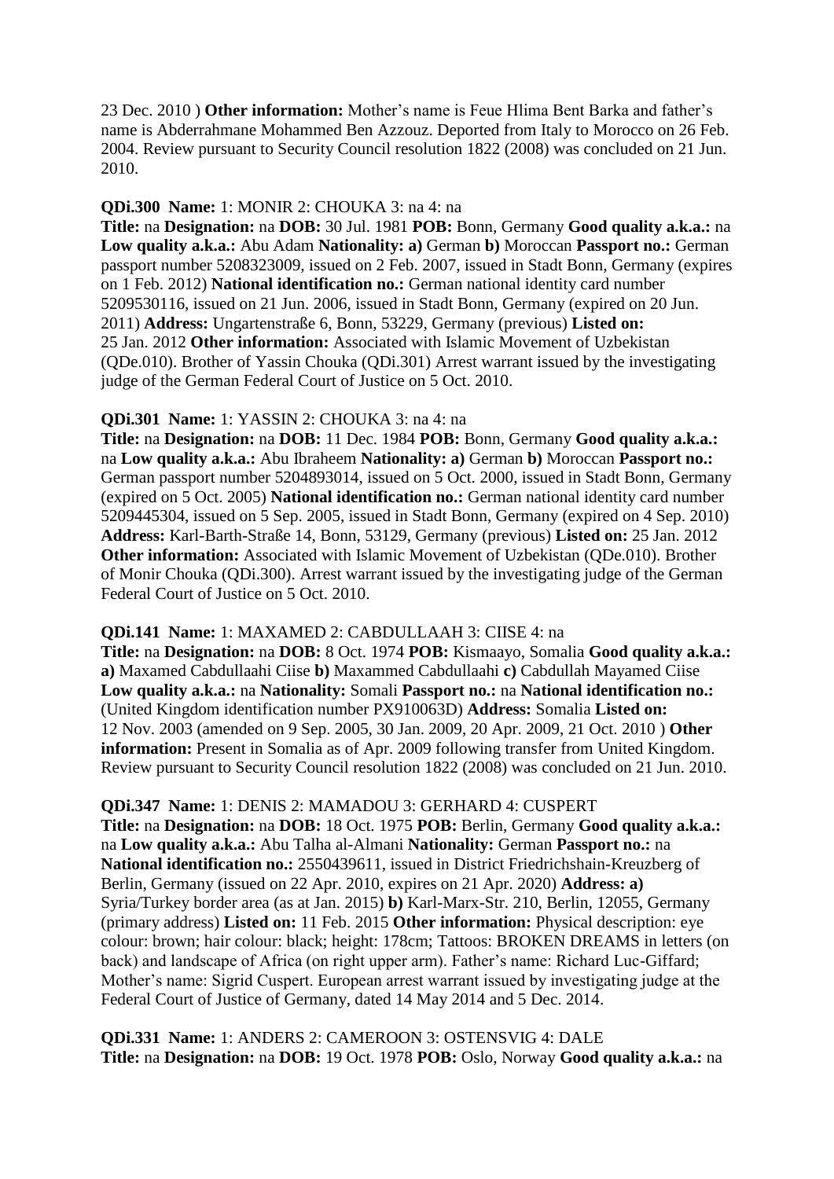23 Dec. 2010 ) **Other information:** Mother's name is Feue Hlima Bent Barka and father's name is Abderrahmane Mohammed Ben Azzouz. Deported from Italy to Morocco on 26 Feb. 2004. Review pursuant to Security Council resolution 1822 (2008) was concluded on 21 Jun. 2010.

**QDi.300 Name:** 1: MONIR 2: CHOUKA 3: na 4: na
**Title:** na **Designation:** na **DOB:** 30 Jul. 1981 **POB:** Bonn, Germany **Good quality a.k.a.:** na **Low quality a.k.a.:** Abu Adam **Nationality: a)** German **b)** Moroccan **Passport no.:** German passport number 5208323009, issued on 2 Feb. 2007, issued in Stadt Bonn, Germany (expires on 1 Feb. 2012) **National identification no.:** German national identity card number 5209530116, issued on 21 Jun. 2006, issued in Stadt Bonn, Germany (expired on 20 Jun. 2011) **Address:** Ungartenstraße 6, Bonn, 53229, Germany (previous) **Listed on:** 25 Jan. 2012 **Other information:** Associated with Islamic Movement of Uzbekistan (QDe.010). Brother of Yassin Chouka (QDi.301) Arrest warrant issued by the investigating judge of the German Federal Court of Justice on 5 Oct. 2010.

**QDi.301 Name:** 1: YASSIN 2: CHOUKA 3: na 4: na
**Title:** na **Designation:** na **DOB:** 11 Dec. 1984 **POB:** Bonn, Germany **Good quality a.k.a.:** na **Low quality a.k.a.:** Abu Ibraheem **Nationality: a)** German **b)** Moroccan **Passport no.:** German passport number 5204893014, issued on 5 Oct. 2000, issued in Stadt Bonn, Germany (expired on 5 Oct. 2005) **National identification no.:** German national identity card number 5209445304, issued on 5 Sep. 2005, issued in Stadt Bonn, Germany (expired on 4 Sep. 2010) **Address:** Karl-Barth-Straße 14, Bonn, 53129, Germany (previous) **Listed on:** 25 Jan. 2012 **Other information:** Associated with Islamic Movement of Uzbekistan (QDe.010). Brother of Monir Chouka (QDi.300). Arrest warrant issued by the investigating judge of the German Federal Court of Justice on 5 Oct. 2010.

**QDi.141 Name:** 1: MAXAMED 2: CABDULLAAH 3: CIISE 4: na
**Title:** na **Designation:** na **DOB:** 8 Oct. 1974 **POB:** Kismaayo, Somalia **Good quality a.k.a.: a)** Maxamed Cabdullaahi Ciise **b)** Maxammed Cabdullaahi **c)** Cabdullah Mayamed Ciise **Low quality a.k.a.:** na **Nationality:** Somali **Passport no.:** na **National identification no.:** (United Kingdom identification number PX910063D) **Address:** Somalia **Listed on:** 12 Nov. 2003 (amended on 9 Sep. 2005, 30 Jan. 2009, 20 Apr. 2009, 21 Oct. 2010 ) **Other information:** Present in Somalia as of Apr. 2009 following transfer from United Kingdom. Review pursuant to Security Council resolution 1822 (2008) was concluded on 21 Jun. 2010.

**QDi.347 Name:** 1: DENIS 2: MAMADOU 3: GERHARD 4: CUSPERT
**Title:** na **Designation:** na **DOB:** 18 Oct. 1975 **POB:** Berlin, Germany **Good quality a.k.a.:** na **Low quality a.k.a.:** Abu Talha al-Almani **Nationality:** German **Passport no.:** na **National identification no.:** 2550439611, issued in District Friedrichshain-Kreuzberg of Berlin, Germany (issued on 22 Apr. 2010, expires on 21 Apr. 2020) **Address: a)** Syria/Turkey border area (as at Jan. 2015) **b)** Karl-Marx-Str. 210, Berlin, 12055, Germany (primary address) **Listed on:** 11 Feb. 2015 **Other information:** Physical description: eye colour: brown; hair colour: black; height: 178cm; Tattoos: BROKEN DREAMS in letters (on back) and landscape of Africa (on right upper arm). Father's name: Richard Luc-Giffard; Mother's name: Sigrid Cuspert. European arrest warrant issued by investigating judge at the Federal Court of Justice of Germany, dated 14 May 2014 and 5 Dec. 2014.

**QDi.331 Name:** 1: ANDERS 2: CAMEROON 3: OSTENSVIG 4: DALE
**Title:** na **Designation:** na **DOB:** 19 Oct. 1978 **POB:** Oslo, Norway **Good quality a.k.a.:** na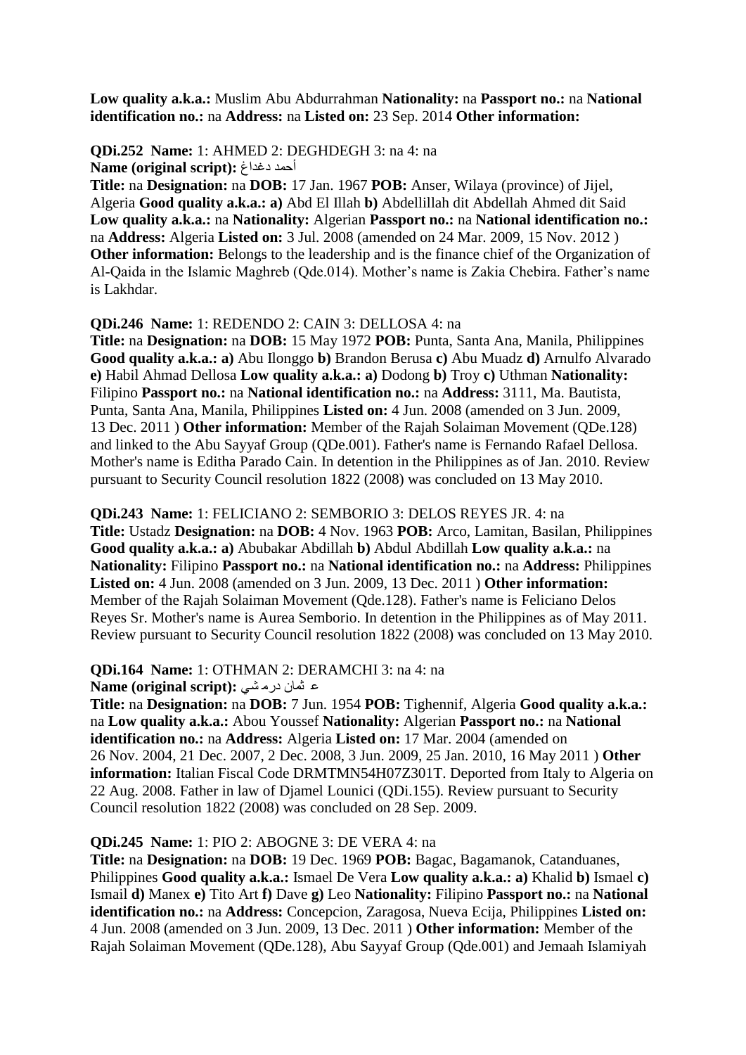**Low quality a.k.a.:** Muslim Abu Abdurrahman **Nationality:** na **Passport no.:** na **National identification no.:** na **Address:** na **Listed on:** 23 Sep. 2014 **Other information:**

**QDi.252 Name:** 1: AHMED 2: DEGHDEGH 3: na 4: na
**Name (original script):** أحمد دغداغ
**Title:** na **Designation:** na **DOB:** 17 Jan. 1967 **POB:** Anser, Wilaya (province) of Jijel, Algeria **Good quality a.k.a.: a)** Abd El Illah **b)** Abdellillah dit Abdellah Ahmed dit Said **Low quality a.k.a.:** na **Nationality:** Algerian **Passport no.:** na **National identification no.:** na **Address:** Algeria **Listed on:** 3 Jul. 2008 (amended on 24 Mar. 2009, 15 Nov. 2012 ) **Other information:** Belongs to the leadership and is the finance chief of the Organization of Al-Qaida in the Islamic Maghreb (Qde.014). Mother's name is Zakia Chebira. Father's name is Lakhdar.

**QDi.246 Name:** 1: REDENDO 2: CAIN 3: DELLOSA 4: na
**Title:** na **Designation:** na **DOB:** 15 May 1972 **POB:** Punta, Santa Ana, Manila, Philippines **Good quality a.k.a.: a)** Abu Ilonggo **b)** Brandon Berusa **c)** Abu Muadz **d)** Arnulfo Alvarado **e)** Habil Ahmad Dellosa **Low quality a.k.a.: a)** Dodong **b)** Troy **c)** Uthman **Nationality:** Filipino **Passport no.:** na **National identification no.:** na **Address:** 3111, Ma. Bautista, Punta, Santa Ana, Manila, Philippines **Listed on:** 4 Jun. 2008 (amended on 3 Jun. 2009, 13 Dec. 2011 ) **Other information:** Member of the Rajah Solaiman Movement (QDe.128) and linked to the Abu Sayyaf Group (QDe.001). Father's name is Fernando Rafael Dellosa. Mother's name is Editha Parado Cain. In detention in the Philippines as of Jan. 2010. Review pursuant to Security Council resolution 1822 (2008) was concluded on 13 May 2010.

**QDi.243 Name:** 1: FELICIANO 2: SEMBORIO 3: DELOS REYES JR. 4: na
**Title:** Ustadz **Designation:** na **DOB:** 4 Nov. 1963 **POB:** Arco, Lamitan, Basilan, Philippines **Good quality a.k.a.: a)** Abubakar Abdillah **b)** Abdul Abdillah **Low quality a.k.a.:** na **Nationality:** Filipino **Passport no.:** na **National identification no.:** na **Address:** Philippines **Listed on:** 4 Jun. 2008 (amended on 3 Jun. 2009, 13 Dec. 2011 ) **Other information:** Member of the Rajah Solaiman Movement (Qde.128). Father's name is Feliciano Delos Reyes Sr. Mother's name is Aurea Semborio. In detention in the Philippines as of May 2011. Review pursuant to Security Council resolution 1822 (2008) was concluded on 13 May 2010.

**QDi.164 Name:** 1: OTHMAN 2: DERAMCHI 3: na 4: na
**Name (original script):** عثمان درمشي
**Title:** na **Designation:** na **DOB:** 7 Jun. 1954 **POB:** Tighennif, Algeria **Good quality a.k.a.:** na **Low quality a.k.a.:** Abou Youssef **Nationality:** Algerian **Passport no.:** na **National identification no.:** na **Address:** Algeria **Listed on:** 17 Mar. 2004 (amended on 26 Nov. 2004, 21 Dec. 2007, 2 Dec. 2008, 3 Jun. 2009, 25 Jan. 2010, 16 May 2011 ) **Other information:** Italian Fiscal Code DRMTMN54H07Z301T. Deported from Italy to Algeria on 22 Aug. 2008. Father in law of Djamel Lounici (QDi.155). Review pursuant to Security Council resolution 1822 (2008) was concluded on 28 Sep. 2009.

**QDi.245 Name:** 1: PIO 2: ABOGNE 3: DE VERA 4: na
**Title:** na **Designation:** na **DOB:** 19 Dec. 1969 **POB:** Bagac, Bagamanok, Catanduanes, Philippines **Good quality a.k.a.:** Ismael De Vera **Low quality a.k.a.: a)** Khalid **b)** Ismael **c)** Ismail **d)** Manex **e)** Tito Art **f)** Dave **g)** Leo **Nationality:** Filipino **Passport no.:** na **National identification no.:** na **Address:** Concepcion, Zaragosa, Nueva Ecija, Philippines **Listed on:** 4 Jun. 2008 (amended on 3 Jun. 2009, 13 Dec. 2011 ) **Other information:** Member of the Rajah Solaiman Movement (QDe.128), Abu Sayyaf Group (Qde.001) and Jemaah Islamiyah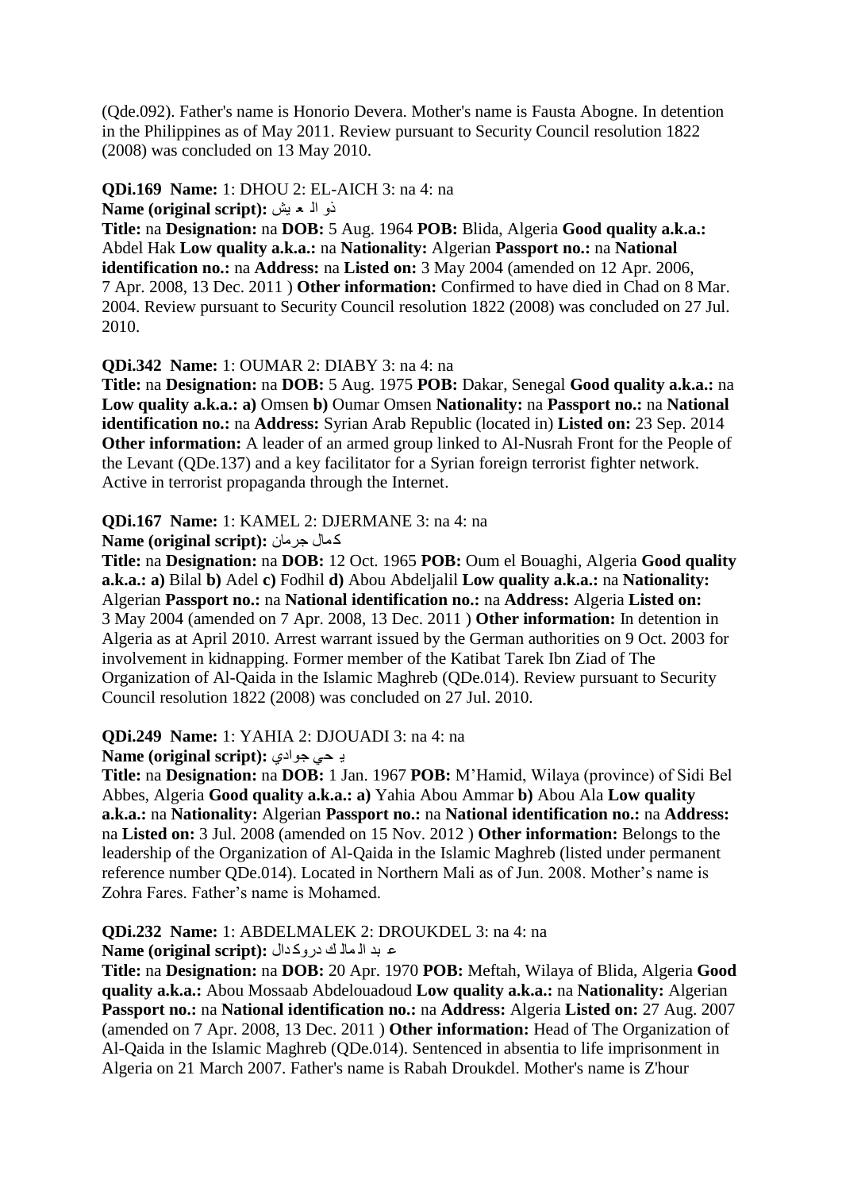(Qde.092). Father's name is Honorio Devera. Mother's name is Fausta Abogne. In detention in the Philippines as of May 2011. Review pursuant to Security Council resolution 1822 (2008) was concluded on 13 May 2010.

**QDi.169 Name:** 1: DHOU 2: EL-AICH 3: na 4: na
**Name (original script):** ذو الـ عـ يش
**Title:** na **Designation:** na **DOB:** 5 Aug. 1964 **POB:** Blida, Algeria **Good quality a.k.a.:** Abdel Hak **Low quality a.k.a.:** na **Nationality:** Algerian **Passport no.:** na **National identification no.:** na **Address:** na **Listed on:** 3 May 2004 (amended on 12 Apr. 2006, 7 Apr. 2008, 13 Dec. 2011 ) **Other information:** Confirmed to have died in Chad on 8 Mar. 2004. Review pursuant to Security Council resolution 1822 (2008) was concluded on 27 Jul. 2010.

**QDi.342 Name:** 1: OUMAR 2: DIABY 3: na 4: na
**Title:** na **Designation:** na **DOB:** 5 Aug. 1975 **POB:** Dakar, Senegal **Good quality a.k.a.:** na **Low quality a.k.a.: a)** Omsen **b)** Oumar Omsen **Nationality:** na **Passport no.:** na **National identification no.:** na **Address:** Syrian Arab Republic (located in) **Listed on:** 23 Sep. 2014 **Other information:** A leader of an armed group linked to Al-Nusrah Front for the People of the Levant (QDe.137) and a key facilitator for a Syrian foreign terrorist fighter network. Active in terrorist propaganda through the Internet.

**QDi.167 Name:** 1: KAMEL 2: DJERMANE 3: na 4: na
**Name (original script):** كمال جرمان
**Title:** na **Designation:** na **DOB:** 12 Oct. 1965 **POB:** Oum el Bouaghi, Algeria **Good quality a.k.a.: a)** Bilal **b)** Adel **c)** Fodhil **d)** Abou Abdeljalil **Low quality a.k.a.:** na **Nationality:** Algerian **Passport no.:** na **National identification no.:** na **Address:** Algeria **Listed on:** 3 May 2004 (amended on 7 Apr. 2008, 13 Dec. 2011 ) **Other information:** In detention in Algeria as at April 2010. Arrest warrant issued by the German authorities on 9 Oct. 2003 for involvement in kidnapping. Former member of the Katibat Tarek Ibn Ziad of The Organization of Al-Qaida in the Islamic Maghreb (QDe.014). Review pursuant to Security Council resolution 1822 (2008) was concluded on 27 Jul. 2010.

**QDi.249 Name:** 1: YAHIA 2: DJOUADI 3: na 4: na
**Name (original script):** يـ حي جوادي
**Title:** na **Designation:** na **DOB:** 1 Jan. 1967 **POB:** M'Hamid, Wilaya (province) of Sidi Bel Abbes, Algeria **Good quality a.k.a.: a)** Yahia Abou Ammar **b)** Abou Ala **Low quality a.k.a.:** na **Nationality:** Algerian **Passport no.:** na **National identification no.:** na **Address:** na **Listed on:** 3 Jul. 2008 (amended on 15 Nov. 2012 ) **Other information:** Belongs to the leadership of the Organization of Al-Qaida in the Islamic Maghreb (listed under permanent reference number QDe.014). Located in Northern Mali as of Jun. 2008. Mother's name is Zohra Fares. Father's name is Mohamed.

**QDi.232 Name:** 1: ABDELMALEK 2: DROUKDEL 3: na 4: na
**Name (original script):** عـ بد الـ مالـ ك دروكدال
**Title:** na **Designation:** na **DOB:** 20 Apr. 1970 **POB:** Meftah, Wilaya of Blida, Algeria **Good quality a.k.a.:** Abou Mossaab Abdelouadoud **Low quality a.k.a.:** na **Nationality:** Algerian **Passport no.:** na **National identification no.:** na **Address:** Algeria **Listed on:** 27 Aug. 2007 (amended on 7 Apr. 2008, 13 Dec. 2011 ) **Other information:** Head of The Organization of Al-Qaida in the Islamic Maghreb (QDe.014). Sentenced in absentia to life imprisonment in Algeria on 21 March 2007. Father's name is Rabah Droukdel. Mother's name is Z'hour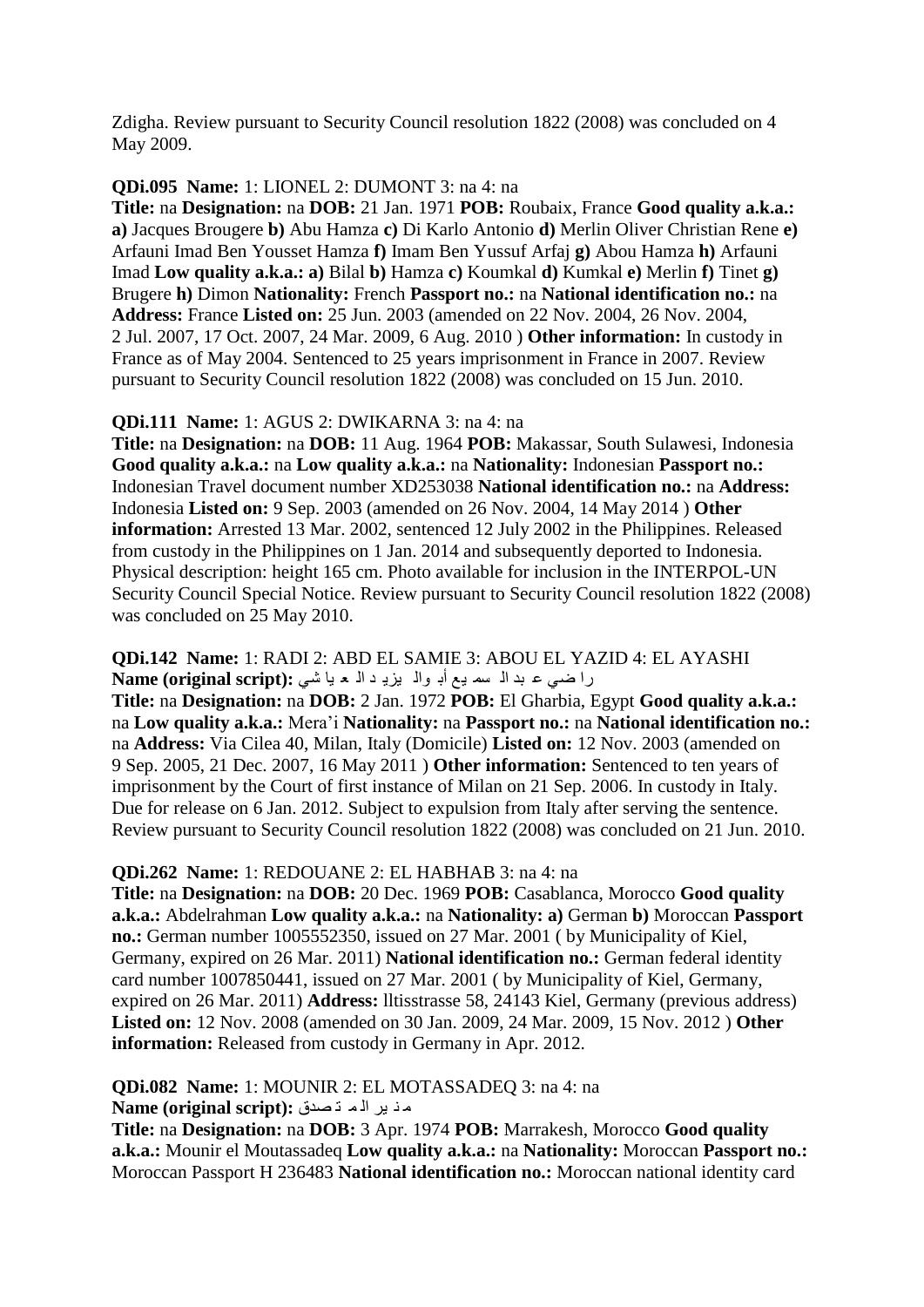Zdigha. Review pursuant to Security Council resolution 1822 (2008) was concluded on 4 May 2009.

**QDi.095 Name:** 1: LIONEL 2: DUMONT 3: na 4: na

**Title:** na **Designation:** na **DOB:** 21 Jan. 1971 **POB:** Roubaix, France **Good quality a.k.a.: a)** Jacques Brougere **b)** Abu Hamza **c)** Di Karlo Antonio **d)** Merlin Oliver Christian Rene **e)** Arfauni Imad Ben Yousset Hamza **f)** Imam Ben Yussuf Arfaj **g)** Abou Hamza **h)** Arfauni Imad **Low quality a.k.a.: a)** Bilal **b)** Hamza **c)** Koumkal **d)** Kumkal **e)** Merlin **f)** Tinet **g)** Brugere **h)** Dimon **Nationality:** French **Passport no.:** na **National identification no.:** na **Address:** France **Listed on:** 25 Jun. 2003 (amended on 22 Nov. 2004, 26 Nov. 2004, 2 Jul. 2007, 17 Oct. 2007, 24 Mar. 2009, 6 Aug. 2010 ) **Other information:** In custody in France as of May 2004. Sentenced to 25 years imprisonment in France in 2007. Review pursuant to Security Council resolution 1822 (2008) was concluded on 15 Jun. 2010.

**QDi.111 Name:** 1: AGUS 2: DWIKARNA 3: na 4: na

**Title:** na **Designation:** na **DOB:** 11 Aug. 1964 **POB:** Makassar, South Sulawesi, Indonesia **Good quality a.k.a.:** na **Low quality a.k.a.:** na **Nationality:** Indonesian **Passport no.:** Indonesian Travel document number XD253038 **National identification no.:** na **Address:** Indonesia **Listed on:** 9 Sep. 2003 (amended on 26 Nov. 2004, 14 May 2014 ) **Other information:** Arrested 13 Mar. 2002, sentenced 12 July 2002 in the Philippines. Released from custody in the Philippines on 1 Jan. 2014 and subsequently deported to Indonesia. Physical description: height 165 cm. Photo available for inclusion in the INTERPOL-UN Security Council Special Notice. Review pursuant to Security Council resolution 1822 (2008) was concluded on 25 May 2010.

**QDi.142 Name:** 1: RADI 2: ABD EL SAMIE 3: ABOU EL YAZID 4: EL AYASHI
**Name (original script):** راضي عبد السميع أبو اليزيد العياشي

**Title:** na **Designation:** na **DOB:** 2 Jan. 1972 **POB:** El Gharbia, Egypt **Good quality a.k.a.:** na **Low quality a.k.a.:** Mera'i **Nationality:** na **Passport no.:** na **National identification no.:** na **Address:** Via Cilea 40, Milan, Italy (Domicile) **Listed on:** 12 Nov. 2003 (amended on 9 Sep. 2005, 21 Dec. 2007, 16 May 2011 ) **Other information:** Sentenced to ten years of imprisonment by the Court of first instance of Milan on 21 Sep. 2006. In custody in Italy. Due for release on 6 Jan. 2012. Subject to expulsion from Italy after serving the sentence. Review pursuant to Security Council resolution 1822 (2008) was concluded on 21 Jun. 2010.

**QDi.262 Name:** 1: REDOUANE 2: EL HABHAB 3: na 4: na

**Title:** na **Designation:** na **DOB:** 20 Dec. 1969 **POB:** Casablanca, Morocco **Good quality a.k.a.:** Abdelrahman **Low quality a.k.a.:** na **Nationality: a)** German **b)** Moroccan **Passport no.:** German number 1005552350, issued on 27 Mar. 2001 ( by Municipality of Kiel, Germany, expired on 26 Mar. 2011) **National identification no.:** German federal identity card number 1007850441, issued on 27 Mar. 2001 ( by Municipality of Kiel, Germany, expired on 26 Mar. 2011) **Address:** lltisstrasse 58, 24143 Kiel, Germany (previous address) **Listed on:** 12 Nov. 2008 (amended on 30 Jan. 2009, 24 Mar. 2009, 15 Nov. 2012 ) **Other information:** Released from custody in Germany in Apr. 2012.

**QDi.082 Name:** 1: MOUNIR 2: EL MOTASSADEQ 3: na 4: na
**Name (original script):** منير المتصدق

**Title:** na **Designation:** na **DOB:** 3 Apr. 1974 **POB:** Marrakesh, Morocco **Good quality a.k.a.:** Mounir el Moutassadeq **Low quality a.k.a.:** na **Nationality:** Moroccan **Passport no.:** Moroccan Passport H 236483 **National identification no.:** Moroccan national identity card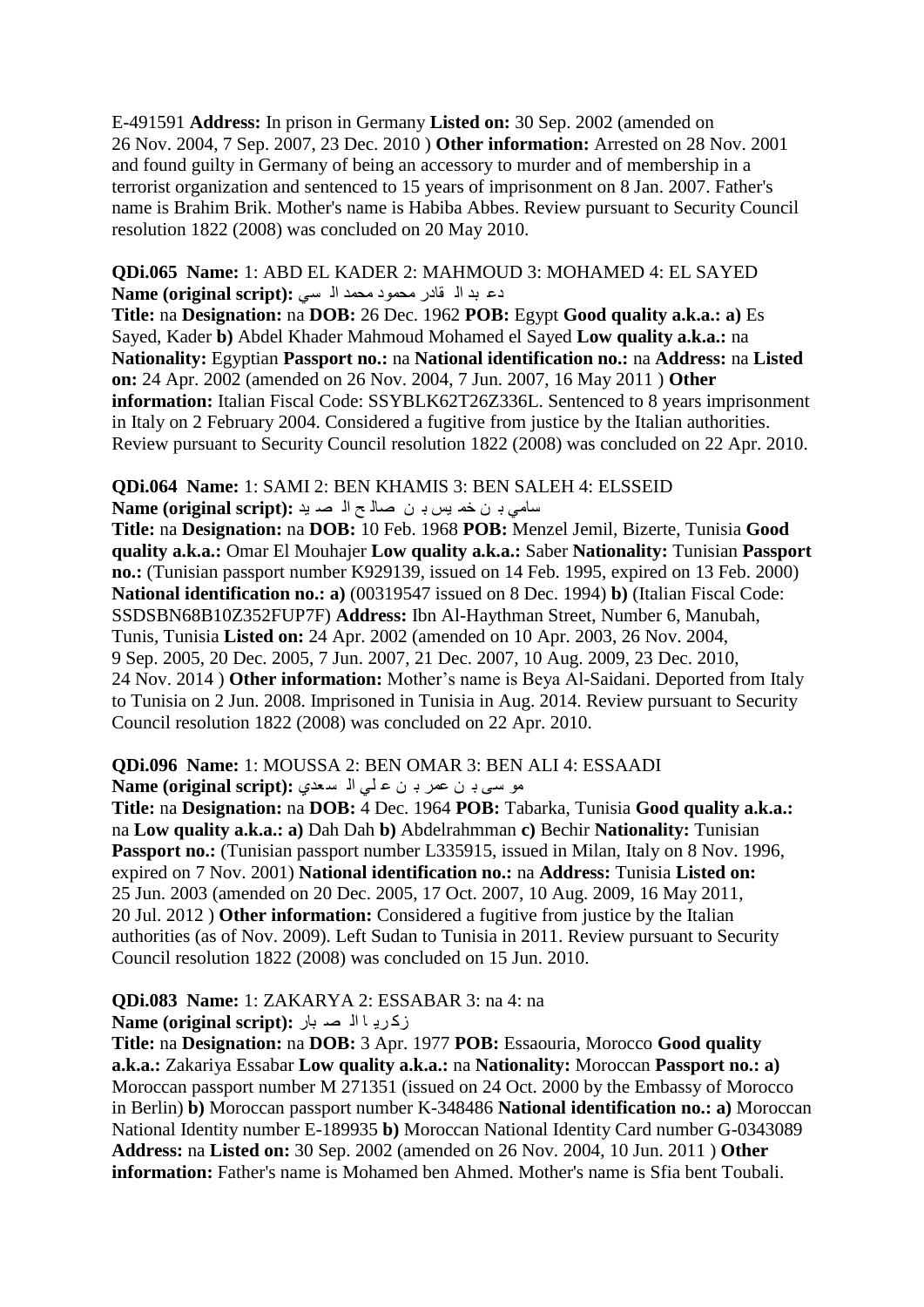E-491591 **Address:** In prison in Germany **Listed on:** 30 Sep. 2002 (amended on 26 Nov. 2004, 7 Sep. 2007, 23 Dec. 2010 ) **Other information:** Arrested on 28 Nov. 2001 and found guilty in Germany of being an accessory to murder and of membership in a terrorist organization and sentenced to 15 years of imprisonment on 8 Jan. 2007. Father's name is Brahim Brik. Mother's name is Habiba Abbes. Review pursuant to Security Council resolution 1822 (2008) was concluded on 20 May 2010.

**QDi.065 Name:** 1: ABD EL KADER 2: MAHMOUD 3: MOHAMED 4: EL SAYED
**Name (original script):** دع بد ال قادر محمود محمد ال سي
**Title:** na **Designation:** na **DOB:** 26 Dec. 1962 **POB:** Egypt **Good quality a.k.a.: a)** Es Sayed, Kader **b)** Abdel Khader Mahmoud Mohamed el Sayed **Low quality a.k.a.:** na **Nationality:** Egyptian **Passport no.:** na **National identification no.:** na **Address:** na **Listed on:** 24 Apr. 2002 (amended on 26 Nov. 2004, 7 Jun. 2007, 16 May 2011 ) **Other information:** Italian Fiscal Code: SSYBLK62T26Z336L. Sentenced to 8 years imprisonment in Italy on 2 February 2004. Considered a fugitive from justice by the Italian authorities. Review pursuant to Security Council resolution 1822 (2008) was concluded on 22 Apr. 2010.

**QDi.064 Name:** 1: SAMI 2: BEN KHAMIS 3: BEN SALEH 4: ELSSEID
**Name (original script):** سامي ب ن خم يس ب ن صال ح ال صـ يد
**Title:** na **Designation:** na **DOB:** 10 Feb. 1968 **POB:** Menzel Jemil, Bizerte, Tunisia **Good quality a.k.a.:** Omar El Mouhajer **Low quality a.k.a.:** Saber **Nationality:** Tunisian **Passport no.:** (Tunisian passport number K929139, issued on 14 Feb. 1995, expired on 13 Feb. 2000) **National identification no.: a)** (00319547 issued on 8 Dec. 1994) **b)** (Italian Fiscal Code: SSDSBN68B10Z352FUP7F) **Address:** Ibn Al-Haythman Street, Number 6, Manubah, Tunis, Tunisia **Listed on:** 24 Apr. 2002 (amended on 10 Apr. 2003, 26 Nov. 2004, 9 Sep. 2005, 20 Dec. 2005, 7 Jun. 2007, 21 Dec. 2007, 10 Aug. 2009, 23 Dec. 2010, 24 Nov. 2014 ) **Other information:** Mother's name is Beya Al-Saidani. Deported from Italy to Tunisia on 2 Jun. 2008. Imprisoned in Tunisia in Aug. 2014. Review pursuant to Security Council resolution 1822 (2008) was concluded on 22 Apr. 2010.

**QDi.096 Name:** 1: MOUSSA 2: BEN OMAR 3: BEN ALI 4: ESSAADI
**Name (original script):** مو سى ب ن عمر ب ن ع لي ال سعدي
**Title:** na **Designation:** na **DOB:** 4 Dec. 1964 **POB:** Tabarka, Tunisia **Good quality a.k.a.:** na **Low quality a.k.a.: a)** Dah Dah **b)** Abdelrahmman **c)** Bechir **Nationality:** Tunisian **Passport no.:** (Tunisian passport number L335915, issued in Milan, Italy on 8 Nov. 1996, expired on 7 Nov. 2001) **National identification no.:** na **Address:** Tunisia **Listed on:** 25 Jun. 2003 (amended on 20 Dec. 2005, 17 Oct. 2007, 10 Aug. 2009, 16 May 2011, 20 Jul. 2012 ) **Other information:** Considered a fugitive from justice by the Italian authorities (as of Nov. 2009). Left Sudan to Tunisia in 2011. Review pursuant to Security Council resolution 1822 (2008) was concluded on 15 Jun. 2010.

**QDi.083 Name:** 1: ZAKARYA 2: ESSABAR 3: na 4: na
**Name (original script):** زكري ا ال صـ بار
**Title:** na **Designation:** na **DOB:** 3 Apr. 1977 **POB:** Essaouria, Morocco **Good quality a.k.a.:** Zakariya Essabar **Low quality a.k.a.:** na **Nationality:** Moroccan **Passport no.: a)** Moroccan passport number M 271351 (issued on 24 Oct. 2000 by the Embassy of Morocco in Berlin) **b)** Moroccan passport number K-348486 **National identification no.: a)** Moroccan National Identity number E-189935 **b)** Moroccan National Identity Card number G-0343089 **Address:** na **Listed on:** 30 Sep. 2002 (amended on 26 Nov. 2004, 10 Jun. 2011 ) **Other information:** Father's name is Mohamed ben Ahmed. Mother's name is Sfia bent Toubali.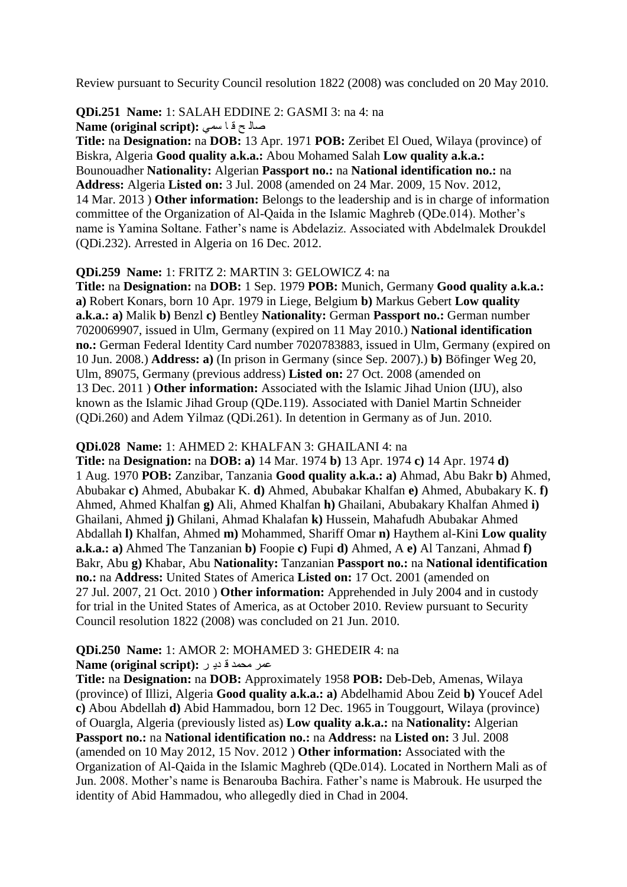Review pursuant to Security Council resolution 1822 (2008) was concluded on 20 May 2010.

**QDi.251 Name:** 1: SALAH EDDINE 2: GASMI 3: na 4: na

**Name (original script):** صالح قا سمي

**Title:** na **Designation:** na **DOB:** 13 Apr. 1971 **POB:** Zeribet El Oued, Wilaya (province) of Biskra, Algeria **Good quality a.k.a.:** Abou Mohamed Salah **Low quality a.k.a.:** Bounouadher **Nationality:** Algerian **Passport no.:** na **National identification no.:** na **Address:** Algeria **Listed on:** 3 Jul. 2008 (amended on 24 Mar. 2009, 15 Nov. 2012, 14 Mar. 2013 ) **Other information:** Belongs to the leadership and is in charge of information committee of the Organization of Al-Qaida in the Islamic Maghreb (QDe.014). Mother's name is Yamina Soltane. Father's name is Abdelaziz. Associated with Abdelmalek Droukdel (QDi.232). Arrested in Algeria on 16 Dec. 2012.

**QDi.259 Name:** 1: FRITZ 2: MARTIN 3: GELOWICZ 4: na

**Title:** na **Designation:** na **DOB:** 1 Sep. 1979 **POB:** Munich, Germany **Good quality a.k.a.: a)** Robert Konars, born 10 Apr. 1979 in Liege, Belgium **b)** Markus Gebert **Low quality a.k.a.: a)** Malik **b)** Benzl **c)** Bentley **Nationality:** German **Passport no.:** German number 7020069907, issued in Ulm, Germany (expired on 11 May 2010.) **National identification no.:** German Federal Identity Card number 7020783883, issued in Ulm, Germany (expired on 10 Jun. 2008.) **Address: a)** (In prison in Germany (since Sep. 2007).) **b)** Böfinger Weg 20, Ulm, 89075, Germany (previous address) **Listed on:** 27 Oct. 2008 (amended on 13 Dec. 2011 ) **Other information:** Associated with the Islamic Jihad Union (IJU), also known as the Islamic Jihad Group (QDe.119). Associated with Daniel Martin Schneider (QDi.260) and Adem Yilmaz (QDi.261). In detention in Germany as of Jun. 2010.

**QDi.028 Name:** 1: AHMED 2: KHALFAN 3: GHAILANI 4: na

**Title:** na **Designation:** na **DOB: a)** 14 Mar. 1974 **b)** 13 Apr. 1974 **c)** 14 Apr. 1974 **d)** 1 Aug. 1970 **POB:** Zanzibar, Tanzania **Good quality a.k.a.: a)** Ahmad, Abu Bakr **b)** Ahmed, Abubakar **c)** Ahmed, Abubakar K. **d)** Ahmed, Abubakar Khalfan **e)** Ahmed, Abubakary K. **f)** Ahmed, Ahmed Khalfan **g)** Ali, Ahmed Khalfan **h)** Ghailani, Abubakary Khalfan Ahmed **i)** Ghailani, Ahmed **j)** Ghilani, Ahmad Khalafan **k)** Hussein, Mahafudh Abubakar Ahmed Abdallah **l)** Khalfan, Ahmed **m)** Mohammed, Shariff Omar **n)** Haythem al-Kini **Low quality a.k.a.: a)** Ahmed The Tanzanian **b)** Foopie **c)** Fupi **d)** Ahmed, A **e)** Al Tanzani, Ahmad **f)** Bakr, Abu **g)** Khabar, Abu **Nationality:** Tanzanian **Passport no.:** na **National identification no.:** na **Address:** United States of America **Listed on:** 17 Oct. 2001 (amended on 27 Jul. 2007, 21 Oct. 2010 ) **Other information:** Apprehended in July 2004 and in custody for trial in the United States of America, as at October 2010. Review pursuant to Security Council resolution 1822 (2008) was concluded on 21 Jun. 2010.

**QDi.250 Name:** 1: AMOR 2: MOHAMED 3: GHEDEIR 4: na

**Name (original script):** عمر محمد قديرر

**Title:** na **Designation:** na **DOB:** Approximately 1958 **POB:** Deb-Deb, Amenas, Wilaya (province) of Illizi, Algeria **Good quality a.k.a.: a)** Abdelhamid Abou Zeid **b)** Youcef Adel **c)** Abou Abdellah **d)** Abid Hammadou, born 12 Dec. 1965 in Touggourt, Wilaya (province) of Ouargla, Algeria (previously listed as) **Low quality a.k.a.:** na **Nationality:** Algerian **Passport no.:** na **National identification no.:** na **Address:** na **Listed on:** 3 Jul. 2008 (amended on 10 May 2012, 15 Nov. 2012 ) **Other information:** Associated with the Organization of Al-Qaida in the Islamic Maghreb (QDe.014). Located in Northern Mali as of Jun. 2008. Mother's name is Benarouba Bachira. Father's name is Mabrouk. He usurped the identity of Abid Hammadou, who allegedly died in Chad in 2004.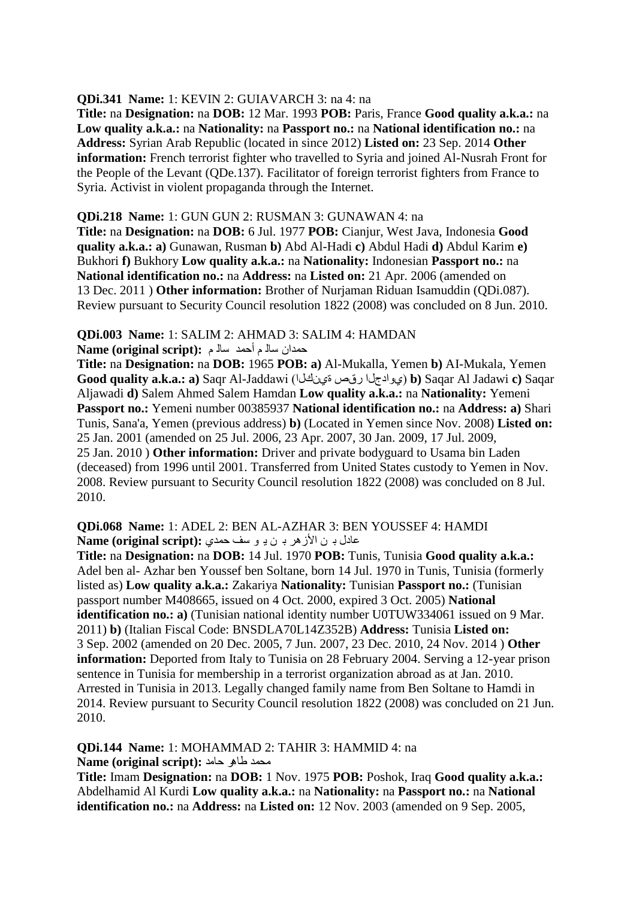**QDi.341 Name:** 1: KEVIN 2: GUIAVARCH 3: na 4: na
**Title:** na **Designation:** na **DOB:** 12 Mar. 1993 **POB:** Paris, France **Good quality a.k.a.:** na **Low quality a.k.a.:** na **Nationality:** na **Passport no.:** na **National identification no.:** na **Address:** Syrian Arab Republic (located in since 2012) **Listed on:** 23 Sep. 2014 **Other information:** French terrorist fighter who travelled to Syria and joined Al-Nusrah Front for the People of the Levant (QDe.137). Facilitator of foreign terrorist fighters from France to Syria. Activist in violent propaganda through the Internet.

**QDi.218 Name:** 1: GUN GUN 2: RUSMAN 3: GUNAWAN 4: na
**Title:** na **Designation:** na **DOB:** 6 Jul. 1977 **POB:** Cianjur, West Java, Indonesia **Good quality a.k.a.:** **a)** Gunawan, Rusman **b)** Abd Al-Hadi **c)** Abdul Hadi **d)** Abdul Karim **e)** Bukhori **f)** Bukhory **Low quality a.k.a.:** na **Nationality:** Indonesian **Passport no.:** na **National identification no.:** na **Address:** na **Listed on:** 21 Apr. 2006 (amended on 13 Dec. 2011 ) **Other information:** Brother of Nurjaman Riduan Isamuddin (QDi.087). Review pursuant to Security Council resolution 1822 (2008) was concluded on 8 Jun. 2010.

**QDi.003 Name:** 1: SALIM 2: AHMAD 3: SALIM 4: HAMDAN
**Name (original script):** حمدان سالم أحمد سالم
**Title:** na **Designation:** na **DOB:** 1965 **POB:** **a)** Al-Mukalla, Yemen **b)** AI-Mukala, Yemen **Good quality a.k.a.:** **a)** Saqr Al-Jaddawi (الكنية صقر الجداوي) **b)** Saqar Al Jadawi **c)** Saqar Aljawadi **d)** Salem Ahmed Salem Hamdan **Low quality a.k.a.:** na **Nationality:** Yemeni **Passport no.:** Yemeni number 00385937 **National identification no.:** na **Address:** **a)** Shari Tunis, Sana'a, Yemen (previous address) **b)** (Located in Yemen since Nov. 2008) **Listed on:** 25 Jan. 2001 (amended on 25 Jul. 2006, 23 Apr. 2007, 30 Jan. 2009, 17 Jul. 2009, 25 Jan. 2010 ) **Other information:** Driver and private bodyguard to Usama bin Laden (deceased) from 1996 until 2001. Transferred from United States custody to Yemen in Nov. 2008. Review pursuant to Security Council resolution 1822 (2008) was concluded on 8 Jul. 2010.

**QDi.068 Name:** 1: ADEL 2: BEN AL-AZHAR 3: BEN YOUSSEF 4: HAMDI
**Name (original script):** عادل بن الأزهر بن يوسف حمدي
**Title:** na **Designation:** na **DOB:** 14 Jul. 1970 **POB:** Tunis, Tunisia **Good quality a.k.a.:** Adel ben al- Azhar ben Youssef ben Soltane, born 14 Jul. 1970 in Tunis, Tunisia (formerly listed as) **Low quality a.k.a.:** Zakariya **Nationality:** Tunisian **Passport no.:** (Tunisian passport number M408665, issued on 4 Oct. 2000, expired 3 Oct. 2005) **National identification no.:** **a)** (Tunisian national identity number U0TUW334061 issued on 9 Mar. 2011) **b)** (Italian Fiscal Code: BNSDLA70L14Z352B) **Address:** Tunisia **Listed on:** 3 Sep. 2002 (amended on 20 Dec. 2005, 7 Jun. 2007, 23 Dec. 2010, 24 Nov. 2014 ) **Other information:** Deported from Italy to Tunisia on 28 February 2004. Serving a 12-year prison sentence in Tunisia for membership in a terrorist organization abroad as at Jan. 2010. Arrested in Tunisia in 2013. Legally changed family name from Ben Soltane to Hamdi in 2014. Review pursuant to Security Council resolution 1822 (2008) was concluded on 21 Jun. 2010.

**QDi.144 Name:** 1: MOHAMMAD 2: TAHIR 3: HAMMID 4: na
**Name (original script):** محمد طاهر حامد
**Title:** Imam **Designation:** na **DOB:** 1 Nov. 1975 **POB:** Poshok, Iraq **Good quality a.k.a.:** Abdelhamid Al Kurdi **Low quality a.k.a.:** na **Nationality:** na **Passport no.:** na **National identification no.:** na **Address:** na **Listed on:** 12 Nov. 2003 (amended on 9 Sep. 2005,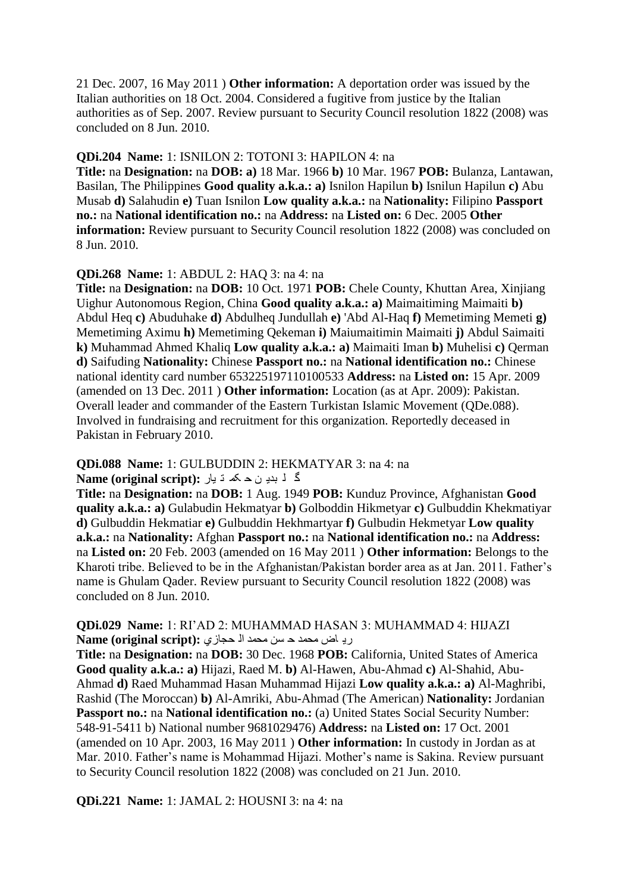21 Dec. 2007, 16 May 2011 ) **Other information:** A deportation order was issued by the Italian authorities on 18 Oct. 2004. Considered a fugitive from justice by the Italian authorities as of Sep. 2007. Review pursuant to Security Council resolution 1822 (2008) was concluded on 8 Jun. 2010.

**QDi.204 Name:** 1: ISNILON 2: TOTONI 3: HAPILON 4: na

**Title:** na **Designation:** na **DOB: a)** 18 Mar. 1966 **b)** 10 Mar. 1967 **POB:** Bulanza, Lantawan, Basilan, The Philippines **Good quality a.k.a.: a)** Isnilon Hapilun **b)** Isnilun Hapilun **c)** Abu Musab **d)** Salahudin **e)** Tuan Isnilon **Low quality a.k.a.:** na **Nationality:** Filipino **Passport no.:** na **National identification no.:** na **Address:** na **Listed on:** 6 Dec. 2005 **Other information:** Review pursuant to Security Council resolution 1822 (2008) was concluded on 8 Jun. 2010.

**QDi.268 Name:** 1: ABDUL 2: HAQ 3: na 4: na

**Title:** na **Designation:** na **DOB:** 10 Oct. 1971 **POB:** Chele County, Khuttan Area, Xinjiang Uighur Autonomous Region, China **Good quality a.k.a.: a)** Maimaitiming Maimaiti **b)** Abdul Heq **c)** Abuduhake **d)** Abdulheq Jundullah **e)** 'Abd Al-Haq **f)** Memetiming Memeti **g)** Memetiming Aximu **h)** Memetiming Qekeman **i)** Maiumaitimin Maimaiti **j)** Abdul Saimaiti **k)** Muhammad Ahmed Khaliq **Low quality a.k.a.: a)** Maimaiti Iman **b)** Muhelisi **c)** Qerman **d)** Saifuding **Nationality:** Chinese **Passport no.:** na **National identification no.:** Chinese national identity card number 653225197110100533 **Address:** na **Listed on:** 15 Apr. 2009 (amended on 13 Dec. 2011 ) **Other information:** Location (as at Apr. 2009): Pakistan. Overall leader and commander of the Eastern Turkistan Islamic Movement (QDe.088). Involved in fundraising and recruitment for this organization. Reportedly deceased in Pakistan in February 2010.

**QDi.088 Name:** 1: GULBUDDIN 2: HEKMATYAR 3: na 4: na

**Name (original script):** گلبدين حکمتيار

**Title:** na **Designation:** na **DOB:** 1 Aug. 1949 **POB:** Kunduz Province, Afghanistan **Good quality a.k.a.: a)** Gulabudin Hekmatyar **b)** Golboddin Hikmetyar **c)** Gulbuddin Khekmatiyar **d)** Gulbuddin Hekmatiar **e)** Gulbuddin Hekhmartyar **f)** Gulbudin Hekmetyar **Low quality a.k.a.:** na **Nationality:** Afghan **Passport no.:** na **National identification no.:** na **Address:** na **Listed on:** 20 Feb. 2003 (amended on 16 May 2011 ) **Other information:** Belongs to the Kharoti tribe. Believed to be in the Afghanistan/Pakistan border area as at Jan. 2011. Father's name is Ghulam Qader. Review pursuant to Security Council resolution 1822 (2008) was concluded on 8 Jun. 2010.

**QDi.029 Name:** 1: RI'AD 2: MUHAMMAD HASAN 3: MUHAMMAD 4: HIJAZI

**Name (original script):** رياض محمد حسن محمد الحجازي

**Title:** na **Designation:** na **DOB:** 30 Dec. 1968 **POB:** California, United States of America **Good quality a.k.a.: a)** Hijazi, Raed M. **b)** Al-Hawen, Abu-Ahmad **c)** Al-Shahid, Abu-Ahmad **d)** Raed Muhammad Hasan Muhammad Hijazi **Low quality a.k.a.: a)** Al-Maghribi, Rashid (The Moroccan) **b)** Al-Amriki, Abu-Ahmad (The American) **Nationality:** Jordanian **Passport no.:** na **National identification no.:** (a) United States Social Security Number: 548-91-5411 b) National number 9681029476) **Address:** na **Listed on:** 17 Oct. 2001 (amended on 10 Apr. 2003, 16 May 2011 ) **Other information:** In custody in Jordan as at Mar. 2010. Father's name is Mohammad Hijazi. Mother's name is Sakina. Review pursuant to Security Council resolution 1822 (2008) was concluded on 21 Jun. 2010.

**QDi.221 Name:** 1: JAMAL 2: HOUSNI 3: na 4: na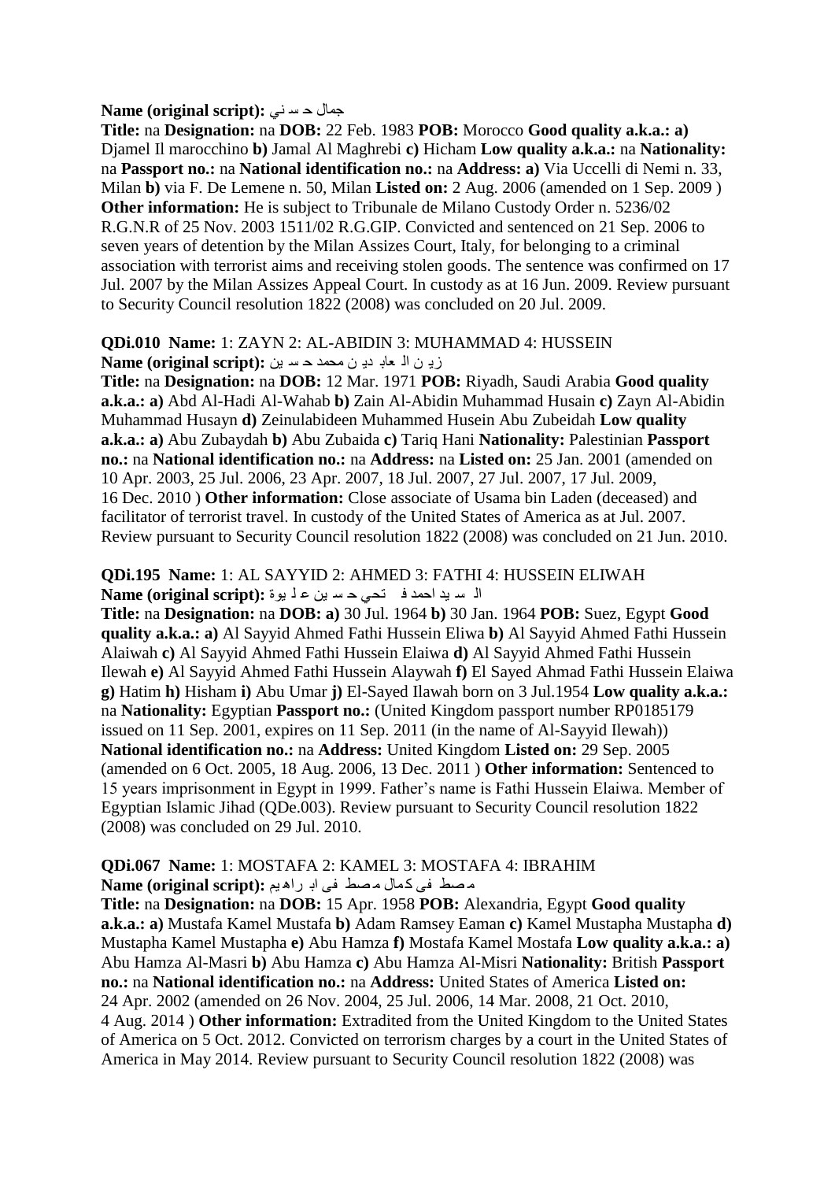**Name (original script):** جمال حسني

**Title:** na **Designation:** na **DOB:** 22 Feb. 1983 **POB:** Morocco **Good quality a.k.a.: a)** Djamel Il marocchino **b)** Jamal Al Maghrebi **c)** Hicham **Low quality a.k.a.:** na **Nationality:** na **Passport no.:** na **National identification no.:** na **Address: a)** Via Uccelli di Nemi n. 33, Milan **b)** via F. De Lemene n. 50, Milan **Listed on:** 2 Aug. 2006 (amended on 1 Sep. 2009 ) **Other information:** He is subject to Tribunale de Milano Custody Order n. 5236/02 R.G.N.R of 25 Nov. 2003 1511/02 R.G.GIP. Convicted and sentenced on 21 Sep. 2006 to seven years of detention by the Milan Assizes Court, Italy, for belonging to a criminal association with terrorist aims and receiving stolen goods. The sentence was confirmed on 17 Jul. 2007 by the Milan Assizes Appeal Court. In custody as at 16 Jun. 2009. Review pursuant to Security Council resolution 1822 (2008) was concluded on 20 Jul. 2009.

**QDi.010 Name:** 1: ZAYN 2: AL-ABIDIN 3: MUHAMMAD 4: HUSSEIN
**Name (original script):** زين العابدين محمد حسين

**Title:** na **Designation:** na **DOB:** 12 Mar. 1971 **POB:** Riyadh, Saudi Arabia **Good quality a.k.a.: a)** Abd Al-Hadi Al-Wahab **b)** Zain Al-Abidin Muhammad Husain **c)** Zayn Al-Abidin Muhammad Husayn **d)** Zeinulabideen Muhammed Husein Abu Zubeidah **Low quality a.k.a.: a)** Abu Zubaydah **b)** Abu Zubaida **c)** Tariq Hani **Nationality:** Palestinian **Passport no.:** na **National identification no.:** na **Address:** na **Listed on:** 25 Jan. 2001 (amended on 10 Apr. 2003, 25 Jul. 2006, 23 Apr. 2007, 18 Jul. 2007, 27 Jul. 2007, 17 Jul. 2009, 16 Dec. 2010 ) **Other information:** Close associate of Usama bin Laden (deceased) and facilitator of terrorist travel. In custody of the United States of America as at Jul. 2007. Review pursuant to Security Council resolution 1822 (2008) was concluded on 21 Jun. 2010.

**QDi.195 Name:** 1: AL SAYYID 2: AHMED 3: FATHI 4: HUSSEIN ELIWAH
**Name (original script):** السيد احمد فتحي حسين عليوة

**Title:** na **Designation:** na **DOB: a)** 30 Jul. 1964 **b)** 30 Jan. 1964 **POB:** Suez, Egypt **Good quality a.k.a.: a)** Al Sayyid Ahmed Fathi Hussein Eliwa **b)** Al Sayyid Ahmed Fathi Hussein Alaiwah **c)** Al Sayyid Ahmed Fathi Hussein Elaiwa **d)** Al Sayyid Ahmed Fathi Hussein Ilewah **e)** Al Sayyid Ahmed Fathi Hussein Alaywah **f)** El Sayed Ahmad Fathi Hussein Elaiwa **g)** Hatim **h)** Hisham **i)** Abu Umar **j)** El-Sayed Ilawah born on 3 Jul.1954 **Low quality a.k.a.:** na **Nationality:** Egyptian **Passport no.:** (United Kingdom passport number RP0185179 issued on 11 Sep. 2001, expires on 11 Sep. 2011 (in the name of Al-Sayyid Ilewah)) **National identification no.:** na **Address:** United Kingdom **Listed on:** 29 Sep. 2005 (amended on 6 Oct. 2005, 18 Aug. 2006, 13 Dec. 2011 ) **Other information:** Sentenced to 15 years imprisonment in Egypt in 1999. Father's name is Fathi Hussein Elaiwa. Member of Egyptian Islamic Jihad (QDe.003). Review pursuant to Security Council resolution 1822 (2008) was concluded on 29 Jul. 2010.

**QDi.067 Name:** 1: MOSTAFA 2: KAMEL 3: MOSTAFA 4: IBRAHIM
**Name (original script):** مصطفى كمال مصطفى ابراهيم

**Title:** na **Designation:** na **DOB:** 15 Apr. 1958 **POB:** Alexandria, Egypt **Good quality a.k.a.: a)** Mustafa Kamel Mustafa **b)** Adam Ramsey Eaman **c)** Kamel Mustapha Mustapha **d)** Mustapha Kamel Mustapha **e)** Abu Hamza **f)** Mostafa Kamel Mostafa **Low quality a.k.a.: a)** Abu Hamza Al-Masri **b)** Abu Hamza **c)** Abu Hamza Al-Misri **Nationality:** British **Passport no.:** na **National identification no.:** na **Address:** United States of America **Listed on:** 24 Apr. 2002 (amended on 26 Nov. 2004, 25 Jul. 2006, 14 Mar. 2008, 21 Oct. 2010, 4 Aug. 2014 ) **Other information:** Extradited from the United Kingdom to the United States of America on 5 Oct. 2012. Convicted on terrorism charges by a court in the United States of America in May 2014. Review pursuant to Security Council resolution 1822 (2008) was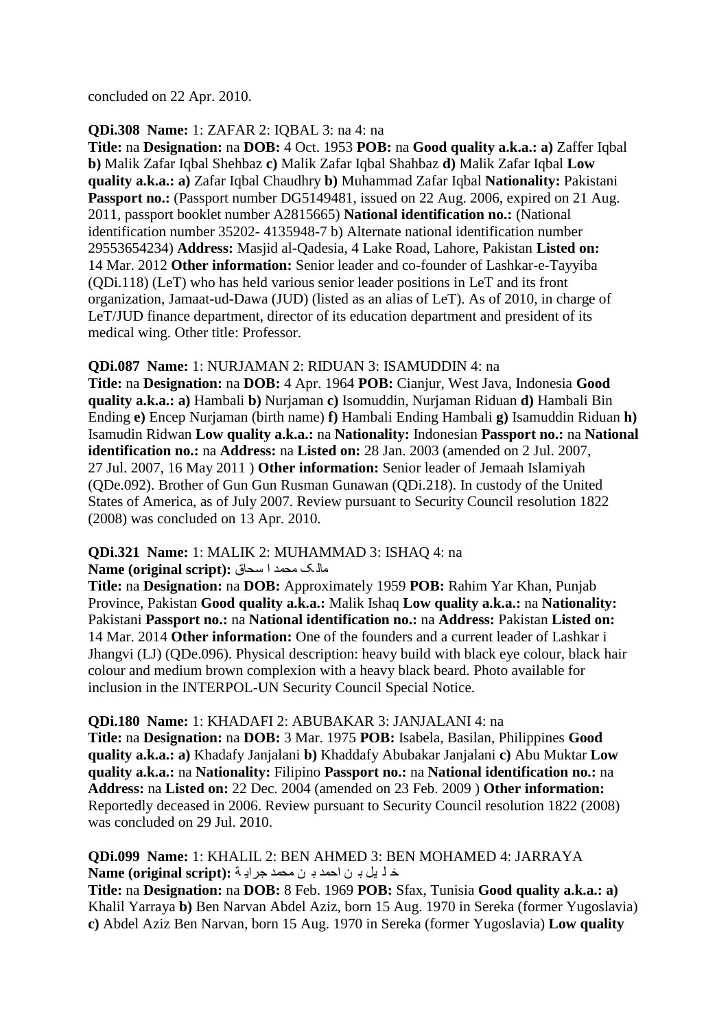concluded on 22 Apr. 2010.

**QDi.308 Name:** 1: ZAFAR 2: IQBAL 3: na 4: na
**Title:** na **Designation:** na **DOB:** 4 Oct. 1953 **POB:** na **Good quality a.k.a.: a)** Zaffer Iqbal **b)** Malik Zafar Iqbal Shehbaz **c)** Malik Zafar Iqbal Shahbaz **d)** Malik Zafar Iqbal **Low quality a.k.a.: a)** Zafar Iqbal Chaudhry **b)** Muhammad Zafar Iqbal **Nationality:** Pakistani **Passport no.:** (Passport number DG5149481, issued on 22 Aug. 2006, expired on 21 Aug. 2011, passport booklet number A2815665) **National identification no.:** (National identification number 35202- 4135948-7 b) Alternate national identification number 29553654234) **Address:** Masjid al-Qadesia, 4 Lake Road, Lahore, Pakistan **Listed on:** 14 Mar. 2012 **Other information:** Senior leader and co-founder of Lashkar-e-Tayyiba (QDi.118) (LeT) who has held various senior leader positions in LeT and its front organization, Jamaat-ud-Dawa (JUD) (listed as an alias of LeT). As of 2010, in charge of LeT/JUD finance department, director of its education department and president of its medical wing. Other title: Professor.

**QDi.087 Name:** 1: NURJAMAN 2: RIDUAN 3: ISAMUDDIN 4: na
**Title:** na **Designation:** na **DOB:** 4 Apr. 1964 **POB:** Cianjur, West Java, Indonesia **Good quality a.k.a.: a)** Hambali **b)** Nurjaman **c)** Isomuddin, Nurjaman Riduan **d)** Hambali Bin Ending **e)** Encep Nurjaman (birth name) **f)** Hambali Ending Hambali **g)** Isamuddin Riduan **h)** Isamudin Ridwan **Low quality a.k.a.:** na **Nationality:** Indonesian **Passport no.:** na **National identification no.:** na **Address:** na **Listed on:** 28 Jan. 2003 (amended on 2 Jul. 2007, 27 Jul. 2007, 16 May 2011 ) **Other information:** Senior leader of Jemaah Islamiyah (QDe.092). Brother of Gun Gun Rusman Gunawan (QDi.218). In custody of the United States of America, as of July 2007. Review pursuant to Security Council resolution 1822 (2008) was concluded on 13 Apr. 2010.

**QDi.321 Name:** 1: MALIK 2: MUHAMMAD 3: ISHAQ 4: na
**Name (original script):** مالک محمد اسحاق
**Title:** na **Designation:** na **DOB:** Approximately 1959 **POB:** Rahim Yar Khan, Punjab Province, Pakistan **Good quality a.k.a.:** Malik Ishaq **Low quality a.k.a.:** na **Nationality:** Pakistani **Passport no.:** na **National identification no.:** na **Address:** Pakistan **Listed on:** 14 Mar. 2014 **Other information:** One of the founders and a current leader of Lashkar i Jhangvi (LJ) (QDe.096). Physical description: heavy build with black eye colour, black hair colour and medium brown complexion with a heavy black beard. Photo available for inclusion in the INTERPOL-UN Security Council Special Notice.

**QDi.180 Name:** 1: KHADAFI 2: ABUBAKAR 3: JANJALANI 4: na
**Title:** na **Designation:** na **DOB:** 3 Mar. 1975 **POB:** Isabela, Basilan, Philippines **Good quality a.k.a.: a)** Khadafy Janjalani **b)** Khaddafy Abubakar Janjalani **c)** Abu Muktar **Low quality a.k.a.:** na **Nationality:** Filipino **Passport no.:** na **National identification no.:** na **Address:** na **Listed on:** 22 Dec. 2004 (amended on 23 Feb. 2009 ) **Other information:** Reportedly deceased in 2006. Review pursuant to Security Council resolution 1822 (2008) was concluded on 29 Jul. 2010.

**QDi.099 Name:** 1: KHALIL 2: BEN AHMED 3: BEN MOHAMED 4: JARRAYA
**Name (original script):** خليل بن احمد بن محمد جراية
**Title:** na **Designation:** na **DOB:** 8 Feb. 1969 **POB:** Sfax, Tunisia **Good quality a.k.a.: a)** Khalil Yarraya **b)** Ben Narvan Abdel Aziz, born 15 Aug. 1970 in Sereka (former Yugoslavia) **c)** Abdel Aziz Ben Narvan, born 15 Aug. 1970 in Sereka (former Yugoslavia) **Low quality**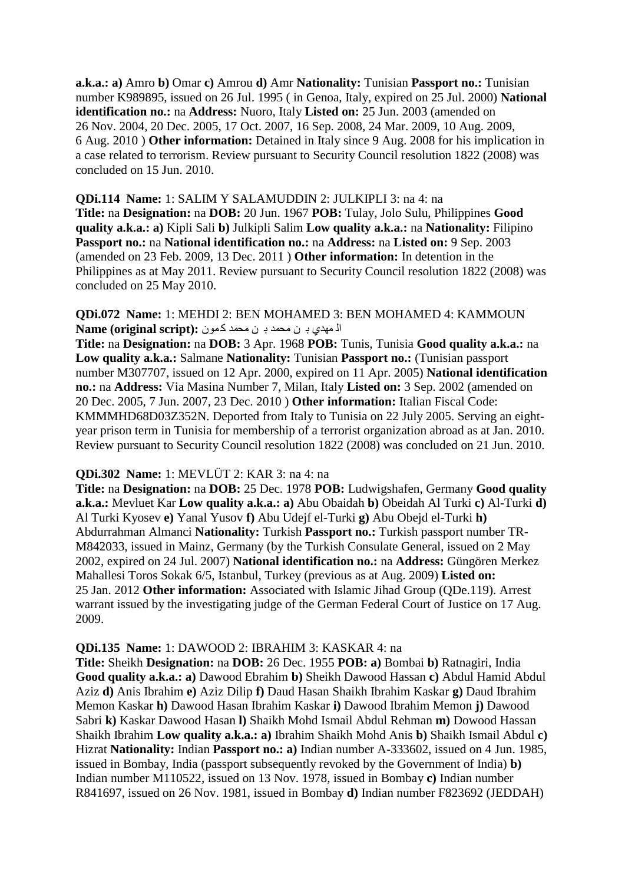**a.k.a.: a)** Amro **b)** Omar **c)** Amrou **d)** Amr **Nationality:** Tunisian **Passport no.:** Tunisian number K989895, issued on 26 Jul. 1995 ( in Genoa, Italy, expired on 25 Jul. 2000) **National identification no.:** na **Address:** Nuoro, Italy **Listed on:** 25 Jun. 2003 (amended on 26 Nov. 2004, 20 Dec. 2005, 17 Oct. 2007, 16 Sep. 2008, 24 Mar. 2009, 10 Aug. 2009, 6 Aug. 2010 ) **Other information:** Detained in Italy since 9 Aug. 2008 for his implication in a case related to terrorism. Review pursuant to Security Council resolution 1822 (2008) was concluded on 15 Jun. 2010.

**QDi.114 Name:** 1: SALIM Y SALAMUDDIN 2: JULKIPLI 3: na 4: na
**Title:** na **Designation:** na **DOB:** 20 Jun. 1967 **POB:** Tulay, Jolo Sulu, Philippines **Good quality a.k.a.: a)** Kipli Sali **b)** Julkipli Salim **Low quality a.k.a.:** na **Nationality:** Filipino **Passport no.:** na **National identification no.:** na **Address:** na **Listed on:** 9 Sep. 2003 (amended on 23 Feb. 2009, 13 Dec. 2011 ) **Other information:** In detention in the Philippines as at May 2011. Review pursuant to Security Council resolution 1822 (2008) was concluded on 25 May 2010.

**QDi.072 Name:** 1: MEHDI 2: BEN MOHAMED 3: BEN MOHAMED 4: KAMMOUN
**Name (original script):** المهدي بن محمد بن محمد كمون
**Title:** na **Designation:** na **DOB:** 3 Apr. 1968 **POB:** Tunis, Tunisia **Good quality a.k.a.:** na **Low quality a.k.a.:** Salmane **Nationality:** Tunisian **Passport no.:** (Tunisian passport number M307707, issued on 12 Apr. 2000, expired on 11 Apr. 2005) **National identification no.:** na **Address:** Via Masina Number 7, Milan, Italy **Listed on:** 3 Sep. 2002 (amended on 20 Dec. 2005, 7 Jun. 2007, 23 Dec. 2010 ) **Other information:** Italian Fiscal Code: KMMMHD68D03Z352N. Deported from Italy to Tunisia on 22 July 2005. Serving an eight-year prison term in Tunisia for membership of a terrorist organization abroad as at Jan. 2010. Review pursuant to Security Council resolution 1822 (2008) was concluded on 21 Jun. 2010.

**QDi.302 Name:** 1: MEVLÜT 2: KAR 3: na 4: na
**Title:** na **Designation:** na **DOB:** 25 Dec. 1978 **POB:** Ludwigshafen, Germany **Good quality a.k.a.:** Mevluet Kar **Low quality a.k.a.: a)** Abu Obaidah **b)** Obeidah Al Turki **c)** Al-Turki **d)** Al Turki Kyosev **e)** Yanal Yusov **f)** Abu Udejf el-Turki **g)** Abu Obejd el-Turki **h)** Abdurrahman Almanci **Nationality:** Turkish **Passport no.:** Turkish passport number TR-M842033, issued in Mainz, Germany (by the Turkish Consulate General, issued on 2 May 2002, expired on 24 Jul. 2007) **National identification no.:** na **Address:** Güngören Merkez Mahallesi Toros Sokak 6/5, Istanbul, Turkey (previous as at Aug. 2009) **Listed on:** 25 Jan. 2012 **Other information:** Associated with Islamic Jihad Group (QDe.119). Arrest warrant issued by the investigating judge of the German Federal Court of Justice on 17 Aug. 2009.

**QDi.135 Name:** 1: DAWOOD 2: IBRAHIM 3: KASKAR 4: na
**Title:** Sheikh **Designation:** na **DOB:** 26 Dec. 1955 **POB: a)** Bombai **b)** Ratnagiri, India **Good quality a.k.a.: a)** Dawood Ebrahim **b)** Sheikh Dawood Hassan **c)** Abdul Hamid Abdul Aziz **d)** Anis Ibrahim **e)** Aziz Dilip **f)** Daud Hasan Shaikh Ibrahim Kaskar **g)** Daud Ibrahim Memon Kaskar **h)** Dawood Hasan Ibrahim Kaskar **i)** Dawood Ibrahim Memon **j)** Dawood Sabri **k)** Kaskar Dawood Hasan **l)** Shaikh Mohd Ismail Abdul Rehman **m)** Dowood Hassan Shaikh Ibrahim **Low quality a.k.a.: a)** Ibrahim Shaikh Mohd Anis **b)** Shaikh Ismail Abdul **c)** Hizrat **Nationality:** Indian **Passport no.: a)** Indian number A-333602, issued on 4 Jun. 1985, issued in Bombay, India (passport subsequently revoked by the Government of India) **b)** Indian number M110522, issued on 13 Nov. 1978, issued in Bombay **c)** Indian number R841697, issued on 26 Nov. 1981, issued in Bombay **d)** Indian number F823692 (JEDDAH)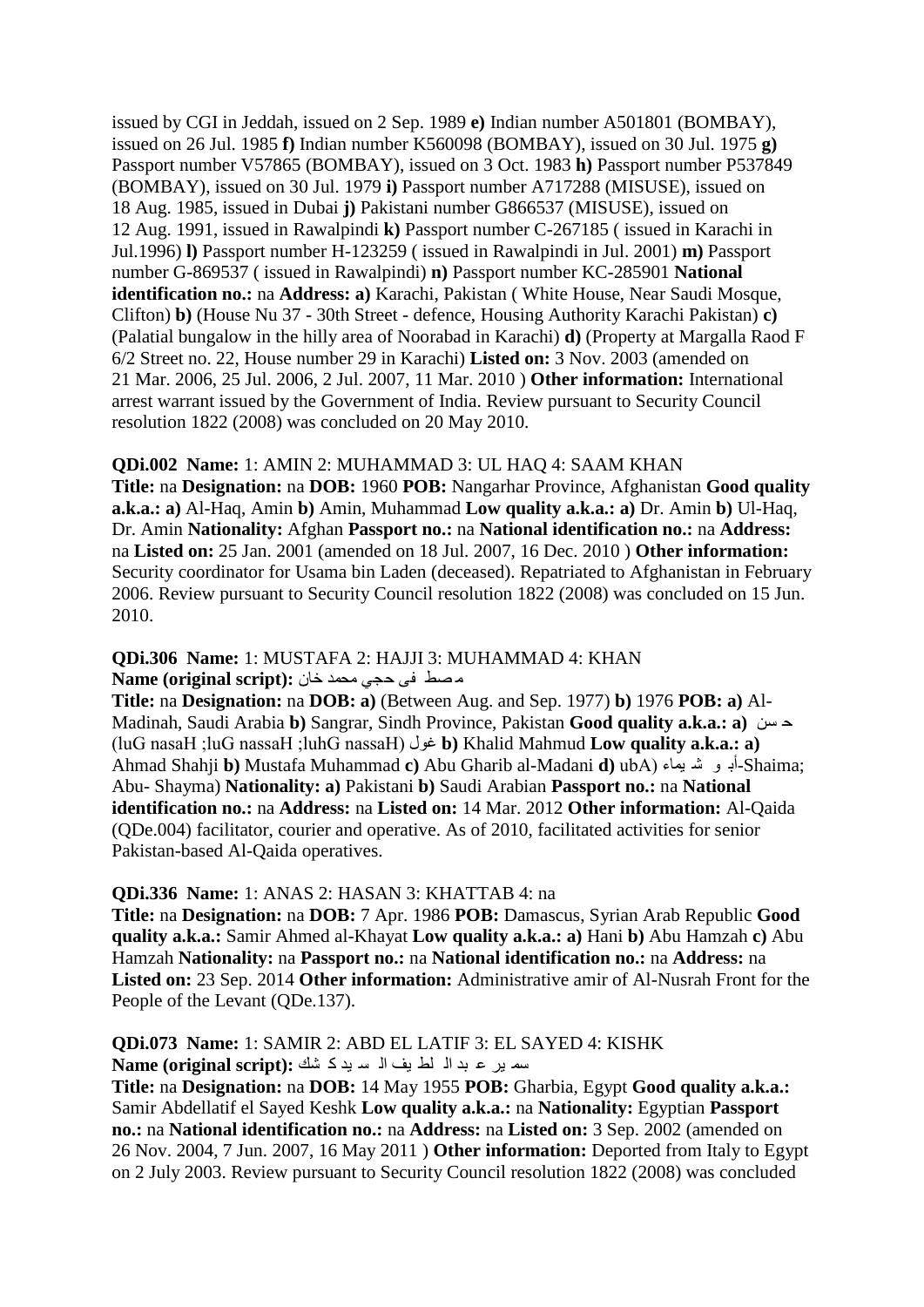issued by CGI in Jeddah, issued on 2 Sep. 1989 **e)** Indian number A501801 (BOMBAY), issued on 26 Jul. 1985 **f)** Indian number K560098 (BOMBAY), issued on 30 Jul. 1975 **g)** Passport number V57865 (BOMBAY), issued on 3 Oct. 1983 **h)** Passport number P537849 (BOMBAY), issued on 30 Jul. 1979 **i)** Passport number A717288 (MISUSE), issued on 18 Aug. 1985, issued in Dubai **j)** Pakistani number G866537 (MISUSE), issued on 12 Aug. 1991, issued in Rawalpindi **k)** Passport number C-267185 ( issued in Karachi in Jul.1996) **l)** Passport number H-123259 ( issued in Rawalpindi in Jul. 2001) **m)** Passport number G-869537 ( issued in Rawalpindi) **n)** Passport number KC-285901 **National identification no.:** na **Address: a)** Karachi, Pakistan ( White House, Near Saudi Mosque, Clifton) **b)** (House Nu 37 - 30th Street - defence, Housing Authority Karachi Pakistan) **c)** (Palatial bungalow in the hilly area of Noorabad in Karachi) **d)** (Property at Margalla Raod F 6/2 Street no. 22, House number 29 in Karachi) **Listed on:** 3 Nov. 2003 (amended on 21 Mar. 2006, 25 Jul. 2006, 2 Jul. 2007, 11 Mar. 2010 ) **Other information:** International arrest warrant issued by the Government of India. Review pursuant to Security Council resolution 1822 (2008) was concluded on 20 May 2010.

**QDi.002 Name:** 1: AMIN 2: MUHAMMAD 3: UL HAQ 4: SAAM KHAN
**Title:** na **Designation:** na **DOB:** 1960 **POB:** Nangarhar Province, Afghanistan **Good quality a.k.a.: a)** Al-Haq, Amin **b)** Amin, Muhammad **Low quality a.k.a.: a)** Dr. Amin **b)** Ul-Haq, Dr. Amin **Nationality:** Afghan **Passport no.:** na **National identification no.:** na **Address:** na **Listed on:** 25 Jan. 2001 (amended on 18 Jul. 2007, 16 Dec. 2010 ) **Other information:** Security coordinator for Usama bin Laden (deceased). Repatriated to Afghanistan in February 2006. Review pursuant to Security Council resolution 1822 (2008) was concluded on 15 Jun. 2010.

**QDi.306 Name:** 1: MUSTAFA 2: HAJJI 3: MUHAMMAD 4: KHAN
**Name (original script):** مصطفى حجي محمد خان
**Title:** na **Designation:** na **DOB: a)** (Between Aug. and Sep. 1977) **b)** 1976 **POB: a)** Al-Madinah, Saudi Arabia **b)** Sangrar, Sindh Province, Pakistan **Good quality a.k.a.: a)** حسن غول (luG nasaH ;luG nassaH ;luhG nassaH) **b)** Khalid Mahmud **Low quality a.k.a.: a)** Ahmad Shahji **b)** Mustafa Muhammad **c)** Abu Gharib al-Madani **d)** أبو شيماء (ubA-Shaima; Abu- Shayma) **Nationality: a)** Pakistani **b)** Saudi Arabian **Passport no.:** na **National identification no.:** na **Address:** na **Listed on:** 14 Mar. 2012 **Other information:** Al-Qaida (QDe.004) facilitator, courier and operative. As of 2010, facilitated activities for senior Pakistan-based Al-Qaida operatives.

**QDi.336 Name:** 1: ANAS 2: HASAN 3: KHATTAB 4: na
**Title:** na **Designation:** na **DOB:** 7 Apr. 1986 **POB:** Damascus, Syrian Arab Republic **Good quality a.k.a.:** Samir Ahmed al-Khayat **Low quality a.k.a.: a)** Hani **b)** Abu Hamzah **c)** Abu Hamzah **Nationality:** na **Passport no.:** na **National identification no.:** na **Address:** na **Listed on:** 23 Sep. 2014 **Other information:** Administrative amir of Al-Nusrah Front for the People of the Levant (QDe.137).

**QDi.073 Name:** 1: SAMIR 2: ABD EL LATIF 3: EL SAYED 4: KISHK
**Name (original script):** سمير عبد اللطيف السيد كشك
**Title:** na **Designation:** na **DOB:** 14 May 1955 **POB:** Gharbia, Egypt **Good quality a.k.a.:** Samir Abdellatif el Sayed Keshk **Low quality a.k.a.:** na **Nationality:** Egyptian **Passport no.:** na **National identification no.:** na **Address:** na **Listed on:** 3 Sep. 2002 (amended on 26 Nov. 2004, 7 Jun. 2007, 16 May 2011 ) **Other information:** Deported from Italy to Egypt on 2 July 2003. Review pursuant to Security Council resolution 1822 (2008) was concluded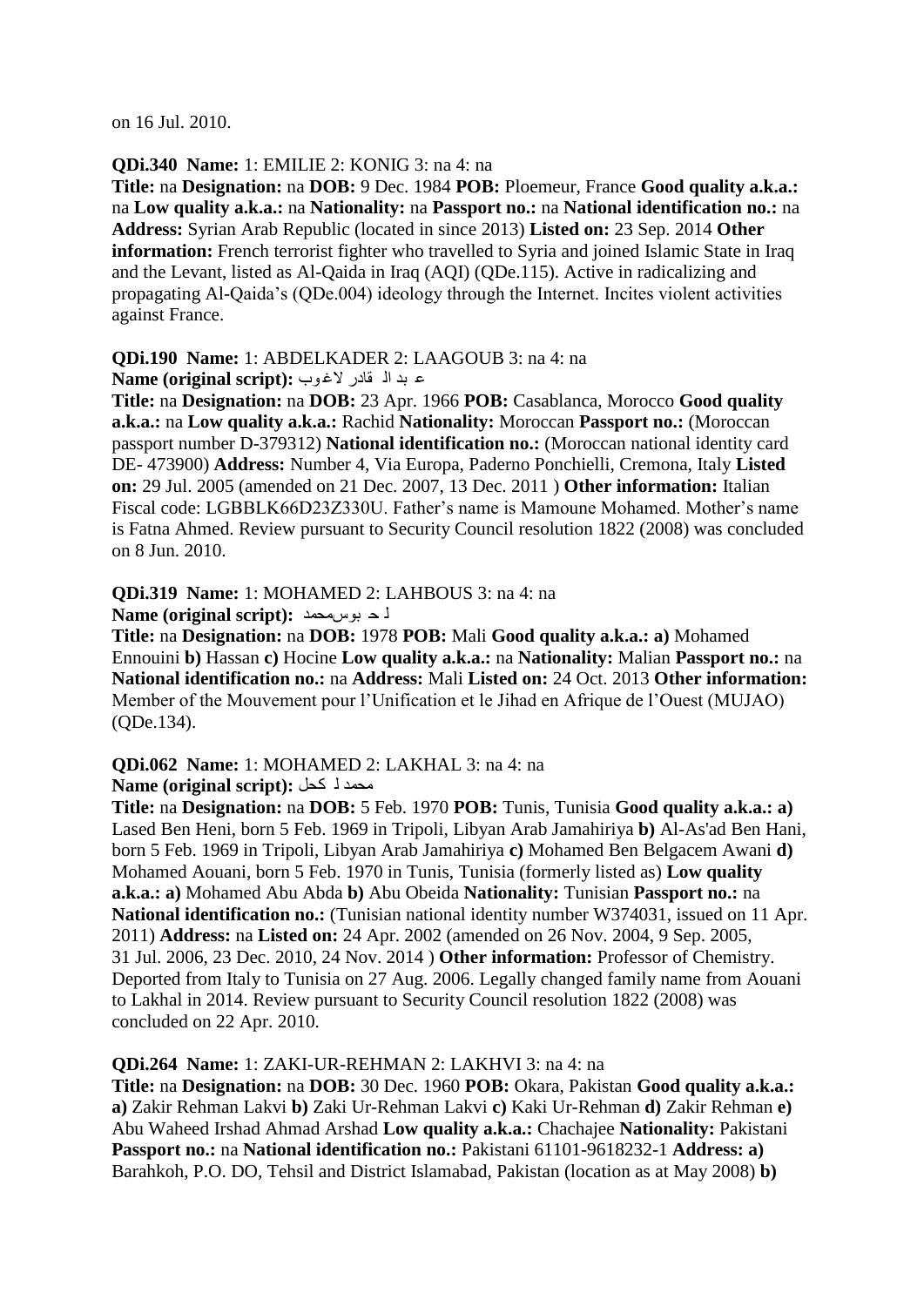on 16 Jul. 2010.

**QDi.340 Name:** 1: EMILIE 2: KONIG 3: na 4: na

**Title:** na **Designation:** na **DOB:** 9 Dec. 1984 **POB:** Ploemeur, France **Good quality a.k.a.:** na **Low quality a.k.a.:** na **Nationality:** na **Passport no.:** na **National identification no.:** na **Address:** Syrian Arab Republic (located in since 2013) **Listed on:** 23 Sep. 2014 **Other information:** French terrorist fighter who travelled to Syria and joined Islamic State in Iraq and the Levant, listed as Al-Qaida in Iraq (AQI) (QDe.115). Active in radicalizing and propagating Al-Qaida's (QDe.004) ideology through the Internet. Incites violent activities against France.

**QDi.190 Name:** 1: ABDELKADER 2: LAAGOUB 3: na 4: na

**Name (original script):** ع بد ال قادر لاغوب

**Title:** na **Designation:** na **DOB:** 23 Apr. 1966 **POB:** Casablanca, Morocco **Good quality a.k.a.:** na **Low quality a.k.a.:** Rachid **Nationality:** Moroccan **Passport no.:** (Moroccan passport number D-379312) **National identification no.:** (Moroccan national identity card DE- 473900) **Address:** Number 4, Via Europa, Paderno Ponchielli, Cremona, Italy **Listed on:** 29 Jul. 2005 (amended on 21 Dec. 2007, 13 Dec. 2011 ) **Other information:** Italian Fiscal code: LGBBLK66D23Z330U. Father's name is Mamoune Mohamed. Mother's name is Fatna Ahmed. Review pursuant to Security Council resolution 1822 (2008) was concluded on 8 Jun. 2010.

**QDi.319 Name:** 1: MOHAMED 2: LAHBOUS 3: na 4: na

**Name (original script):** لحبوسمحمد

**Title:** na **Designation:** na **DOB:** 1978 **POB:** Mali **Good quality a.k.a.: a)** Mohamed Ennouini **b)** Hassan **c)** Hocine **Low quality a.k.a.:** na **Nationality:** Malian **Passport no.:** na **National identification no.:** na **Address:** Mali **Listed on:** 24 Oct. 2013 **Other information:** Member of the Mouvement pour l'Unification et le Jihad en Afrique de l'Ouest (MUJAO) (QDe.134).

**QDi.062 Name:** 1: MOHAMED 2: LAKHAL 3: na 4: na

**Name (original script):** محمد لكحل

**Title:** na **Designation:** na **DOB:** 5 Feb. 1970 **POB:** Tunis, Tunisia **Good quality a.k.a.: a)** Lased Ben Heni, born 5 Feb. 1969 in Tripoli, Libyan Arab Jamahiriya **b)** Al-As'ad Ben Hani, born 5 Feb. 1969 in Tripoli, Libyan Arab Jamahiriya **c)** Mohamed Ben Belgacem Awani **d)** Mohamed Aouani, born 5 Feb. 1970 in Tunis, Tunisia (formerly listed as) **Low quality a.k.a.: a)** Mohamed Abu Abda **b)** Abu Obeida **Nationality:** Tunisian **Passport no.:** na **National identification no.:** (Tunisian national identity number W374031, issued on 11 Apr. 2011) **Address:** na **Listed on:** 24 Apr. 2002 (amended on 26 Nov. 2004, 9 Sep. 2005, 31 Jul. 2006, 23 Dec. 2010, 24 Nov. 2014 ) **Other information:** Professor of Chemistry. Deported from Italy to Tunisia on 27 Aug. 2006. Legally changed family name from Aouani to Lakhal in 2014. Review pursuant to Security Council resolution 1822 (2008) was concluded on 22 Apr. 2010.

**QDi.264 Name:** 1: ZAKI-UR-REHMAN 2: LAKHVI 3: na 4: na

**Title:** na **Designation:** na **DOB:** 30 Dec. 1960 **POB:** Okara, Pakistan **Good quality a.k.a.: a)** Zakir Rehman Lakvi **b)** Zaki Ur-Rehman Lakvi **c)** Kaki Ur-Rehman **d)** Zakir Rehman **e)** Abu Waheed Irshad Ahmad Arshad **Low quality a.k.a.:** Chachajee **Nationality:** Pakistani **Passport no.:** na **National identification no.:** Pakistani 61101-9618232-1 **Address: a)** Barahkoh, P.O. DO, Tehsil and District Islamabad, Pakistan (location as at May 2008) **b)**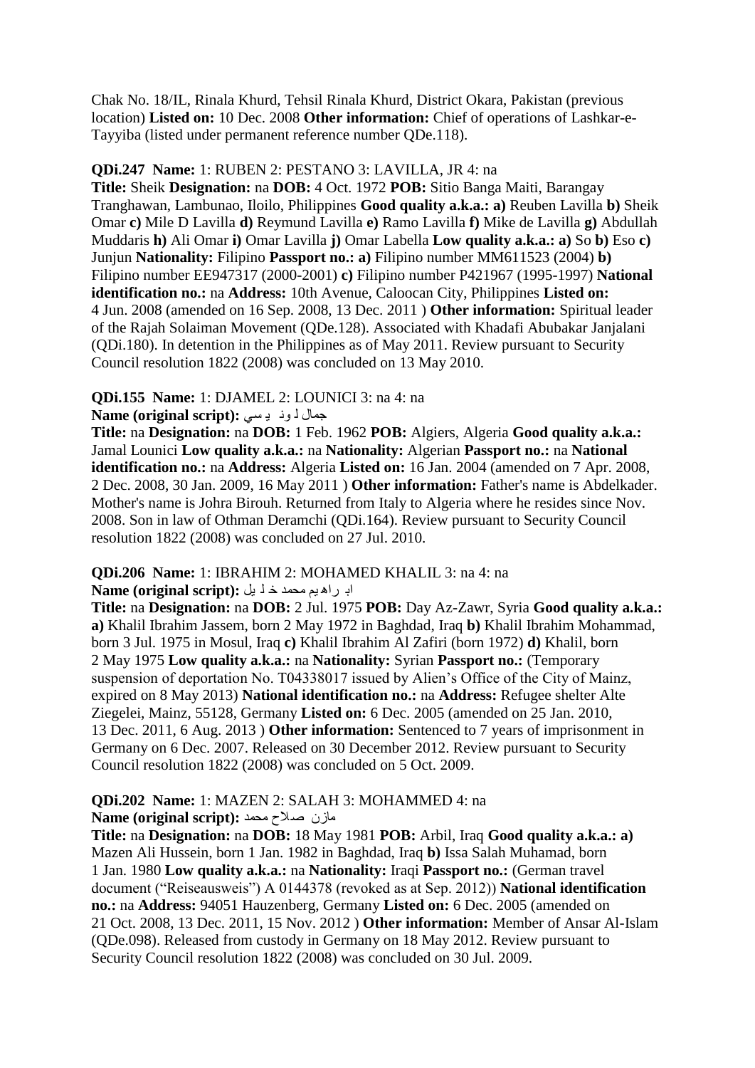Chak No. 18/IL, Rinala Khurd, Tehsil Rinala Khurd, District Okara, Pakistan (previous location) **Listed on:** 10 Dec. 2008 **Other information:** Chief of operations of Lashkar-e-Tayyiba (listed under permanent reference number QDe.118).

**QDi.247 Name:** 1: RUBEN 2: PESTANO 3: LAVILLA, JR 4: na
**Title:** Sheik **Designation:** na **DOB:** 4 Oct. 1972 **POB:** Sitio Banga Maiti, Barangay Tranghawan, Lambunao, Iloilo, Philippines **Good quality a.k.a.: a)** Reuben Lavilla **b)** Sheik Omar **c)** Mile D Lavilla **d)** Reymund Lavilla **e)** Ramo Lavilla **f)** Mike de Lavilla **g)** Abdullah Muddaris **h)** Ali Omar **i)** Omar Lavilla **j)** Omar Labella **Low quality a.k.a.: a)** So **b)** Eso **c)** Junjun **Nationality:** Filipino **Passport no.: a)** Filipino number MM611523 (2004) **b)** Filipino number EE947317 (2000-2001) **c)** Filipino number P421967 (1995-1997) **National identification no.:** na **Address:** 10th Avenue, Caloocan City, Philippines **Listed on:** 4 Jun. 2008 (amended on 16 Sep. 2008, 13 Dec. 2011 ) **Other information:** Spiritual leader of the Rajah Solaiman Movement (QDe.128). Associated with Khadafi Abubakar Janjalani (QDi.180). In detention in the Philippines as of May 2011. Review pursuant to Security Council resolution 1822 (2008) was concluded on 13 May 2010.

**QDi.155 Name:** 1: DJAMEL 2: LOUNICI 3: na 4: na
**Name (original script):** جمال لونيسي
**Title:** na **Designation:** na **DOB:** 1 Feb. 1962 **POB:** Algiers, Algeria **Good quality a.k.a.:** Jamal Lounici **Low quality a.k.a.:** na **Nationality:** Algerian **Passport no.:** na **National identification no.:** na **Address:** Algeria **Listed on:** 16 Jan. 2004 (amended on 7 Apr. 2008, 2 Dec. 2008, 30 Jan. 2009, 16 May 2011 ) **Other information:** Father's name is Abdelkader. Mother's name is Johra Birouh. Returned from Italy to Algeria where he resides since Nov. 2008. Son in law of Othman Deramchi (QDi.164). Review pursuant to Security Council resolution 1822 (2008) was concluded on 27 Jul. 2010.

**QDi.206 Name:** 1: IBRAHIM 2: MOHAMED KHALIL 3: na 4: na
**Name (original script):** ابراهيم محمد خليل
**Title:** na **Designation:** na **DOB:** 2 Jul. 1975 **POB:** Day Az-Zawr, Syria **Good quality a.k.a.: a)** Khalil Ibrahim Jassem, born 2 May 1972 in Baghdad, Iraq **b)** Khalil Ibrahim Mohammad, born 3 Jul. 1975 in Mosul, Iraq **c)** Khalil Ibrahim Al Zafiri (born 1972) **d)** Khalil, born 2 May 1975 **Low quality a.k.a.:** na **Nationality:** Syrian **Passport no.:** (Temporary suspension of deportation No. T04338017 issued by Alien's Office of the City of Mainz, expired on 8 May 2013) **National identification no.:** na **Address:** Refugee shelter Alte Ziegelei, Mainz, 55128, Germany **Listed on:** 6 Dec. 2005 (amended on 25 Jan. 2010, 13 Dec. 2011, 6 Aug. 2013 ) **Other information:** Sentenced to 7 years of imprisonment in Germany on 6 Dec. 2007. Released on 30 December 2012. Review pursuant to Security Council resolution 1822 (2008) was concluded on 5 Oct. 2009.

**QDi.202 Name:** 1: MAZEN 2: SALAH 3: MOHAMMED 4: na
**Name (original script):** مازن صلاح محمد
**Title:** na **Designation:** na **DOB:** 18 May 1981 **POB:** Arbil, Iraq **Good quality a.k.a.: a)** Mazen Ali Hussein, born 1 Jan. 1982 in Baghdad, Iraq **b)** Issa Salah Muhamad, born 1 Jan. 1980 **Low quality a.k.a.:** na **Nationality:** Iraqi **Passport no.:** (German travel document ("Reiseausweis") A 0144378 (revoked as at Sep. 2012)) **National identification no.:** na **Address:** 94051 Hauzenberg, Germany **Listed on:** 6 Dec. 2005 (amended on 21 Oct. 2008, 13 Dec. 2011, 15 Nov. 2012 ) **Other information:** Member of Ansar Al-Islam (QDe.098). Released from custody in Germany on 18 May 2012. Review pursuant to Security Council resolution 1822 (2008) was concluded on 30 Jul. 2009.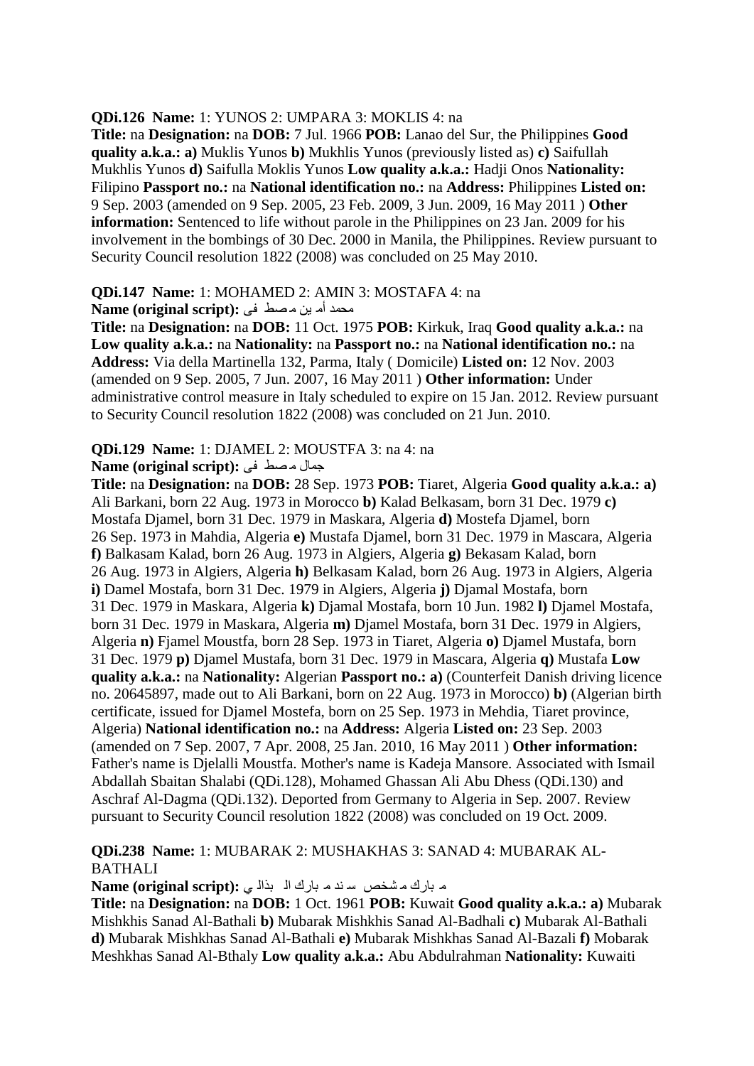**QDi.126 Name:** 1: YUNOS 2: UMPARA 3: MOKLIS 4: na
**Title:** na **Designation:** na **DOB:** 7 Jul. 1966 **POB:** Lanao del Sur, the Philippines **Good quality a.k.a.: a)** Muklis Yunos **b)** Mukhlis Yunos (previously listed as) **c)** Saifullah Mukhlis Yunos **d)** Saifulla Moklis Yunos **Low quality a.k.a.:** Hadji Onos **Nationality:** Filipino **Passport no.:** na **National identification no.:** na **Address:** Philippines **Listed on:** 9 Sep. 2003 (amended on 9 Sep. 2005, 23 Feb. 2009, 3 Jun. 2009, 16 May 2011 ) **Other information:** Sentenced to life without parole in the Philippines on 23 Jan. 2009 for his involvement in the bombings of 30 Dec. 2000 in Manila, the Philippines. Review pursuant to Security Council resolution 1822 (2008) was concluded on 25 May 2010.

**QDi.147 Name:** 1: MOHAMED 2: AMIN 3: MOSTAFA 4: na
**Name (original script):** محمد أمين مصطفى
**Title:** na **Designation:** na **DOB:** 11 Oct. 1975 **POB:** Kirkuk, Iraq **Good quality a.k.a.:** na **Low quality a.k.a.:** na **Nationality:** na **Passport no.:** na **National identification no.:** na **Address:** Via della Martinella 132, Parma, Italy ( Domicile) **Listed on:** 12 Nov. 2003 (amended on 9 Sep. 2005, 7 Jun. 2007, 16 May 2011 ) **Other information:** Under administrative control measure in Italy scheduled to expire on 15 Jan. 2012. Review pursuant to Security Council resolution 1822 (2008) was concluded on 21 Jun. 2010.

**QDi.129 Name:** 1: DJAMEL 2: MOUSTFA 3: na 4: na
**Name (original script):** جمال مصطفى
**Title:** na **Designation:** na **DOB:** 28 Sep. 1973 **POB:** Tiaret, Algeria **Good quality a.k.a.: a)** Ali Barkani, born 22 Aug. 1973 in Morocco **b)** Kalad Belkasam, born 31 Dec. 1979 **c)** Mostafa Djamel, born 31 Dec. 1979 in Maskara, Algeria **d)** Mostefa Djamel, born 26 Sep. 1973 in Mahdia, Algeria **e)** Mustafa Djamel, born 31 Dec. 1979 in Mascara, Algeria **f)** Balkasam Kalad, born 26 Aug. 1973 in Algiers, Algeria **g)** Bekasam Kalad, born 26 Aug. 1973 in Algiers, Algeria **h)** Belkasam Kalad, born 26 Aug. 1973 in Algiers, Algeria **i)** Damel Mostafa, born 31 Dec. 1979 in Algiers, Algeria **j)** Djamal Mostafa, born 31 Dec. 1979 in Maskara, Algeria **k)** Djamal Mostafa, born 10 Jun. 1982 **l)** Djamel Mostafa, born 31 Dec. 1979 in Maskara, Algeria **m)** Djamel Mostafa, born 31 Dec. 1979 in Algiers, Algeria **n)** Fjamel Moustfa, born 28 Sep. 1973 in Tiaret, Algeria **o)** Djamel Mustafa, born 31 Dec. 1979 **p)** Djamel Mustafa, born 31 Dec. 1979 in Mascara, Algeria **q)** Mustafa **Low quality a.k.a.:** na **Nationality:** Algerian **Passport no.: a)** (Counterfeit Danish driving licence no. 20645897, made out to Ali Barkani, born on 22 Aug. 1973 in Morocco) **b)** (Algerian birth certificate, issued for Djamel Mostefa, born on 25 Sep. 1973 in Mehdia, Tiaret province, Algeria) **National identification no.:** na **Address:** Algeria **Listed on:** 23 Sep. 2003 (amended on 7 Sep. 2007, 7 Apr. 2008, 25 Jan. 2010, 16 May 2011 ) **Other information:** Father's name is Djelalli Moustfa. Mother's name is Kadeja Mansore. Associated with Ismail Abdallah Sbaitan Shalabi (QDi.128), Mohamed Ghassan Ali Abu Dhess (QDi.130) and Aschraf Al-Dagma (QDi.132). Deported from Germany to Algeria in Sep. 2007. Review pursuant to Security Council resolution 1822 (2008) was concluded on 19 Oct. 2009.

**QDi.238 Name:** 1: MUBARAK 2: MUSHAKHAS 3: SANAD 4: MUBARAK AL-BATHALI
**Name (original script):** مبارك مشخص سند مبارك البذالي
**Title:** na **Designation:** na **DOB:** 1 Oct. 1961 **POB:** Kuwait **Good quality a.k.a.: a)** Mubarak Mishkhis Sanad Al-Bathali **b)** Mubarak Mishkhis Sanad Al-Badhali **c)** Mubarak Al-Bathali **d)** Mubarak Mishkhas Sanad Al-Bathali **e)** Mubarak Mishkhas Sanad Al-Bazali **f)** Mobarak Meshkhas Sanad Al-Bthaly **Low quality a.k.a.:** Abu Abdulrahman **Nationality:** Kuwaiti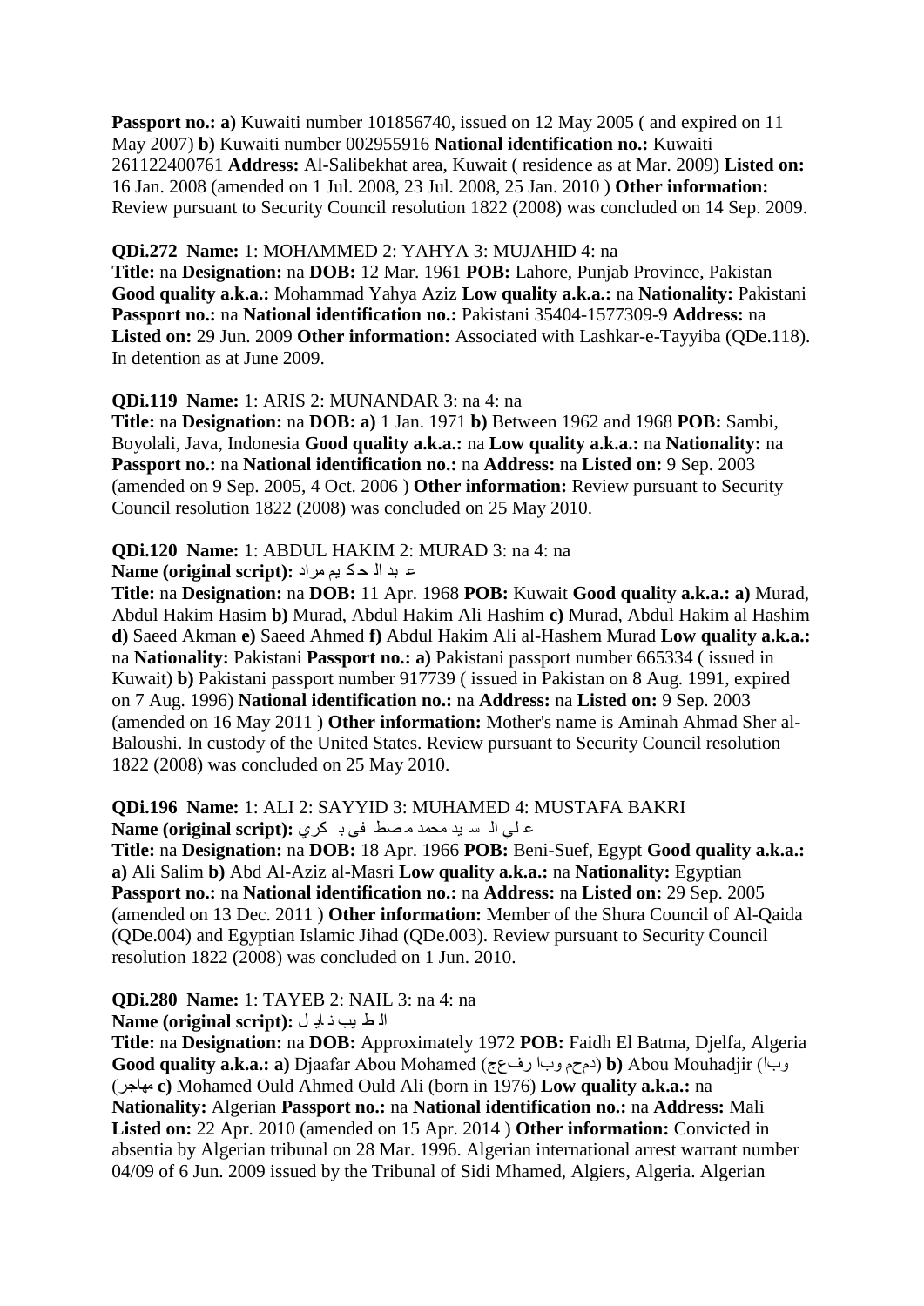**Passport no.: a)** Kuwaiti number 101856740, issued on 12 May 2005 ( and expired on 11 May 2007) **b)** Kuwaiti number 002955916 **National identification no.:** Kuwaiti 261122400761 **Address:** Al-Salibekhat area, Kuwait ( residence as at Mar. 2009) **Listed on:** 16 Jan. 2008 (amended on 1 Jul. 2008, 23 Jul. 2008, 25 Jan. 2010 ) **Other information:** Review pursuant to Security Council resolution 1822 (2008) was concluded on 14 Sep. 2009.

**QDi.272 Name:** 1: MOHAMMED 2: YAHYA 3: MUJAHID 4: na
**Title:** na **Designation:** na **DOB:** 12 Mar. 1961 **POB:** Lahore, Punjab Province, Pakistan **Good quality a.k.a.:** Mohammad Yahya Aziz **Low quality a.k.a.:** na **Nationality:** Pakistani **Passport no.:** na **National identification no.:** Pakistani 35404-1577309-9 **Address:** na **Listed on:** 29 Jun. 2009 **Other information:** Associated with Lashkar-e-Tayyiba (QDe.118). In detention as at June 2009.

**QDi.119 Name:** 1: ARIS 2: MUNANDAR 3: na 4: na
**Title:** na **Designation:** na **DOB: a)** 1 Jan. 1971 **b)** Between 1962 and 1968 **POB:** Sambi, Boyolali, Java, Indonesia **Good quality a.k.a.:** na **Low quality a.k.a.:** na **Nationality:** na **Passport no.:** na **National identification no.:** na **Address:** na **Listed on:** 9 Sep. 2003 (amended on 9 Sep. 2005, 4 Oct. 2006 ) **Other information:** Review pursuant to Security Council resolution 1822 (2008) was concluded on 25 May 2010.

**QDi.120 Name:** 1: ABDUL HAKIM 2: MURAD 3: na 4: na
**Name (original script):** عبد الحكيم مراد
**Title:** na **Designation:** na **DOB:** 11 Apr. 1968 **POB:** Kuwait **Good quality a.k.a.: a)** Murad, Abdul Hakim Hasim **b)** Murad, Abdul Hakim Ali Hashim **c)** Murad, Abdul Hakim al Hashim **d)** Saeed Akman **e)** Saeed Ahmed **f)** Abdul Hakim Ali al-Hashem Murad **Low quality a.k.a.:** na **Nationality:** Pakistani **Passport no.: a)** Pakistani passport number 665334 ( issued in Kuwait) **b)** Pakistani passport number 917739 ( issued in Pakistan on 8 Aug. 1991, expired on 7 Aug. 1996) **National identification no.:** na **Address:** na **Listed on:** 9 Sep. 2003 (amended on 16 May 2011 ) **Other information:** Mother's name is Aminah Ahmad Sher al-Baloushi. In custody of the United States. Review pursuant to Security Council resolution 1822 (2008) was concluded on 25 May 2010.

**QDi.196 Name:** 1: ALI 2: SAYYID 3: MUHAMED 4: MUSTAFA BAKRI
**Name (original script):** علي السيد محمد مصطفى بكري
**Title:** na **Designation:** na **DOB:** 18 Apr. 1966 **POB:** Beni-Suef, Egypt **Good quality a.k.a.: a)** Ali Salim **b)** Abd Al-Aziz al-Masri **Low quality a.k.a.:** na **Nationality:** Egyptian **Passport no.:** na **National identification no.:** na **Address:** na **Listed on:** 29 Sep. 2005 (amended on 13 Dec. 2011 ) **Other information:** Member of the Shura Council of Al-Qaida (QDe.004) and Egyptian Islamic Jihad (QDe.003). Review pursuant to Security Council resolution 1822 (2008) was concluded on 1 Jun. 2010.

**QDi.280 Name:** 1: TAYEB 2: NAIL 3: na 4: na
**Name (original script):** الطيب نايل
**Title:** na **Designation:** na **DOB:** Approximately 1972 **POB:** Faidh El Batma, Djelfa, Algeria **Good quality a.k.a.: a)** Djaafar Abou Mohamed (جعفر ابو محمد) **b)** Abou Mouhadjir (ابو مهاجر) **c)** Mohamed Ould Ahmed Ould Ali (born in 1976) **Low quality a.k.a.:** na **Nationality:** Algerian **Passport no.:** na **National identification no.:** na **Address:** Mali **Listed on:** 22 Apr. 2010 (amended on 15 Apr. 2014 ) **Other information:** Convicted in absentia by Algerian tribunal on 28 Mar. 1996. Algerian international arrest warrant number 04/09 of 6 Jun. 2009 issued by the Tribunal of Sidi Mhamed, Algiers, Algeria. Algerian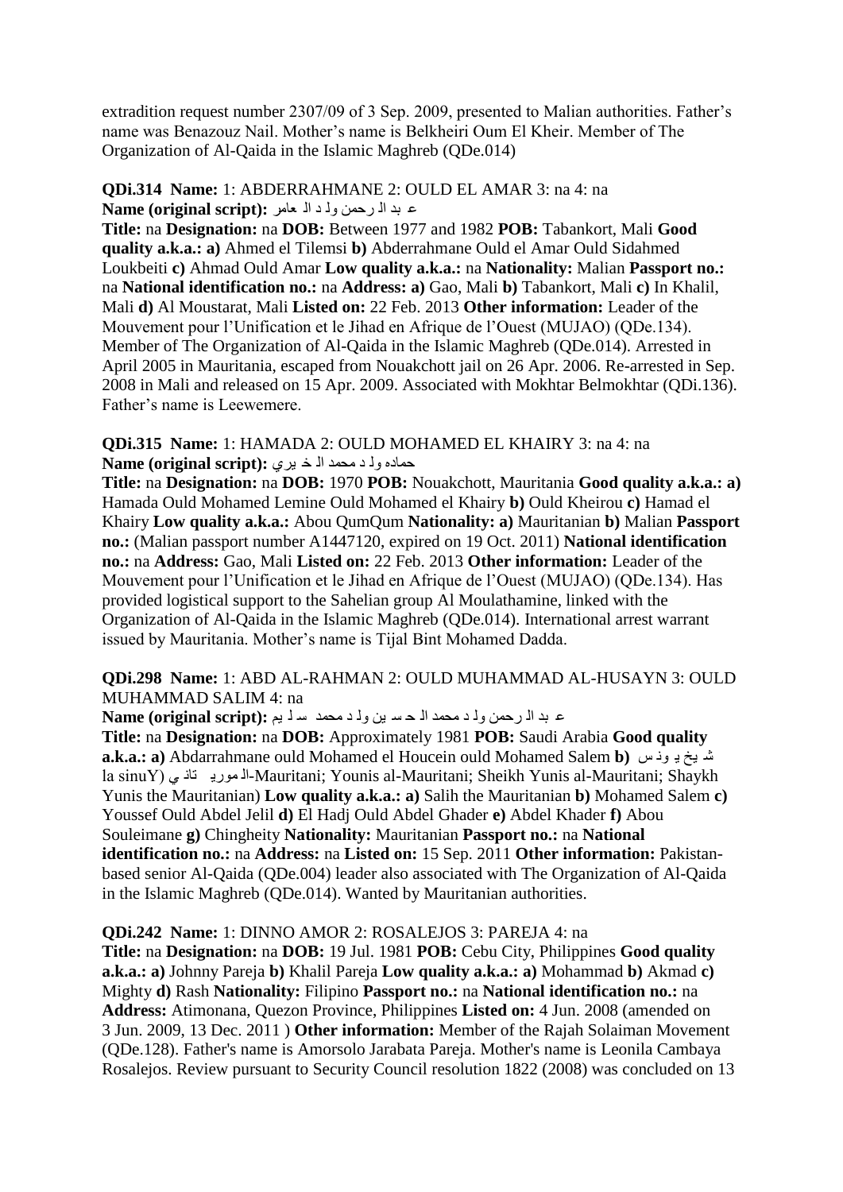extradition request number 2307/09 of 3 Sep. 2009, presented to Malian authorities. Father's name was Benazouz Nail. Mother's name is Belkheiri Oum El Kheir. Member of The Organization of Al-Qaida in the Islamic Maghreb (QDe.014)

**QDi.314 Name:** 1: ABDERRAHMANE 2: OULD EL AMAR 3: na 4: na
**Name (original script):** ع بد ال رحمن ول د ال عامر

**Title:** na **Designation:** na **DOB:** Between 1977 and 1982 **POB:** Tabankort, Mali **Good quality a.k.a.: a)** Ahmed el Tilemsi **b)** Abderrahmane Ould el Amar Ould Sidahmed Loukbeiti **c)** Ahmad Ould Amar **Low quality a.k.a.:** na **Nationality:** Malian **Passport no.:** na **National identification no.:** na **Address: a)** Gao, Mali **b)** Tabankort, Mali **c)** In Khalil, Mali **d)** Al Moustarat, Mali **Listed on:** 22 Feb. 2013 **Other information:** Leader of the Mouvement pour l'Unification et le Jihad en Afrique de l'Ouest (MUJAO) (QDe.134). Member of The Organization of Al-Qaida in the Islamic Maghreb (QDe.014). Arrested in April 2005 in Mauritania, escaped from Nouakchott jail on 26 Apr. 2006. Re-arrested in Sep. 2008 in Mali and released on 15 Apr. 2009. Associated with Mokhtar Belmokhtar (QDi.136). Father's name is Leewemere.

**QDi.315 Name:** 1: HAMADA 2: OULD MOHAMED EL KHAIRY 3: na 4: na
**Name (original script):** حماده ول د محمد ال خ يري

**Title:** na **Designation:** na **DOB:** 1970 **POB:** Nouakchott, Mauritania **Good quality a.k.a.: a)** Hamada Ould Mohamed Lemine Ould Mohamed el Khairy **b)** Ould Kheirou **c)** Hamad el Khairy **Low quality a.k.a.:** Abou QumQum **Nationality: a)** Mauritanian **b)** Malian **Passport no.:** (Malian passport number A1447120, expired on 19 Oct. 2011) **National identification no.:** na **Address:** Gao, Mali **Listed on:** 22 Feb. 2013 **Other information:** Leader of the Mouvement pour l'Unification et le Jihad en Afrique de l'Ouest (MUJAO) (QDe.134). Has provided logistical support to the Sahelian group Al Moulathamine, linked with the Organization of Al-Qaida in the Islamic Maghreb (QDe.014). International arrest warrant issued by Mauritania. Mother's name is Tijal Bint Mohamed Dadda.

**QDi.298 Name:** 1: ABD AL-RAHMAN 2: OULD MUHAMMAD AL-HUSAYN 3: OULD MUHAMMAD SALIM 4: na
**Name (original script):** ع بد ال رحمن ول د محمد ال ح س ين ول د محمد س ل يم

**Title:** na **Designation:** na **DOB:** Approximately 1981 **POB:** Saudi Arabia **Good quality a.k.a.: a)** Abdarrahmane ould Mohamed el Houcein ould Mohamed Salem **b)** شيخ ي ون س ال موري تاني (Yunis al-Mauritani; Younis al-Mauritani; Sheikh Yunis al-Mauritani; Shaykh Yunis the Mauritanian) **Low quality a.k.a.: a)** Salih the Mauritanian **b)** Mohamed Salem **c)** Youssef Ould Abdel Jelil **d)** El Hadj Ould Abdel Ghader **e)** Abdel Khader **f)** Abou Souleimane **g)** Chingheity **Nationality:** Mauritanian **Passport no.:** na **National identification no.:** na **Address:** na **Listed on:** 15 Sep. 2011 **Other information:** Pakistan-based senior Al-Qaida (QDe.004) leader also associated with The Organization of Al-Qaida in the Islamic Maghreb (QDe.014). Wanted by Mauritanian authorities.

**QDi.242 Name:** 1: DINNO AMOR 2: ROSALEJOS 3: PAREJA 4: na
**Title:** na **Designation:** na **DOB:** 19 Jul. 1981 **POB:** Cebu City, Philippines **Good quality a.k.a.: a)** Johnny Pareja **b)** Khalil Pareja **Low quality a.k.a.: a)** Mohammad **b)** Akmad **c)** Mighty **d)** Rash **Nationality:** Filipino **Passport no.:** na **National identification no.:** na **Address:** Atimonana, Quezon Province, Philippines **Listed on:** 4 Jun. 2008 (amended on 3 Jun. 2009, 13 Dec. 2011 ) **Other information:** Member of the Rajah Solaiman Movement (QDe.128). Father's name is Amorsolo Jarabata Pareja. Mother's name is Leonila Cambaya Rosalejos. Review pursuant to Security Council resolution 1822 (2008) was concluded on 13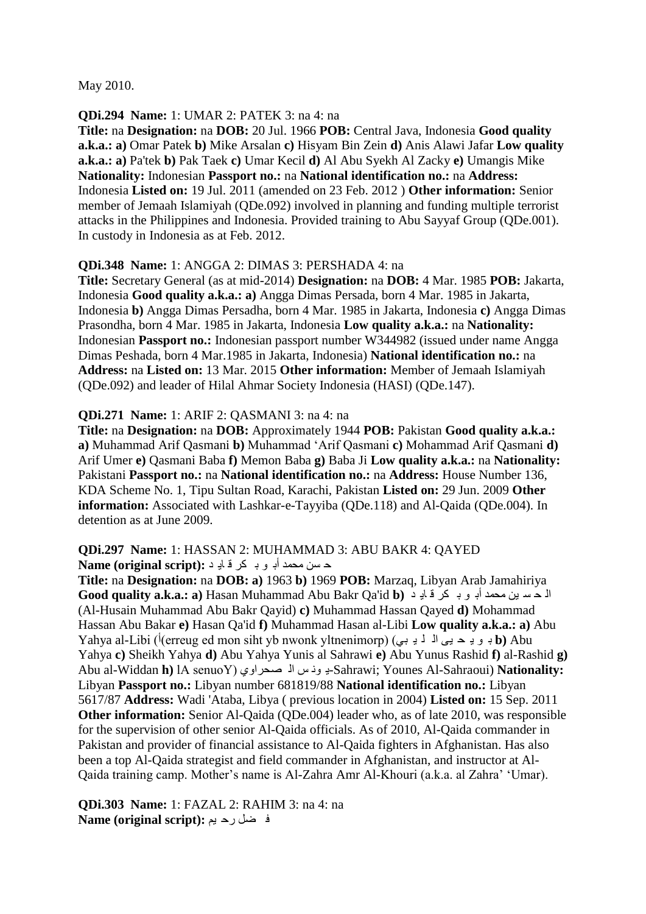May 2010.

**QDi.294 Name:** 1: UMAR 2: PATEK 3: na 4: na
**Title:** na **Designation:** na **DOB:** 20 Jul. 1966 **POB:** Central Java, Indonesia **Good quality a.k.a.: a)** Omar Patek **b)** Mike Arsalan **c)** Hisyam Bin Zein **d)** Anis Alawi Jafar **Low quality a.k.a.: a)** Pa'tek **b)** Pak Taek **c)** Umar Kecil **d)** Al Abu Syekh Al Zacky **e)** Umangis Mike **Nationality:** Indonesian **Passport no.:** na **National identification no.:** na **Address:** Indonesia **Listed on:** 19 Jul. 2011 (amended on 23 Feb. 2012 ) **Other information:** Senior member of Jemaah Islamiyah (QDe.092) involved in planning and funding multiple terrorist attacks in the Philippines and Indonesia. Provided training to Abu Sayyaf Group (QDe.001). In custody in Indonesia as at Feb. 2012.

**QDi.348 Name:** 1: ANGGA 2: DIMAS 3: PERSHADA 4: na
**Title:** Secretary General (as at mid-2014) **Designation:** na **DOB:** 4 Mar. 1985 **POB:** Jakarta, Indonesia **Good quality a.k.a.: a)** Angga Dimas Persada, born 4 Mar. 1985 in Jakarta, Indonesia **b)** Angga Dimas Persadha, born 4 Mar. 1985 in Jakarta, Indonesia **c)** Angga Dimas Prasondha, born 4 Mar. 1985 in Jakarta, Indonesia **Low quality a.k.a.:** na **Nationality:** Indonesian **Passport no.:** Indonesian passport number W344982 (issued under name Angga Dimas Peshada, born 4 Mar.1985 in Jakarta, Indonesia) **National identification no.:** na **Address:** na **Listed on:** 13 Mar. 2015 **Other information:** Member of Jemaah Islamiyah (QDe.092) and leader of Hilal Ahmar Society Indonesia (HASI) (QDe.147).

**QDi.271 Name:** 1: ARIF 2: QASMANI 3: na 4: na
**Title:** na **Designation:** na **DOB:** Approximately 1944 **POB:** Pakistan **Good quality a.k.a.: a)** Muhammad Arif Qasmani **b)** Muhammad 'Arif Qasmani **c)** Mohammad Arif Qasmani **d)** Arif Umer **e)** Qasmani Baba **f)** Memon Baba **g)** Baba Ji **Low quality a.k.a.:** na **Nationality:** Pakistani **Passport no.:** na **National identification no.:** na **Address:** House Number 136, KDA Scheme No. 1, Tipu Sultan Road, Karachi, Pakistan **Listed on:** 29 Jun. 2009 **Other information:** Associated with Lashkar-e-Tayyiba (QDe.118) and Al-Qaida (QDe.004). In detention as at June 2009.

**QDi.297 Name:** 1: HASSAN 2: MUHAMMAD 3: ABU BAKR 4: QAYED
**Name (original script):** حسن محمد أبو بكر قايد
**Title:** na **Designation:** na **DOB: a)** 1963 **b)** 1969 **POB:** Marzaq, Libyan Arab Jamahiriya **Good quality a.k.a.: a)** Hasan Muhammad Abu Bakr Qa'id **b)** الحسين محمد أبو بكر قايد (Al-Husain Muhammad Abu Bakr Qayid) **c)** Muhammad Hassan Qayed **d)** Mohammad Hassan Abu Bakar **e)** Hasan Qa'id **f)** Muhammad Hasan al-Libi **Low quality a.k.a.: a)** Abu Yahya al-Libi (أبو يحيى الليبي) (prominently known by this nom de guerre) **b)** Abu Yahya **c)** Sheikh Yahya **d)** Abu Yahya Yunis al Sahrawi **e)** Abu Yunus Rashid **f)** al-Rashid **g)** Abu al-Widdan **h)** يونس الصحراوي (Younes Al-Sahraoui; Yunis al-Sahrawi) **Nationality:** Libyan **Passport no.:** Libyan number 681819/88 **National identification no.:** Libyan 5617/87 **Address:** Wadi 'Ataba, Libya ( previous location in 2004) **Listed on:** 15 Sep. 2011 **Other information:** Senior Al-Qaida (QDe.004) leader who, as of late 2010, was responsible for the supervision of other senior Al-Qaida officials. As of 2010, Al-Qaida commander in Pakistan and provider of financial assistance to Al-Qaida fighters in Afghanistan. Has also been a top Al-Qaida strategist and field commander in Afghanistan, and instructor at Al-Qaida training camp. Mother's name is Al-Zahra Amr Al-Khouri (a.k.a. al Zahra' 'Umar).

**QDi.303 Name:** 1: FAZAL 2: RAHIM 3: na 4: na
**Name (original script):** فضل رحيم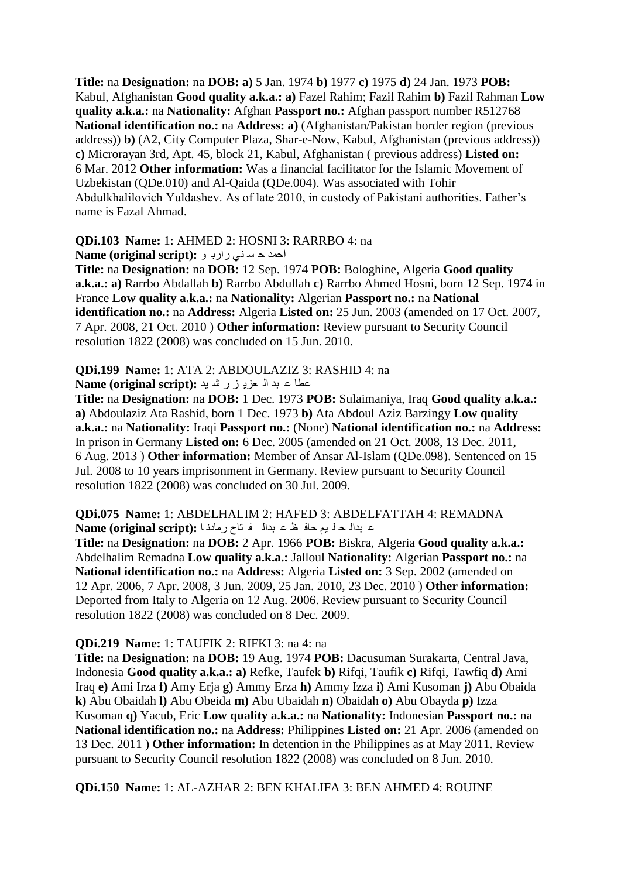**Title:** na **Designation:** na **DOB: a)** 5 Jan. 1974 **b)** 1977 **c)** 1975 **d)** 24 Jan. 1973 **POB:** Kabul, Afghanistan **Good quality a.k.a.: a)** Fazel Rahim; Fazil Rahim **b)** Fazil Rahman **Low quality a.k.a.:** na **Nationality:** Afghan **Passport no.:** Afghan passport number R512768 **National identification no.:** na **Address: a)** (Afghanistan/Pakistan border region (previous address)) **b)** (A2, City Computer Plaza, Shar-e-Now, Kabul, Afghanistan (previous address)) **c)** Microrayan 3rd, Apt. 45, block 21, Kabul, Afghanistan ( previous address) **Listed on:** 6 Mar. 2012 **Other information:** Was a financial facilitator for the Islamic Movement of Uzbekistan (QDe.010) and Al-Qaida (QDe.004). Was associated with Tohir Abdulkhalilovich Yuldashev. As of late 2010, in custody of Pakistani authorities. Father's name is Fazal Ahmad.

**QDi.103 Name:** 1: AHMED 2: HOSNI 3: RARRBO 4: na

**Name (original script):** احمد حسني رارب و

**Title:** na **Designation:** na **DOB:** 12 Sep. 1974 **POB:** Bologhine, Algeria **Good quality a.k.a.: a)** Rarrbo Abdallah **b)** Rarrbo Abdullah **c)** Rarrbo Ahmed Hosni, born 12 Sep. 1974 in France **Low quality a.k.a.:** na **Nationality:** Algerian **Passport no.:** na **National identification no.:** na **Address:** Algeria **Listed on:** 25 Jun. 2003 (amended on 17 Oct. 2007, 7 Apr. 2008, 21 Oct. 2010 ) **Other information:** Review pursuant to Security Council resolution 1822 (2008) was concluded on 15 Jun. 2010.

**QDi.199 Name:** 1: ATA 2: ABDOULAZIZ 3: RASHID 4: na

**Name (original script):** عطا ع بد ال عزي ز ر شيد

**Title:** na **Designation:** na **DOB:** 1 Dec. 1973 **POB:** Sulaimaniya, Iraq **Good quality a.k.a.: a)** Abdoulaziz Ata Rashid, born 1 Dec. 1973 **b)** Ata Abdoul Aziz Barzingy **Low quality a.k.a.:** na **Nationality:** Iraqi **Passport no.:** (None) **National identification no.:** na **Address:** In prison in Germany **Listed on:** 6 Dec. 2005 (amended on 21 Oct. 2008, 13 Dec. 2011, 6 Aug. 2013 ) **Other information:** Member of Ansar Al-Islam (QDe.098). Sentenced on 15 Jul. 2008 to 10 years imprisonment in Germany. Review pursuant to Security Council resolution 1822 (2008) was concluded on 30 Jul. 2009.

**QDi.075 Name:** 1: ABDELHALIM 2: HAFED 3: ABDELFATTAH 4: REMADNA

**Name (original script):** ع بدال حل يم حاف ظ ع بدال ف تاح رمادنا

**Title:** na **Designation:** na **DOB:** 2 Apr. 1966 **POB:** Biskra, Algeria **Good quality a.k.a.:** Abdelhalim Remadna **Low quality a.k.a.:** Jalloul **Nationality:** Algerian **Passport no.:** na **National identification no.:** na **Address:** Algeria **Listed on:** 3 Sep. 2002 (amended on 12 Apr. 2006, 7 Apr. 2008, 3 Jun. 2009, 25 Jan. 2010, 23 Dec. 2010 ) **Other information:** Deported from Italy to Algeria on 12 Aug. 2006. Review pursuant to Security Council resolution 1822 (2008) was concluded on 8 Dec. 2009.

**QDi.219 Name:** 1: TAUFIK 2: RIFKI 3: na 4: na

**Title:** na **Designation:** na **DOB:** 19 Aug. 1974 **POB:** Dacusuman Surakarta, Central Java, Indonesia **Good quality a.k.a.: a)** Refke, Taufek **b)** Rifqi, Taufik **c)** Rifqi, Tawfiq **d)** Ami Iraq **e)** Ami Irza **f)** Amy Erja **g)** Ammy Erza **h)** Ammy Izza **i)** Ami Kusoman **j)** Abu Obaida **k)** Abu Obaidah **l)** Abu Obeida **m)** Abu Ubaidah **n)** Obaidah **o)** Abu Obayda **p)** Izza Kusoman **q)** Yacub, Eric **Low quality a.k.a.:** na **Nationality:** Indonesian **Passport no.:** na **National identification no.:** na **Address:** Philippines **Listed on:** 21 Apr. 2006 (amended on 13 Dec. 2011 ) **Other information:** In detention in the Philippines as at May 2011. Review pursuant to Security Council resolution 1822 (2008) was concluded on 8 Jun. 2010.

**QDi.150 Name:** 1: AL-AZHAR 2: BEN KHALIFA 3: BEN AHMED 4: ROUINE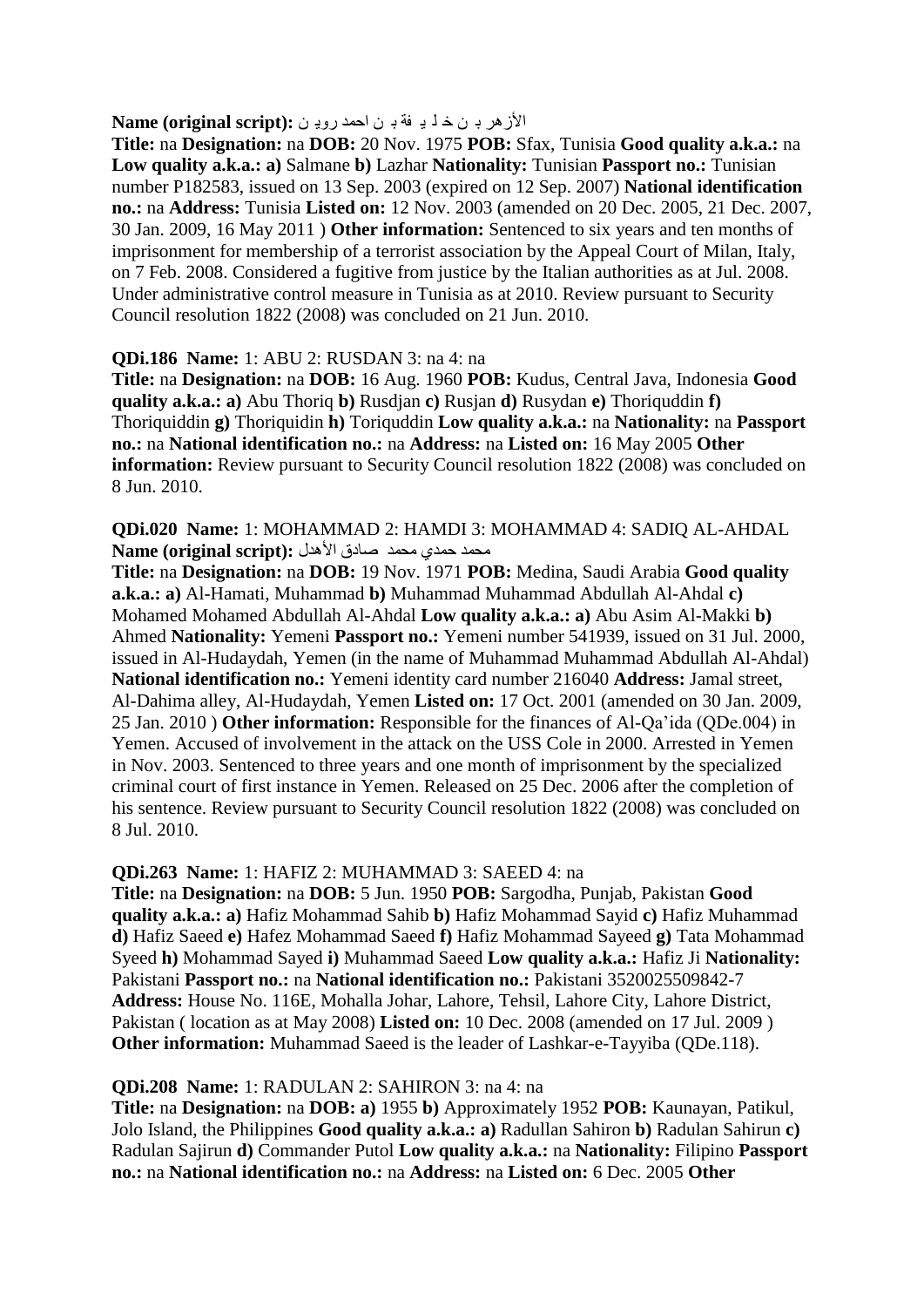**Name (original script):** الأزهر بـ ن خـ لـ يـ فة بـ ن احمد رويـ ن

**Title:** na **Designation:** na **DOB:** 20 Nov. 1975 **POB:** Sfax, Tunisia **Good quality a.k.a.:** na **Low quality a.k.a.:** **a)** Salmane **b)** Lazhar **Nationality:** Tunisian **Passport no.:** Tunisian number P182583, issued on 13 Sep. 2003 (expired on 12 Sep. 2007) **National identification no.:** na **Address:** Tunisia **Listed on:** 12 Nov. 2003 (amended on 20 Dec. 2005, 21 Dec. 2007, 30 Jan. 2009, 16 May 2011 ) **Other information:** Sentenced to six years and ten months of imprisonment for membership of a terrorist association by the Appeal Court of Milan, Italy, on 7 Feb. 2008. Considered a fugitive from justice by the Italian authorities as at Jul. 2008. Under administrative control measure in Tunisia as at 2010. Review pursuant to Security Council resolution 1822 (2008) was concluded on 21 Jun. 2010.

**QDi.186 Name:** 1: ABU 2: RUSDAN 3: na 4: na

**Title:** na **Designation:** na **DOB:** 16 Aug. 1960 **POB:** Kudus, Central Java, Indonesia **Good quality a.k.a.:** **a)** Abu Thoriq **b)** Rusdjan **c)** Rusjan **d)** Rusydan **e)** Thoriquddin **f)** Thoriquiddin **g)** Thoriquidin **h)** Toriquddin **Low quality a.k.a.:** na **Nationality:** na **Passport no.:** na **National identification no.:** na **Address:** na **Listed on:** 16 May 2005 **Other information:** Review pursuant to Security Council resolution 1822 (2008) was concluded on 8 Jun. 2010.

**QDi.020 Name:** 1: MOHAMMAD 2: HAMDI 3: MOHAMMAD 4: SADIQ AL-AHDAL
**Name (original script):** محمد حمدي محمد صادق الأهدل

**Title:** na **Designation:** na **DOB:** 19 Nov. 1971 **POB:** Medina, Saudi Arabia **Good quality a.k.a.:** **a)** Al-Hamati, Muhammad **b)** Muhammad Muhammad Abdullah Al-Ahdal **c)** Mohamed Mohamed Abdullah Al-Ahdal **Low quality a.k.a.:** **a)** Abu Asim Al-Makki **b)** Ahmed **Nationality:** Yemeni **Passport no.:** Yemeni number 541939, issued on 31 Jul. 2000, issued in Al-Hudaydah, Yemen (in the name of Muhammad Muhammad Abdullah Al-Ahdal) **National identification no.:** Yemeni identity card number 216040 **Address:** Jamal street, Al-Dahima alley, Al-Hudaydah, Yemen **Listed on:** 17 Oct. 2001 (amended on 30 Jan. 2009, 25 Jan. 2010 ) **Other information:** Responsible for the finances of Al-Qa'ida (QDe.004) in Yemen. Accused of involvement in the attack on the USS Cole in 2000. Arrested in Yemen in Nov. 2003. Sentenced to three years and one month of imprisonment by the specialized criminal court of first instance in Yemen. Released on 25 Dec. 2006 after the completion of his sentence. Review pursuant to Security Council resolution 1822 (2008) was concluded on 8 Jul. 2010.

**QDi.263 Name:** 1: HAFIZ 2: MUHAMMAD 3: SAEED 4: na

**Title:** na **Designation:** na **DOB:** 5 Jun. 1950 **POB:** Sargodha, Punjab, Pakistan **Good quality a.k.a.:** **a)** Hafiz Mohammad Sahib **b)** Hafiz Mohammad Sayid **c)** Hafiz Muhammad **d)** Hafiz Saeed **e)** Hafez Mohammad Saeed **f)** Hafiz Mohammad Sayeed **g)** Tata Mohammad Syeed **h)** Mohammad Sayed **i)** Muhammad Saeed **Low quality a.k.a.:** Hafiz Ji **Nationality:** Pakistani **Passport no.:** na **National identification no.:** Pakistani 3520025509842-7 **Address:** House No. 116E, Mohalla Johar, Lahore, Tehsil, Lahore City, Lahore District, Pakistan ( location as at May 2008) **Listed on:** 10 Dec. 2008 (amended on 17 Jul. 2009 ) **Other information:** Muhammad Saeed is the leader of Lashkar-e-Tayyiba (QDe.118).

**QDi.208 Name:** 1: RADULAN 2: SAHIRON 3: na 4: na

**Title:** na **Designation:** na **DOB:** **a)** 1955 **b)** Approximately 1952 **POB:** Kaunayan, Patikul, Jolo Island, the Philippines **Good quality a.k.a.:** **a)** Radullan Sahiron **b)** Radulan Sahirun **c)** Radulan Sajirun **d)** Commander Putol **Low quality a.k.a.:** na **Nationality:** Filipino **Passport no.:** na **National identification no.:** na **Address:** na **Listed on:** 6 Dec. 2005 **Other**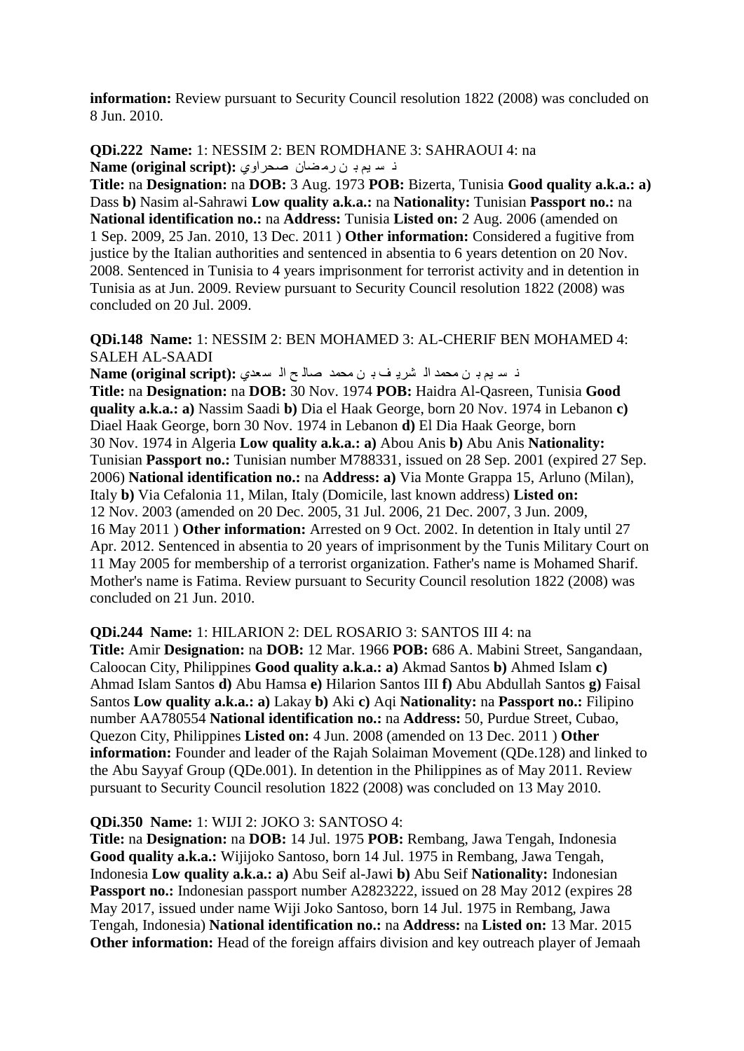**information:** Review pursuant to Security Council resolution 1822 (2008) was concluded on 8 Jun. 2010.

**QDi.222 Name:** 1: NESSIM 2: BEN ROMDHANE 3: SAHRAOUI 4: na
**Name (original script):** ن سيم ب ن رمضان صحراوي
**Title:** na **Designation:** na **DOB:** 3 Aug. 1973 **POB:** Bizerta, Tunisia **Good quality a.k.a.: a)** Dass **b)** Nasim al-Sahrawi **Low quality a.k.a.:** na **Nationality:** Tunisian **Passport no.:** na **National identification no.:** na **Address:** Tunisia **Listed on:** 2 Aug. 2006 (amended on 1 Sep. 2009, 25 Jan. 2010, 13 Dec. 2011 ) **Other information:** Considered a fugitive from justice by the Italian authorities and sentenced in absentia to 6 years detention on 20 Nov. 2008. Sentenced in Tunisia to 4 years imprisonment for terrorist activity and in detention in Tunisia as at Jun. 2009. Review pursuant to Security Council resolution 1822 (2008) was concluded on 20 Jul. 2009.

**QDi.148 Name:** 1: NESSIM 2: BEN MOHAMED 3: AL-CHERIF BEN MOHAMED 4: SALEH AL-SAADI
**Name (original script):** ن سيم ب ن محمد ال شري ف ب ن محمد صال ح ال سعدي
**Title:** na **Designation:** na **DOB:** 30 Nov. 1974 **POB:** Haidra Al-Qasreen, Tunisia **Good quality a.k.a.: a)** Nassim Saadi **b)** Dia el Haak George, born 20 Nov. 1974 in Lebanon **c)** Diael Haak George, born 30 Nov. 1974 in Lebanon **d)** El Dia Haak George, born 30 Nov. 1974 in Algeria **Low quality a.k.a.: a)** Abou Anis **b)** Abu Anis **Nationality:** Tunisian **Passport no.:** Tunisian number M788331, issued on 28 Sep. 2001 (expired 27 Sep. 2006) **National identification no.:** na **Address: a)** Via Monte Grappa 15, Arluno (Milan), Italy **b)** Via Cefalonia 11, Milan, Italy (Domicile, last known address) **Listed on:** 12 Nov. 2003 (amended on 20 Dec. 2005, 31 Jul. 2006, 21 Dec. 2007, 3 Jun. 2009, 16 May 2011 ) **Other information:** Arrested on 9 Oct. 2002. In detention in Italy until 27 Apr. 2012. Sentenced in absentia to 20 years of imprisonment by the Tunis Military Court on 11 May 2005 for membership of a terrorist organization. Father's name is Mohamed Sharif. Mother's name is Fatima. Review pursuant to Security Council resolution 1822 (2008) was concluded on 21 Jun. 2010.

**QDi.244 Name:** 1: HILARION 2: DEL ROSARIO 3: SANTOS III 4: na
**Title:** Amir **Designation:** na **DOB:** 12 Mar. 1966 **POB:** 686 A. Mabini Street, Sangandaan, Caloocan City, Philippines **Good quality a.k.a.: a)** Akmad Santos **b)** Ahmed Islam **c)** Ahmad Islam Santos **d)** Abu Hamsa **e)** Hilarion Santos III **f)** Abu Abdullah Santos **g)** Faisal Santos **Low quality a.k.a.: a)** Lakay **b)** Aki **c)** Aqi **Nationality:** na **Passport no.:** Filipino number AA780554 **National identification no.:** na **Address:** 50, Purdue Street, Cubao, Quezon City, Philippines **Listed on:** 4 Jun. 2008 (amended on 13 Dec. 2011 ) **Other information:** Founder and leader of the Rajah Solaiman Movement (QDe.128) and linked to the Abu Sayyaf Group (QDe.001). In detention in the Philippines as of May 2011. Review pursuant to Security Council resolution 1822 (2008) was concluded on 13 May 2010.

**QDi.350 Name:** 1: WIJI 2: JOKO 3: SANTOSO 4:
**Title:** na **Designation:** na **DOB:** 14 Jul. 1975 **POB:** Rembang, Jawa Tengah, Indonesia **Good quality a.k.a.:** Wijijoko Santoso, born 14 Jul. 1975 in Rembang, Jawa Tengah, Indonesia **Low quality a.k.a.: a)** Abu Seif al-Jawi **b)** Abu Seif **Nationality:** Indonesian **Passport no.:** Indonesian passport number A2823222, issued on 28 May 2012 (expires 28 May 2017, issued under name Wiji Joko Santoso, born 14 Jul. 1975 in Rembang, Jawa Tengah, Indonesia) **National identification no.:** na **Address:** na **Listed on:** 13 Mar. 2015 **Other information:** Head of the foreign affairs division and key outreach player of Jemaah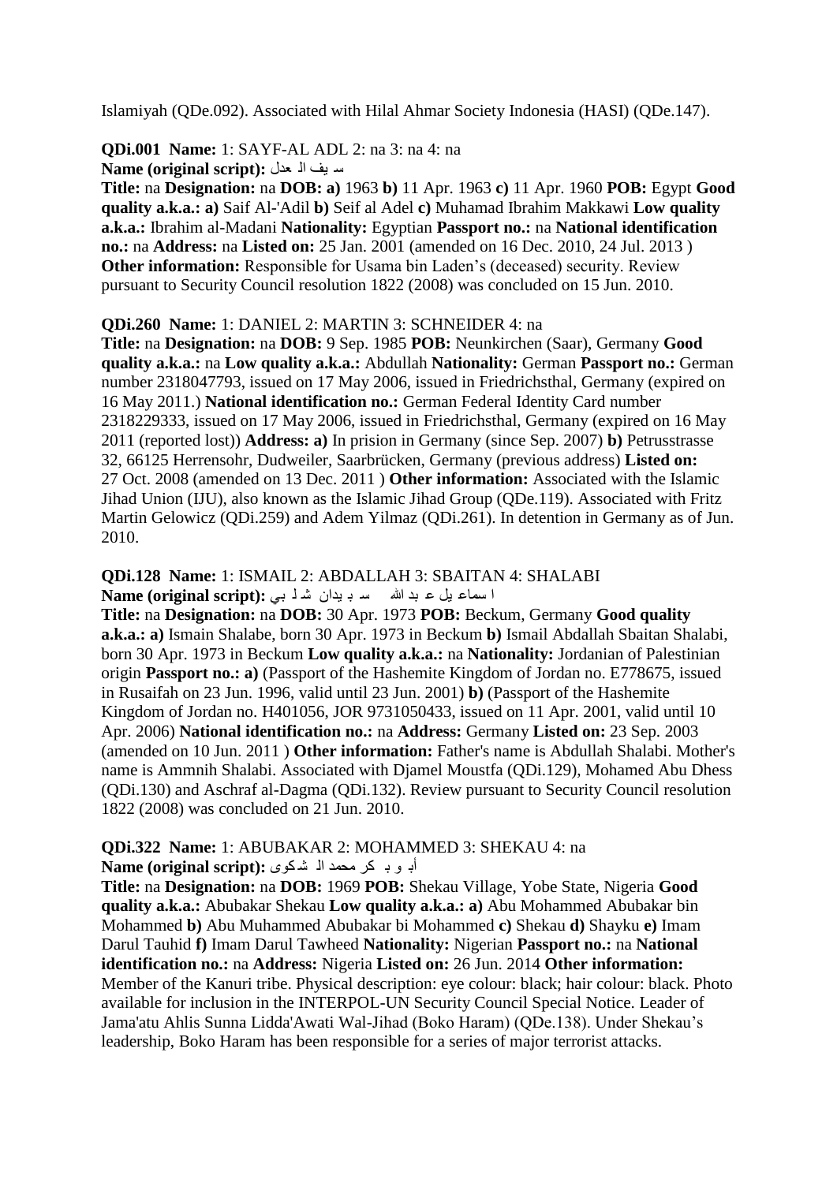Islamiyah (QDe.092). Associated with Hilal Ahmar Society Indonesia (HASI) (QDe.147).

**QDi.001 Name:** 1: SAYF-AL ADL 2: na 3: na 4: na
**Name (original script):** سيف العدل
**Title:** na **Designation:** na **DOB: a)** 1963 **b)** 11 Apr. 1963 **c)** 11 Apr. 1960 **POB:** Egypt **Good quality a.k.a.: a)** Saif Al-'Adil **b)** Seif al Adel **c)** Muhamad Ibrahim Makkawi **Low quality a.k.a.:** Ibrahim al-Madani **Nationality:** Egyptian **Passport no.:** na **National identification no.:** na **Address:** na **Listed on:** 25 Jan. 2001 (amended on 16 Dec. 2010, 24 Jul. 2013 ) **Other information:** Responsible for Usama bin Laden's (deceased) security. Review pursuant to Security Council resolution 1822 (2008) was concluded on 15 Jun. 2010.

**QDi.260 Name:** 1: DANIEL 2: MARTIN 3: SCHNEIDER 4: na
**Title:** na **Designation:** na **DOB:** 9 Sep. 1985 **POB:** Neunkirchen (Saar), Germany **Good quality a.k.a.:** na **Low quality a.k.a.:** Abdullah **Nationality:** German **Passport no.:** German number 2318047793, issued on 17 May 2006, issued in Friedrichsthal, Germany (expired on 16 May 2011.) **National identification no.:** German Federal Identity Card number 2318229333, issued on 17 May 2006, issued in Friedrichsthal, Germany (expired on 16 May 2011 (reported lost)) **Address: a)** In prision in Germany (since Sep. 2007) **b)** Petrusstrasse 32, 66125 Herrensohr, Dudweiler, Saarbrücken, Germany (previous address) **Listed on:** 27 Oct. 2008 (amended on 13 Dec. 2011 ) **Other information:** Associated with the Islamic Jihad Union (IJU), also known as the Islamic Jihad Group (QDe.119). Associated with Fritz Martin Gelowicz (QDi.259) and Adem Yilmaz (QDi.261). In detention in Germany as of Jun. 2010.

**QDi.128 Name:** 1: ISMAIL 2: ABDALLAH 3: SBAITAN 4: SHALABI
**Name (original script):** اسماعيل عبدالله سبيدان شلبي
**Title:** na **Designation:** na **DOB:** 30 Apr. 1973 **POB:** Beckum, Germany **Good quality a.k.a.: a)** Ismain Shalabe, born 30 Apr. 1973 in Beckum **b)** Ismail Abdallah Sbaitan Shalabi, born 30 Apr. 1973 in Beckum **Low quality a.k.a.:** na **Nationality:** Jordanian of Palestinian origin **Passport no.: a)** (Passport of the Hashemite Kingdom of Jordan no. E778675, issued in Rusaifah on 23 Jun. 1996, valid until 23 Jun. 2001) **b)** (Passport of the Hashemite Kingdom of Jordan no. H401056, JOR 9731050433, issued on 11 Apr. 2001, valid until 10 Apr. 2006) **National identification no.:** na **Address:** Germany **Listed on:** 23 Sep. 2003 (amended on 10 Jun. 2011 ) **Other information:** Father's name is Abdullah Shalabi. Mother's name is Ammnih Shalabi. Associated with Djamel Moustfa (QDi.129), Mohamed Abu Dhess (QDi.130) and Aschraf al-Dagma (QDi.132). Review pursuant to Security Council resolution 1822 (2008) was concluded on 21 Jun. 2010.

**QDi.322 Name:** 1: ABUBAKAR 2: MOHAMMED 3: SHEKAU 4: na
**Name (original script):** أبوبكر محمد الشكوى
**Title:** na **Designation:** na **DOB:** 1969 **POB:** Shekau Village, Yobe State, Nigeria **Good quality a.k.a.:** Abubakar Shekau **Low quality a.k.a.: a)** Abu Mohammed Abubakar bin Mohammed **b)** Abu Muhammed Abubakar bi Mohammed **c)** Shekau **d)** Shayku **e)** Imam Darul Tauhid **f)** Imam Darul Tawheed **Nationality:** Nigerian **Passport no.:** na **National identification no.:** na **Address:** Nigeria **Listed on:** 26 Jun. 2014 **Other information:** Member of the Kanuri tribe. Physical description: eye colour: black; hair colour: black. Photo available for inclusion in the INTERPOL-UN Security Council Special Notice. Leader of Jama'atu Ahlis Sunna Lidda'Awati Wal-Jihad (Boko Haram) (QDe.138). Under Shekau's leadership, Boko Haram has been responsible for a series of major terrorist attacks.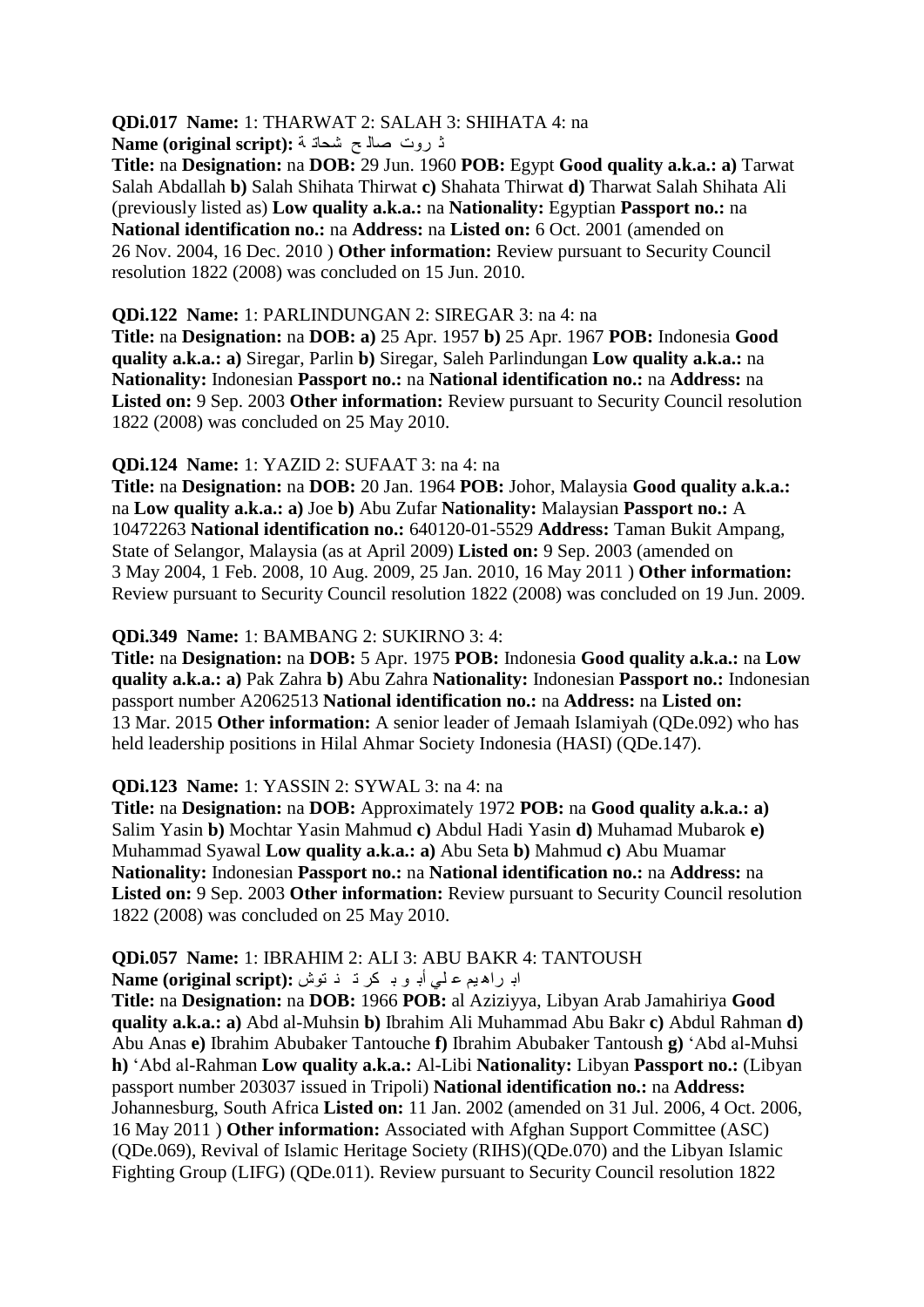**QDi.017 Name:** 1: THARWAT 2: SALAH 3: SHIHATA 4: na

**Name (original script):** ثروت صالح شحاتة

**Title:** na **Designation:** na **DOB:** 29 Jun. 1960 **POB:** Egypt **Good quality a.k.a.: a)** Tarwat Salah Abdallah **b)** Salah Shihata Thirwat **c)** Shahata Thirwat **d)** Tharwat Salah Shihata Ali (previously listed as) **Low quality a.k.a.:** na **Nationality:** Egyptian **Passport no.:** na **National identification no.:** na **Address:** na **Listed on:** 6 Oct. 2001 (amended on 26 Nov. 2004, 16 Dec. 2010 ) **Other information:** Review pursuant to Security Council resolution 1822 (2008) was concluded on 15 Jun. 2010.

**QDi.122 Name:** 1: PARLINDUNGAN 2: SIREGAR 3: na 4: na

**Title:** na **Designation:** na **DOB: a)** 25 Apr. 1957 **b)** 25 Apr. 1967 **POB:** Indonesia **Good quality a.k.a.: a)** Siregar, Parlin **b)** Siregar, Saleh Parlindungan **Low quality a.k.a.:** na **Nationality:** Indonesian **Passport no.:** na **National identification no.:** na **Address:** na **Listed on:** 9 Sep. 2003 **Other information:** Review pursuant to Security Council resolution 1822 (2008) was concluded on 25 May 2010.

**QDi.124 Name:** 1: YAZID 2: SUFAAT 3: na 4: na

**Title:** na **Designation:** na **DOB:** 20 Jan. 1964 **POB:** Johor, Malaysia **Good quality a.k.a.:** na **Low quality a.k.a.: a)** Joe **b)** Abu Zufar **Nationality:** Malaysian **Passport no.:** A 10472263 **National identification no.:** 640120-01-5529 **Address:** Taman Bukit Ampang, State of Selangor, Malaysia (as at April 2009) **Listed on:** 9 Sep. 2003 (amended on 3 May 2004, 1 Feb. 2008, 10 Aug. 2009, 25 Jan. 2010, 16 May 2011 ) **Other information:** Review pursuant to Security Council resolution 1822 (2008) was concluded on 19 Jun. 2009.

**QDi.349 Name:** 1: BAMBANG 2: SUKIRNO 3: 4:

**Title:** na **Designation:** na **DOB:** 5 Apr. 1975 **POB:** Indonesia **Good quality a.k.a.:** na **Low quality a.k.a.: a)** Pak Zahra **b)** Abu Zahra **Nationality:** Indonesian **Passport no.:** Indonesian passport number A2062513 **National identification no.:** na **Address:** na **Listed on:** 13 Mar. 2015 **Other information:** A senior leader of Jemaah Islamiyah (QDe.092) who has held leadership positions in Hilal Ahmar Society Indonesia (HASI) (QDe.147).

**QDi.123 Name:** 1: YASSIN 2: SYWAL 3: na 4: na

**Title:** na **Designation:** na **DOB:** Approximately 1972 **POB:** na **Good quality a.k.a.: a)** Salim Yasin **b)** Mochtar Yasin Mahmud **c)** Abdul Hadi Yasin **d)** Muhamad Mubarok **e)** Muhammad Syawal **Low quality a.k.a.: a)** Abu Seta **b)** Mahmud **c)** Abu Muamar **Nationality:** Indonesian **Passport no.:** na **National identification no.:** na **Address:** na **Listed on:** 9 Sep. 2003 **Other information:** Review pursuant to Security Council resolution 1822 (2008) was concluded on 25 May 2010.

**QDi.057 Name:** 1: IBRAHIM 2: ALI 3: ABU BAKR 4: TANTOUSH

**Name (original script):** ابراهيم علي أبو بكر تنتوش

**Title:** na **Designation:** na **DOB:** 1966 **POB:** al Aziziyya, Libyan Arab Jamahiriya **Good quality a.k.a.: a)** Abd al-Muhsin **b)** Ibrahim Ali Muhammad Abu Bakr **c)** Abdul Rahman **d)** Abu Anas **e)** Ibrahim Abubaker Tantouche **f)** Ibrahim Abubaker Tantoush **g)** 'Abd al-Muhsi **h)** 'Abd al-Rahman **Low quality a.k.a.:** Al-Libi **Nationality:** Libyan **Passport no.:** (Libyan passport number 203037 issued in Tripoli) **National identification no.:** na **Address:** Johannesburg, South Africa **Listed on:** 11 Jan. 2002 (amended on 31 Jul. 2006, 4 Oct. 2006, 16 May 2011 ) **Other information:** Associated with Afghan Support Committee (ASC) (QDe.069), Revival of Islamic Heritage Society (RIHS)(QDe.070) and the Libyan Islamic Fighting Group (LIFG) (QDe.011). Review pursuant to Security Council resolution 1822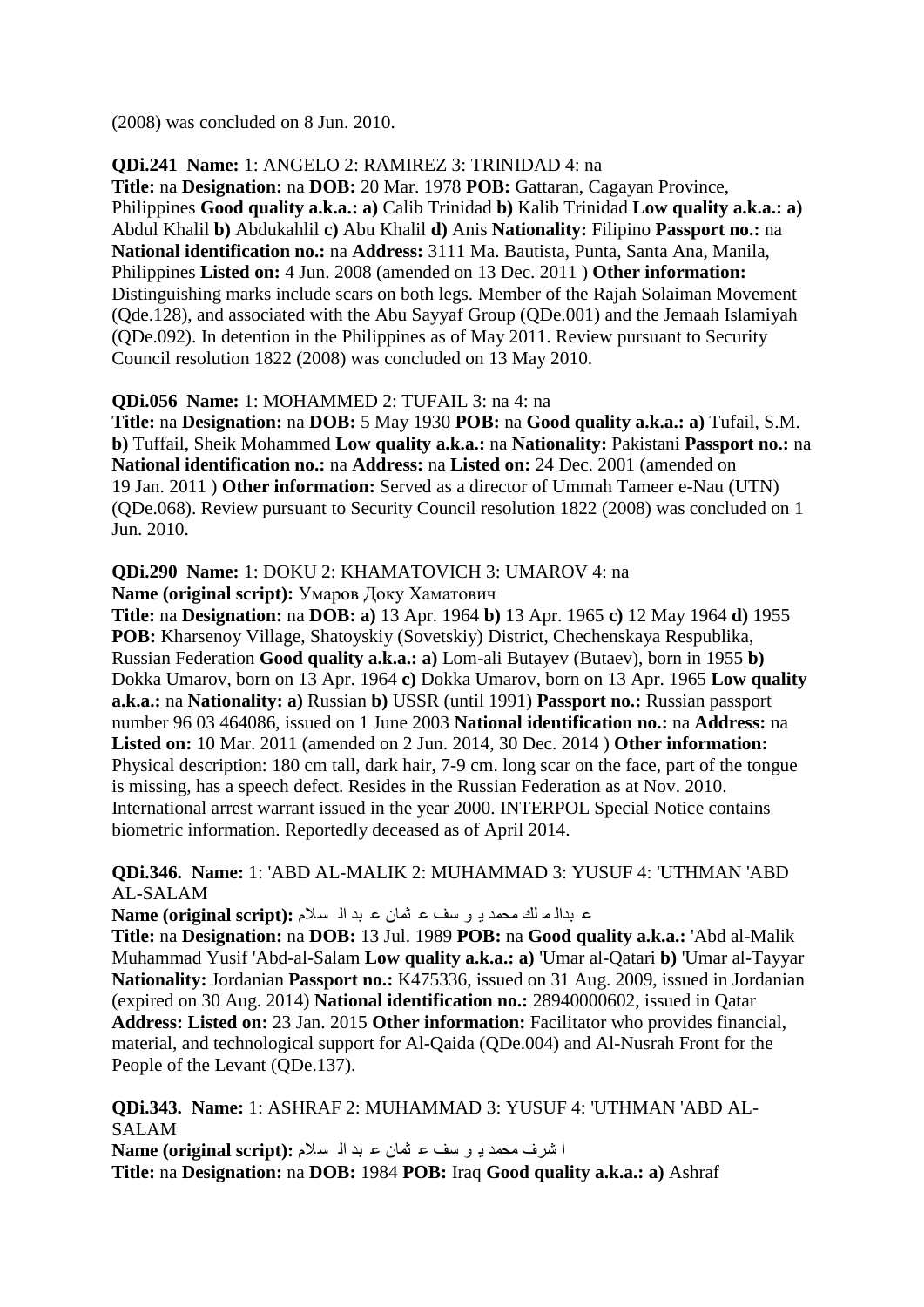(2008) was concluded on 8 Jun. 2010.

**QDi.241 Name:** 1: ANGELO 2: RAMIREZ 3: TRINIDAD 4: na
**Title:** na **Designation:** na **DOB:** 20 Mar. 1978 **POB:** Gattaran, Cagayan Province, Philippines **Good quality a.k.a.: a)** Calib Trinidad **b)** Kalib Trinidad **Low quality a.k.a.: a)** Abdul Khalil **b)** Abdukahlil **c)** Abu Khalil **d)** Anis **Nationality:** Filipino **Passport no.:** na **National identification no.:** na **Address:** 3111 Ma. Bautista, Punta, Santa Ana, Manila, Philippines **Listed on:** 4 Jun. 2008 (amended on 13 Dec. 2011 ) **Other information:** Distinguishing marks include scars on both legs. Member of the Rajah Solaiman Movement (Qde.128), and associated with the Abu Sayyaf Group (QDe.001) and the Jemaah Islamiyah (QDe.092). In detention in the Philippines as of May 2011. Review pursuant to Security Council resolution 1822 (2008) was concluded on 13 May 2010.

**QDi.056 Name:** 1: MOHAMMED 2: TUFAIL 3: na 4: na
**Title:** na **Designation:** na **DOB:** 5 May 1930 **POB:** na **Good quality a.k.a.: a)** Tufail, S.M. **b)** Tuffail, Sheik Mohammed **Low quality a.k.a.:** na **Nationality:** Pakistani **Passport no.:** na **National identification no.:** na **Address:** na **Listed on:** 24 Dec. 2001 (amended on 19 Jan. 2011 ) **Other information:** Served as a director of Ummah Tameer e-Nau (UTN) (QDe.068). Review pursuant to Security Council resolution 1822 (2008) was concluded on 1 Jun. 2010.

**QDi.290 Name:** 1: DOKU 2: KHAMATOVICH 3: UMAROV 4: na
**Name (original script):** Умаров Доку Хаматович
**Title:** na **Designation:** na **DOB: a)** 13 Apr. 1964 **b)** 13 Apr. 1965 **c)** 12 May 1964 **d)** 1955 **POB:** Kharsenoy Village, Shatoyskiy (Sovetskiy) District, Chechenskaya Respublika, Russian Federation **Good quality a.k.a.: a)** Lom-ali Butayev (Butaev), born in 1955 **b)** Dokka Umarov, born on 13 Apr. 1964 **c)** Dokka Umarov, born on 13 Apr. 1965 **Low quality a.k.a.:** na **Nationality: a)** Russian **b)** USSR (until 1991) **Passport no.:** Russian passport number 96 03 464086, issued on 1 June 2003 **National identification no.:** na **Address:** na **Listed on:** 10 Mar. 2011 (amended on 2 Jun. 2014, 30 Dec. 2014 ) **Other information:** Physical description: 180 cm tall, dark hair, 7-9 cm. long scar on the face, part of the tongue is missing, has a speech defect. Resides in the Russian Federation as at Nov. 2010. International arrest warrant issued in the year 2000. INTERPOL Special Notice contains biometric information. Reportedly deceased as of April 2014.

**QDi.346. Name:** 1: 'ABD AL-MALIK 2: MUHAMMAD 3: YUSUF 4: 'UTHMAN 'ABD AL-SALAM
**Name (original script):** عبدالملك محمد يوسف عثمان عبد السلام
**Title:** na **Designation:** na **DOB:** 13 Jul. 1989 **POB:** na **Good quality a.k.a.:** 'Abd al-Malik Muhammad Yusif 'Abd-al-Salam **Low quality a.k.a.: a)** 'Umar al-Qatari **b)** 'Umar al-Tayyar **Nationality:** Jordanian **Passport no.:** K475336, issued on 31 Aug. 2009, issued in Jordanian (expired on 30 Aug. 2014) **National identification no.:** 28940000602, issued in Qatar **Address: Listed on:** 23 Jan. 2015 **Other information:** Facilitator who provides financial, material, and technological support for Al-Qaida (QDe.004) and Al-Nusrah Front for the People of the Levant (QDe.137).

**QDi.343. Name:** 1: ASHRAF 2: MUHAMMAD 3: YUSUF 4: 'UTHMAN 'ABD AL-SALAM
**Name (original script):** اشرف محمد يوسف عثمان عبد السلام
**Title:** na **Designation:** na **DOB:** 1984 **POB:** Iraq **Good quality a.k.a.: a)** Ashraf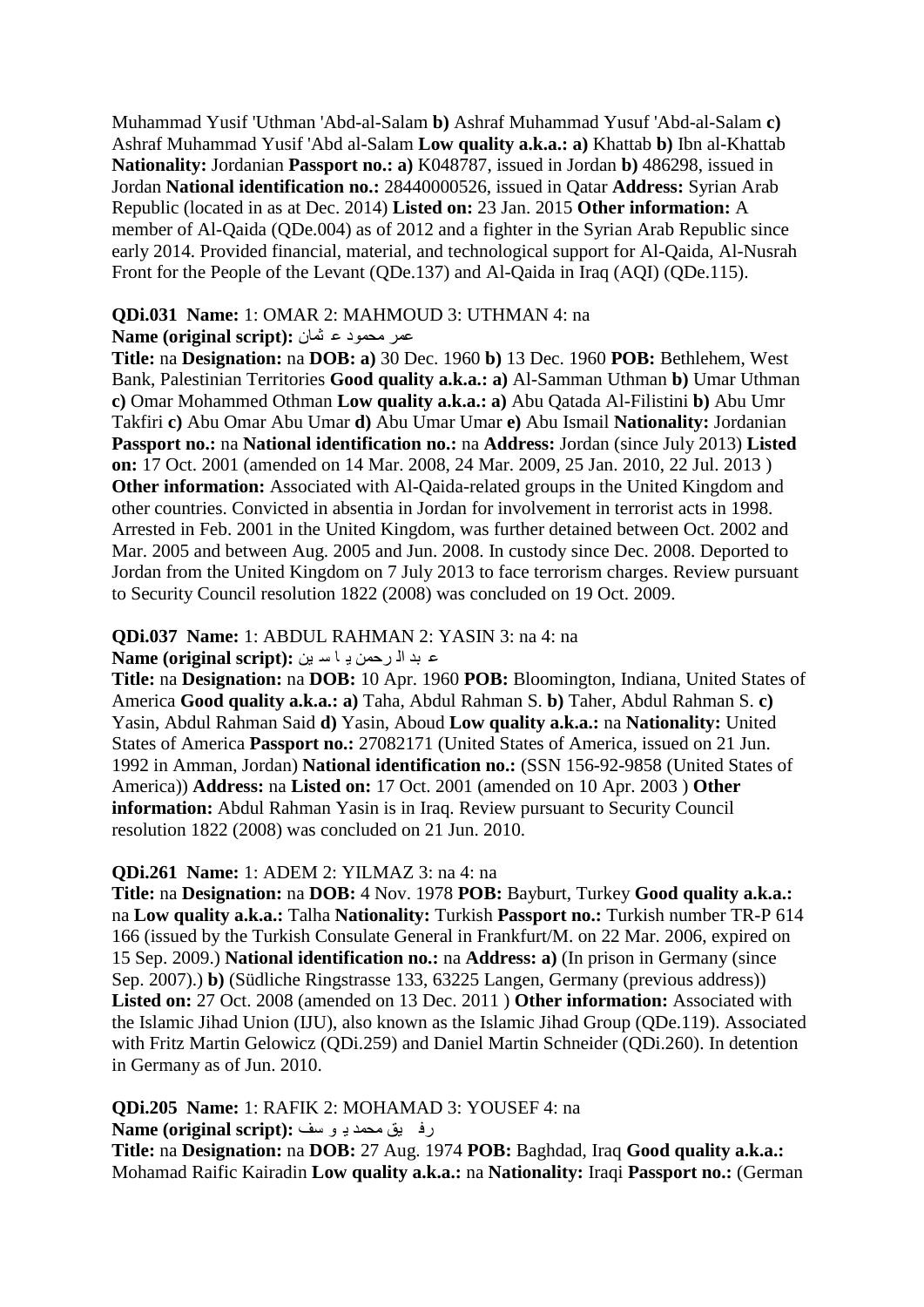Muhammad Yusif 'Uthman 'Abd-al-Salam **b)** Ashraf Muhammad Yusuf 'Abd-al-Salam **c)** Ashraf Muhammad Yusif 'Abd al-Salam **Low quality a.k.a.: a)** Khattab **b)** Ibn al-Khattab **Nationality:** Jordanian **Passport no.: a)** K048787, issued in Jordan **b)** 486298, issued in Jordan **National identification no.:** 28440000526, issued in Qatar **Address:** Syrian Arab Republic (located in as at Dec. 2014) **Listed on:** 23 Jan. 2015 **Other information:** A member of Al-Qaida (QDe.004) as of 2012 and a fighter in the Syrian Arab Republic since early 2014. Provided financial, material, and technological support for Al-Qaida, Al-Nusrah Front for the People of the Levant (QDe.137) and Al-Qaida in Iraq (AQI) (QDe.115).

**QDi.031 Name:** 1: OMAR 2: MAHMOUD 3: UTHMAN 4: na
**Name (original script):** عمر محمود عثمان
**Title:** na **Designation:** na **DOB: a)** 30 Dec. 1960 **b)** 13 Dec. 1960 **POB:** Bethlehem, West Bank, Palestinian Territories **Good quality a.k.a.: a)** Al-Samman Uthman **b)** Umar Uthman **c)** Omar Mohammed Othman **Low quality a.k.a.: a)** Abu Qatada Al-Filistini **b)** Abu Umr Takfiri **c)** Abu Omar Abu Umar **d)** Abu Umar Umar **e)** Abu Ismail **Nationality:** Jordanian **Passport no.:** na **National identification no.:** na **Address:** Jordan (since July 2013) **Listed on:** 17 Oct. 2001 (amended on 14 Mar. 2008, 24 Mar. 2009, 25 Jan. 2010, 22 Jul. 2013 ) **Other information:** Associated with Al-Qaida-related groups in the United Kingdom and other countries. Convicted in absentia in Jordan for involvement in terrorist acts in 1998. Arrested in Feb. 2001 in the United Kingdom, was further detained between Oct. 2002 and Mar. 2005 and between Aug. 2005 and Jun. 2008. In custody since Dec. 2008. Deported to Jordan from the United Kingdom on 7 July 2013 to face terrorism charges. Review pursuant to Security Council resolution 1822 (2008) was concluded on 19 Oct. 2009.

**QDi.037 Name:** 1: ABDUL RAHMAN 2: YASIN 3: na 4: na
**Name (original script):** عبد الرحمن ياسين
**Title:** na **Designation:** na **DOB:** 10 Apr. 1960 **POB:** Bloomington, Indiana, United States of America **Good quality a.k.a.: a)** Taha, Abdul Rahman S. **b)** Taher, Abdul Rahman S. **c)** Yasin, Abdul Rahman Said **d)** Yasin, Aboud **Low quality a.k.a.:** na **Nationality:** United States of America **Passport no.:** 27082171 (United States of America, issued on 21 Jun. 1992 in Amman, Jordan) **National identification no.:** (SSN 156-92-9858 (United States of America)) **Address:** na **Listed on:** 17 Oct. 2001 (amended on 10 Apr. 2003 ) **Other information:** Abdul Rahman Yasin is in Iraq. Review pursuant to Security Council resolution 1822 (2008) was concluded on 21 Jun. 2010.

**QDi.261 Name:** 1: ADEM 2: YILMAZ 3: na 4: na
**Title:** na **Designation:** na **DOB:** 4 Nov. 1978 **POB:** Bayburt, Turkey **Good quality a.k.a.:** na **Low quality a.k.a.:** Talha **Nationality:** Turkish **Passport no.:** Turkish number TR-P 614 166 (issued by the Turkish Consulate General in Frankfurt/M. on 22 Mar. 2006, expired on 15 Sep. 2009.) **National identification no.:** na **Address: a)** (In prison in Germany (since Sep. 2007).) **b)** (Südliche Ringstrasse 133, 63225 Langen, Germany (previous address)) **Listed on:** 27 Oct. 2008 (amended on 13 Dec. 2011 ) **Other information:** Associated with the Islamic Jihad Union (IJU), also known as the Islamic Jihad Group (QDe.119). Associated with Fritz Martin Gelowicz (QDi.259) and Daniel Martin Schneider (QDi.260). In detention in Germany as of Jun. 2010.

**QDi.205 Name:** 1: RAFIK 2: MOHAMAD 3: YOUSEF 4: na
**Name (original script):** رفيق محمد يوسف
**Title:** na **Designation:** na **DOB:** 27 Aug. 1974 **POB:** Baghdad, Iraq **Good quality a.k.a.:** Mohamad Raific Kairadin **Low quality a.k.a.:** na **Nationality:** Iraqi **Passport no.:** (German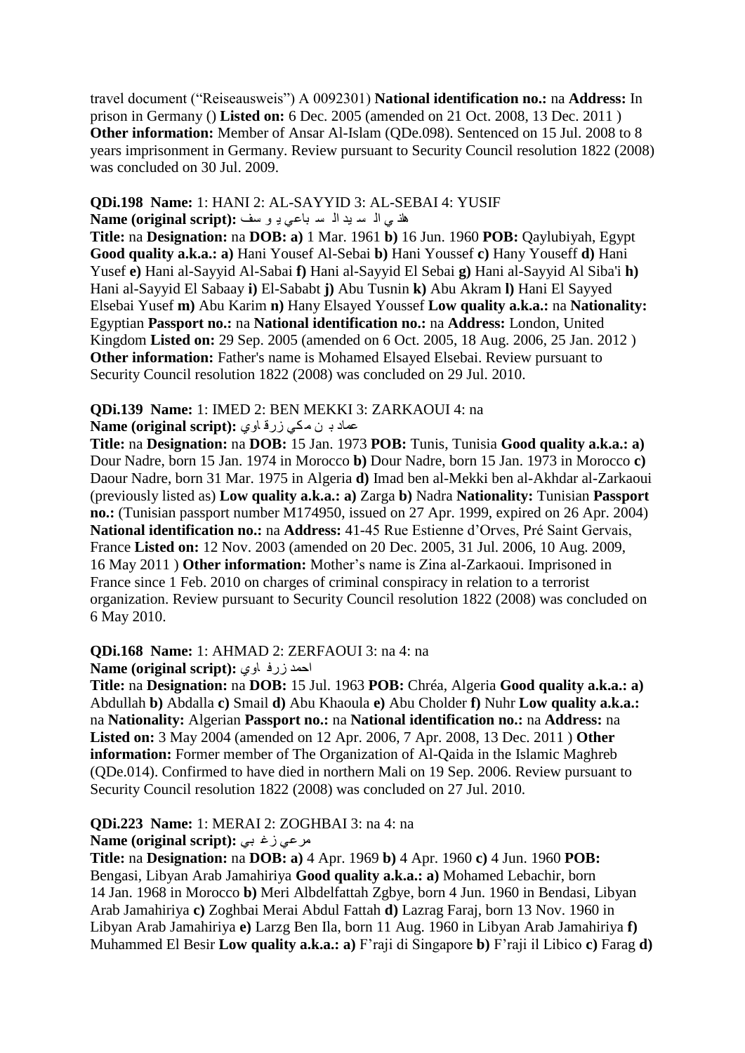travel document ("Reiseausweis") A 0092301) **National identification no.:** na **Address:** In prison in Germany () **Listed on:** 6 Dec. 2005 (amended on 21 Oct. 2008, 13 Dec. 2011 ) **Other information:** Member of Ansar Al-Islam (QDe.098). Sentenced on 15 Jul. 2008 to 8 years imprisonment in Germany. Review pursuant to Security Council resolution 1822 (2008) was concluded on 30 Jul. 2009.

**QDi.198 Name:** 1: HANI 2: AL-SAYYID 3: AL-SEBAI 4: YUSIF
**Name (original script):** هاني ال سيد ال سباعي يوسف
**Title:** na **Designation:** na **DOB:** **a)** 1 Mar. 1961 **b)** 16 Jun. 1960 **POB:** Qaylubiyah, Egypt **Good quality a.k.a.:** **a)** Hani Yousef Al-Sebai **b)** Hani Youssef **c)** Hany Youseff **d)** Hani Yusef **e)** Hani al-Sayyid Al-Sabai **f)** Hani al-Sayyid El Sebai **g)** Hani al-Sayyid Al Siba'i **h)** Hani al-Sayyid El Sabaay **i)** El-Sababt **j)** Abu Tusnin **k)** Abu Akram **l)** Hani El Sayyed Elsebai Yusef **m)** Abu Karim **n)** Hany Elsayed Youssef **Low quality a.k.a.:** na **Nationality:** Egyptian **Passport no.:** na **National identification no.:** na **Address:** London, United Kingdom **Listed on:** 29 Sep. 2005 (amended on 6 Oct. 2005, 18 Aug. 2006, 25 Jan. 2012 ) **Other information:** Father's name is Mohamed Elsayed Elsebai. Review pursuant to Security Council resolution 1822 (2008) was concluded on 29 Jul. 2010.

**QDi.139 Name:** 1: IMED 2: BEN MEKKI 3: ZARKAOUI 4: na
**Name (original script):** عماد بن مكي زرقاوي
**Title:** na **Designation:** na **DOB:** 15 Jan. 1973 **POB:** Tunis, Tunisia **Good quality a.k.a.:** **a)** Dour Nadre, born 15 Jan. 1974 in Morocco **b)** Dour Nadre, born 15 Jan. 1973 in Morocco **c)** Daour Nadre, born 31 Mar. 1975 in Algeria **d)** Imad ben al-Mekki ben al-Akhdar al-Zarkaoui (previously listed as) **Low quality a.k.a.:** **a)** Zarga **b)** Nadra **Nationality:** Tunisian **Passport no.:** (Tunisian passport number M174950, issued on 27 Apr. 1999, expired on 26 Apr. 2004) **National identification no.:** na **Address:** 41-45 Rue Estienne d'Orves, Pré Saint Gervais, France **Listed on:** 12 Nov. 2003 (amended on 20 Dec. 2005, 31 Jul. 2006, 10 Aug. 2009, 16 May 2011 ) **Other information:** Mother's name is Zina al-Zarkaoui. Imprisoned in France since 1 Feb. 2010 on charges of criminal conspiracy in relation to a terrorist organization. Review pursuant to Security Council resolution 1822 (2008) was concluded on 6 May 2010.

**QDi.168 Name:** 1: AHMAD 2: ZERFAOUI 3: na 4: na
**Name (original script):** احمد زرفاوي
**Title:** na **Designation:** na **DOB:** 15 Jul. 1963 **POB:** Chréa, Algeria **Good quality a.k.a.:** **a)** Abdullah **b)** Abdalla **c)** Smail **d)** Abu Khaoula **e)** Abu Cholder **f)** Nuhr **Low quality a.k.a.:** na **Nationality:** Algerian **Passport no.:** na **National identification no.:** na **Address:** na **Listed on:** 3 May 2004 (amended on 12 Apr. 2006, 7 Apr. 2008, 13 Dec. 2011 ) **Other information:** Former member of The Organization of Al-Qaida in the Islamic Maghreb (QDe.014). Confirmed to have died in northern Mali on 19 Sep. 2006. Review pursuant to Security Council resolution 1822 (2008) was concluded on 27 Jul. 2010.

**QDi.223 Name:** 1: MERAI 2: ZOGHBAI 3: na 4: na
**Name (original script):** مرعي زغبي
**Title:** na **Designation:** na **DOB:** **a)** 4 Apr. 1969 **b)** 4 Apr. 1960 **c)** 4 Jun. 1960 **POB:** Bengasi, Libyan Arab Jamahiriya **Good quality a.k.a.:** **a)** Mohamed Lebachir, born 14 Jan. 1968 in Morocco **b)** Meri Albdelfattah Zgbye, born 4 Jun. 1960 in Bendasi, Libyan Arab Jamahiriya **c)** Zoghbai Merai Abdul Fattah **d)** Lazrag Faraj, born 13 Nov. 1960 in Libyan Arab Jamahiriya **e)** Larzg Ben Ila, born 11 Aug. 1960 in Libyan Arab Jamahiriya **f)** Muhammed El Besir **Low quality a.k.a.:** **a)** F'raji di Singapore **b)** F'raji il Libico **c)** Farag **d)**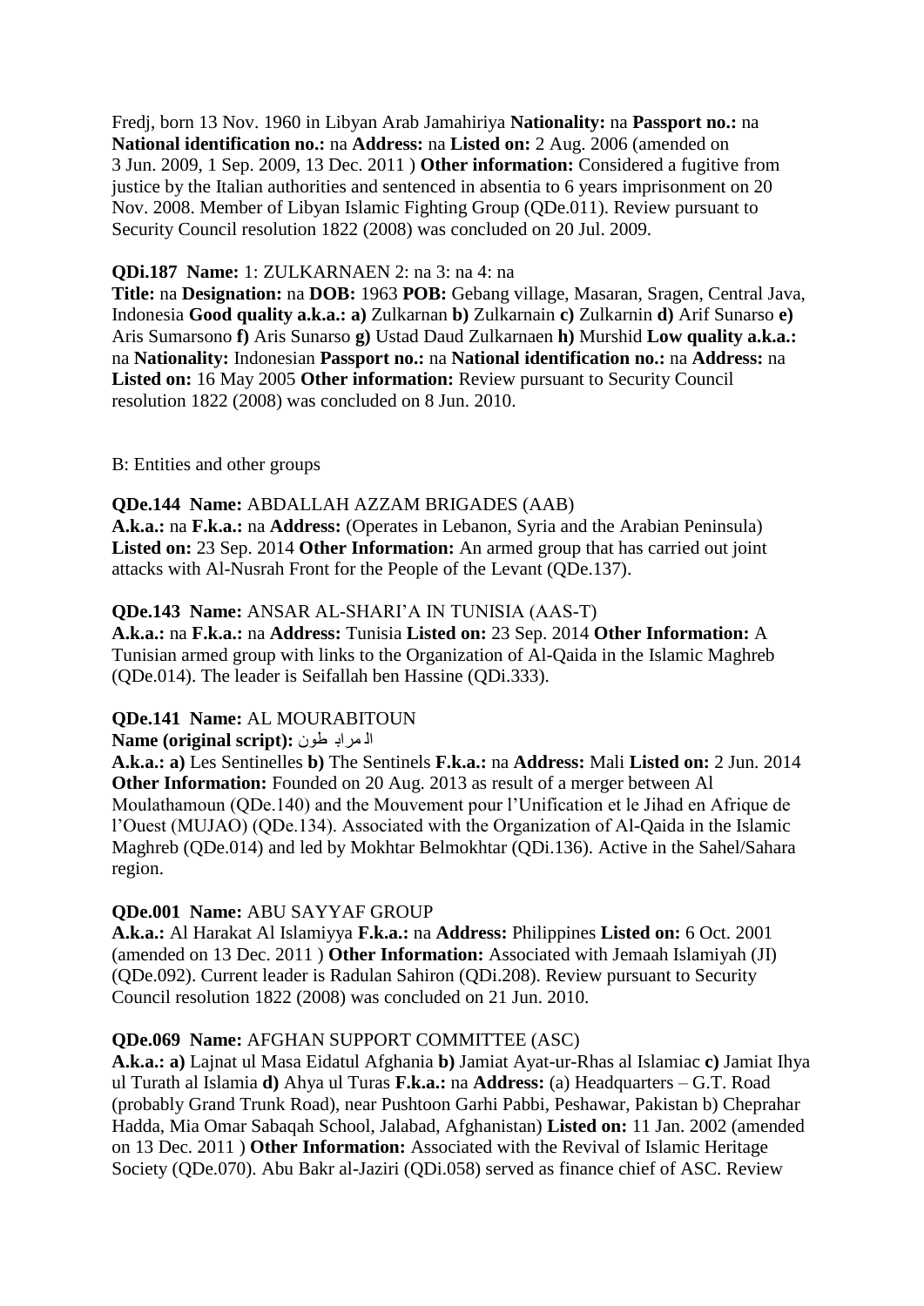Fredj, born 13 Nov. 1960 in Libyan Arab Jamahiriya **Nationality:** na **Passport no.:** na **National identification no.:** na **Address:** na **Listed on:** 2 Aug. 2006 (amended on 3 Jun. 2009, 1 Sep. 2009, 13 Dec. 2011 ) **Other information:** Considered a fugitive from justice by the Italian authorities and sentenced in absentia to 6 years imprisonment on 20 Nov. 2008. Member of Libyan Islamic Fighting Group (QDe.011). Review pursuant to Security Council resolution 1822 (2008) was concluded on 20 Jul. 2009.

**QDi.187 Name:** 1: ZULKARNAEN 2: na 3: na 4: na
**Title:** na **Designation:** na **DOB:** 1963 **POB:** Gebang village, Masaran, Sragen, Central Java, Indonesia **Good quality a.k.a.: a)** Zulkarnan **b)** Zulkarnain **c)** Zulkarnin **d)** Arif Sunarso **e)** Aris Sumarsono **f)** Aris Sunarso **g)** Ustad Daud Zulkarnaen **h)** Murshid **Low quality a.k.a.:** na **Nationality:** Indonesian **Passport no.:** na **National identification no.:** na **Address:** na **Listed on:** 16 May 2005 **Other information:** Review pursuant to Security Council resolution 1822 (2008) was concluded on 8 Jun. 2010.

B: Entities and other groups

**QDe.144 Name:** ABDALLAH AZZAM BRIGADES (AAB)
**A.k.a.:** na **F.k.a.:** na **Address:** (Operates in Lebanon, Syria and the Arabian Peninsula) **Listed on:** 23 Sep. 2014 **Other Information:** An armed group that has carried out joint attacks with Al-Nusrah Front for the People of the Levant (QDe.137).

**QDe.143 Name:** ANSAR AL-SHARI'A IN TUNISIA (AAS-T)
**A.k.a.:** na **F.k.a.:** na **Address:** Tunisia **Listed on:** 23 Sep. 2014 **Other Information:** A Tunisian armed group with links to the Organization of Al-Qaida in the Islamic Maghreb (QDe.014). The leader is Seifallah ben Hassine (QDi.333).

**QDe.141 Name:** AL MOURABITOUN
**Name (original script):** المرابطون
**A.k.a.: a)** Les Sentinelles **b)** The Sentinels **F.k.a.:** na **Address:** Mali **Listed on:** 2 Jun. 2014 **Other Information:** Founded on 20 Aug. 2013 as result of a merger between Al Moulathamoun (QDe.140) and the Mouvement pour l'Unification et le Jihad en Afrique de l'Ouest (MUJAO) (QDe.134). Associated with the Organization of Al-Qaida in the Islamic Maghreb (QDe.014) and led by Mokhtar Belmokhtar (QDi.136). Active in the Sahel/Sahara region.

**QDe.001 Name:** ABU SAYYAF GROUP
**A.k.a.:** Al Harakat Al Islamiyya **F.k.a.:** na **Address:** Philippines **Listed on:** 6 Oct. 2001 (amended on 13 Dec. 2011 ) **Other Information:** Associated with Jemaah Islamiyah (JI) (QDe.092). Current leader is Radulan Sahiron (QDi.208). Review pursuant to Security Council resolution 1822 (2008) was concluded on 21 Jun. 2010.

**QDe.069 Name:** AFGHAN SUPPORT COMMITTEE (ASC)
**A.k.a.: a)** Lajnat ul Masa Eidatul Afghania **b)** Jamiat Ayat-ur-Rhas al Islamiac **c)** Jamiat Ihya ul Turath al Islamia **d)** Ahya ul Turas **F.k.a.:** na **Address:** (a) Headquarters – G.T. Road (probably Grand Trunk Road), near Pushtoon Garhi Pabbi, Peshawar, Pakistan b) Cheprahar Hadda, Mia Omar Sabaqah School, Jalabad, Afghanistan) **Listed on:** 11 Jan. 2002 (amended on 13 Dec. 2011 ) **Other Information:** Associated with the Revival of Islamic Heritage Society (QDe.070). Abu Bakr al-Jaziri (QDi.058) served as finance chief of ASC. Review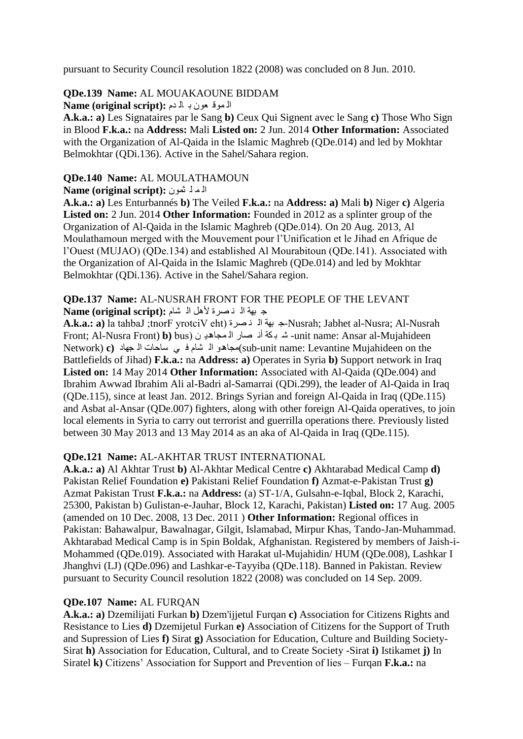pursuant to Security Council resolution 1822 (2008) was concluded on 8 Jun. 2010.

**QDe.139 Name:** AL MOUAKAOUNE BIDDAM

**Name (original script):** الموقعون بالدم

**A.k.a.: a)** Les Signataires par le Sang **b)** Ceux Qui Signent avec le Sang **c)** Those Who Sign in Blood **F.k.a.:** na **Address:** Mali **Listed on:** 2 Jun. 2014 **Other Information:** Associated with the Organization of Al-Qaida in the Islamic Maghreb (QDe.014) and led by Mokhtar Belmokhtar (QDi.136). Active in the Sahel/Sahara region.

**QDe.140 Name:** AL MOULATHAMOUN

**Name (original script):** الملثمون

**A.k.a.: a)** Les Enturbannés **b)** The Veiled **F.k.a.:** na **Address: a)** Mali **b)** Niger **c)** Algeria **Listed on:** 2 Jun. 2014 **Other Information:** Founded in 2012 as a splinter group of the Organization of Al-Qaida in the Islamic Maghreb (QDe.014). On 20 Aug. 2013, Al Moulathamoun merged with the Mouvement pour l'Unification et le Jihad en Afrique de l'Ouest (MUJAO) (QDe.134) and established Al Mourabitoun (QDe.141). Associated with the Organization of Al-Qaida in the Islamic Maghreb (QDe.014) and led by Mokhtar Belmokhtar (QDi.136). Active in the Sahel/Sahara region.

**QDe.137 Name:** AL-NUSRAH FRONT FOR THE PEOPLE OF THE LEVANT

**Name (original script):** جبهة النصرة لأهل الشام

**A.k.a.: a)** la tahbaJ ;tnorF yrotciV eht) جبهة النصرة-Nusrah; Jabhet al-Nusra; Al-Nusrah Front; Al-Nusra Front) **b)** bus) شبكة أنصار المجاهدين -unit name: Ansar al-Mujahideen Network) **c)** مجاهدو الشام في ساحات الجهاد(sub-unit name: Levantine Mujahideen on the Battlefields of Jihad) **F.k.a.:** na **Address: a)** Operates in Syria **b)** Support network in Iraq **Listed on:** 14 May 2014 **Other Information:** Associated with Al-Qaida (QDe.004) and Ibrahim Awwad Ibrahim Ali al-Badri al-Samarrai (QDi.299), the leader of Al-Qaida in Iraq (QDe.115), since at least Jan. 2012. Brings Syrian and foreign Al-Qaida in Iraq (QDe.115) and Asbat al-Ansar (QDe.007) fighters, along with other foreign Al-Qaida operatives, to join local elements in Syria to carry out terrorist and guerrilla operations there. Previously listed between 30 May 2013 and 13 May 2014 as an aka of Al-Qaida in Iraq (QDe.115).

**QDe.121 Name:** AL-AKHTAR TRUST INTERNATIONAL

**A.k.a.: a)** Al Akhtar Trust **b)** Al-Akhtar Medical Centre **c)** Akhtarabad Medical Camp **d)** Pakistan Relief Foundation **e)** Pakistani Relief Foundation **f)** Azmat-e-Pakistan Trust **g)** Azmat Pakistan Trust **F.k.a.:** na **Address:** (a) ST-1/A, Gulsahn-e-Iqbal, Block 2, Karachi, 25300, Pakistan b) Gulistan-e-Jauhar, Block 12, Karachi, Pakistan) **Listed on:** 17 Aug. 2005 (amended on 10 Dec. 2008, 13 Dec. 2011 ) **Other Information:** Regional offices in Pakistan: Bahawalpur, Bawalnagar, Gilgit, Islamabad, Mirpur Khas, Tando-Jan-Muhammad. Akhtarabad Medical Camp is in Spin Boldak, Afghanistan. Registered by members of Jaish-i-Mohammed (QDe.019). Associated with Harakat ul-Mujahidin/ HUM (QDe.008), Lashkar I Jhanghvi (LJ) (QDe.096) and Lashkar-e-Tayyiba (QDe.118). Banned in Pakistan. Review pursuant to Security Council resolution 1822 (2008) was concluded on 14 Sep. 2009.

**QDe.107 Name:** AL FURQAN

**A.k.a.: a)** Dzemilijati Furkan **b)** Dzem'ijjetul Furqan **c)** Association for Citizens Rights and Resistance to Lies **d)** Dzemijetul Furkan **e)** Association of Citizens for the Support of Truth and Supression of Lies **f)** Sirat **g)** Association for Education, Culture and Building Society-Sirat **h)** Association for Education, Cultural, and to Create Society -Sirat **i)** Istikamet **j)** In Siratel **k)** Citizens' Association for Support and Prevention of lies – Furqan **F.k.a.:** na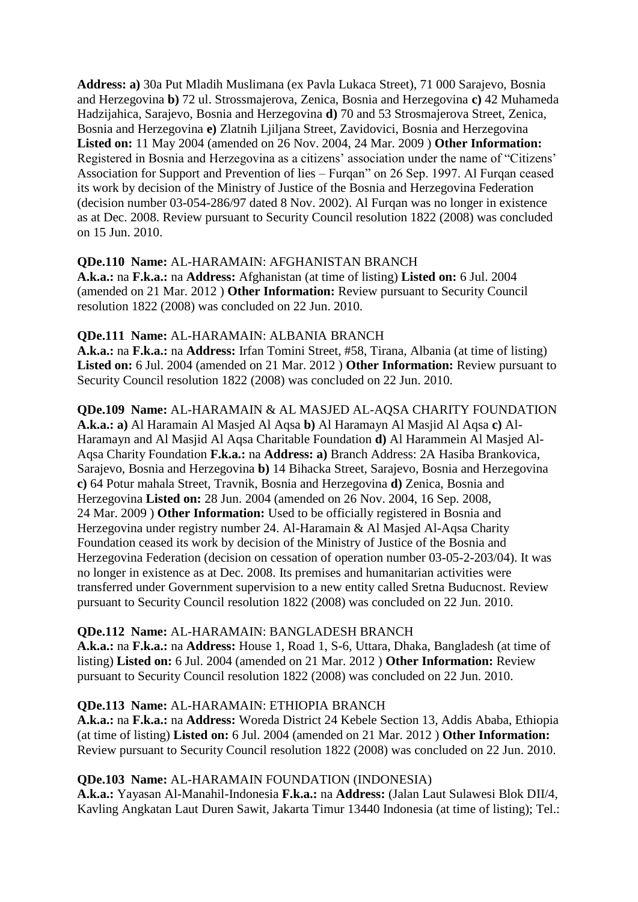**Address: a)** 30a Put Mladih Muslimana (ex Pavla Lukaca Street), 71 000 Sarajevo, Bosnia and Herzegovina **b)** 72 ul. Strossmajerova, Zenica, Bosnia and Herzegovina **c)** 42 Muhameda Hadzijahica, Sarajevo, Bosnia and Herzegovina **d)** 70 and 53 Strosmajerova Street, Zenica, Bosnia and Herzegovina **e)** Zlatnih Ljiljana Street, Zavidovici, Bosnia and Herzegovina **Listed on:** 11 May 2004 (amended on 26 Nov. 2004, 24 Mar. 2009 ) **Other Information:** Registered in Bosnia and Herzegovina as a citizens' association under the name of "Citizens' Association for Support and Prevention of lies – Furqan" on 26 Sep. 1997. Al Furqan ceased its work by decision of the Ministry of Justice of the Bosnia and Herzegovina Federation (decision number 03-054-286/97 dated 8 Nov. 2002). Al Furqan was no longer in existence as at Dec. 2008. Review pursuant to Security Council resolution 1822 (2008) was concluded on 15 Jun. 2010.

**QDe.110 Name:** AL-HARAMAIN: AFGHANISTAN BRANCH
**A.k.a.:** na **F.k.a.:** na **Address:** Afghanistan (at time of listing) **Listed on:** 6 Jul. 2004 (amended on 21 Mar. 2012 ) **Other Information:** Review pursuant to Security Council resolution 1822 (2008) was concluded on 22 Jun. 2010.

**QDe.111 Name:** AL-HARAMAIN: ALBANIA BRANCH
**A.k.a.:** na **F.k.a.:** na **Address:** Irfan Tomini Street, #58, Tirana, Albania (at time of listing) **Listed on:** 6 Jul. 2004 (amended on 21 Mar. 2012 ) **Other Information:** Review pursuant to Security Council resolution 1822 (2008) was concluded on 22 Jun. 2010.

**QDe.109 Name:** AL-HARAMAIN & AL MASJED AL-AQSA CHARITY FOUNDATION
**A.k.a.: a)** Al Haramain Al Masjed Al Aqsa **b)** Al Haramayn Al Masjid Al Aqsa **c)** Al-Haramayn and Al Masjid Al Aqsa Charitable Foundation **d)** Al Harammein Al Masjed Al-Aqsa Charity Foundation **F.k.a.:** na **Address: a)** Branch Address: 2A Hasiba Brankovica, Sarajevo, Bosnia and Herzegovina **b)** 14 Bihacka Street, Sarajevo, Bosnia and Herzegovina **c)** 64 Potur mahala Street, Travnik, Bosnia and Herzegovina **d)** Zenica, Bosnia and Herzegovina **Listed on:** 28 Jun. 2004 (amended on 26 Nov. 2004, 16 Sep. 2008, 24 Mar. 2009 ) **Other Information:** Used to be officially registered in Bosnia and Herzegovina under registry number 24. Al-Haramain & Al Masjed Al-Aqsa Charity Foundation ceased its work by decision of the Ministry of Justice of the Bosnia and Herzegovina Federation (decision on cessation of operation number 03-05-2-203/04). It was no longer in existence as at Dec. 2008. Its premises and humanitarian activities were transferred under Government supervision to a new entity called Sretna Buducnost. Review pursuant to Security Council resolution 1822 (2008) was concluded on 22 Jun. 2010.

**QDe.112 Name:** AL-HARAMAIN: BANGLADESH BRANCH
**A.k.a.:** na **F.k.a.:** na **Address:** House 1, Road 1, S-6, Uttara, Dhaka, Bangladesh (at time of listing) **Listed on:** 6 Jul. 2004 (amended on 21 Mar. 2012 ) **Other Information:** Review pursuant to Security Council resolution 1822 (2008) was concluded on 22 Jun. 2010.

**QDe.113 Name:** AL-HARAMAIN: ETHIOPIA BRANCH
**A.k.a.:** na **F.k.a.:** na **Address:** Woreda District 24 Kebele Section 13, Addis Ababa, Ethiopia (at time of listing) **Listed on:** 6 Jul. 2004 (amended on 21 Mar. 2012 ) **Other Information:** Review pursuant to Security Council resolution 1822 (2008) was concluded on 22 Jun. 2010.

**QDe.103 Name:** AL-HARAMAIN FOUNDATION (INDONESIA)
**A.k.a.:** Yayasan Al-Manahil-Indonesia **F.k.a.:** na **Address:** (Jalan Laut Sulawesi Blok DII/4, Kavling Angkatan Laut Duren Sawit, Jakarta Timur 13440 Indonesia (at time of listing); Tel.: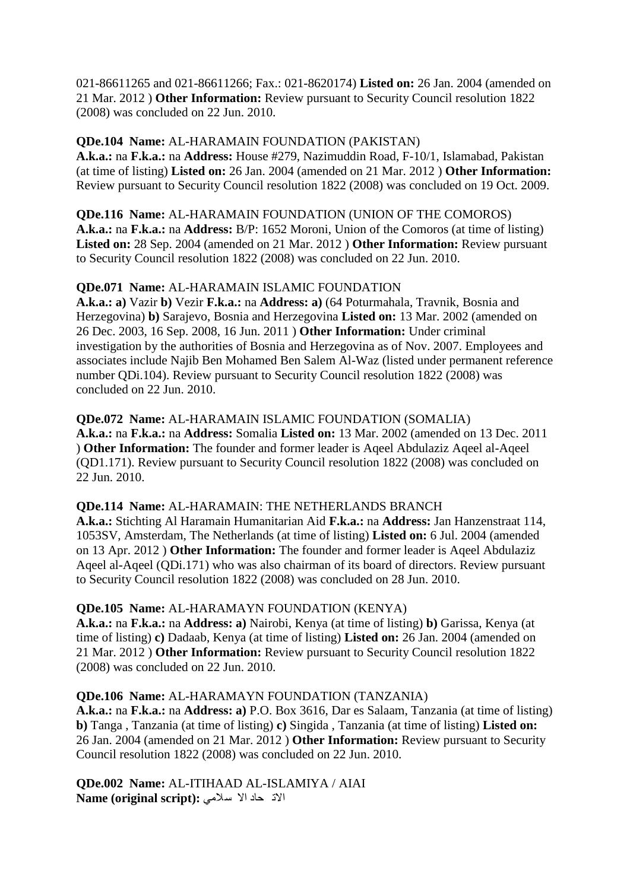021-86611265 and 021-86611266; Fax.: 021-8620174) **Listed on:** 26 Jan. 2004 (amended on 21 Mar. 2012 ) **Other Information:** Review pursuant to Security Council resolution 1822 (2008) was concluded on 22 Jun. 2010.

**QDe.104 Name:** AL-HARAMAIN FOUNDATION (PAKISTAN)
**A.k.a.:** na **F.k.a.:** na **Address:** House #279, Nazimuddin Road, F-10/1, Islamabad, Pakistan (at time of listing) **Listed on:** 26 Jan. 2004 (amended on 21 Mar. 2012 ) **Other Information:** Review pursuant to Security Council resolution 1822 (2008) was concluded on 19 Oct. 2009.

**QDe.116 Name:** AL-HARAMAIN FOUNDATION (UNION OF THE COMOROS)
**A.k.a.:** na **F.k.a.:** na **Address:** B/P: 1652 Moroni, Union of the Comoros (at time of listing) **Listed on:** 28 Sep. 2004 (amended on 21 Mar. 2012 ) **Other Information:** Review pursuant to Security Council resolution 1822 (2008) was concluded on 22 Jun. 2010.

**QDe.071 Name:** AL-HARAMAIN ISLAMIC FOUNDATION
**A.k.a.: a)** Vazir **b)** Vezir **F.k.a.:** na **Address: a)** (64 Poturmahala, Travnik, Bosnia and Herzegovina) **b)** Sarajevo, Bosnia and Herzegovina **Listed on:** 13 Mar. 2002 (amended on 26 Dec. 2003, 16 Sep. 2008, 16 Jun. 2011 ) **Other Information:** Under criminal investigation by the authorities of Bosnia and Herzegovina as of Nov. 2007. Employees and associates include Najib Ben Mohamed Ben Salem Al-Waz (listed under permanent reference number QDi.104). Review pursuant to Security Council resolution 1822 (2008) was concluded on 22 Jun. 2010.

**QDe.072 Name:** AL-HARAMAIN ISLAMIC FOUNDATION (SOMALIA)
**A.k.a.:** na **F.k.a.:** na **Address:** Somalia **Listed on:** 13 Mar. 2002 (amended on 13 Dec. 2011 ) **Other Information:** The founder and former leader is Aqeel Abdulaziz Aqeel al-Aqeel (QD1.171). Review pursuant to Security Council resolution 1822 (2008) was concluded on 22 Jun. 2010.

**QDe.114 Name:** AL-HARAMAIN: THE NETHERLANDS BRANCH
**A.k.a.:** Stichting Al Haramain Humanitarian Aid **F.k.a.:** na **Address:** Jan Hanzenstraat 114, 1053SV, Amsterdam, The Netherlands (at time of listing) **Listed on:** 6 Jul. 2004 (amended on 13 Apr. 2012 ) **Other Information:** The founder and former leader is Aqeel Abdulaziz Aqeel al-Aqeel (QDi.171) who was also chairman of its board of directors. Review pursuant to Security Council resolution 1822 (2008) was concluded on 28 Jun. 2010.

**QDe.105 Name:** AL-HARAMAYN FOUNDATION (KENYA)
**A.k.a.:** na **F.k.a.:** na **Address: a)** Nairobi, Kenya (at time of listing) **b)** Garissa, Kenya (at time of listing) **c)** Dadaab, Kenya (at time of listing) **Listed on:** 26 Jan. 2004 (amended on 21 Mar. 2012 ) **Other Information:** Review pursuant to Security Council resolution 1822 (2008) was concluded on 22 Jun. 2010.

**QDe.106 Name:** AL-HARAMAYN FOUNDATION (TANZANIA)
**A.k.a.:** na **F.k.a.:** na **Address: a)** P.O. Box 3616, Dar es Salaam, Tanzania (at time of listing) **b)** Tanga , Tanzania (at time of listing) **c)** Singida , Tanzania (at time of listing) **Listed on:** 26 Jan. 2004 (amended on 21 Mar. 2012 ) **Other Information:** Review pursuant to Security Council resolution 1822 (2008) was concluded on 22 Jun. 2010.

**QDe.002 Name:** AL-ITIHAAD AL-ISLAMIYA / AIAI
**Name (original script):** الاتحاد الاسلامي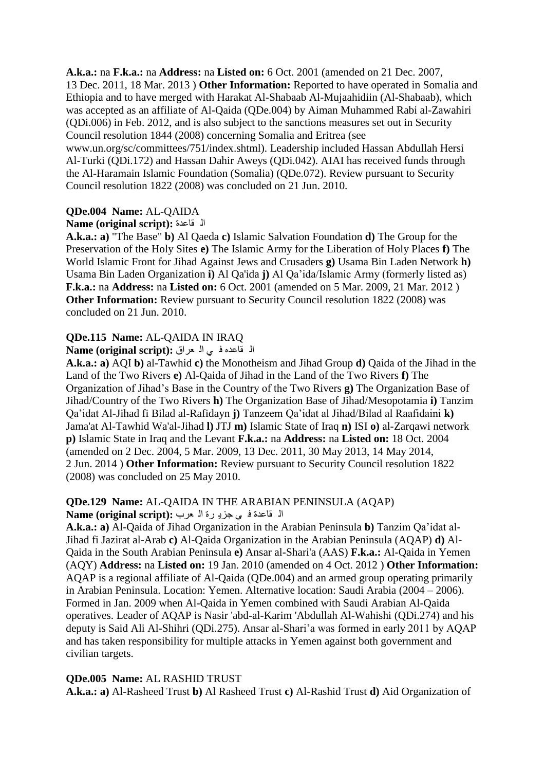**A.k.a.:** na **F.k.a.:** na **Address:** na **Listed on:** 6 Oct. 2001 (amended on 21 Dec. 2007, 13 Dec. 2011, 18 Mar. 2013 ) **Other Information:** Reported to have operated in Somalia and Ethiopia and to have merged with Harakat Al-Shabaab Al-Mujaahidiin (Al-Shabaab), which was accepted as an affiliate of Al-Qaida (QDe.004) by Aiman Muhammed Rabi al-Zawahiri (QDi.006) in Feb. 2012, and is also subject to the sanctions measures set out in Security Council resolution 1844 (2008) concerning Somalia and Eritrea (see www.un.org/sc/committees/751/index.shtml). Leadership included Hassan Abdullah Hersi Al-Turki (QDi.172) and Hassan Dahir Aweys (QDi.042). AIAI has received funds through the Al-Haramain Islamic Foundation (Somalia) (QDe.072). Review pursuant to Security Council resolution 1822 (2008) was concluded on 21 Jun. 2010.

**QDe.004 Name:** AL-QAIDA
**Name (original script):** الـ قاعدة

**A.k.a.:** **a)** "The Base" **b)** Al Qaeda **c)** Islamic Salvation Foundation **d)** The Group for the Preservation of the Holy Sites **e)** The Islamic Army for the Liberation of Holy Places **f)** The World Islamic Front for Jihad Against Jews and Crusaders **g)** Usama Bin Laden Network **h)** Usama Bin Laden Organization **i)** Al Qa'ida **j)** Al Qa'ida/Islamic Army (formerly listed as) **F.k.a.:** na **Address:** na **Listed on:** 6 Oct. 2001 (amended on 5 Mar. 2009, 21 Mar. 2012 ) **Other Information:** Review pursuant to Security Council resolution 1822 (2008) was concluded on 21 Jun. 2010.

**QDe.115 Name:** AL-QAIDA IN IRAQ
**Name (original script):** الـ قاعده فـ ي الـ عراق

**A.k.a.:** **a)** AQI **b)** al-Tawhid **c)** the Monotheism and Jihad Group **d)** Qaida of the Jihad in the Land of the Two Rivers **e)** Al-Qaida of Jihad in the Land of the Two Rivers **f)** The Organization of Jihad's Base in the Country of the Two Rivers **g)** The Organization Base of Jihad/Country of the Two Rivers **h)** The Organization Base of Jihad/Mesopotamia **i)** Tanzim Qa'idat Al-Jihad fi Bilad al-Rafidayn **j)** Tanzeem Qa'idat al Jihad/Bilad al Raafidaini **k)** Jama'at Al-Tawhid Wa'al-Jihad **l)** JTJ **m)** Islamic State of Iraq **n)** ISI **o)** al-Zarqawi network **p)** Islamic State in Iraq and the Levant **F.k.a.:** na **Address:** na **Listed on:** 18 Oct. 2004 (amended on 2 Dec. 2004, 5 Mar. 2009, 13 Dec. 2011, 30 May 2013, 14 May 2014, 2 Jun. 2014 ) **Other Information:** Review pursuant to Security Council resolution 1822 (2008) was concluded on 25 May 2010.

**QDe.129 Name:** AL-QAIDA IN THE ARABIAN PENINSULA (AQAP)
**Name (original script):** الـ قاعدة فـ ي جزيـ رة الـ عرب

**A.k.a.:** **a)** Al-Qaida of Jihad Organization in the Arabian Peninsula **b)** Tanzim Qa'idat al-Jihad fi Jazirat al-Arab **c)** Al-Qaida Organization in the Arabian Peninsula (AQAP) **d)** Al-Qaida in the South Arabian Peninsula **e)** Ansar al-Shari'a (AAS) **F.k.a.:** Al-Qaida in Yemen (AQY) **Address:** na **Listed on:** 19 Jan. 2010 (amended on 4 Oct. 2012 ) **Other Information:** AQAP is a regional affiliate of Al-Qaida (QDe.004) and an armed group operating primarily in Arabian Peninsula. Location: Yemen. Alternative location: Saudi Arabia (2004 – 2006). Formed in Jan. 2009 when Al-Qaida in Yemen combined with Saudi Arabian Al-Qaida operatives. Leader of AQAP is Nasir 'abd-al-Karim 'Abdullah Al-Wahishi (QDi.274) and his deputy is Said Ali Al-Shihri (QDi.275). Ansar al-Shari'a was formed in early 2011 by AQAP and has taken responsibility for multiple attacks in Yemen against both government and civilian targets.

**QDe.005 Name:** AL RASHID TRUST

**A.k.a.:** **a)** Al-Rasheed Trust **b)** Al Rasheed Trust **c)** Al-Rashid Trust **d)** Aid Organization of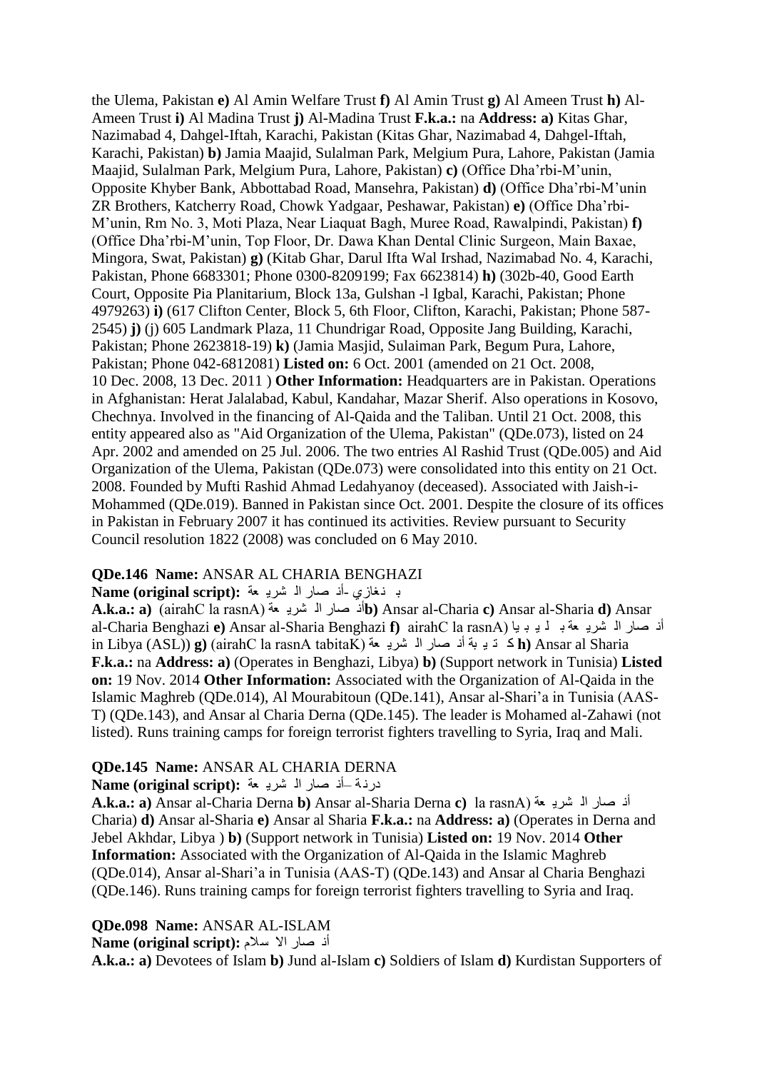the Ulema, Pakistan **e)** Al Amin Welfare Trust **f)** Al Amin Trust **g)** Al Ameen Trust **h)** Al-Ameen Trust **i)** Al Madina Trust **j)** Al-Madina Trust **F.k.a.:** na **Address: a)** Kitas Ghar, Nazimabad 4, Dahgel-Iftah, Karachi, Pakistan (Kitas Ghar, Nazimabad 4, Dahgel-Iftah, Karachi, Pakistan) **b)** Jamia Maajid, Sulalman Park, Melgium Pura, Lahore, Pakistan (Jamia Maajid, Sulalman Park, Melgium Pura, Lahore, Pakistan) **c)** (Office Dha'rbi-M'unin, Opposite Khyber Bank, Abbottabad Road, Mansehra, Pakistan) **d)** (Office Dha'rbi-M'unin ZR Brothers, Katcherry Road, Chowk Yadgaar, Peshawar, Pakistan) **e)** (Office Dha'rbi-M'unin, Rm No. 3, Moti Plaza, Near Liaquat Bagh, Muree Road, Rawalpindi, Pakistan) **f)** (Office Dha'rbi-M'unin, Top Floor, Dr. Dawa Khan Dental Clinic Surgeon, Main Baxae, Mingora, Swat, Pakistan) **g)** (Kitab Ghar, Darul Ifta Wal Irshad, Nazimabad No. 4, Karachi, Pakistan, Phone 6683301; Phone 0300-8209199; Fax 6623814) **h)** (302b-40, Good Earth Court, Opposite Pia Planitarium, Block 13a, Gulshan -l Igbal, Karachi, Pakistan; Phone 4979263) **i)** (617 Clifton Center, Block 5, 6th Floor, Clifton, Karachi, Pakistan; Phone 587-2545) **j)** (j) 605 Landmark Plaza, 11 Chundrigar Road, Opposite Jang Building, Karachi, Pakistan; Phone 2623818-19) **k)** (Jamia Masjid, Sulaiman Park, Begum Pura, Lahore, Pakistan; Phone 042-6812081) **Listed on:** 6 Oct. 2001 (amended on 21 Oct. 2008, 10 Dec. 2008, 13 Dec. 2011 ) **Other Information:** Headquarters are in Pakistan. Operations in Afghanistan: Herat Jalalabad, Kabul, Kandahar, Mazar Sherif. Also operations in Kosovo, Chechnya. Involved in the financing of Al-Qaida and the Taliban. Until 21 Oct. 2008, this entity appeared also as "Aid Organization of the Ulema, Pakistan" (QDe.073), listed on 24 Apr. 2002 and amended on 25 Jul. 2006. The two entries Al Rashid Trust (QDe.005) and Aid Organization of the Ulema, Pakistan (QDe.073) were consolidated into this entity on 21 Oct. 2008. Founded by Mufti Rashid Ahmad Ledahyanoy (deceased). Associated with Jaish-i-Mohammed (QDe.019). Banned in Pakistan since Oct. 2001. Despite the closure of its offices in Pakistan in February 2007 it has continued its activities. Review pursuant to Security Council resolution 1822 (2008) was concluded on 6 May 2010.

**QDe.146 Name:** ANSAR AL CHARIA BENGHAZI
**Name (original script):** أنصار الشريعة - بنغازي

**A.k.a.: a)** (Ansar la Charia) أنصار الشريعة **b)** Ansar al-Charia **c)** Ansar al-Sharia **d)** Ansar al-Charia Benghazi **e)** Ansar al-Sharia Benghazi **f)** (Ansar la Charia أنصار الشريعة بليبيا in Libya (ASL)) **g)** (Katibat Ansar la Charia) كتيبة أنصار الشريعة **h)** Ansar al Sharia **F.k.a.:** na **Address: a)** (Operates in Benghazi, Libya) **b)** (Support network in Tunisia) **Listed on:** 19 Nov. 2014 **Other Information:** Associated with the Organization of Al-Qaida in the Islamic Maghreb (QDe.014), Al Mourabitoun (QDe.141), Ansar al-Shari'a in Tunisia (AAS-T) (QDe.143), and Ansar al Charia Derna (QDe.145). The leader is Mohamed al-Zahawi (not listed). Runs training camps for foreign terrorist fighters travelling to Syria, Iraq and Mali.

**QDe.145 Name:** ANSAR AL CHARIA DERNA
**Name (original script):** أنصار الشريعة – درنة

**A.k.a.: a)** Ansar al-Charia Derna **b)** Ansar al-Sharia Derna **c)** (Ansar la أنصار الشريعة Charia) **d)** Ansar al-Sharia **e)** Ansar al Sharia **F.k.a.:** na **Address: a)** (Operates in Derna and Jebel Akhdar, Libya ) **b)** (Support network in Tunisia) **Listed on:** 19 Nov. 2014 **Other Information:** Associated with the Organization of Al-Qaida in the Islamic Maghreb (QDe.014), Ansar al-Shari'a in Tunisia (AAS-T) (QDe.143) and Ansar al Charia Benghazi (QDe.146). Runs training camps for foreign terrorist fighters travelling to Syria and Iraq.

**QDe.098 Name:** ANSAR AL-ISLAM
**Name (original script):** أنصار الاسلام

**A.k.a.: a)** Devotees of Islam **b)** Jund al-Islam **c)** Soldiers of Islam **d)** Kurdistan Supporters of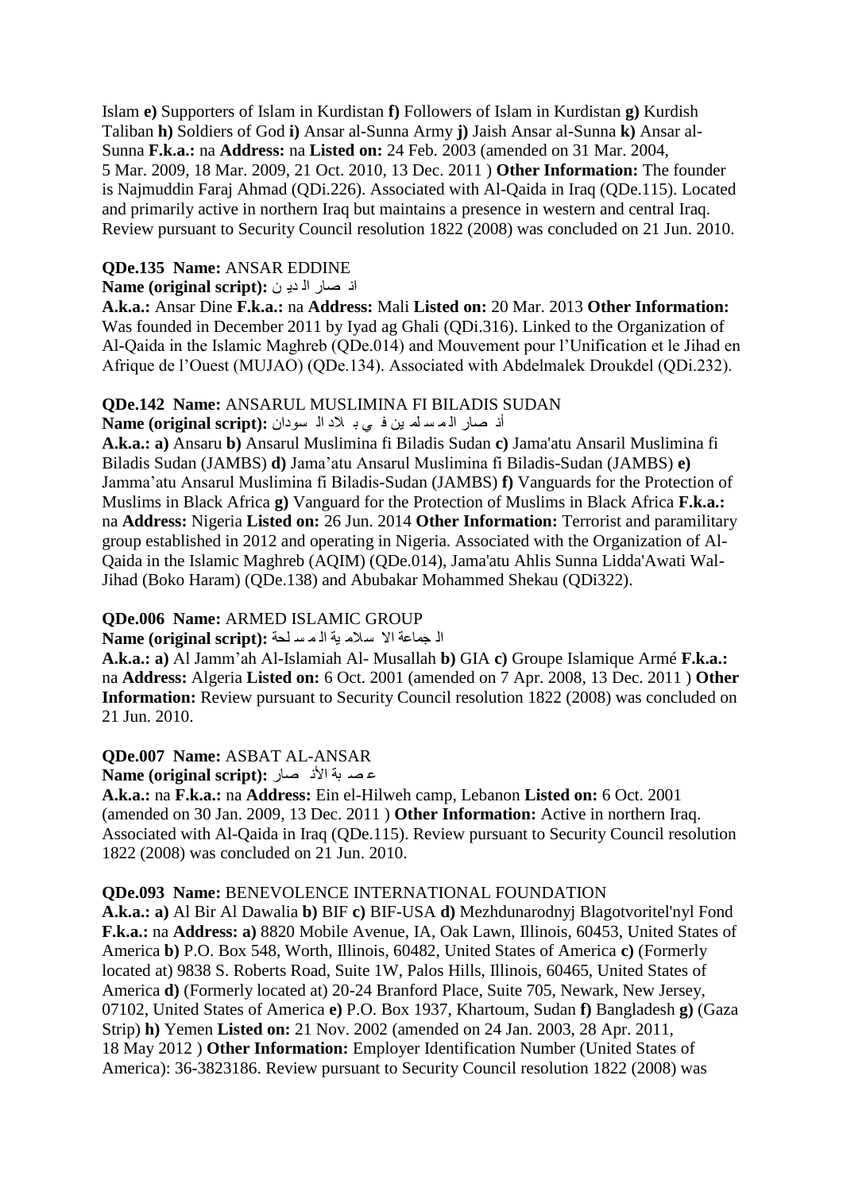Islam **e)** Supporters of Islam in Kurdistan **f)** Followers of Islam in Kurdistan **g)** Kurdish Taliban **h)** Soldiers of God **i)** Ansar al-Sunna Army **j)** Jaish Ansar al-Sunna **k)** Ansar al-Sunna **F.k.a.:** na **Address:** na **Listed on:** 24 Feb. 2003 (amended on 31 Mar. 2004, 5 Mar. 2009, 18 Mar. 2009, 21 Oct. 2010, 13 Dec. 2011 ) **Other Information:** The founder is Najmuddin Faraj Ahmad (QDi.226). Associated with Al-Qaida in Iraq (QDe.115). Located and primarily active in northern Iraq but maintains a presence in western and central Iraq. Review pursuant to Security Council resolution 1822 (2008) was concluded on 21 Jun. 2010.

**QDe.135 Name:** ANSAR EDDINE
**Name (original script):** انصار الدين

**A.k.a.:** Ansar Dine **F.k.a.:** na **Address:** Mali **Listed on:** 20 Mar. 2013 **Other Information:** Was founded in December 2011 by Iyad ag Ghali (QDi.316). Linked to the Organization of Al-Qaida in the Islamic Maghreb (QDe.014) and Mouvement pour l'Unification et le Jihad en Afrique de l'Ouest (MUJAO) (QDe.134). Associated with Abdelmalek Droukdel (QDi.232).

**QDe.142 Name:** ANSARUL MUSLIMINA FI BILADIS SUDAN
**Name (original script):** أنصار المسلمين في بلاد السودان

**A.k.a.: a)** Ansaru **b)** Ansarul Muslimina fi Biladis Sudan **c)** Jama'atu Ansaril Muslimina fi Biladis Sudan (JAMBS) **d)** Jama'atu Ansarul Muslimina fi Biladis-Sudan (JAMBS) **e)** Jamma'atu Ansarul Muslimina fi Biladis-Sudan (JAMBS) **f)** Vanguards for the Protection of Muslims in Black Africa **g)** Vanguard for the Protection of Muslims in Black Africa **F.k.a.:** na **Address:** Nigeria **Listed on:** 26 Jun. 2014 **Other Information:** Terrorist and paramilitary group established in 2012 and operating in Nigeria. Associated with the Organization of Al-Qaida in the Islamic Maghreb (AQIM) (QDe.014), Jama'atu Ahlis Sunna Lidda'Awati Wal-Jihad (Boko Haram) (QDe.138) and Abubakar Mohammed Shekau (QDi322).

**QDe.006 Name:** ARMED ISLAMIC GROUP
**Name (original script):** الجماعة الاسلامية المسلحة

**A.k.a.: a)** Al Jamm'ah Al-Islamiah Al- Musallah **b)** GIA **c)** Groupe Islamique Armé **F.k.a.:** na **Address:** Algeria **Listed on:** 6 Oct. 2001 (amended on 7 Apr. 2008, 13 Dec. 2011 ) **Other Information:** Review pursuant to Security Council resolution 1822 (2008) was concluded on 21 Jun. 2010.

**QDe.007 Name:** ASBAT AL-ANSAR
**Name (original script):** عصبة الأنصار

**A.k.a.:** na **F.k.a.:** na **Address:** Ein el-Hilweh camp, Lebanon **Listed on:** 6 Oct. 2001 (amended on 30 Jan. 2009, 13 Dec. 2011 ) **Other Information:** Active in northern Iraq. Associated with Al-Qaida in Iraq (QDe.115). Review pursuant to Security Council resolution 1822 (2008) was concluded on 21 Jun. 2010.

**QDe.093 Name:** BENEVOLENCE INTERNATIONAL FOUNDATION
**A.k.a.: a)** Al Bir Al Dawalia **b)** BIF **c)** BIF-USA **d)** Mezhdunarodnyj Blagotvoritel'nyl Fond **F.k.a.:** na **Address: a)** 8820 Mobile Avenue, IA, Oak Lawn, Illinois, 60453, United States of America **b)** P.O. Box 548, Worth, Illinois, 60482, United States of America **c)** (Formerly located at) 9838 S. Roberts Road, Suite 1W, Palos Hills, Illinois, 60465, United States of America **d)** (Formerly located at) 20-24 Branford Place, Suite 705, Newark, New Jersey, 07102, United States of America **e)** P.O. Box 1937, Khartoum, Sudan **f)** Bangladesh **g)** (Gaza Strip) **h)** Yemen **Listed on:** 21 Nov. 2002 (amended on 24 Jan. 2003, 28 Apr. 2011, 18 May 2012 ) **Other Information:** Employer Identification Number (United States of America): 36-3823186. Review pursuant to Security Council resolution 1822 (2008) was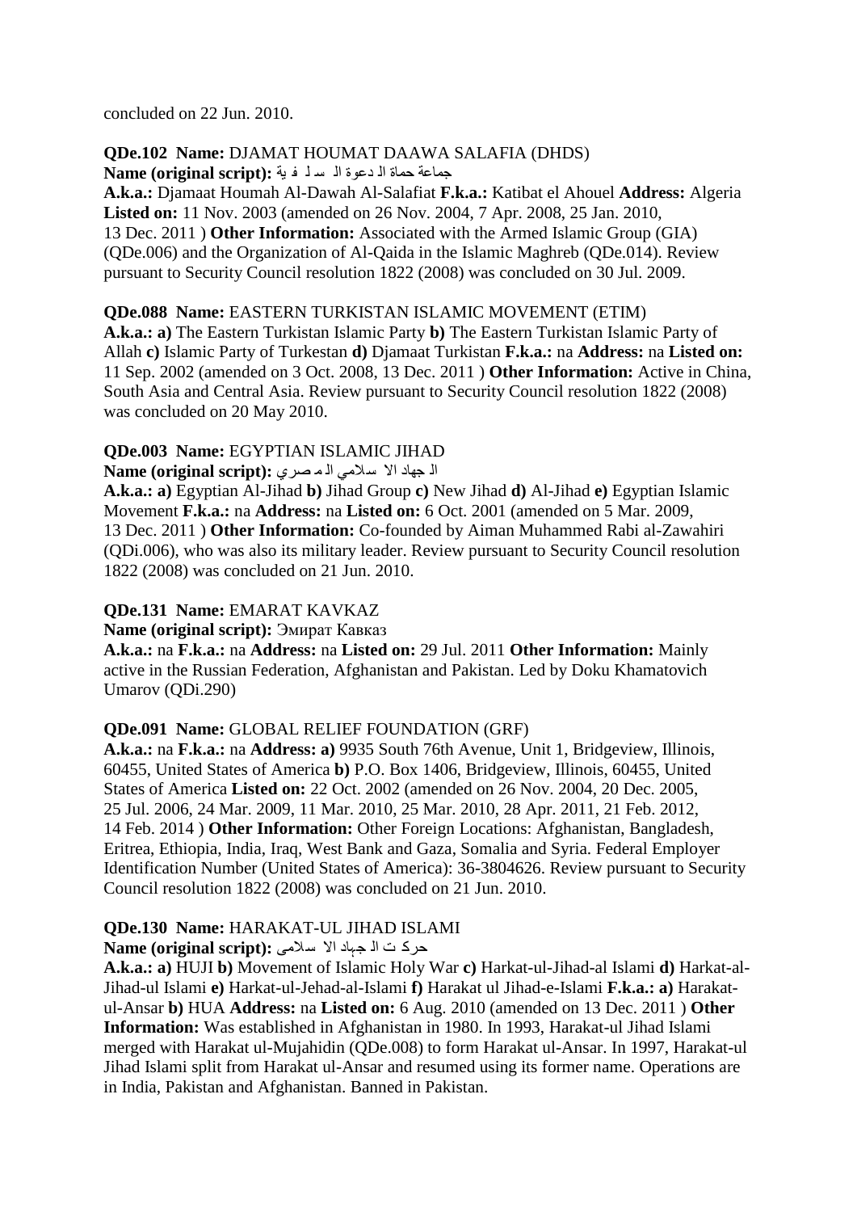concluded on 22 Jun. 2010.

**QDe.102 Name:** DJAMAT HOUMAT DAAWA SALAFIA (DHDS)
**Name (original script):** جماعة حماة الدعوة السلفية
**A.k.a.:** Djamaat Houmah Al-Dawah Al-Salafiat **F.k.a.:** Katibat el Ahouel **Address:** Algeria **Listed on:** 11 Nov. 2003 (amended on 26 Nov. 2004, 7 Apr. 2008, 25 Jan. 2010, 13 Dec. 2011 ) **Other Information:** Associated with the Armed Islamic Group (GIA) (QDe.006) and the Organization of Al-Qaida in the Islamic Maghreb (QDe.014). Review pursuant to Security Council resolution 1822 (2008) was concluded on 30 Jul. 2009.

**QDe.088 Name:** EASTERN TURKISTAN ISLAMIC MOVEMENT (ETIM)
**A.k.a.: a)** The Eastern Turkistan Islamic Party **b)** The Eastern Turkistan Islamic Party of Allah **c)** Islamic Party of Turkestan **d)** Djamaat Turkistan **F.k.a.:** na **Address:** na **Listed on:** 11 Sep. 2002 (amended on 3 Oct. 2008, 13 Dec. 2011 ) **Other Information:** Active in China, South Asia and Central Asia. Review pursuant to Security Council resolution 1822 (2008) was concluded on 20 May 2010.

**QDe.003 Name:** EGYPTIAN ISLAMIC JIHAD
**Name (original script):** الجهاد الاسلامي المصري
**A.k.a.: a)** Egyptian Al-Jihad **b)** Jihad Group **c)** New Jihad **d)** Al-Jihad **e)** Egyptian Islamic Movement **F.k.a.:** na **Address:** na **Listed on:** 6 Oct. 2001 (amended on 5 Mar. 2009, 13 Dec. 2011 ) **Other Information:** Co-founded by Aiman Muhammed Rabi al-Zawahiri (QDi.006), who was also its military leader. Review pursuant to Security Council resolution 1822 (2008) was concluded on 21 Jun. 2010.

**QDe.131 Name:** EMARAT KAVKAZ
**Name (original script):** Эмират Кавказ
**A.k.a.:** na **F.k.a.:** na **Address:** na **Listed on:** 29 Jul. 2011 **Other Information:** Mainly active in the Russian Federation, Afghanistan and Pakistan. Led by Doku Khamatovich Umarov (QDi.290)

**QDe.091 Name:** GLOBAL RELIEF FOUNDATION (GRF)
**A.k.a.:** na **F.k.a.:** na **Address: a)** 9935 South 76th Avenue, Unit 1, Bridgeview, Illinois, 60455, United States of America **b)** P.O. Box 1406, Bridgeview, Illinois, 60455, United States of America **Listed on:** 22 Oct. 2002 (amended on 26 Nov. 2004, 20 Dec. 2005, 25 Jul. 2006, 24 Mar. 2009, 11 Mar. 2010, 25 Mar. 2010, 28 Apr. 2011, 21 Feb. 2012, 14 Feb. 2014 ) **Other Information:** Other Foreign Locations: Afghanistan, Bangladesh, Eritrea, Ethiopia, India, Iraq, West Bank and Gaza, Somalia and Syria. Federal Employer Identification Number (United States of America): 36-3804626. Review pursuant to Security Council resolution 1822 (2008) was concluded on 21 Jun. 2010.

**QDe.130 Name:** HARAKAT-UL JIHAD ISLAMI
**Name (original script):** حرکت الجہاد الاسلامی
**A.k.a.: a)** HUJI **b)** Movement of Islamic Holy War **c)** Harkat-ul-Jihad-al Islami **d)** Harkat-al-Jihad-ul Islami **e)** Harkat-ul-Jehad-al-Islami **f)** Harakat ul Jihad-e-Islami **F.k.a.: a)** Harakat-ul-Ansar **b)** HUA **Address:** na **Listed on:** 6 Aug. 2010 (amended on 13 Dec. 2011 ) **Other Information:** Was established in Afghanistan in 1980. In 1993, Harakat-ul Jihad Islami merged with Harakat ul-Mujahidin (QDe.008) to form Harakat ul-Ansar. In 1997, Harakat-ul Jihad Islami split from Harakat ul-Ansar and resumed using its former name. Operations are in India, Pakistan and Afghanistan. Banned in Pakistan.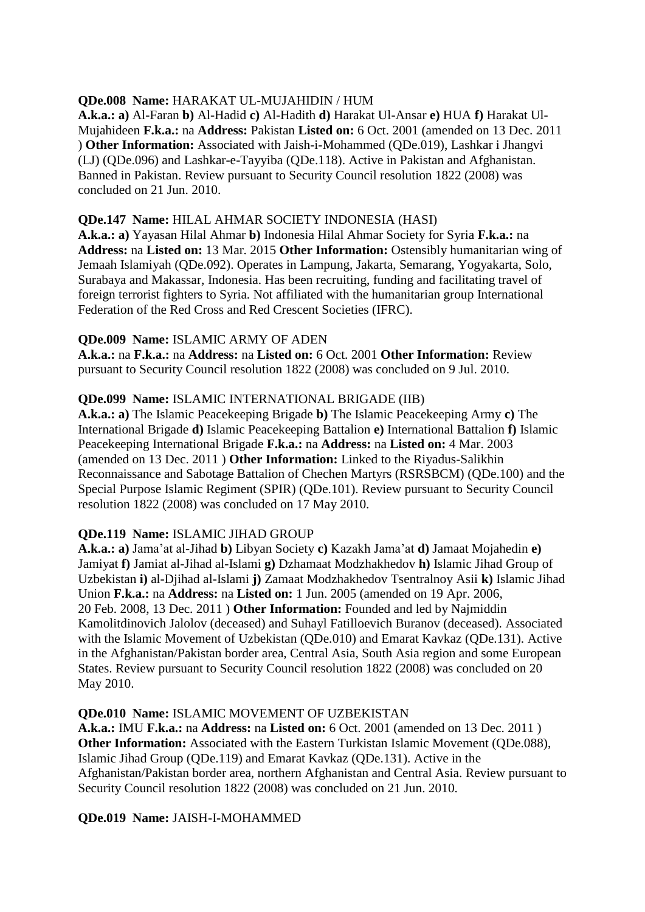**QDe.008 Name:** HARAKAT UL-MUJAHIDIN / HUM

**A.k.a.: a)** Al-Faran **b)** Al-Hadid **c)** Al-Hadith **d)** Harakat Ul-Ansar **e)** HUA **f)** Harakat Ul-Mujahideen **F.k.a.:** na **Address:** Pakistan **Listed on:** 6 Oct. 2001 (amended on 13 Dec. 2011 ) **Other Information:** Associated with Jaish-i-Mohammed (QDe.019), Lashkar i Jhangvi (LJ) (QDe.096) and Lashkar-e-Tayyiba (QDe.118). Active in Pakistan and Afghanistan. Banned in Pakistan. Review pursuant to Security Council resolution 1822 (2008) was concluded on 21 Jun. 2010.

**QDe.147 Name:** HILAL AHMAR SOCIETY INDONESIA (HASI)

**A.k.a.: a)** Yayasan Hilal Ahmar **b)** Indonesia Hilal Ahmar Society for Syria **F.k.a.:** na **Address:** na **Listed on:** 13 Mar. 2015 **Other Information:** Ostensibly humanitarian wing of Jemaah Islamiyah (QDe.092). Operates in Lampung, Jakarta, Semarang, Yogyakarta, Solo, Surabaya and Makassar, Indonesia. Has been recruiting, funding and facilitating travel of foreign terrorist fighters to Syria. Not affiliated with the humanitarian group International Federation of the Red Cross and Red Crescent Societies (IFRC).

**QDe.009 Name:** ISLAMIC ARMY OF ADEN

**A.k.a.:** na **F.k.a.:** na **Address:** na **Listed on:** 6 Oct. 2001 **Other Information:** Review pursuant to Security Council resolution 1822 (2008) was concluded on 9 Jul. 2010.

**QDe.099 Name:** ISLAMIC INTERNATIONAL BRIGADE (IIB)

**A.k.a.: a)** The Islamic Peacekeeping Brigade **b)** The Islamic Peacekeeping Army **c)** The International Brigade **d)** Islamic Peacekeeping Battalion **e)** International Battalion **f)** Islamic Peacekeeping International Brigade **F.k.a.:** na **Address:** na **Listed on:** 4 Mar. 2003 (amended on 13 Dec. 2011 ) **Other Information:** Linked to the Riyadus-Salikhin Reconnaissance and Sabotage Battalion of Chechen Martyrs (RSRSBCM) (QDe.100) and the Special Purpose Islamic Regiment (SPIR) (QDe.101). Review pursuant to Security Council resolution 1822 (2008) was concluded on 17 May 2010.

**QDe.119 Name:** ISLAMIC JIHAD GROUP

**A.k.a.: a)** Jama'at al-Jihad **b)** Libyan Society **c)** Kazakh Jama'at **d)** Jamaat Mojahedin **e)** Jamiyat **f)** Jamiat al-Jihad al-Islami **g)** Dzhamaat Modzhakhedov **h)** Islamic Jihad Group of Uzbekistan **i)** al-Djihad al-Islami **j)** Zamaat Modzhakhedov Tsentralnoy Asii **k)** Islamic Jihad Union **F.k.a.:** na **Address:** na **Listed on:** 1 Jun. 2005 (amended on 19 Apr. 2006, 20 Feb. 2008, 13 Dec. 2011 ) **Other Information:** Founded and led by Najmiddin Kamolitdinovich Jalolov (deceased) and Suhayl Fatilloevich Buranov (deceased). Associated with the Islamic Movement of Uzbekistan (QDe.010) and Emarat Kavkaz (QDe.131). Active in the Afghanistan/Pakistan border area, Central Asia, South Asia region and some European States. Review pursuant to Security Council resolution 1822 (2008) was concluded on 20 May 2010.

**QDe.010 Name:** ISLAMIC MOVEMENT OF UZBEKISTAN

**A.k.a.:** IMU **F.k.a.:** na **Address:** na **Listed on:** 6 Oct. 2001 (amended on 13 Dec. 2011 ) **Other Information:** Associated with the Eastern Turkistan Islamic Movement (QDe.088), Islamic Jihad Group (QDe.119) and Emarat Kavkaz (QDe.131). Active in the Afghanistan/Pakistan border area, northern Afghanistan and Central Asia. Review pursuant to Security Council resolution 1822 (2008) was concluded on 21 Jun. 2010.

**QDe.019 Name:** JAISH-I-MOHAMMED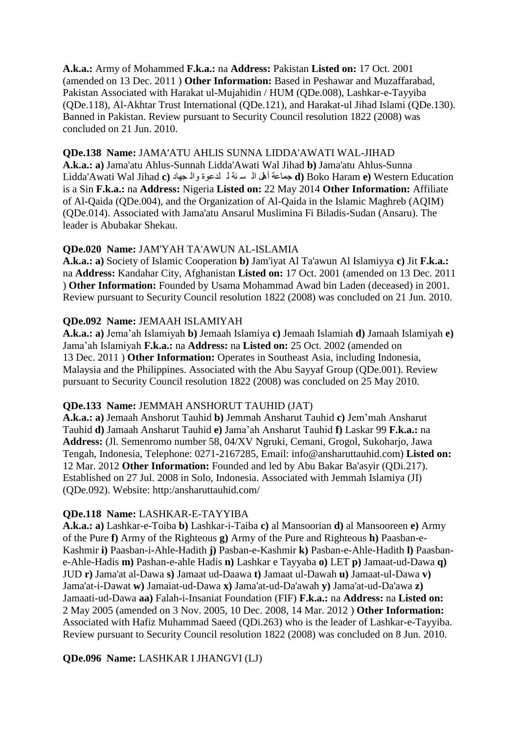**A.k.a.:** Army of Mohammed **F.k.a.:** na **Address:** Pakistan **Listed on:** 17 Oct. 2001 (amended on 13 Dec. 2011 ) **Other Information:** Based in Peshawar and Muzaffarabad, Pakistan Associated with Harakat ul-Mujahidin / HUM (QDe.008), Lashkar-e-Tayyiba (QDe.118), Al-Akhtar Trust International (QDe.121), and Harakat-ul Jihad Islami (QDe.130). Banned in Pakistan. Review pursuant to Security Council resolution 1822 (2008) was concluded on 21 Jun. 2010.

**QDe.138 Name:** JAMA'ATU AHLIS SUNNA LIDDA'AWATI WAL-JIHAD
**A.k.a.: a)** Jama'atu Ahlus-Sunnah Lidda'Awati Wal Jihad **b)** Jama'atu Ahlus-Sunna Lidda'Awati Wal Jihad **c)** جماعة أهل السنة للدعوة والجهاد **d)** Boko Haram **e)** Western Education is a Sin **F.k.a.:** na **Address:** Nigeria **Listed on:** 22 May 2014 **Other Information:** Affiliate of Al-Qaida (QDe.004), and the Organization of Al-Qaida in the Islamic Maghreb (AQIM) (QDe.014). Associated with Jama'atu Ansarul Muslimina Fi Biladis-Sudan (Ansaru). The leader is Abubakar Shekau.

**QDe.020 Name:** JAM'YAH TA'AWUN AL-ISLAMIA
**A.k.a.: a)** Society of Islamic Cooperation **b)** Jam'iyat Al Ta'awun Al Islamiyya **c)** Jit **F.k.a.:** na **Address:** Kandahar City, Afghanistan **Listed on:** 17 Oct. 2001 (amended on 13 Dec. 2011 ) **Other Information:** Founded by Usama Mohammad Awad bin Laden (deceased) in 2001. Review pursuant to Security Council resolution 1822 (2008) was concluded on 21 Jun. 2010.

**QDe.092 Name:** JEMAAH ISLAMIYAH
**A.k.a.: a)** Jema'ah Islamiyah **b)** Jemaah Islamiya **c)** Jemaah Islamiah **d)** Jamaah Islamiyah **e)** Jama'ah Islamiyah **F.k.a.:** na **Address:** na **Listed on:** 25 Oct. 2002 (amended on 13 Dec. 2011 ) **Other Information:** Operates in Southeast Asia, including Indonesia, Malaysia and the Philippines. Associated with the Abu Sayyaf Group (QDe.001). Review pursuant to Security Council resolution 1822 (2008) was concluded on 25 May 2010.

**QDe.133 Name:** JEMMAH ANSHORUT TAUHID (JAT)
**A.k.a.: a)** Jemaah Anshorut Tauhid **b)** Jemmah Ansharut Tauhid **c)** Jem'mah Ansharut Tauhid **d)** Jamaah Ansharut Tauhid **e)** Jama'ah Ansharut Tauhid **f)** Laskar 99 **F.k.a.:** na **Address:** (Jl. Semenromo number 58, 04/XV Ngruki, Cemani, Grogol, Sukoharjo, Jawa Tengah, Indonesia, Telephone: 0271-2167285, Email: info@ansharuttauhid.com) **Listed on:** 12 Mar. 2012 **Other Information:** Founded and led by Abu Bakar Ba'asyir (QDi.217). Established on 27 Jul. 2008 in Solo, Indonesia. Associated with Jemmah Islamiya (JI) (QDe.092). Website: http:/ansharuttauhid.com/

**QDe.118 Name:** LASHKAR-E-TAYYIBA
**A.k.a.: a)** Lashkar-e-Toiba **b)** Lashkar-i-Taiba **c)** al Mansoorian **d)** al Mansooreen **e)** Army of the Pure **f)** Army of the Righteous **g)** Army of the Pure and Righteous **h)** Paasban-e-Kashmir **i)** Paasban-i-Ahle-Hadith **j)** Pasban-e-Kashmir **k)** Pasban-e-Ahle-Hadith **l)** Paasban-e-Ahle-Hadis **m)** Pashan-e-ahle Hadis **n)** Lashkar e Tayyaba **o)** LET **p)** Jamaat-ud-Dawa **q)** JUD **r)** Jama'at al-Dawa **s)** Jamaat ud-Daawa **t)** Jamaat ul-Dawah **u)** Jamaat-ul-Dawa **v)** Jama'at-i-Dawat **w)** Jamaiat-ud-Dawa **x)** Jama'at-ud-Da'awah **y)** Jama'at-ud-Da'awa **z)** Jamaati-ud-Dawa **aa)** Falah-i-Insaniat Foundation (FIF) **F.k.a.:** na **Address:** na **Listed on:** 2 May 2005 (amended on 3 Nov. 2005, 10 Dec. 2008, 14 Mar. 2012 ) **Other Information:** Associated with Hafiz Muhammad Saeed (QDi.263) who is the leader of Lashkar-e-Tayyiba. Review pursuant to Security Council resolution 1822 (2008) was concluded on 8 Jun. 2010.

**QDe.096 Name:** LASHKAR I JHANGVI (LJ)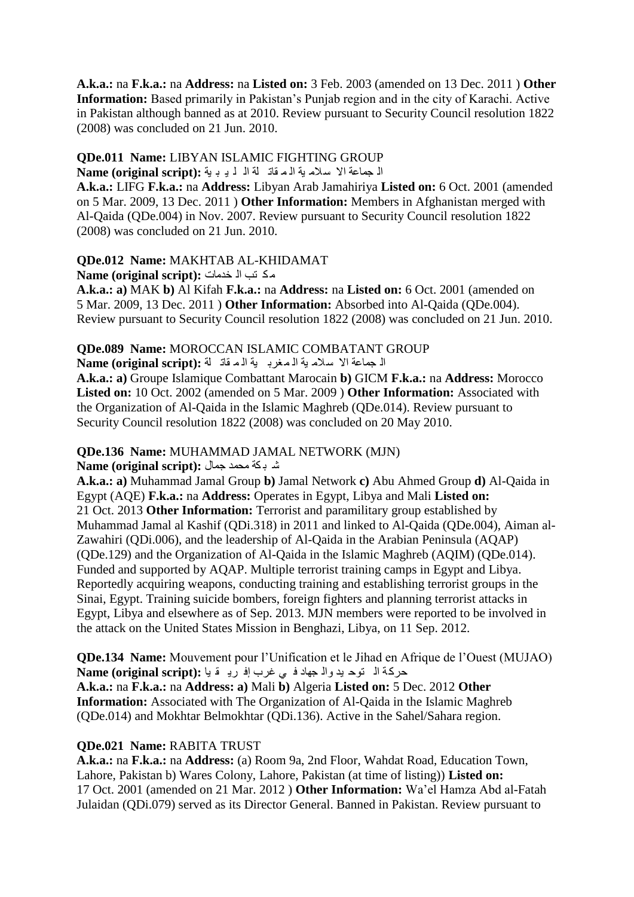**A.k.a.:** na **F.k.a.:** na **Address:** na **Listed on:** 3 Feb. 2003 (amended on 13 Dec. 2011 ) **Other Information:** Based primarily in Pakistan's Punjab region and in the city of Karachi. Active in Pakistan although banned as at 2010. Review pursuant to Security Council resolution 1822 (2008) was concluded on 21 Jun. 2010.

**QDe.011 Name:** LIBYAN ISLAMIC FIGHTING GROUP
**Name (original script):** الجماعة الاسلامية المقاتلة الليبية
**A.k.a.:** LIFG **F.k.a.:** na **Address:** Libyan Arab Jamahiriya **Listed on:** 6 Oct. 2001 (amended on 5 Mar. 2009, 13 Dec. 2011 ) **Other Information:** Members in Afghanistan merged with Al-Qaida (QDe.004) in Nov. 2007. Review pursuant to Security Council resolution 1822 (2008) was concluded on 21 Jun. 2010.

**QDe.012 Name:** MAKHTAB AL-KHIDAMAT
**Name (original script):** مكتب الخدمات
**A.k.a.: a)** MAK **b)** Al Kifah **F.k.a.:** na **Address:** na **Listed on:** 6 Oct. 2001 (amended on 5 Mar. 2009, 13 Dec. 2011 ) **Other Information:** Absorbed into Al-Qaida (QDe.004). Review pursuant to Security Council resolution 1822 (2008) was concluded on 21 Jun. 2010.

**QDe.089 Name:** MOROCCAN ISLAMIC COMBATANT GROUP
**Name (original script):** الجماعة الاسلامية المغربية المقاتلة
**A.k.a.: a)** Groupe Islamique Combattant Marocain **b)** GICM **F.k.a.:** na **Address:** Morocco **Listed on:** 10 Oct. 2002 (amended on 5 Mar. 2009 ) **Other Information:** Associated with the Organization of Al-Qaida in the Islamic Maghreb (QDe.014). Review pursuant to Security Council resolution 1822 (2008) was concluded on 20 May 2010.

**QDe.136 Name:** MUHAMMAD JAMAL NETWORK (MJN)
**Name (original script):** شبكة محمد جمال
**A.k.a.: a)** Muhammad Jamal Group **b)** Jamal Network **c)** Abu Ahmed Group **d)** Al-Qaida in Egypt (AQE) **F.k.a.:** na **Address:** Operates in Egypt, Libya and Mali **Listed on:** 21 Oct. 2013 **Other Information:** Terrorist and paramilitary group established by Muhammad Jamal al Kashif (QDi.318) in 2011 and linked to Al-Qaida (QDe.004), Aiman al-Zawahiri (QDi.006), and the leadership of Al-Qaida in the Arabian Peninsula (AQAP) (QDe.129) and the Organization of Al-Qaida in the Islamic Maghreb (AQIM) (QDe.014). Funded and supported by AQAP. Multiple terrorist training camps in Egypt and Libya. Reportedly acquiring weapons, conducting training and establishing terrorist groups in the Sinai, Egypt. Training suicide bombers, foreign fighters and planning terrorist attacks in Egypt, Libya and elsewhere as of Sep. 2013. MJN members were reported to be involved in the attack on the United States Mission in Benghazi, Libya, on 11 Sep. 2012.

**QDe.134 Name:** Mouvement pour l'Unification et le Jihad en Afrique de l'Ouest (MUJAO)
**Name (original script):** حركة التوحيد والجهاد في غرب إفريقيا
**A.k.a.:** na **F.k.a.:** na **Address: a)** Mali **b)** Algeria **Listed on:** 5 Dec. 2012 **Other Information:** Associated with The Organization of Al-Qaida in the Islamic Maghreb (QDe.014) and Mokhtar Belmokhtar (QDi.136). Active in the Sahel/Sahara region.

**QDe.021 Name:** RABITA TRUST
**A.k.a.:** na **F.k.a.:** na **Address:** (a) Room 9a, 2nd Floor, Wahdat Road, Education Town, Lahore, Pakistan b) Wares Colony, Lahore, Pakistan (at time of listing)) **Listed on:** 17 Oct. 2001 (amended on 21 Mar. 2012 ) **Other Information:** Wa'el Hamza Abd al-Fatah Julaidan (QDi.079) served as its Director General. Banned in Pakistan. Review pursuant to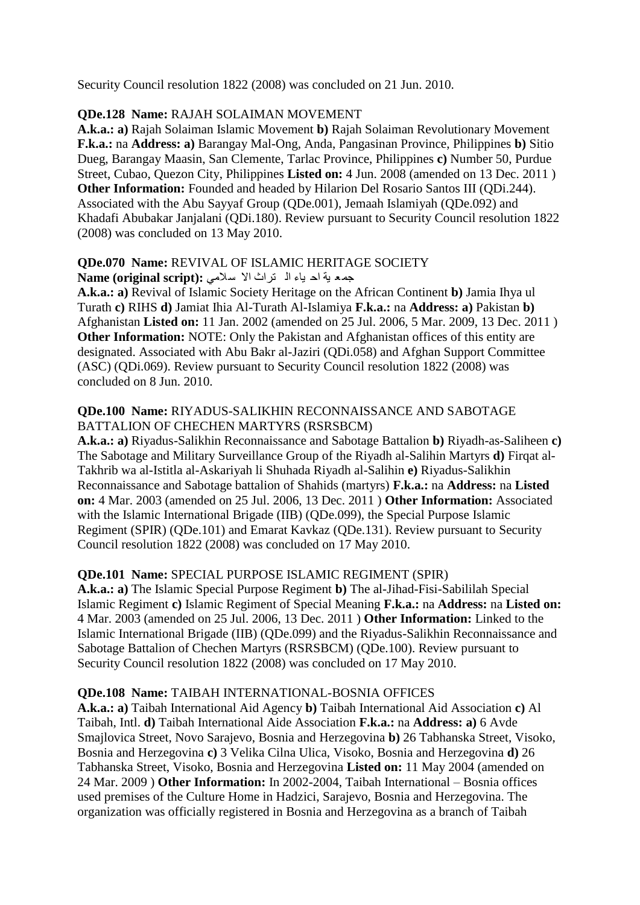Security Council resolution 1822 (2008) was concluded on 21 Jun. 2010.

**QDe.128 Name:** RAJAH SOLAIMAN MOVEMENT
**A.k.a.: a)** Rajah Solaiman Islamic Movement **b)** Rajah Solaiman Revolutionary Movement **F.k.a.:** na **Address: a)** Barangay Mal-Ong, Anda, Pangasinan Province, Philippines **b)** Sitio Dueg, Barangay Maasin, San Clemente, Tarlac Province, Philippines **c)** Number 50, Purdue Street, Cubao, Quezon City, Philippines **Listed on:** 4 Jun. 2008 (amended on 13 Dec. 2011 ) **Other Information:** Founded and headed by Hilarion Del Rosario Santos III (QDi.244). Associated with the Abu Sayyaf Group (QDe.001), Jemaah Islamiyah (QDe.092) and Khadafi Abubakar Janjalani (QDi.180). Review pursuant to Security Council resolution 1822 (2008) was concluded on 13 May 2010.

**QDe.070 Name:** REVIVAL OF ISLAMIC HERITAGE SOCIETY
**Name (original script):** جمعية احياء التراث الاسلامي
**A.k.a.: a)** Revival of Islamic Society Heritage on the African Continent **b)** Jamia Ihya ul Turath **c)** RIHS **d)** Jamiat Ihia Al-Turath Al-Islamiya **F.k.a.:** na **Address: a)** Pakistan **b)** Afghanistan **Listed on:** 11 Jan. 2002 (amended on 25 Jul. 2006, 5 Mar. 2009, 13 Dec. 2011 ) **Other Information:** NOTE: Only the Pakistan and Afghanistan offices of this entity are designated. Associated with Abu Bakr al-Jaziri (QDi.058) and Afghan Support Committee (ASC) (QDi.069). Review pursuant to Security Council resolution 1822 (2008) was concluded on 8 Jun. 2010.

**QDe.100 Name:** RIYADUS-SALIKHIN RECONNAISSANCE AND SABOTAGE BATTALION OF CHECHEN MARTYRS (RSRSBCM)
**A.k.a.: a)** Riyadus-Salikhin Reconnaissance and Sabotage Battalion **b)** Riyadh-as-Saliheen **c)** The Sabotage and Military Surveillance Group of the Riyadh al-Salihin Martyrs **d)** Firqat al-Takhrib wa al-Istitla al-Askariyah li Shuhada Riyadh al-Salihin **e)** Riyadus-Salikhin Reconnaissance and Sabotage battalion of Shahids (martyrs) **F.k.a.:** na **Address:** na **Listed on:** 4 Mar. 2003 (amended on 25 Jul. 2006, 13 Dec. 2011 ) **Other Information:** Associated with the Islamic International Brigade (IIB) (QDe.099), the Special Purpose Islamic Regiment (SPIR) (QDe.101) and Emarat Kavkaz (QDe.131). Review pursuant to Security Council resolution 1822 (2008) was concluded on 17 May 2010.

**QDe.101 Name:** SPECIAL PURPOSE ISLAMIC REGIMENT (SPIR)
**A.k.a.: a)** The Islamic Special Purpose Regiment **b)** The al-Jihad-Fisi-Sabililah Special Islamic Regiment **c)** Islamic Regiment of Special Meaning **F.k.a.:** na **Address:** na **Listed on:** 4 Mar. 2003 (amended on 25 Jul. 2006, 13 Dec. 2011 ) **Other Information:** Linked to the Islamic International Brigade (IIB) (QDe.099) and the Riyadus-Salikhin Reconnaissance and Sabotage Battalion of Chechen Martyrs (RSRSBCM) (QDe.100). Review pursuant to Security Council resolution 1822 (2008) was concluded on 17 May 2010.

**QDe.108 Name:** TAIBAH INTERNATIONAL-BOSNIA OFFICES
**A.k.a.: a)** Taibah International Aid Agency **b)** Taibah International Aid Association **c)** Al Taibah, Intl. **d)** Taibah International Aide Association **F.k.a.:** na **Address: a)** 6 Avde Smajlovica Street, Novo Sarajevo, Bosnia and Herzegovina **b)** 26 Tabhanska Street, Visoko, Bosnia and Herzegovina **c)** 3 Velika Cilna Ulica, Visoko, Bosnia and Herzegovina **d)** 26 Tabhanska Street, Visoko, Bosnia and Herzegovina **Listed on:** 11 May 2004 (amended on 24 Mar. 2009 ) **Other Information:** In 2002-2004, Taibah International – Bosnia offices used premises of the Culture Home in Hadzici, Sarajevo, Bosnia and Herzegovina. The organization was officially registered in Bosnia and Herzegovina as a branch of Taibah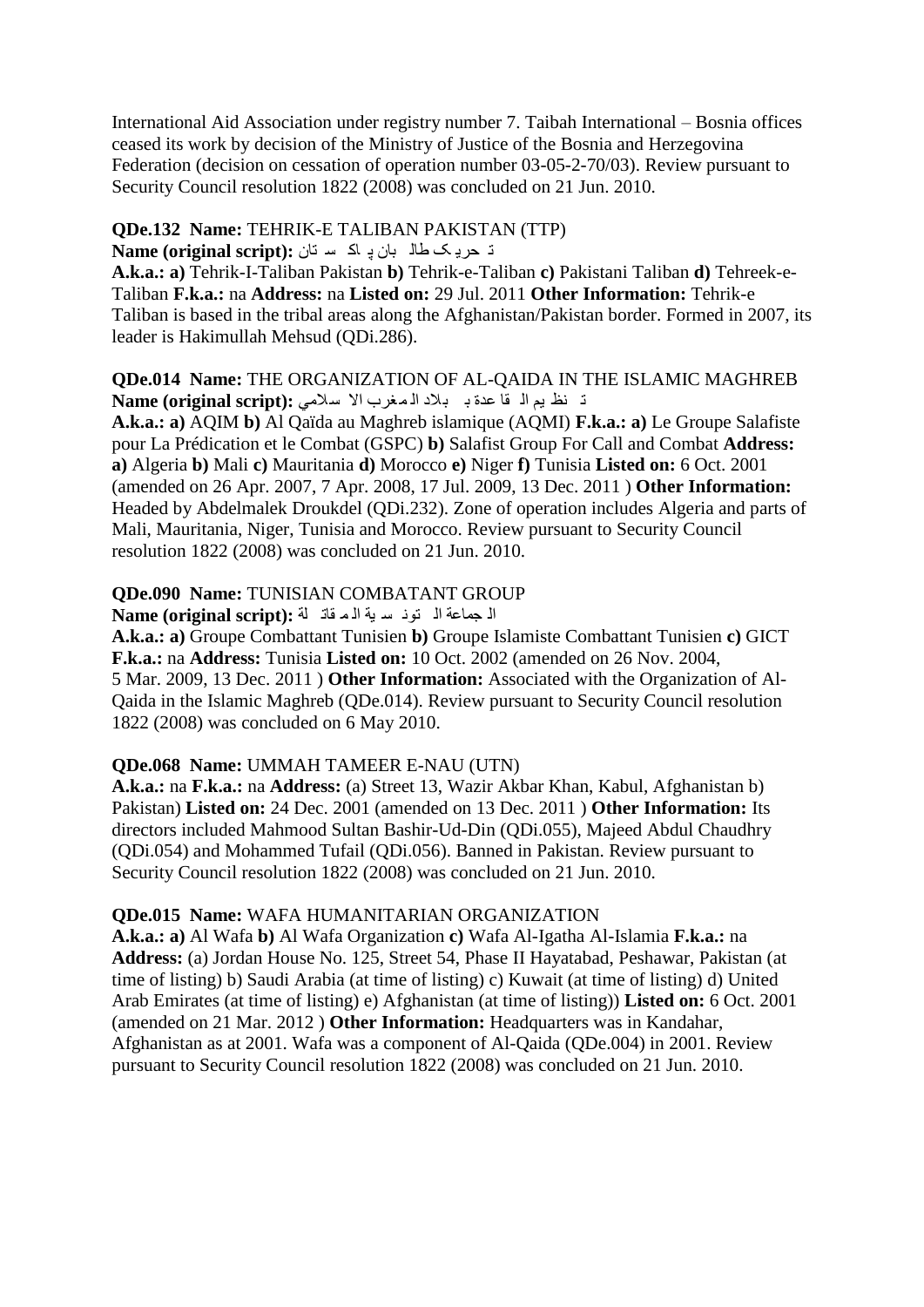International Aid Association under registry number 7. Taibah International – Bosnia offices ceased its work by decision of the Ministry of Justice of the Bosnia and Herzegovina Federation (decision on cessation of operation number 03-05-2-70/03). Review pursuant to Security Council resolution 1822 (2008) was concluded on 21 Jun. 2010.

**QDe.132 Name:** TEHRIK-E TALIBAN PAKISTAN (TTP)
**Name (original script):** تحریک طالبان پاکستان
**A.k.a.: a)** Tehrik-I-Taliban Pakistan **b)** Tehrik-e-Taliban **c)** Pakistani Taliban **d)** Tehreek-e-Taliban **F.k.a.:** na **Address:** na **Listed on:** 29 Jul. 2011 **Other Information:** Tehrik-e Taliban is based in the tribal areas along the Afghanistan/Pakistan border. Formed in 2007, its leader is Hakimullah Mehsud (QDi.286).

**QDe.014 Name:** THE ORGANIZATION OF AL-QAIDA IN THE ISLAMIC MAGHREB
**Name (original script):** تنظيم القاعدة ببلاد المغرب الاسلامي
**A.k.a.: a)** AQIM **b)** Al Qaïda au Maghreb islamique (AQMI) **F.k.a.: a)** Le Groupe Salafiste pour La Prédication et le Combat (GSPC) **b)** Salafist Group For Call and Combat **Address: a)** Algeria **b)** Mali **c)** Mauritania **d)** Morocco **e)** Niger **f)** Tunisia **Listed on:** 6 Oct. 2001 (amended on 26 Apr. 2007, 7 Apr. 2008, 17 Jul. 2009, 13 Dec. 2011 ) **Other Information:** Headed by Abdelmalek Droukdel (QDi.232). Zone of operation includes Algeria and parts of Mali, Mauritania, Niger, Tunisia and Morocco. Review pursuant to Security Council resolution 1822 (2008) was concluded on 21 Jun. 2010.

**QDe.090 Name:** TUNISIAN COMBATANT GROUP
**Name (original script):** الجماعة التونسية المقاتلة
**A.k.a.: a)** Groupe Combattant Tunisien **b)** Groupe Islamiste Combattant Tunisien **c)** GICT **F.k.a.:** na **Address:** Tunisia **Listed on:** 10 Oct. 2002 (amended on 26 Nov. 2004, 5 Mar. 2009, 13 Dec. 2011 ) **Other Information:** Associated with the Organization of Al-Qaida in the Islamic Maghreb (QDe.014). Review pursuant to Security Council resolution 1822 (2008) was concluded on 6 May 2010.

**QDe.068 Name:** UMMAH TAMEER E-NAU (UTN)
**A.k.a.:** na **F.k.a.:** na **Address:** (a) Street 13, Wazir Akbar Khan, Kabul, Afghanistan b) Pakistan) **Listed on:** 24 Dec. 2001 (amended on 13 Dec. 2011 ) **Other Information:** Its directors included Mahmood Sultan Bashir-Ud-Din (QDi.055), Majeed Abdul Chaudhry (QDi.054) and Mohammed Tufail (QDi.056). Banned in Pakistan. Review pursuant to Security Council resolution 1822 (2008) was concluded on 21 Jun. 2010.

**QDe.015 Name:** WAFA HUMANITARIAN ORGANIZATION
**A.k.a.: a)** Al Wafa **b)** Al Wafa Organization **c)** Wafa Al-Igatha Al-Islamia **F.k.a.:** na **Address:** (a) Jordan House No. 125, Street 54, Phase II Hayatabad, Peshawar, Pakistan (at time of listing) b) Saudi Arabia (at time of listing) c) Kuwait (at time of listing) d) United Arab Emirates (at time of listing) e) Afghanistan (at time of listing)) **Listed on:** 6 Oct. 2001 (amended on 21 Mar. 2012 ) **Other Information:** Headquarters was in Kandahar, Afghanistan as at 2001. Wafa was a component of Al-Qaida (QDe.004) in 2001. Review pursuant to Security Council resolution 1822 (2008) was concluded on 21 Jun. 2010.